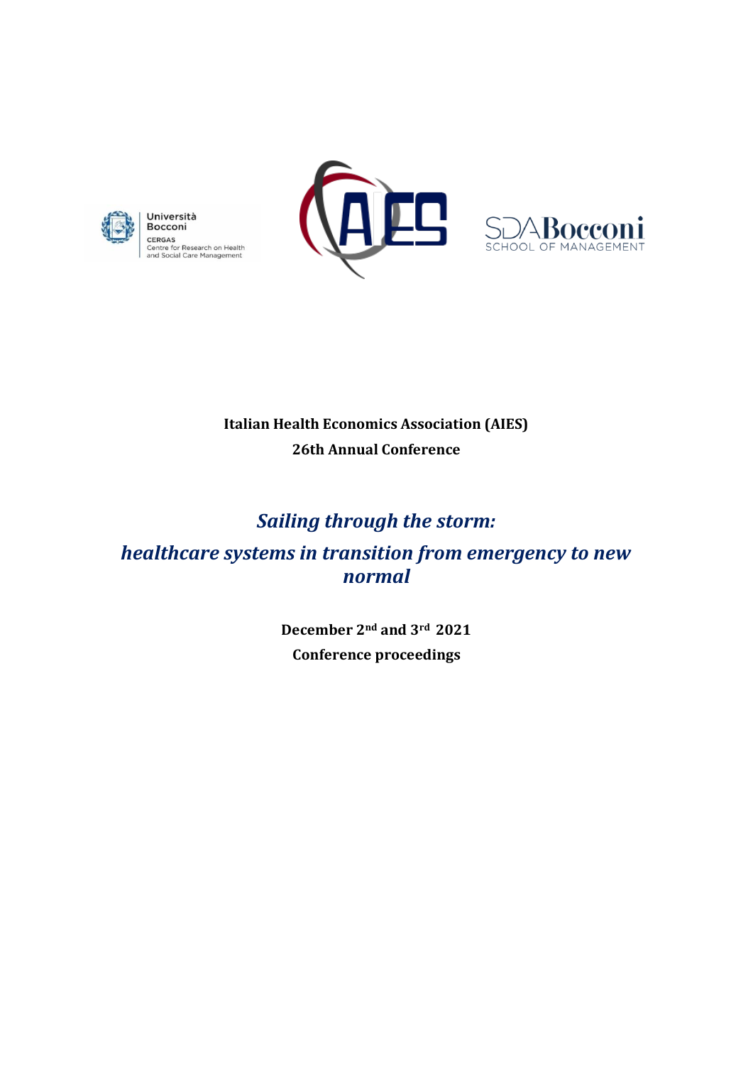Università Bocconi
CERGAS
Centre for Research on Health and Social Care Management

AIES

SDA Bocconi
SCHOOL OF MANAGEMENT

**Italian Health Economics Association (AIES)**

**26th Annual Conference**

# *Sailing through the storm:*
# *healthcare systems in transition from emergency to new normal*

**December 2nd and 3rd 2021**

**Conference proceedings**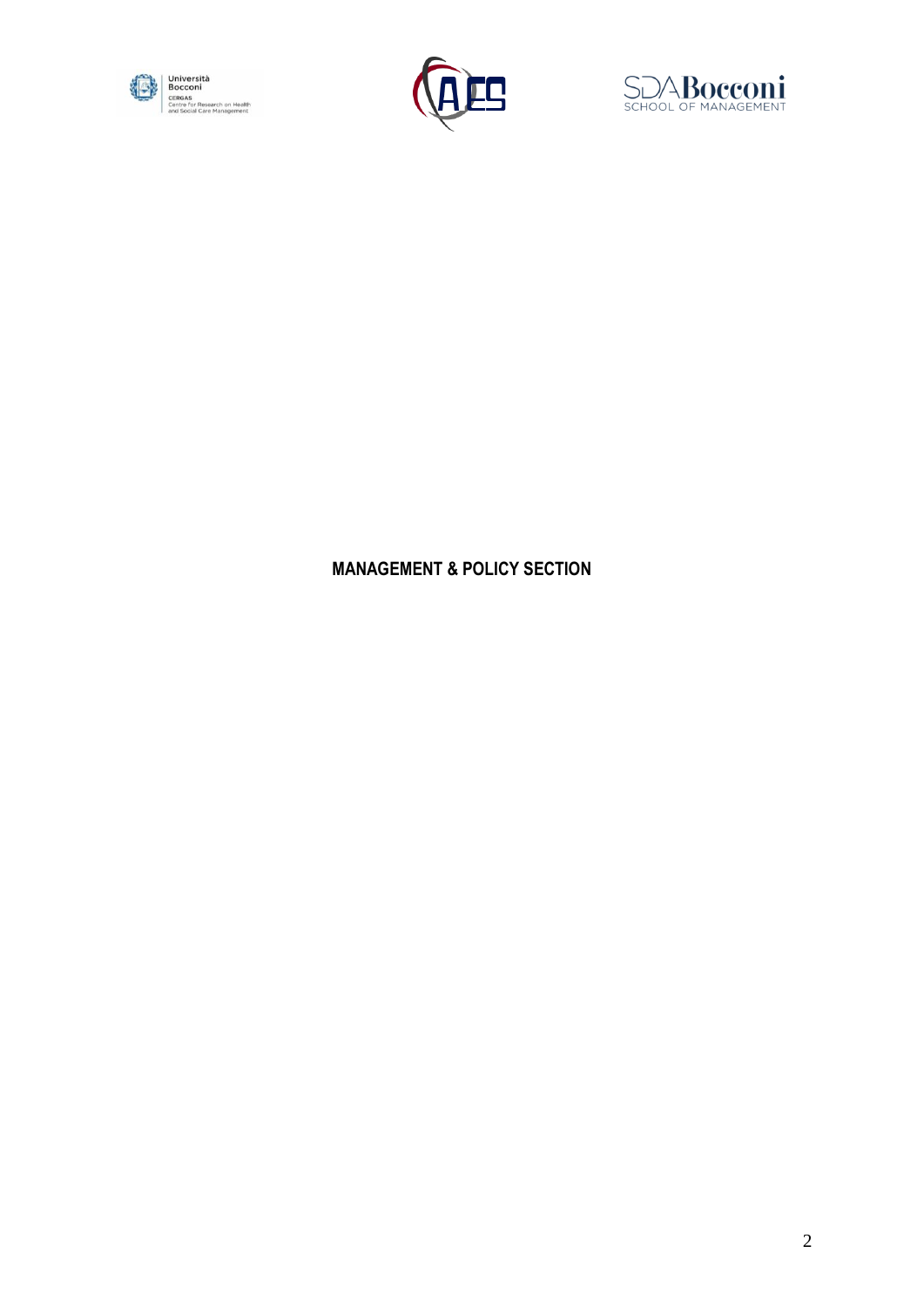**MANAGEMENT & POLICY SECTION**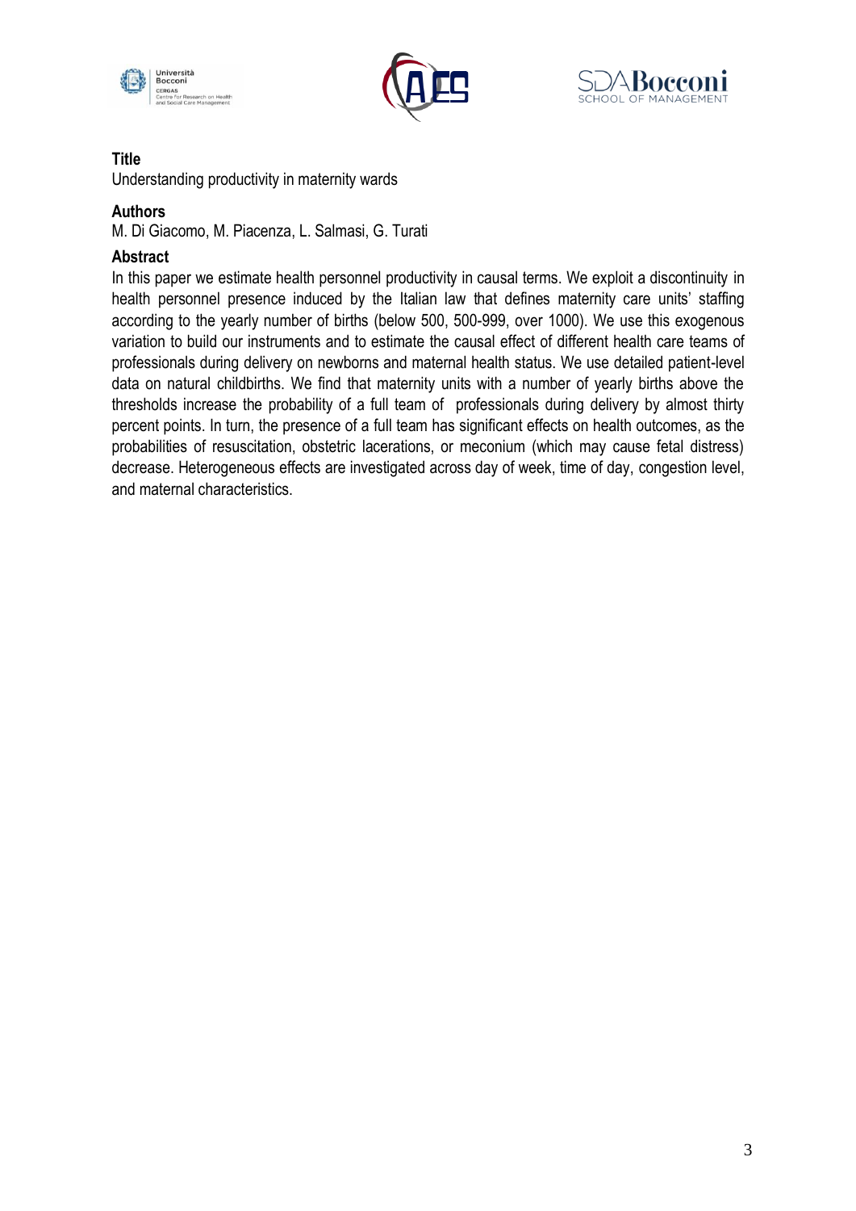**Title**

Understanding productivity in maternity wards

**Authors**

M. Di Giacomo, M. Piacenza, L. Salmasi, G. Turati

**Abstract**

In this paper we estimate health personnel productivity in causal terms. We exploit a discontinuity in health personnel presence induced by the Italian law that defines maternity care units' staffing according to the yearly number of births (below 500, 500-999, over 1000). We use this exogenous variation to build our instruments and to estimate the causal effect of different health care teams of professionals during delivery on newborns and maternal health status. We use detailed patient-level data on natural childbirths. We find that maternity units with a number of yearly births above the thresholds increase the probability of a full team of professionals during delivery by almost thirty percent points. In turn, the presence of a full team has significant effects on health outcomes, as the probabilities of resuscitation, obstetric lacerations, or meconium (which may cause fetal distress) decrease. Heterogeneous effects are investigated across day of week, time of day, congestion level, and maternal characteristics.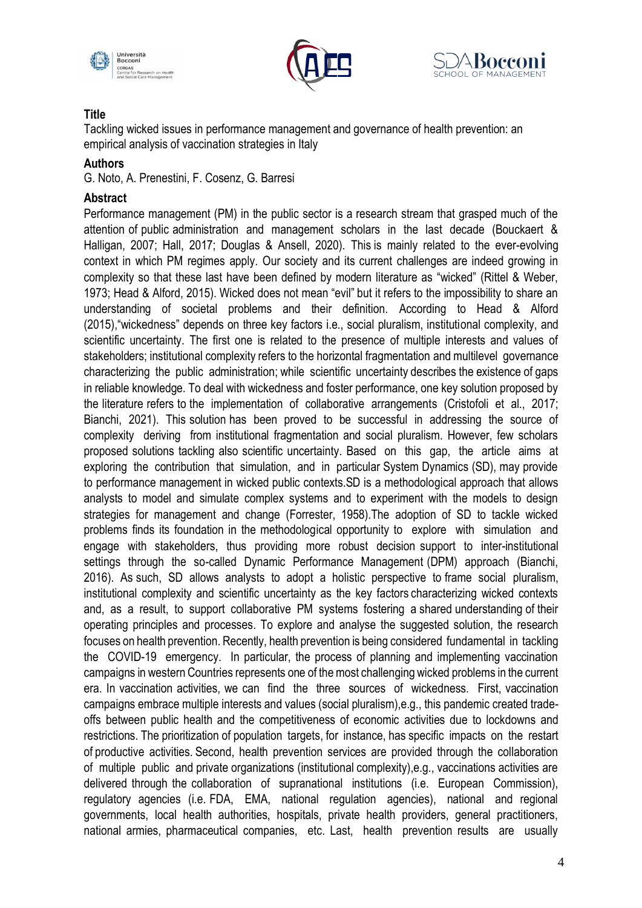**Title**

Tackling wicked issues in performance management and governance of health prevention: an empirical analysis of vaccination strategies in Italy

**Authors**

G. Noto, A. Prenestini, F. Cosenz, G. Barresi

**Abstract**

Performance management (PM) in the public sector is a research stream that grasped much of the attention of public administration and management scholars in the last decade (Bouckaert & Halligan, 2007; Hall, 2017; Douglas & Ansell, 2020). This is mainly related to the ever-evolving context in which PM regimes apply. Our society and its current challenges are indeed growing in complexity so that these last have been defined by modern literature as "wicked" (Rittel & Weber, 1973; Head & Alford, 2015). Wicked does not mean "evil" but it refers to the impossibility to share an understanding of societal problems and their definition. According to Head & Alford (2015),"wickedness" depends on three key factors i.e., social pluralism, institutional complexity, and scientific uncertainty. The first one is related to the presence of multiple interests and values of stakeholders; institutional complexity refers to the horizontal fragmentation and multilevel governance characterizing the public administration; while scientific uncertainty describes the existence of gaps in reliable knowledge. To deal with wickedness and foster performance, one key solution proposed by the literature refers to the implementation of collaborative arrangements (Cristofoli et al., 2017; Bianchi, 2021). This solution has been proved to be successful in addressing the source of complexity deriving from institutional fragmentation and social pluralism. However, few scholars proposed solutions tackling also scientific uncertainty. Based on this gap, the article aims at exploring the contribution that simulation, and in particular System Dynamics (SD), may provide to performance management in wicked public contexts.SD is a methodological approach that allows analysts to model and simulate complex systems and to experiment with the models to design strategies for management and change (Forrester, 1958).The adoption of SD to tackle wicked problems finds its foundation in the methodological opportunity to explore with simulation and engage with stakeholders, thus providing more robust decision support to inter-institutional settings through the so-called Dynamic Performance Management (DPM) approach (Bianchi, 2016). As such, SD allows analysts to adopt a holistic perspective to frame social pluralism, institutional complexity and scientific uncertainty as the key factors characterizing wicked contexts and, as a result, to support collaborative PM systems fostering a shared understanding of their operating principles and processes. To explore and analyse the suggested solution, the research focuses on health prevention. Recently, health prevention is being considered fundamental in tackling the COVID-19 emergency. In particular, the process of planning and implementing vaccination campaigns in western Countries represents one of the most challenging wicked problems in the current era. In vaccination activities, we can find the three sources of wickedness. First, vaccination campaigns embrace multiple interests and values (social pluralism),e.g., this pandemic created trade-offs between public health and the competitiveness of economic activities due to lockdowns and restrictions. The prioritization of population targets, for instance, has specific impacts on the restart of productive activities. Second, health prevention services are provided through the collaboration of multiple public and private organizations (institutional complexity),e.g., vaccinations activities are delivered through the collaboration of supranational institutions (i.e. European Commission), regulatory agencies (i.e. FDA, EMA, national regulation agencies), national and regional governments, local health authorities, hospitals, private health providers, general practitioners, national armies, pharmaceutical companies, etc. Last, health prevention results are usually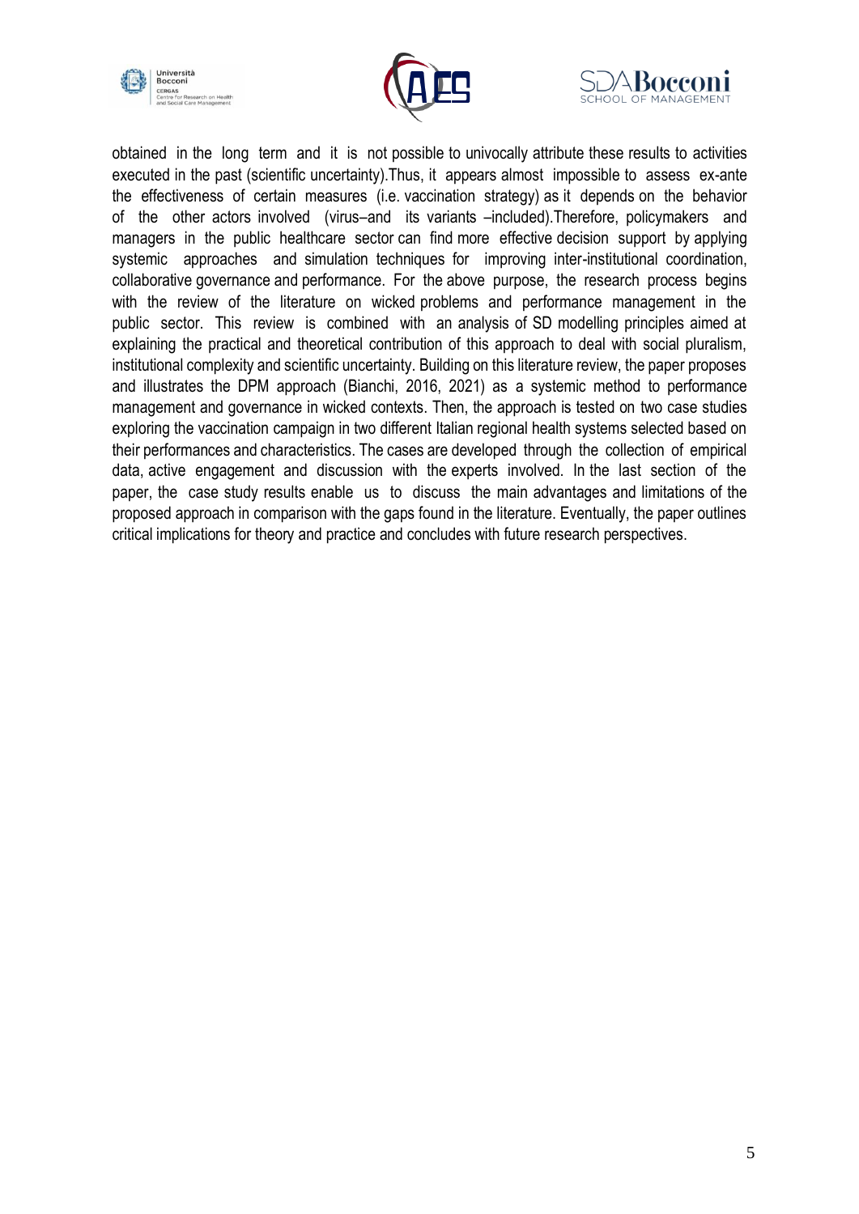obtained in the long term and it is not possible to univocally attribute these results to activities executed in the past (scientific uncertainty).Thus, it appears almost impossible to assess ex-ante the effectiveness of certain measures (i.e. vaccination strategy) as it depends on the behavior of the other actors involved (virus–and its variants –included).Therefore, policymakers and managers in the public healthcare sector can find more effective decision support by applying systemic approaches and simulation techniques for improving inter-institutional coordination, collaborative governance and performance. For the above purpose, the research process begins with the review of the literature on wicked problems and performance management in the public sector. This review is combined with an analysis of SD modelling principles aimed at explaining the practical and theoretical contribution of this approach to deal with social pluralism, institutional complexity and scientific uncertainty. Building on this literature review, the paper proposes and illustrates the DPM approach (Bianchi, 2016, 2021) as a systemic method to performance management and governance in wicked contexts. Then, the approach is tested on two case studies exploring the vaccination campaign in two different Italian regional health systems selected based on their performances and characteristics. The cases are developed through the collection of empirical data, active engagement and discussion with the experts involved. In the last section of the paper, the case study results enable us to discuss the main advantages and limitations of the proposed approach in comparison with the gaps found in the literature. Eventually, the paper outlines critical implications for theory and practice and concludes with future research perspectives.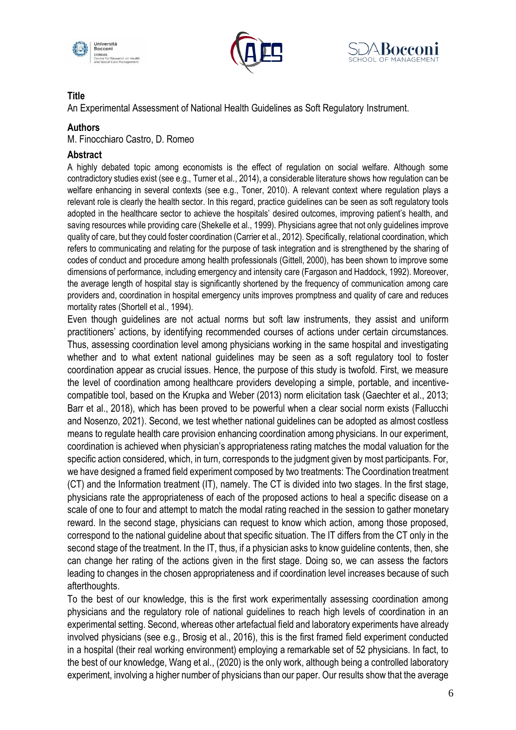**Title**

An Experimental Assessment of National Health Guidelines as Soft Regulatory Instrument.

**Authors**

M. Finocchiaro Castro, D. Romeo

**Abstract**

A highly debated topic among economists is the effect of regulation on social welfare. Although some contradictory studies exist (see e.g., Turner et al., 2014), a considerable literature shows how regulation can be welfare enhancing in several contexts (see e.g., Toner, 2010). A relevant context where regulation plays a relevant role is clearly the health sector. In this regard, practice guidelines can be seen as soft regulatory tools adopted in the healthcare sector to achieve the hospitals' desired outcomes, improving patient's health, and saving resources while providing care (Shekelle et al., 1999). Physicians agree that not only guidelines improve quality of care, but they could foster coordination (Carrier et al., 2012). Specifically, relational coordination, which refers to communicating and relating for the purpose of task integration and is strengthened by the sharing of codes of conduct and procedure among health professionals (Gittell, 2000), has been shown to improve some dimensions of performance, including emergency and intensity care (Fargason and Haddock, 1992). Moreover, the average length of hospital stay is significantly shortened by the frequency of communication among care providers and, coordination in hospital emergency units improves promptness and quality of care and reduces mortality rates (Shortell et al., 1994).

Even though guidelines are not actual norms but soft law instruments, they assist and uniform practitioners' actions, by identifying recommended courses of actions under certain circumstances. Thus, assessing coordination level among physicians working in the same hospital and investigating whether and to what extent national guidelines may be seen as a soft regulatory tool to foster coordination appear as crucial issues. Hence, the purpose of this study is twofold. First, we measure the level of coordination among healthcare providers developing a simple, portable, and incentive-compatible tool, based on the Krupka and Weber (2013) norm elicitation task (Gaechter et al., 2013; Barr et al., 2018), which has been proved to be powerful when a clear social norm exists (Fallucchi and Nosenzo, 2021). Second, we test whether national guidelines can be adopted as almost costless means to regulate health care provision enhancing coordination among physicians. In our experiment, coordination is achieved when physician's appropriateness rating matches the modal valuation for the specific action considered, which, in turn, corresponds to the judgment given by most participants. For, we have designed a framed field experiment composed by two treatments: The Coordination treatment (CT) and the Information treatment (IT), namely. The CT is divided into two stages. In the first stage, physicians rate the appropriateness of each of the proposed actions to heal a specific disease on a scale of one to four and attempt to match the modal rating reached in the session to gather monetary reward. In the second stage, physicians can request to know which action, among those proposed, correspond to the national guideline about that specific situation. The IT differs from the CT only in the second stage of the treatment. In the IT, thus, if a physician asks to know guideline contents, then, she can change her rating of the actions given in the first stage. Doing so, we can assess the factors leading to changes in the chosen appropriateness and if coordination level increases because of such afterthoughts.

To the best of our knowledge, this is the first work experimentally assessing coordination among physicians and the regulatory role of national guidelines to reach high levels of coordination in an experimental setting. Second, whereas other artefactual field and laboratory experiments have already involved physicians (see e.g., Brosig et al., 2016), this is the first framed field experiment conducted in a hospital (their real working environment) employing a remarkable set of 52 physicians. In fact, to the best of our knowledge, Wang et al., (2020) is the only work, although being a controlled laboratory experiment, involving a higher number of physicians than our paper. Our results show that the average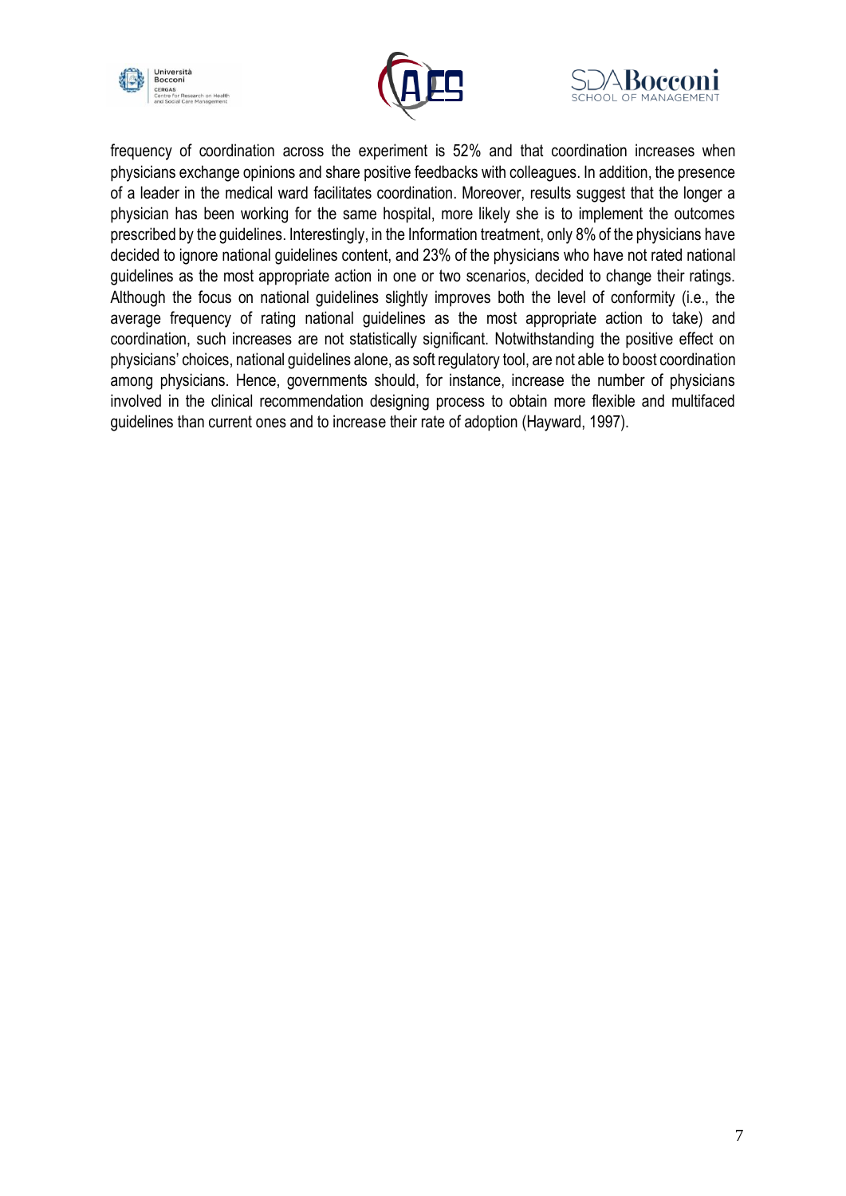frequency of coordination across the experiment is 52% and that coordination increases when physicians exchange opinions and share positive feedbacks with colleagues. In addition, the presence of a leader in the medical ward facilitates coordination. Moreover, results suggest that the longer a physician has been working for the same hospital, more likely she is to implement the outcomes prescribed by the guidelines. Interestingly, in the Information treatment, only 8% of the physicians have decided to ignore national guidelines content, and 23% of the physicians who have not rated national guidelines as the most appropriate action in one or two scenarios, decided to change their ratings. Although the focus on national guidelines slightly improves both the level of conformity (i.e., the average frequency of rating national guidelines as the most appropriate action to take) and coordination, such increases are not statistically significant. Notwithstanding the positive effect on physicians' choices, national guidelines alone, as soft regulatory tool, are not able to boost coordination among physicians. Hence, governments should, for instance, increase the number of physicians involved in the clinical recommendation designing process to obtain more flexible and multifaced guidelines than current ones and to increase their rate of adoption (Hayward, 1997).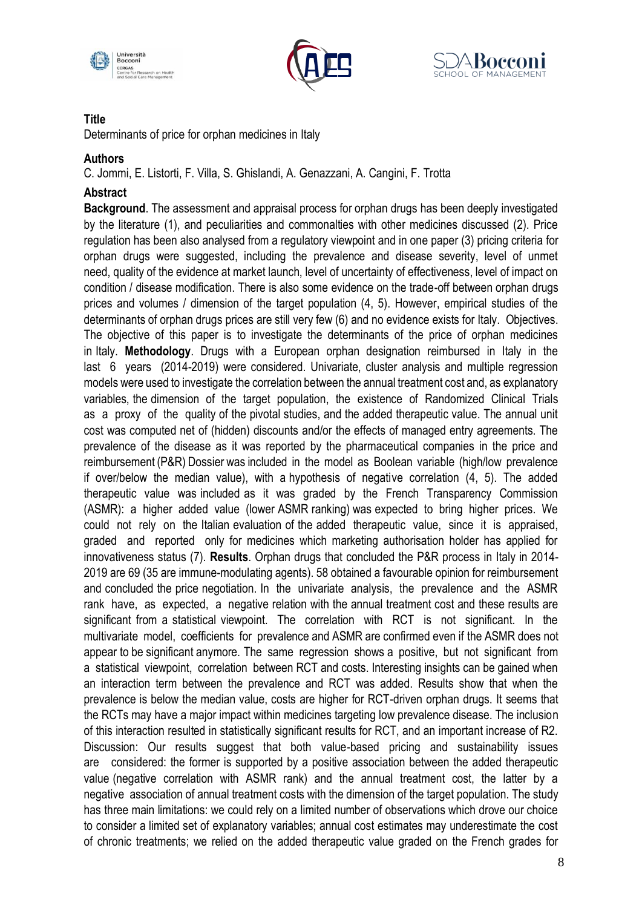**Title**

Determinants of price for orphan medicines in Italy

**Authors**

C. Jommi, E. Listorti, F. Villa, S. Ghislandi, A. Genazzani, A. Cangini, F. Trotta

**Abstract**

**Background**. The assessment and appraisal process for orphan drugs has been deeply investigated by the literature (1), and peculiarities and commonalties with other medicines discussed (2). Price regulation has been also analysed from a regulatory viewpoint and in one paper (3) pricing criteria for orphan drugs were suggested, including the prevalence and disease severity, level of unmet need, quality of the evidence at market launch, level of uncertainty of effectiveness, level of impact on condition / disease modification. There is also some evidence on the trade-off between orphan drugs prices and volumes / dimension of the target population (4, 5). However, empirical studies of the determinants of orphan drugs prices are still very few (6) and no evidence exists for Italy. Objectives. The objective of this paper is to investigate the determinants of the price of orphan medicines in Italy. **Methodology**. Drugs with a European orphan designation reimbursed in Italy in the last 6 years (2014-2019) were considered. Univariate, cluster analysis and multiple regression models were used to investigate the correlation between the annual treatment cost and, as explanatory variables, the dimension of the target population, the existence of Randomized Clinical Trials as a proxy of the quality of the pivotal studies, and the added therapeutic value. The annual unit cost was computed net of (hidden) discounts and/or the effects of managed entry agreements. The prevalence of the disease as it was reported by the pharmaceutical companies in the price and reimbursement (P&R) Dossier was included in the model as Boolean variable (high/low prevalence if over/below the median value), with a hypothesis of negative correlation (4, 5). The added therapeutic value was included as it was graded by the French Transparency Commission (ASMR): a higher added value (lower ASMR ranking) was expected to bring higher prices. We could not rely on the Italian evaluation of the added therapeutic value, since it is appraised, graded and reported only for medicines which marketing authorisation holder has applied for innovativeness status (7). **Results**. Orphan drugs that concluded the P&R process in Italy in 2014-2019 are 69 (35 are immune-modulating agents). 58 obtained a favourable opinion for reimbursement and concluded the price negotiation. In the univariate analysis, the prevalence and the ASMR rank have, as expected, a negative relation with the annual treatment cost and these results are significant from a statistical viewpoint. The correlation with RCT is not significant. In the multivariate model, coefficients for prevalence and ASMR are confirmed even if the ASMR does not appear to be significant anymore. The same regression shows a positive, but not significant from a statistical viewpoint, correlation between RCT and costs. Interesting insights can be gained when an interaction term between the prevalence and RCT was added. Results show that when the prevalence is below the median value, costs are higher for RCT-driven orphan drugs. It seems that the RCTs may have a major impact within medicines targeting low prevalence disease. The inclusion of this interaction resulted in statistically significant results for RCT, and an important increase of $R^2$. Discussion: Our results suggest that both value-based pricing and sustainability issues are considered: the former is supported by a positive association between the added therapeutic value (negative correlation with ASMR rank) and the annual treatment cost, the latter by a negative association of annual treatment costs with the dimension of the target population. The study has three main limitations: we could rely on a limited number of observations which drove our choice to consider a limited set of explanatory variables; annual cost estimates may underestimate the cost of chronic treatments; we relied on the added therapeutic value graded on the French grades for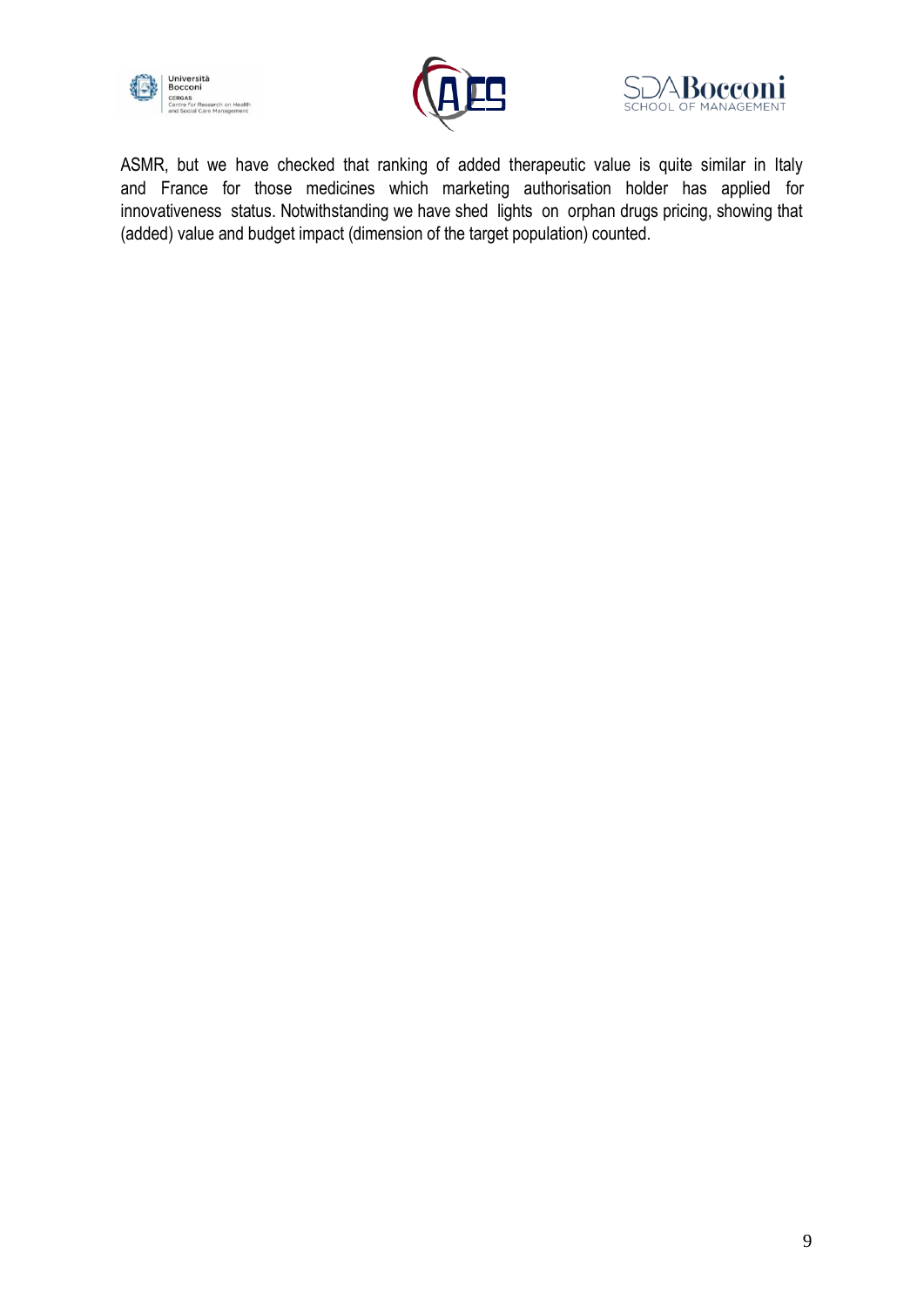ASMR, but we have checked that ranking of added therapeutic value is quite similar in Italy and France for those medicines which marketing authorisation holder has applied for innovativeness status. Notwithstanding we have shed lights on orphan drugs pricing, showing that (added) value and budget impact (dimension of the target population) counted.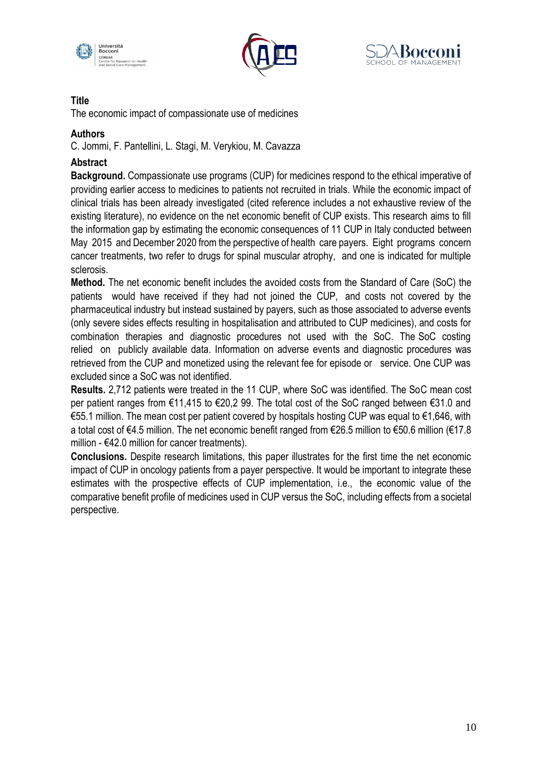**Title**

The economic impact of compassionate use of medicines

**Authors**

C. Jommi, F. Pantellini, L. Stagi, M. Verykiou, M. Cavazza

**Abstract**

**Background.** Compassionate use programs (CUP) for medicines respond to the ethical imperative of providing earlier access to medicines to patients not recruited in trials. While the economic impact of clinical trials has been already investigated (cited reference includes a not exhaustive review of the existing literature), no evidence on the net economic benefit of CUP exists. This research aims to fill the information gap by estimating the economic consequences of 11 CUP in Italy conducted between May 2015 and December 2020 from the perspective of health care payers. Eight programs concern cancer treatments, two refer to drugs for spinal muscular atrophy, and one is indicated for multiple sclerosis.

**Method.** The net economic benefit includes the avoided costs from the Standard of Care (SoC) the patients would have received if they had not joined the CUP, and costs not covered by the pharmaceutical industry but instead sustained by payers, such as those associated to adverse events (only severe sides effects resulting in hospitalisation and attributed to CUP medicines), and costs for combination therapies and diagnostic procedures not used with the SoC. The SoC costing relied on publicly available data. Information on adverse events and diagnostic procedures was retrieved from the CUP and monetized using the relevant fee for episode or service. One CUP was excluded since a SoC was not identified.

**Results.** 2,712 patients were treated in the 11 CUP, where SoC was identified. The SoC mean cost per patient ranges from €11,415 to €20,2 99. The total cost of the SoC ranged between €31.0 and €55.1 million. The mean cost per patient covered by hospitals hosting CUP was equal to €1,646, with a total cost of €4.5 million. The net economic benefit ranged from €26.5 million to €50.6 million (€17.8 million - €42.0 million for cancer treatments).

**Conclusions.** Despite research limitations, this paper illustrates for the first time the net economic impact of CUP in oncology patients from a payer perspective. It would be important to integrate these estimates with the prospective effects of CUP implementation, i.e., the economic value of the comparative benefit profile of medicines used in CUP versus the SoC, including effects from a societal perspective.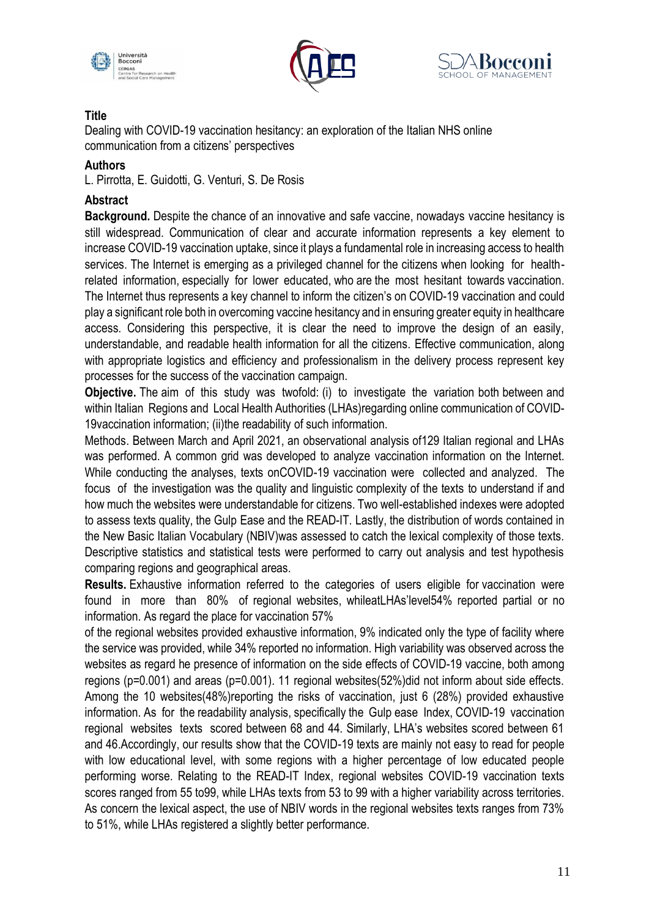**Title**

Dealing with COVID-19 vaccination hesitancy: an exploration of the Italian NHS online communication from a citizens' perspectives

**Authors**

L. Pirrotta, E. Guidotti, G. Venturi, S. De Rosis

**Abstract**

**Background.** Despite the chance of an innovative and safe vaccine, nowadays vaccine hesitancy is still widespread. Communication of clear and accurate information represents a key element to increase COVID-19 vaccination uptake, since it plays a fundamental role in increasing access to health services. The Internet is emerging as a privileged channel for the citizens when looking for health-related information, especially for lower educated, who are the most hesitant towards vaccination. The Internet thus represents a key channel to inform the citizen's on COVID-19 vaccination and could play a significant role both in overcoming vaccine hesitancy and in ensuring greater equity in healthcare access. Considering this perspective, it is clear the need to improve the design of an easily, understandable, and readable health information for all the citizens. Effective communication, along with appropriate logistics and efficiency and professionalism in the delivery process represent key processes for the success of the vaccination campaign.

**Objective.** The aim of this study was twofold: (i) to investigate the variation both between and within Italian Regions and Local Health Authorities (LHAs)regarding online communication of COVID-19vaccination information; (ii)the readability of such information.

Methods. Between March and April 2021, an observational analysis of129 Italian regional and LHAs was performed. A common grid was developed to analyze vaccination information on the Internet. While conducting the analyses, texts onCOVID-19 vaccination were collected and analyzed. The focus of the investigation was the quality and linguistic complexity of the texts to understand if and how much the websites were understandable for citizens. Two well-established indexes were adopted to assess texts quality, the Gulp Ease and the READ-IT. Lastly, the distribution of words contained in the New Basic Italian Vocabulary (NBIV)was assessed to catch the lexical complexity of those texts. Descriptive statistics and statistical tests were performed to carry out analysis and test hypothesis comparing regions and geographical areas.

**Results.** Exhaustive information referred to the categories of users eligible for vaccination were found in more than 80% of regional websites, whileatLHAs'level54% reported partial or no information. As regard the place for vaccination 57% of the regional websites provided exhaustive information, 9% indicated only the type of facility where the service was provided, while 34% reported no information. High variability was observed across the websites as regard he presence of information on the side effects of COVID-19 vaccine, both among regions ($p=0.001$) and areas ($p=0.001$). 11 regional websites(52%)did not inform about side effects. Among the 10 websites(48%)reporting the risks of vaccination, just 6 (28%) provided exhaustive information. As for the readability analysis, specifically the Gulp ease Index, COVID-19 vaccination regional websites texts scored between 68 and 44. Similarly, LHA's websites scored between 61 and 46.Accordingly, our results show that the COVID-19 texts are mainly not easy to read for people with low educational level, with some regions with a higher percentage of low educated people performing worse. Relating to the READ-IT Index, regional websites COVID-19 vaccination texts scores ranged from 55 to99, while LHAs texts from 53 to 99 with a higher variability across territories. As concern the lexical aspect, the use of NBIV words in the regional websites texts ranges from 73% to 51%, while LHAs registered a slightly better performance.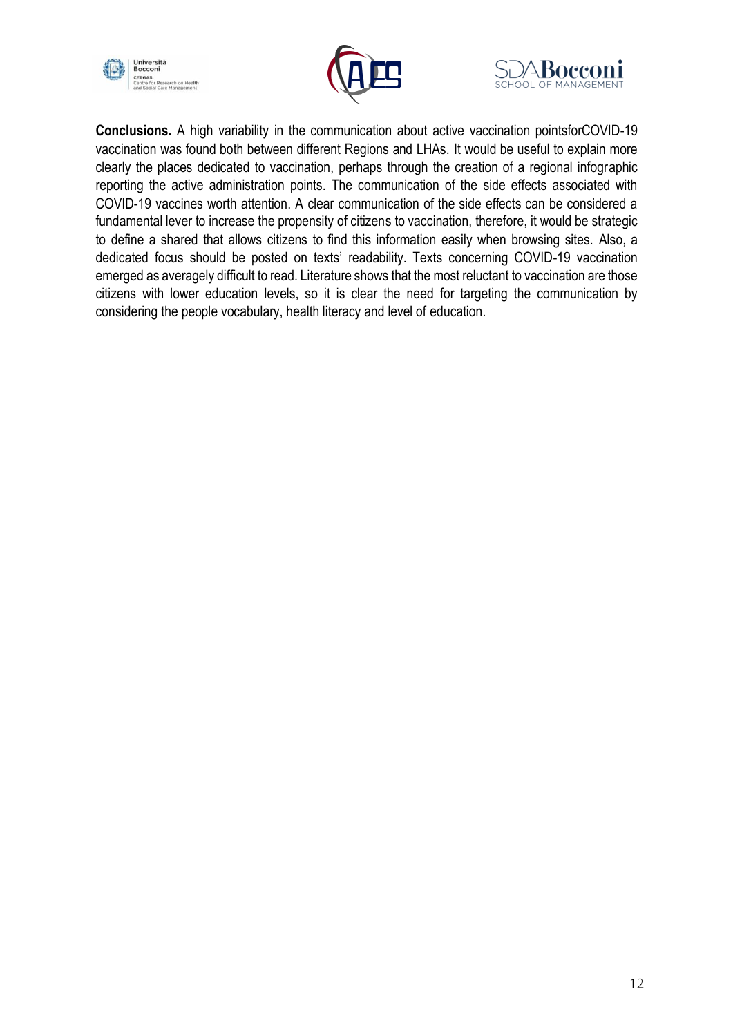**Conclusions.** A high variability in the communication about active vaccination pointsforCOVID-19 vaccination was found both between different Regions and LHAs. It would be useful to explain more clearly the places dedicated to vaccination, perhaps through the creation of a regional infographic reporting the active administration points. The communication of the side effects associated with COVID-19 vaccines worth attention. A clear communication of the side effects can be considered a fundamental lever to increase the propensity of citizens to vaccination, therefore, it would be strategic to define a shared that allows citizens to find this information easily when browsing sites. Also, a dedicated focus should be posted on texts' readability. Texts concerning COVID-19 vaccination emerged as averagely difficult to read. Literature shows that the most reluctant to vaccination are those citizens with lower education levels, so it is clear the need for targeting the communication by considering the people vocabulary, health literacy and level of education.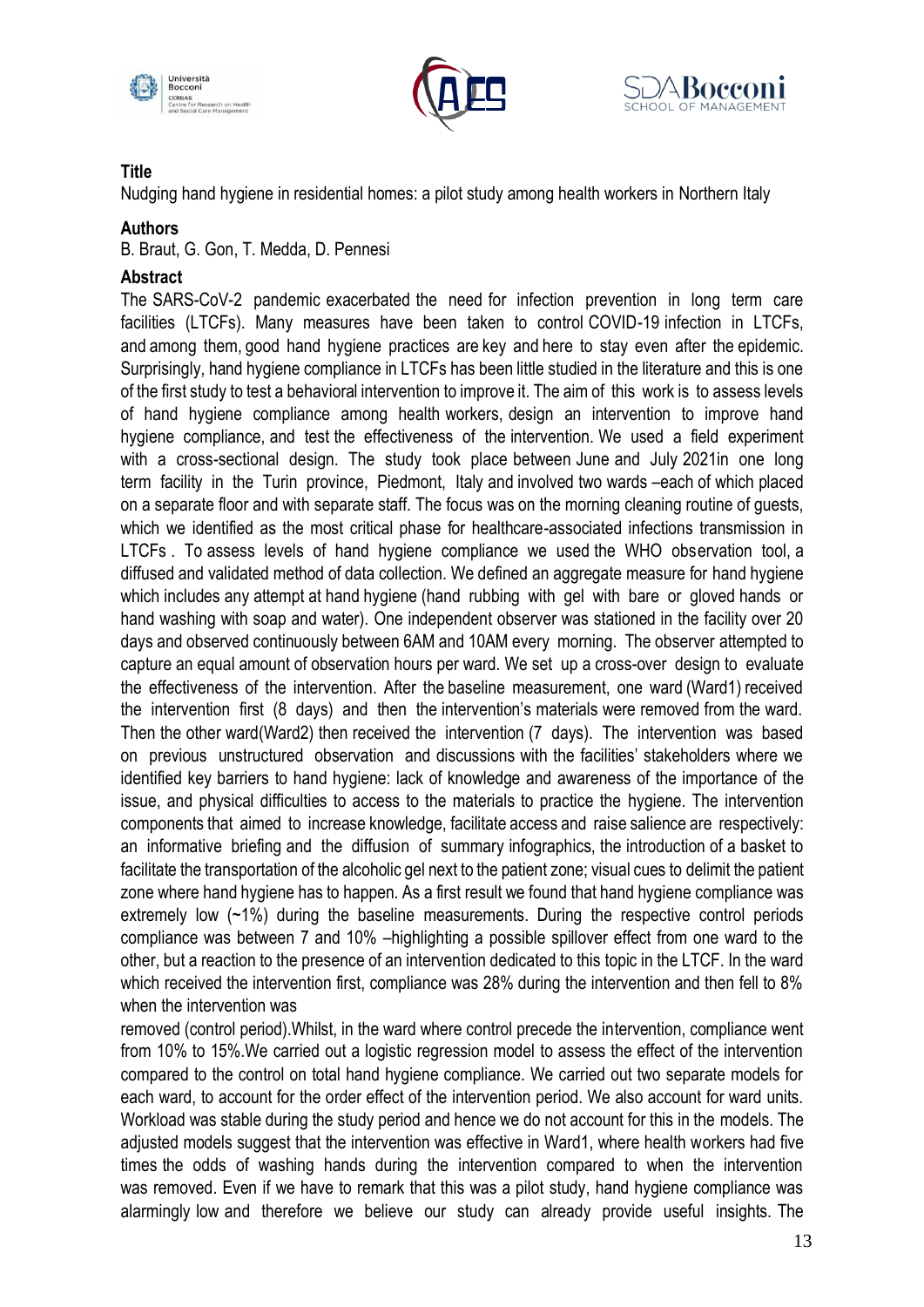**Title**

Nudging hand hygiene in residential homes: a pilot study among health workers in Northern Italy

**Authors**

B. Braut, G. Gon, T. Medda, D. Pennesi

**Abstract**

The SARS-CoV-2 pandemic exacerbated the need for infection prevention in long term care facilities (LTCFs). Many measures have been taken to control COVID-19 infection in LTCFs, and among them, good hand hygiene practices are key and here to stay even after the epidemic. Surprisingly, hand hygiene compliance in LTCFs has been little studied in the literature and this is one of the first study to test a behavioral intervention to improve it. The aim of this work is to assess levels of hand hygiene compliance among health workers, design an intervention to improve hand hygiene compliance, and test the effectiveness of the intervention. We used a field experiment with a cross-sectional design. The study took place between June and July 2021in one long term facility in the Turin province, Piedmont, Italy and involved two wards –each of which placed on a separate floor and with separate staff. The focus was on the morning cleaning routine of guests, which we identified as the most critical phase for healthcare-associated infections transmission in LTCFs . To assess levels of hand hygiene compliance we used the WHO observation tool, a diffused and validated method of data collection. We defined an aggregate measure for hand hygiene which includes any attempt at hand hygiene (hand rubbing with gel with bare or gloved hands or hand washing with soap and water). One independent observer was stationed in the facility over 20 days and observed continuously between 6AM and 10AM every morning. The observer attempted to capture an equal amount of observation hours per ward. We set up a cross-over design to evaluate the effectiveness of the intervention. After the baseline measurement, one ward (Ward1) received the intervention first (8 days) and then the intervention's materials were removed from the ward. Then the other ward(Ward2) then received the intervention (7 days). The intervention was based on previous unstructured observation and discussions with the facilities' stakeholders where we identified key barriers to hand hygiene: lack of knowledge and awareness of the importance of the issue, and physical difficulties to access to the materials to practice the hygiene. The intervention components that aimed to increase knowledge, facilitate access and raise salience are respectively: an informative briefing and the diffusion of summary infographics, the introduction of a basket to facilitate the transportation of the alcoholic gel next to the patient zone; visual cues to delimit the patient zone where hand hygiene has to happen. As a first result we found that hand hygiene compliance was extremely low (~1%) during the baseline measurements. During the respective control periods compliance was between 7 and 10% –highlighting a possible spillover effect from one ward to the other, but a reaction to the presence of an intervention dedicated to this topic in the LTCF. In the ward which received the intervention first, compliance was 28% during the intervention and then fell to 8% when the intervention was removed (control period).Whilst, in the ward where control precede the intervention, compliance went from 10% to 15%.We carried out a logistic regression model to assess the effect of the intervention compared to the control on total hand hygiene compliance. We carried out two separate models for each ward, to account for the order effect of the intervention period. We also account for ward units. Workload was stable during the study period and hence we do not account for this in the models. The adjusted models suggest that the intervention was effective in Ward1, where health workers had five times the odds of washing hands during the intervention compared to when the intervention was removed. Even if we have to remark that this was a pilot study, hand hygiene compliance was alarmingly low and therefore we believe our study can already provide useful insights. The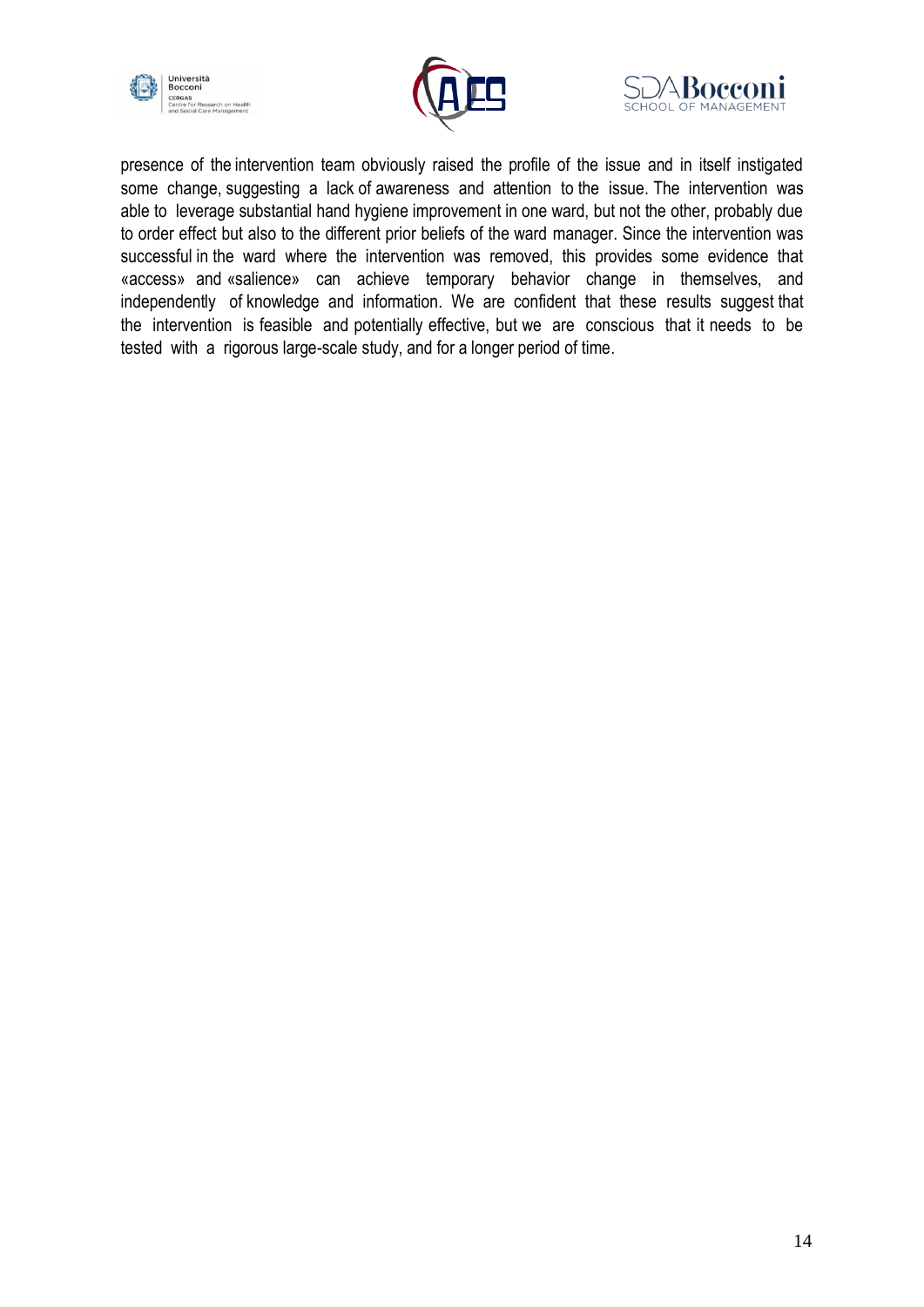presence of the intervention team obviously raised the profile of the issue and in itself instigated some change, suggesting a lack of awareness and attention to the issue. The intervention was able to leverage substantial hand hygiene improvement in one ward, but not the other, probably due to order effect but also to the different prior beliefs of the ward manager. Since the intervention was successful in the ward where the intervention was removed, this provides some evidence that «access» and «salience» can achieve temporary behavior change in themselves, and independently of knowledge and information. We are confident that these results suggest that the intervention is feasible and potentially effective, but we are conscious that it needs to be tested with a rigorous large-scale study, and for a longer period of time.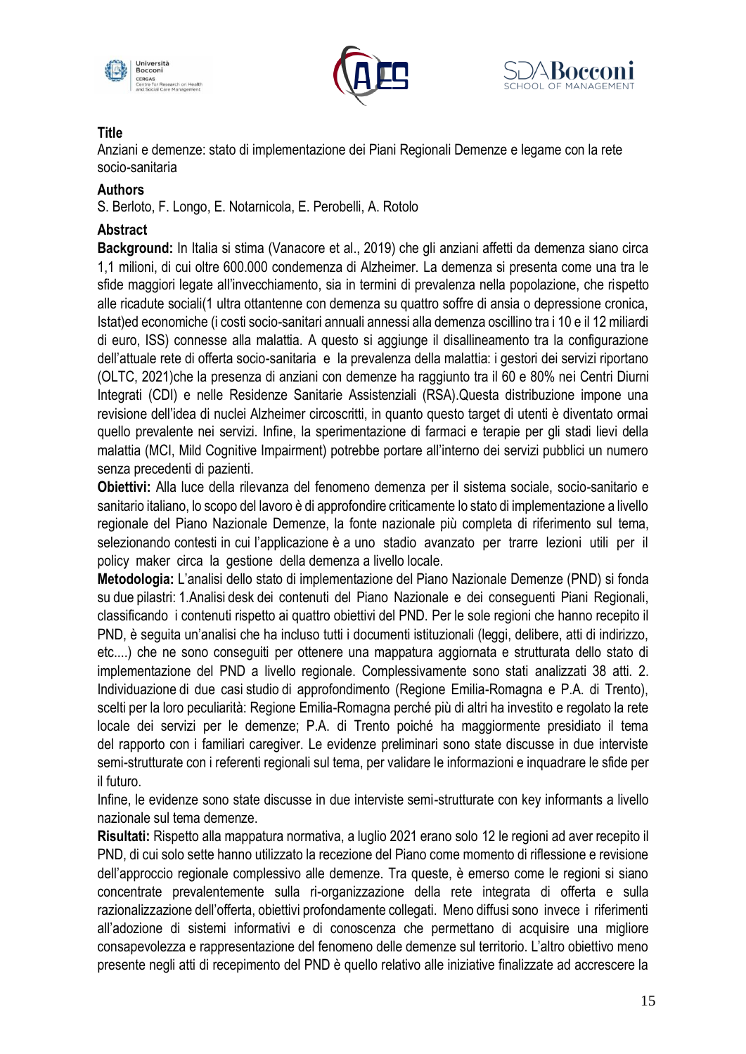**Title**

Anziani e demenze: stato di implementazione dei Piani Regionali Demenze e legame con la rete socio-sanitaria

**Authors**

S. Berloto, F. Longo, E. Notarnicola, E. Perobelli, A. Rotolo

**Abstract**

**Background:** In Italia si stima (Vanacore et al., 2019) che gli anziani affetti da demenza siano circa 1,1 milioni, di cui oltre 600.000 condemenza di Alzheimer. La demenza si presenta come una tra le sfide maggiori legate all'invecchiamento, sia in termini di prevalenza nella popolazione, che rispetto alle ricadute sociali(1 ultra ottantenne con demenza su quattro soffre di ansia o depressione cronica, Istat)ed economiche (i costi socio-sanitari annuali annessi alla demenza oscillino tra i 10 e il 12 miliardi di euro, ISS) connesse alla malattia. A questo si aggiunge il disallineamento tra la configurazione dell'attuale rete di offerta socio-sanitaria e la prevalenza della malattia: i gestori dei servizi riportano (OLTC, 2021)che la presenza di anziani con demenze ha raggiunto tra il 60 e 80% nei Centri Diurni Integrati (CDI) e nelle Residenze Sanitarie Assistenziali (RSA).Questa distribuzione impone una revisione dell'idea di nuclei Alzheimer circoscritti, in quanto questo target di utenti è diventato ormai quello prevalente nei servizi. Infine, la sperimentazione di farmaci e terapie per gli stadi lievi della malattia (MCI, Mild Cognitive Impairment) potrebbe portare all'interno dei servizi pubblici un numero senza precedenti di pazienti.

**Obiettivi:** Alla luce della rilevanza del fenomeno demenza per il sistema sociale, socio-sanitario e sanitario italiano, lo scopo del lavoro è di approfondire criticamente lo stato di implementazione a livello regionale del Piano Nazionale Demenze, la fonte nazionale più completa di riferimento sul tema, selezionando contesti in cui l'applicazione è a uno stadio avanzato per trarre lezioni utili per il policy maker circa la gestione della demenza a livello locale.

**Metodologia:** L'analisi dello stato di implementazione del Piano Nazionale Demenze (PND) si fonda su due pilastri: 1.Analisi desk dei contenuti del Piano Nazionale e dei conseguenti Piani Regionali, classificando i contenuti rispetto ai quattro obiettivi del PND. Per le sole regioni che hanno recepito il PND, è seguita un'analisi che ha incluso tutti i documenti istituzionali (leggi, delibere, atti di indirizzo, etc....) che ne sono conseguiti per ottenere una mappatura aggiornata e strutturata dello stato di implementazione del PND a livello regionale. Complessivamente sono stati analizzati 38 atti. 2. Individuazione di due casi studio di approfondimento (Regione Emilia-Romagna e P.A. di Trento), scelti per la loro peculiarità: Regione Emilia-Romagna perché più di altri ha investito e regolato la rete locale dei servizi per le demenze; P.A. di Trento poiché ha maggiormente presidiato il tema del rapporto con i familiari caregiver. Le evidenze preliminari sono state discusse in due interviste semi-strutturate con i referenti regionali sul tema, per validare le informazioni e inquadrare le sfide per il futuro.

Infine, le evidenze sono state discusse in due interviste semi-strutturate con key informants a livello nazionale sul tema demenze.

**Risultati:** Rispetto alla mappatura normativa, a luglio 2021 erano solo 12 le regioni ad aver recepito il PND, di cui solo sette hanno utilizzato la recezione del Piano come momento di riflessione e revisione dell'approccio regionale complessivo alle demenze. Tra queste, è emerso come le regioni si siano concentrate prevalentemente sulla ri-organizzazione della rete integrata di offerta e sulla razionalizzazione dell'offerta, obiettivi profondamente collegati. Meno diffusi sono invece i riferimenti all'adozione di sistemi informativi e di conoscenza che permettano di acquisire una migliore consapevolezza e rappresentazione del fenomeno delle demenze sul territorio. L'altro obiettivo meno presente negli atti di recepimento del PND è quello relativo alle iniziative finalizzate ad accrescere la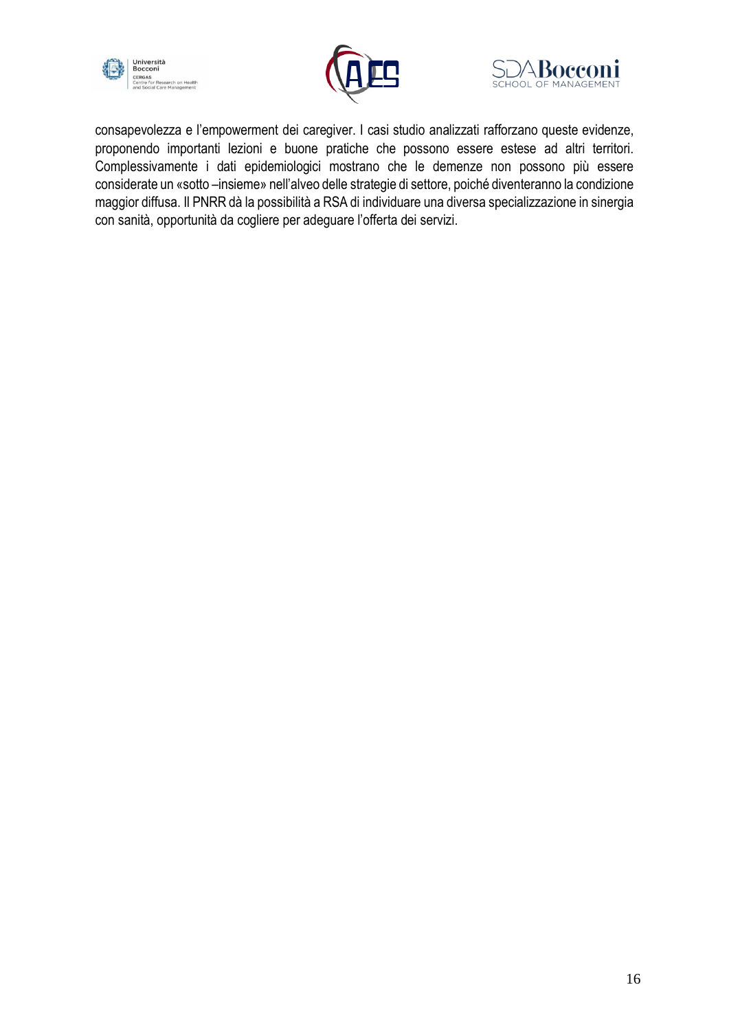consapevolezza e l'empowerment dei caregiver. I casi studio analizzati rafforzano queste evidenze, proponendo importanti lezioni e buone pratiche che possono essere estese ad altri territori. Complessivamente i dati epidemiologici mostrano che le demenze non possono più essere considerate un «sotto –insieme» nell'alveo delle strategie di settore, poiché diventeranno la condizione maggior diffusa. Il PNRR dà la possibilità a RSA di individuare una diversa specializzazione in sinergia con sanità, opportunità da cogliere per adeguare l'offerta dei servizi.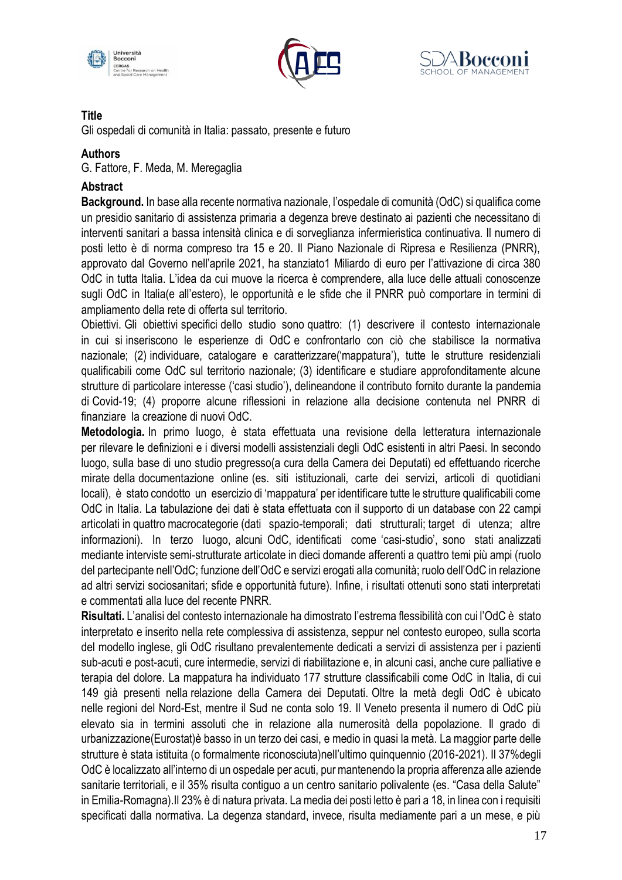**Title**

Gli ospedali di comunità in Italia: passato, presente e futuro

**Authors**

G. Fattore, F. Meda, M. Meregaglia

**Abstract**

**Background.** In base alla recente normativa nazionale, l'ospedale di comunità (OdC) si qualifica come un presidio sanitario di assistenza primaria a degenza breve destinato ai pazienti che necessitano di interventi sanitari a bassa intensità clinica e di sorveglianza infermieristica continuativa. Il numero di posti letto è di norma compreso tra 15 e 20. Il Piano Nazionale di Ripresa e Resilienza (PNRR), approvato dal Governo nell'aprile 2021, ha stanziato1 Miliardo di euro per l'attivazione di circa 380 OdC in tutta Italia. L'idea da cui muove la ricerca è comprendere, alla luce delle attuali conoscenze sugli OdC in Italia(e all'estero), le opportunità e le sfide che il PNRR può comportare in termini di ampliamento della rete di offerta sul territorio.

Obiettivi. Gli obiettivi specifici dello studio sono quattro: (1) descrivere il contesto internazionale in cui si inseriscono le esperienze di OdC e confrontarlo con ciò che stabilisce la normativa nazionale; (2) individuare, catalogare e caratterizzare('mappatura'), tutte le strutture residenziali qualificabili come OdC sul territorio nazionale; (3) identificare e studiare approfonditamente alcune strutture di particolare interesse ('casi studio'), delineandone il contributo fornito durante la pandemia di Covid-19; (4) proporre alcune riflessioni in relazione alla decisione contenuta nel PNRR di finanziare la creazione di nuovi OdC.

**Metodologia.** In primo luogo, è stata effettuata una revisione della letteratura internazionale per rilevare le definizioni e i diversi modelli assistenziali degli OdC esistenti in altri Paesi. In secondo luogo, sulla base di uno studio pregresso(a cura della Camera dei Deputati) ed effettuando ricerche mirate della documentazione online (es. siti istituzionali, carte dei servizi, articoli di quotidiani locali), è stato condotto un esercizio di 'mappatura' per identificare tutte le strutture qualificabili come OdC in Italia. La tabulazione dei dati è stata effettuata con il supporto di un database con 22 campi articolati in quattro macrocategorie (dati spazio-temporali; dati strutturali; target di utenza; altre informazioni). In terzo luogo, alcuni OdC, identificati come 'casi-studio', sono stati analizzati mediante interviste semi-strutturate articolate in dieci domande afferenti a quattro temi più ampi (ruolo del partecipante nell'OdC; funzione dell'OdC e servizi erogati alla comunità; ruolo dell'OdC in relazione ad altri servizi sociosanitari; sfide e opportunità future). Infine, i risultati ottenuti sono stati interpretati e commentati alla luce del recente PNRR.

**Risultati.** L'analisi del contesto internazionale ha dimostrato l'estrema flessibilità con cui l'OdC è stato interpretato e inserito nella rete complessiva di assistenza, seppur nel contesto europeo, sulla scorta del modello inglese, gli OdC risultano prevalentemente dedicati a servizi di assistenza per i pazienti sub-acuti e post-acuti, cure intermedie, servizi di riabilitazione e, in alcuni casi, anche cure palliative e terapia del dolore. La mappatura ha individuato 177 strutture classificabili come OdC in Italia, di cui 149 già presenti nella relazione della Camera dei Deputati. Oltre la metà degli OdC è ubicato nelle regioni del Nord-Est, mentre il Sud ne conta solo 19. Il Veneto presenta il numero di OdC più elevato sia in termini assoluti che in relazione alla numerosità della popolazione. Il grado di urbanizzazione(Eurostat)è basso in un terzo dei casi, e medio in quasi la metà. La maggior parte delle strutture è stata istituita (o formalmente riconosciuta)nell'ultimo quinquennio (2016-2021). Il 37%degli OdC è localizzato all'interno di un ospedale per acuti, pur mantenendo la propria afferenza alle aziende sanitarie territoriali, e il 35% risulta contiguo a un centro sanitario polivalente (es. "Casa della Salute" in Emilia-Romagna).Il 23% è di natura privata. La media dei posti letto è pari a 18, in linea con i requisiti specificati dalla normativa. La degenza standard, invece, risulta mediamente pari a un mese, e più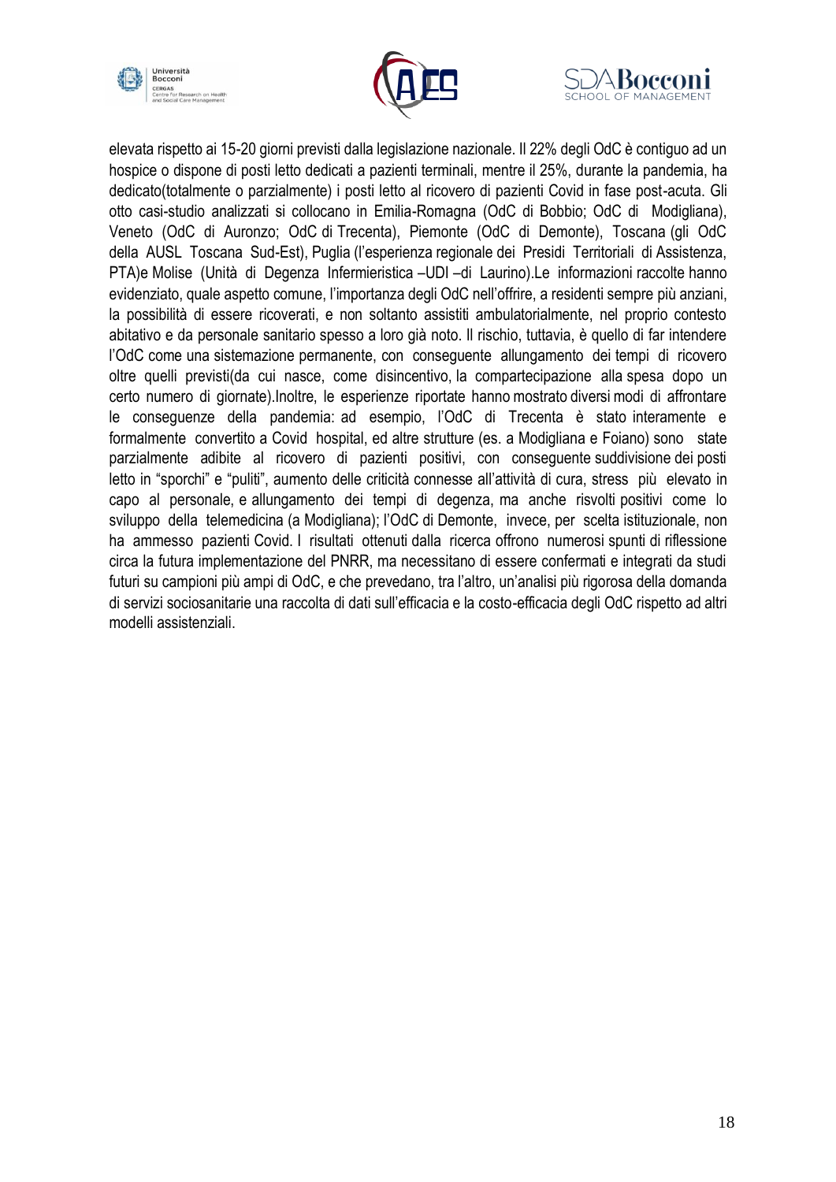elevata rispetto ai 15-20 giorni previsti dalla legislazione nazionale. Il 22% degli OdC è contiguo ad un hospice o dispone di posti letto dedicati a pazienti terminali, mentre il 25%, durante la pandemia, ha dedicato(totalmente o parzialmente) i posti letto al ricovero di pazienti Covid in fase post-acuta. Gli otto casi-studio analizzati si collocano in Emilia-Romagna (OdC di Bobbio; OdC di Modigliana), Veneto (OdC di Auronzo; OdC di Trecenta), Piemonte (OdC di Demonte), Toscana (gli OdC della AUSL Toscana Sud-Est), Puglia (l'esperienza regionale dei Presidi Territoriali di Assistenza, PTA)e Molise (Unità di Degenza Infermieristica –UDI –di Laurino).Le informazioni raccolte hanno evidenziato, quale aspetto comune, l'importanza degli OdC nell'offrire, a residenti sempre più anziani, la possibilità di essere ricoverati, e non soltanto assistiti ambulatorialmente, nel proprio contesto abitativo e da personale sanitario spesso a loro già noto. Il rischio, tuttavia, è quello di far intendere l'OdC come una sistemazione permanente, con conseguente allungamento dei tempi di ricovero oltre quelli previsti(da cui nasce, come disincentivo, la compartecipazione alla spesa dopo un certo numero di giornate).Inoltre, le esperienze riportate hanno mostrato diversi modi di affrontare le conseguenze della pandemia: ad esempio, l'OdC di Trecenta è stato interamente e formalmente convertito a Covid hospital, ed altre strutture (es. a Modigliana e Foiano) sono state parzialmente adibite al ricovero di pazienti positivi, con conseguente suddivisione dei posti letto in "sporchi" e "puliti", aumento delle criticità connesse all'attività di cura, stress più elevato in capo al personale, e allungamento dei tempi di degenza, ma anche risvolti positivi come lo sviluppo della telemedicina (a Modigliana); l'OdC di Demonte, invece, per scelta istituzionale, non ha ammesso pazienti Covid. I risultati ottenuti dalla ricerca offrono numerosi spunti di riflessione circa la futura implementazione del PNRR, ma necessitano di essere confermati e integrati da studi futuri su campioni più ampi di OdC, e che prevedano, tra l'altro, un'analisi più rigorosa della domanda di servizi sociosanitarie una raccolta di dati sull'efficacia e la costo-efficacia degli OdC rispetto ad altri modelli assistenziali.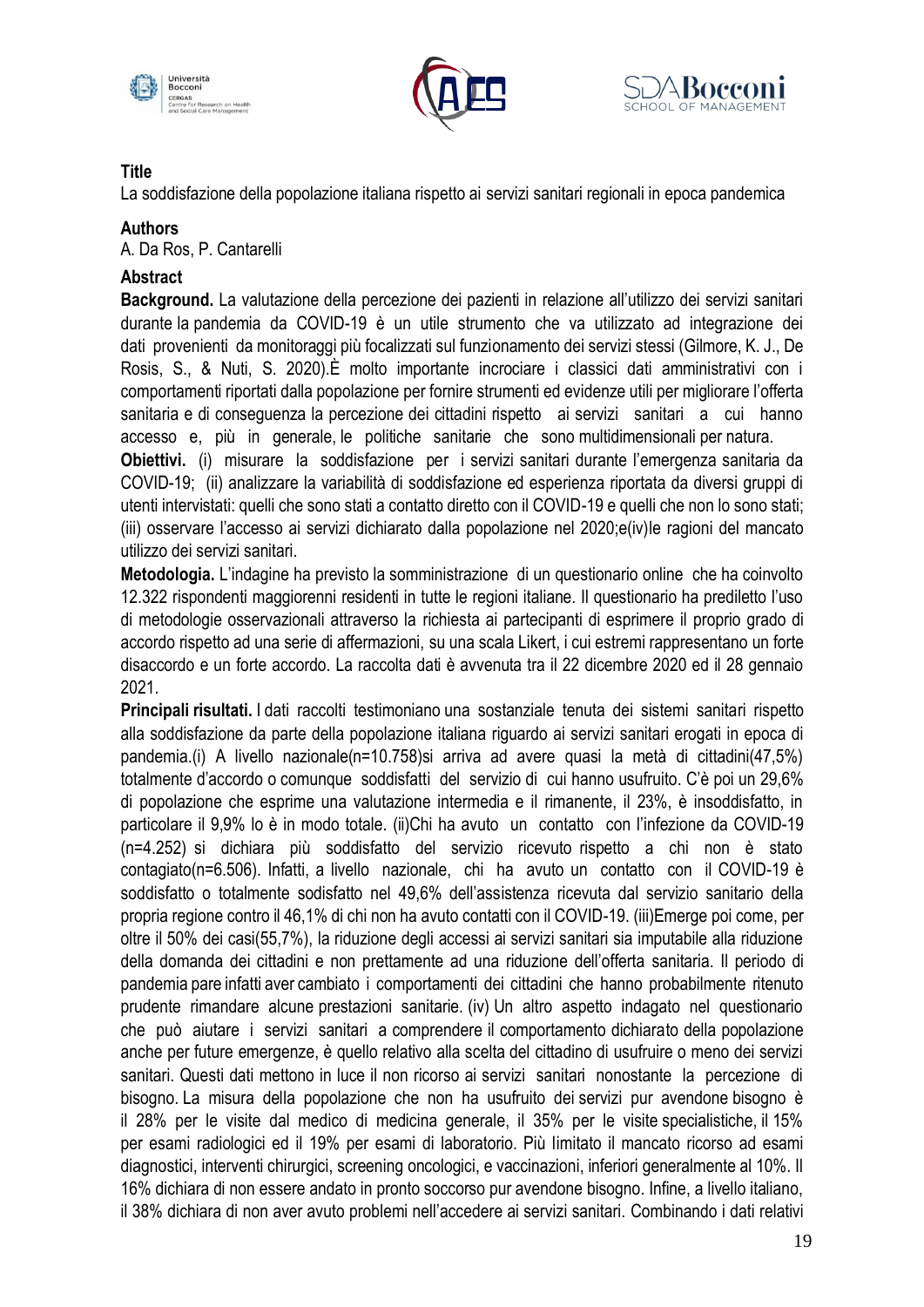**Title**

La soddisfazione della popolazione italiana rispetto ai servizi sanitari regionali in epoca pandemica

**Authors**

A. Da Ros, P. Cantarelli

**Abstract**

**Background.** La valutazione della percezione dei pazienti in relazione all'utilizzo dei servizi sanitari durante la pandemia da COVID-19 è un utile strumento che va utilizzato ad integrazione dei dati provenienti da monitoraggi più focalizzati sul funzionamento dei servizi stessi (Gilmore, K. J., De Rosis, S., & Nuti, S. 2020).È molto importante incrociare i classici dati amministrativi con i comportamenti riportati dalla popolazione per fornire strumenti ed evidenze utili per migliorare l'offerta sanitaria e di conseguenza la percezione dei cittadini rispetto ai servizi sanitari a cui hanno accesso e, più in generale, le politiche sanitarie che sono multidimensionali per natura.

**Obiettivi.** (i) misurare la soddisfazione per i servizi sanitari durante l'emergenza sanitaria da COVID-19; (ii) analizzare la variabilità di soddisfazione ed esperienza riportata da diversi gruppi di utenti intervistati: quelli che sono stati a contatto diretto con il COVID-19 e quelli che non lo sono stati; (iii) osservare l'accesso ai servizi dichiarato dalla popolazione nel 2020;e(iv)le ragioni del mancato utilizzo dei servizi sanitari.

**Metodologia.** L'indagine ha previsto la somministrazione di un questionario online che ha coinvolto 12.322 rispondenti maggiorenni residenti in tutte le regioni italiane. Il questionario ha prediletto l'uso di metodologie osservazionali attraverso la richiesta ai partecipanti di esprimere il proprio grado di accordo rispetto ad una serie di affermazioni, su una scala Likert, i cui estremi rappresentano un forte disaccordo e un forte accordo. La raccolta dati è avvenuta tra il 22 dicembre 2020 ed il 28 gennaio 2021.

**Principali risultati.** I dati raccolti testimoniano una sostanziale tenuta dei sistemi sanitari rispetto alla soddisfazione da parte della popolazione italiana riguardo ai servizi sanitari erogati in epoca di pandemia.(i) A livello nazionale(n=10.758)si arriva ad avere quasi la metà di cittadini(47,5%) totalmente d'accordo o comunque soddisfatti del servizio di cui hanno usufruito. C'è poi un 29,6% di popolazione che esprime una valutazione intermedia e il rimanente, il 23%, è insoddisfatto, in particolare il 9,9% lo è in modo totale. (ii)Chi ha avuto un contatto con l'infezione da COVID-19 (n=4.252) si dichiara più soddisfatto del servizio ricevuto rispetto a chi non è stato contagiato(n=6.506). Infatti, a livello nazionale, chi ha avuto un contatto con il COVID-19 è soddisfatto o totalmente sodisfatto nel 49,6% dell'assistenza ricevuta dal servizio sanitario della propria regione contro il 46,1% di chi non ha avuto contatti con il COVID-19. (iii)Emerge poi come, per oltre il 50% dei casi(55,7%), la riduzione degli accessi ai servizi sanitari sia imputabile alla riduzione della domanda dei cittadini e non prettamente ad una riduzione dell'offerta sanitaria. Il periodo di pandemia pare infatti aver cambiato i comportamenti dei cittadini che hanno probabilmente ritenuto prudente rimandare alcune prestazioni sanitarie. (iv) Un altro aspetto indagato nel questionario che può aiutare i servizi sanitari a comprendere il comportamento dichiarato della popolazione anche per future emergenze, è quello relativo alla scelta del cittadino di usufruire o meno dei servizi sanitari. Questi dati mettono in luce il non ricorso ai servizi sanitari nonostante la percezione di bisogno. La misura della popolazione che non ha usufruito dei servizi pur avendone bisogno è il 28% per le visite dal medico di medicina generale, il 35% per le visite specialistiche, il 15% per esami radiologici ed il 19% per esami di laboratorio. Più limitato il mancato ricorso ad esami diagnostici, interventi chirurgici, screening oncologici, e vaccinazioni, inferiori generalmente al 10%. Il 16% dichiara di non essere andato in pronto soccorso pur avendone bisogno. Infine, a livello italiano, il 38% dichiara di non aver avuto problemi nell'accedere ai servizi sanitari. Combinando i dati relativi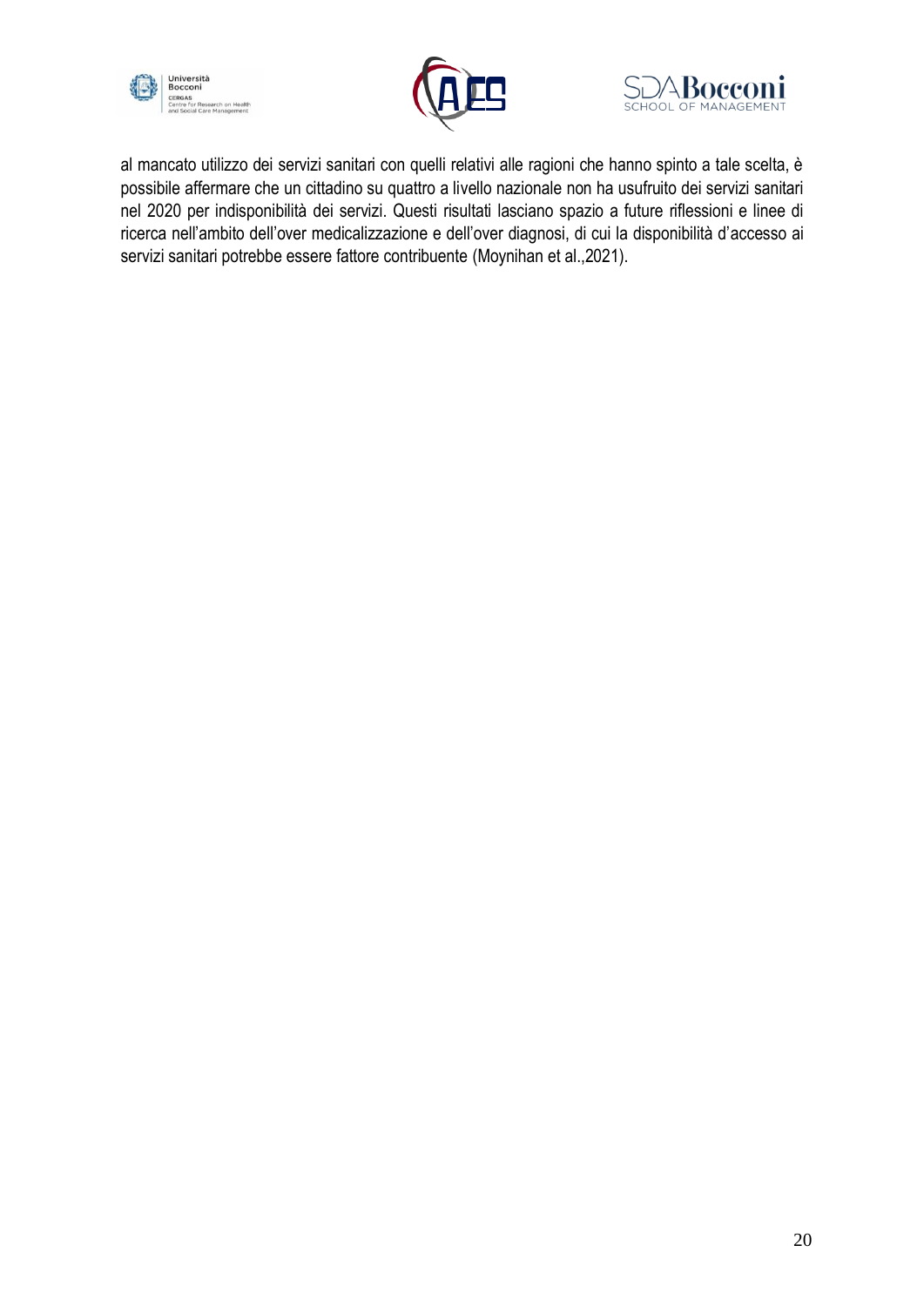al mancato utilizzo dei servizi sanitari con quelli relativi alle ragioni che hanno spinto a tale scelta, è possibile affermare che un cittadino su quattro a livello nazionale non ha usufruito dei servizi sanitari nel 2020 per indisponibilità dei servizi. Questi risultati lasciano spazio a future riflessioni e linee di ricerca nell'ambito dell'over medicalizzazione e dell'over diagnosi, di cui la disponibilità d'accesso ai servizi sanitari potrebbe essere fattore contribuente (Moynihan et al.,2021).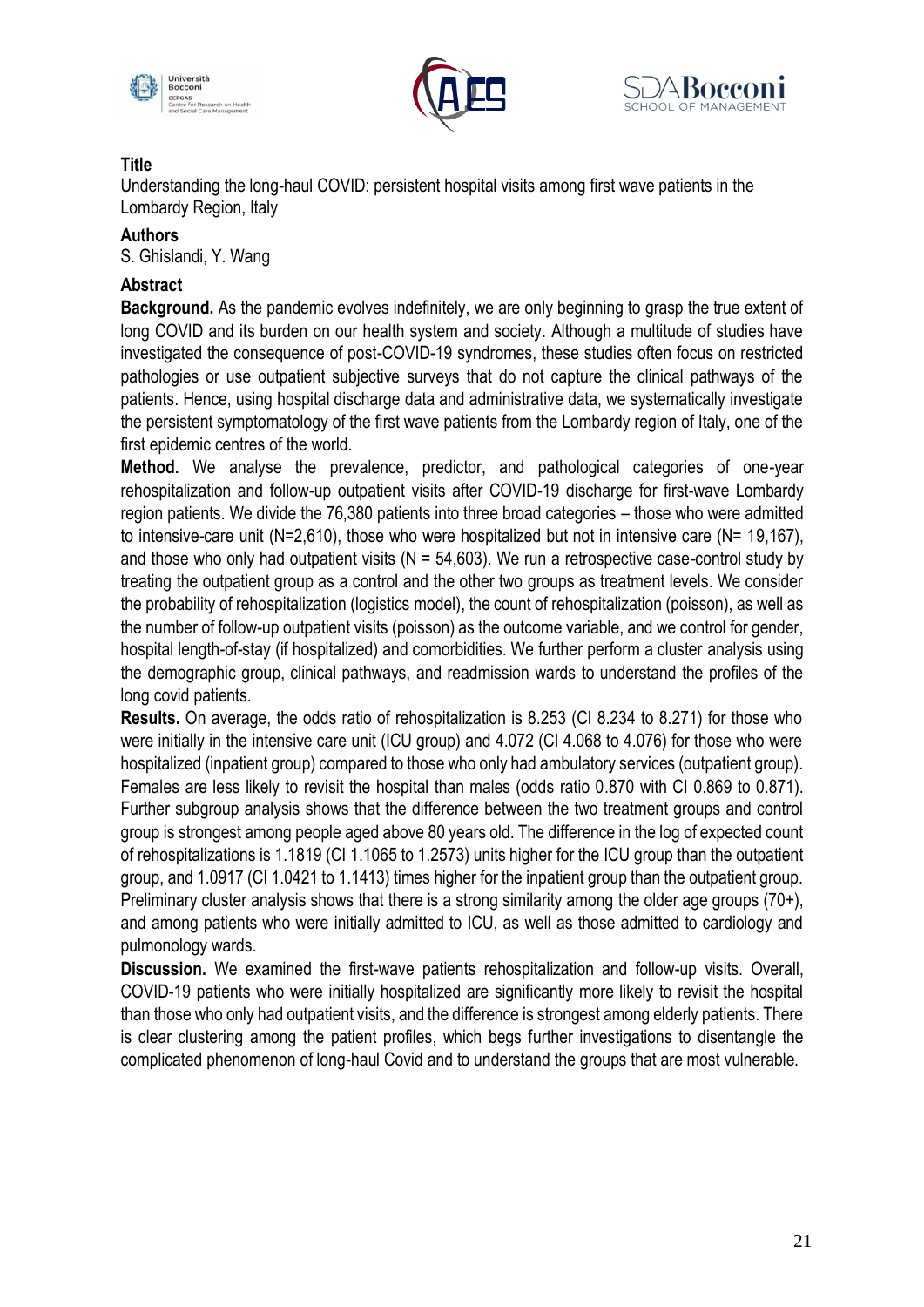**Title**

Understanding the long-haul COVID: persistent hospital visits among first wave patients in the Lombardy Region, Italy

**Authors**

S. Ghislandi, Y. Wang

**Abstract**

**Background.** As the pandemic evolves indefinitely, we are only beginning to grasp the true extent of long COVID and its burden on our health system and society. Although a multitude of studies have investigated the consequence of post-COVID-19 syndromes, these studies often focus on restricted pathologies or use outpatient subjective surveys that do not capture the clinical pathways of the patients. Hence, using hospital discharge data and administrative data, we systematically investigate the persistent symptomatology of the first wave patients from the Lombardy region of Italy, one of the first epidemic centres of the world.

**Method.** We analyse the prevalence, predictor, and pathological categories of one-year rehospitalization and follow-up outpatient visits after COVID-19 discharge for first-wave Lombardy region patients. We divide the 76,380 patients into three broad categories – those who were admitted to intensive-care unit (N=2,610), those who were hospitalized but not in intensive care (N= 19,167), and those who only had outpatient visits (N = 54,603). We run a retrospective case-control study by treating the outpatient group as a control and the other two groups as treatment levels. We consider the probability of rehospitalization (logistics model), the count of rehospitalization (poisson), as well as the number of follow-up outpatient visits (poisson) as the outcome variable, and we control for gender, hospital length-of-stay (if hospitalized) and comorbidities. We further perform a cluster analysis using the demographic group, clinical pathways, and readmission wards to understand the profiles of the long covid patients.

**Results.** On average, the odds ratio of rehospitalization is 8.253 (CI 8.234 to 8.271) for those who were initially in the intensive care unit (ICU group) and 4.072 (CI 4.068 to 4.076) for those who were hospitalized (inpatient group) compared to those who only had ambulatory services (outpatient group). Females are less likely to revisit the hospital than males (odds ratio 0.870 with CI 0.869 to 0.871). Further subgroup analysis shows that the difference between the two treatment groups and control group is strongest among people aged above 80 years old. The difference in the log of expected count of rehospitalizations is 1.1819 (CI 1.1065 to 1.2573) units higher for the ICU group than the outpatient group, and 1.0917 (CI 1.0421 to 1.1413) times higher for the inpatient group than the outpatient group. Preliminary cluster analysis shows that there is a strong similarity among the older age groups (70+), and among patients who were initially admitted to ICU, as well as those admitted to cardiology and pulmonology wards.

**Discussion.** We examined the first-wave patients rehospitalization and follow-up visits. Overall, COVID-19 patients who were initially hospitalized are significantly more likely to revisit the hospital than those who only had outpatient visits, and the difference is strongest among elderly patients. There is clear clustering among the patient profiles, which begs further investigations to disentangle the complicated phenomenon of long-haul Covid and to understand the groups that are most vulnerable.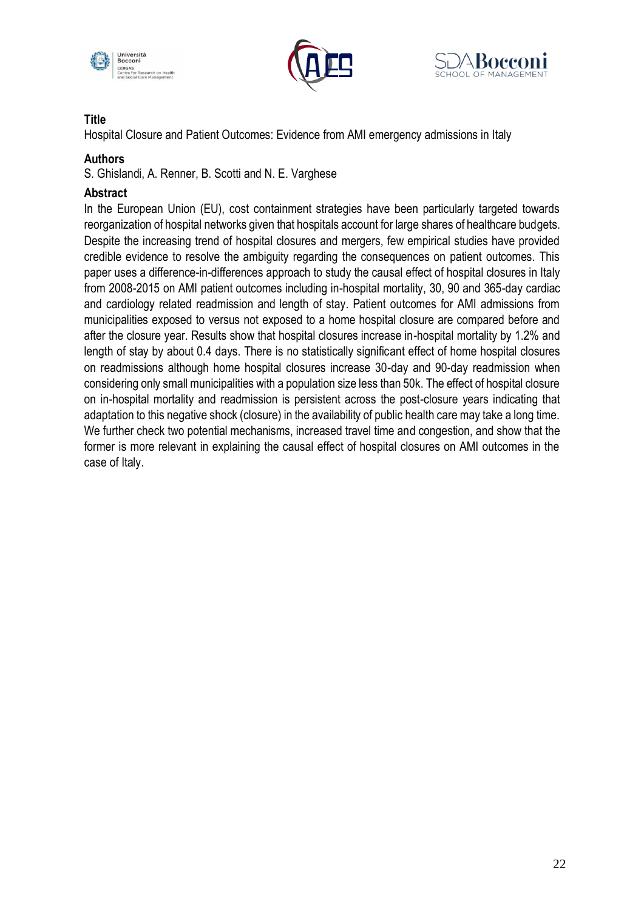**Title**

Hospital Closure and Patient Outcomes: Evidence from AMI emergency admissions in Italy

**Authors**

S. Ghislandi, A. Renner, B. Scotti and N. E. Varghese

**Abstract**

In the European Union (EU), cost containment strategies have been particularly targeted towards reorganization of hospital networks given that hospitals account for large shares of healthcare budgets. Despite the increasing trend of hospital closures and mergers, few empirical studies have provided credible evidence to resolve the ambiguity regarding the consequences on patient outcomes. This paper uses a difference-in-differences approach to study the causal effect of hospital closures in Italy from 2008-2015 on AMI patient outcomes including in-hospital mortality, 30, 90 and 365-day cardiac and cardiology related readmission and length of stay. Patient outcomes for AMI admissions from municipalities exposed to versus not exposed to a home hospital closure are compared before and after the closure year. Results show that hospital closures increase in-hospital mortality by 1.2% and length of stay by about 0.4 days. There is no statistically significant effect of home hospital closures on readmissions although home hospital closures increase 30-day and 90-day readmission when considering only small municipalities with a population size less than 50k. The effect of hospital closure on in-hospital mortality and readmission is persistent across the post-closure years indicating that adaptation to this negative shock (closure) in the availability of public health care may take a long time. We further check two potential mechanisms, increased travel time and congestion, and show that the former is more relevant in explaining the causal effect of hospital closures on AMI outcomes in the case of Italy.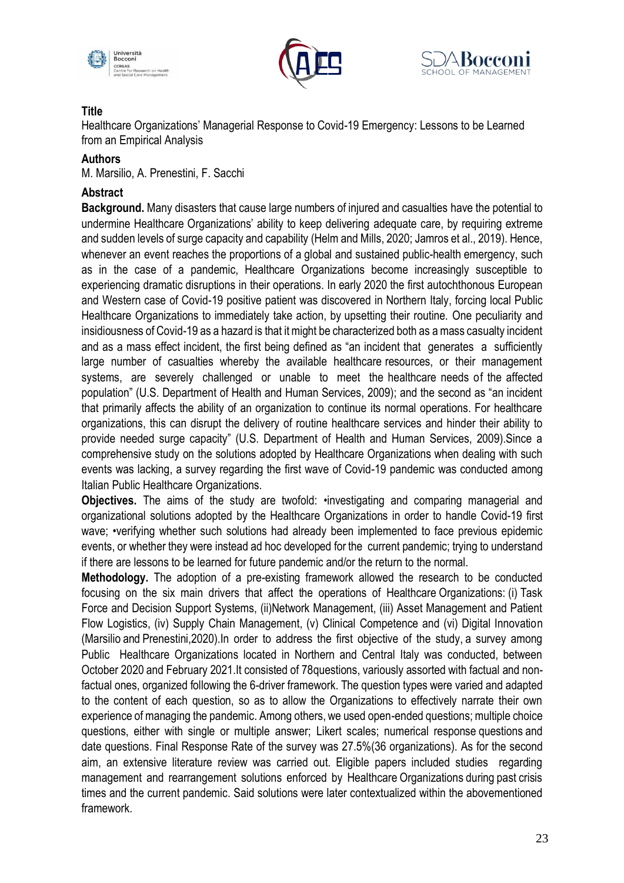**Title**

Healthcare Organizations' Managerial Response to Covid-19 Emergency: Lessons to be Learned from an Empirical Analysis

**Authors**

M. Marsilio, A. Prenestini, F. Sacchi

**Abstract**

**Background.** Many disasters that cause large numbers of injured and casualties have the potential to undermine Healthcare Organizations' ability to keep delivering adequate care, by requiring extreme and sudden levels of surge capacity and capability (Helm and Mills, 2020; Jamros et al., 2019). Hence, whenever an event reaches the proportions of a global and sustained public-health emergency, such as in the case of a pandemic, Healthcare Organizations become increasingly susceptible to experiencing dramatic disruptions in their operations. In early 2020 the first autochthonous European and Western case of Covid-19 positive patient was discovered in Northern Italy, forcing local Public Healthcare Organizations to immediately take action, by upsetting their routine. One peculiarity and insidiousness of Covid-19 as a hazard is that it might be characterized both as a mass casualty incident and as a mass effect incident, the first being defined as "an incident that generates a sufficiently large number of casualties whereby the available healthcare resources, or their management systems, are severely challenged or unable to meet the healthcare needs of the affected population" (U.S. Department of Health and Human Services, 2009); and the second as "an incident that primarily affects the ability of an organization to continue its normal operations. For healthcare organizations, this can disrupt the delivery of routine healthcare services and hinder their ability to provide needed surge capacity" (U.S. Department of Health and Human Services, 2009).Since a comprehensive study on the solutions adopted by Healthcare Organizations when dealing with such events was lacking, a survey regarding the first wave of Covid-19 pandemic was conducted among Italian Public Healthcare Organizations.

**Objectives.** The aims of the study are twofold: •investigating and comparing managerial and organizational solutions adopted by the Healthcare Organizations in order to handle Covid-19 first wave; •verifying whether such solutions had already been implemented to face previous epidemic events, or whether they were instead ad hoc developed for the current pandemic; trying to understand if there are lessons to be learned for future pandemic and/or the return to the normal.

**Methodology.** The adoption of a pre-existing framework allowed the research to be conducted focusing on the six main drivers that affect the operations of Healthcare Organizations: (i) Task Force and Decision Support Systems, (ii)Network Management, (iii) Asset Management and Patient Flow Logistics, (iv) Supply Chain Management, (v) Clinical Competence and (vi) Digital Innovation (Marsilio and Prenestini,2020).In order to address the first objective of the study, a survey among Public Healthcare Organizations located in Northern and Central Italy was conducted, between October 2020 and February 2021.It consisted of 78questions, variously assorted with factual and non-factual ones, organized following the 6-driver framework. The question types were varied and adapted to the content of each question, so as to allow the Organizations to effectively narrate their own experience of managing the pandemic. Among others, we used open-ended questions; multiple choice questions, either with single or multiple answer; Likert scales; numerical response questions and date questions. Final Response Rate of the survey was 27.5%(36 organizations). As for the second aim, an extensive literature review was carried out. Eligible papers included studies regarding management and rearrangement solutions enforced by Healthcare Organizations during past crisis times and the current pandemic. Said solutions were later contextualized within the abovementioned framework.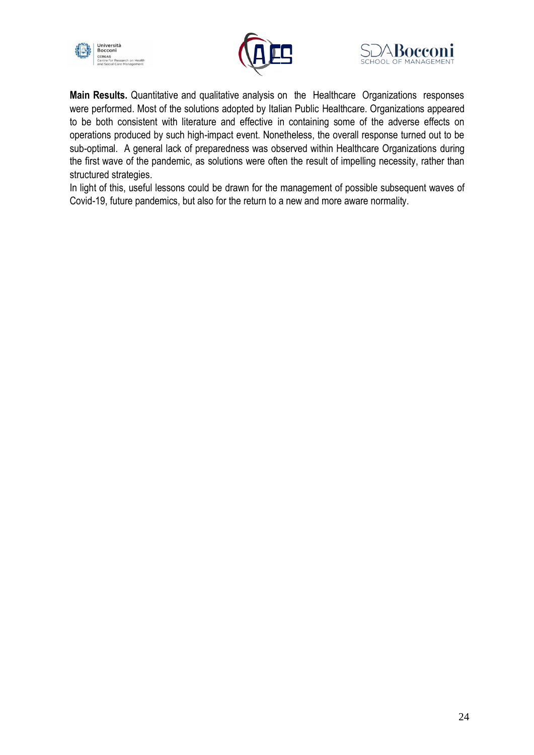**Main Results.** Quantitative and qualitative analysis on the Healthcare Organizations responses were performed. Most of the solutions adopted by Italian Public Healthcare. Organizations appeared to be both consistent with literature and effective in containing some of the adverse effects on operations produced by such high-impact event. Nonetheless, the overall response turned out to be sub-optimal. A general lack of preparedness was observed within Healthcare Organizations during the first wave of the pandemic, as solutions were often the result of impelling necessity, rather than structured strategies.

In light of this, useful lessons could be drawn for the management of possible subsequent waves of Covid-19, future pandemics, but also for the return to a new and more aware normality.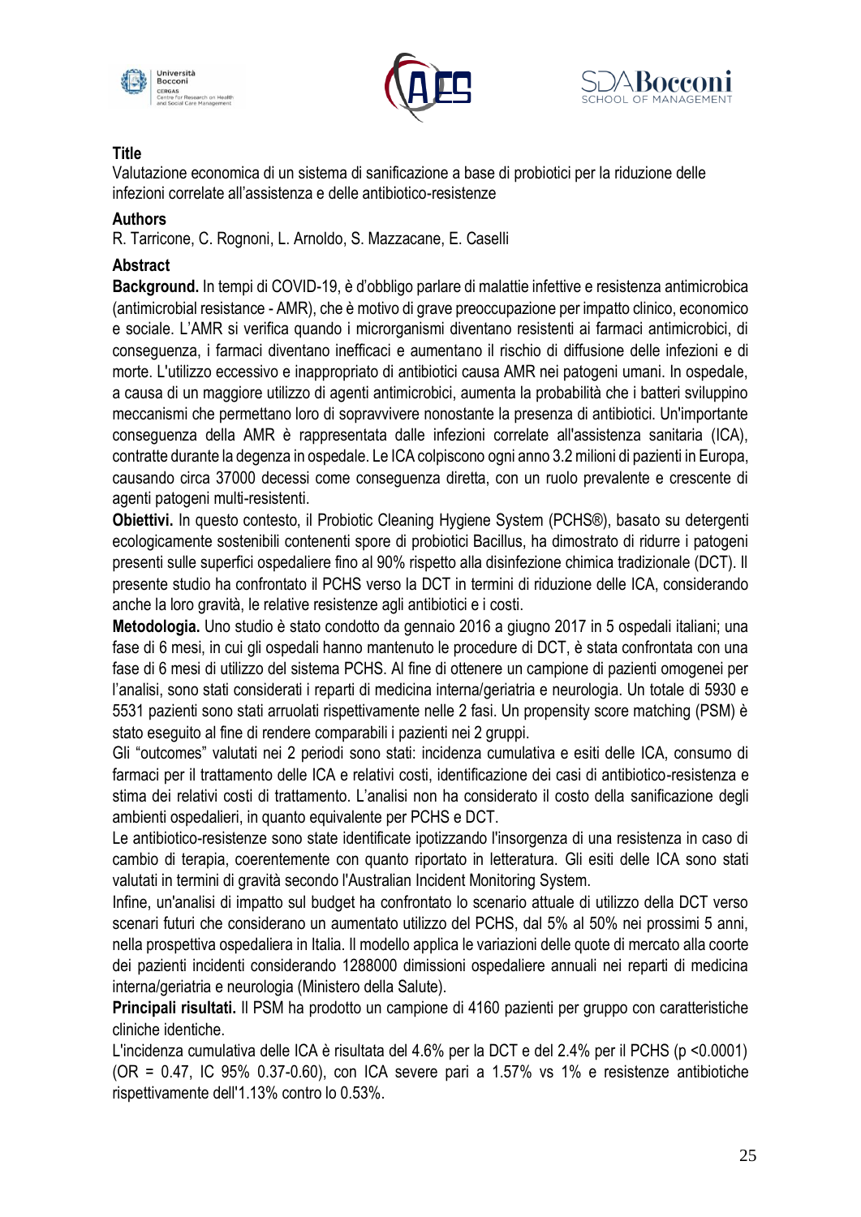**Title**

Valutazione economica di un sistema di sanificazione a base di probiotici per la riduzione delle infezioni correlate all'assistenza e delle antibiotico-resistenze

**Authors**

R. Tarricone, C. Rognoni, L. Arnoldo, S. Mazzacane, E. Caselli

**Abstract**

**Background.** In tempi di COVID-19, è d'obbligo parlare di malattie infettive e resistenza antimicrobica (antimicrobial resistance - AMR), che è motivo di grave preoccupazione per impatto clinico, economico e sociale. L'AMR si verifica quando i microrganismi diventano resistenti ai farmaci antimicrobici, di conseguenza, i farmaci diventano inefficaci e aumentano il rischio di diffusione delle infezioni e di morte. L'utilizzo eccessivo e inappropriato di antibiotici causa AMR nei patogeni umani. In ospedale, a causa di un maggiore utilizzo di agenti antimicrobici, aumenta la probabilità che i batteri sviluppino meccanismi che permettano loro di sopravvivere nonostante la presenza di antibiotici. Un'importante conseguenza della AMR è rappresentata dalle infezioni correlate all'assistenza sanitaria (ICA), contratte durante la degenza in ospedale. Le ICA colpiscono ogni anno 3.2 milioni di pazienti in Europa, causando circa 37000 decessi come conseguenza diretta, con un ruolo prevalente e crescente di agenti patogeni multi-resistenti.

**Obiettivi.** In questo contesto, il Probiotic Cleaning Hygiene System (PCHS®), basato su detergenti ecologicamente sostenibili contenenti spore di probiotici Bacillus, ha dimostrato di ridurre i patogeni presenti sulle superfici ospedaliere fino al 90% rispetto alla disinfezione chimica tradizionale (DCT). Il presente studio ha confrontato il PCHS verso la DCT in termini di riduzione delle ICA, considerando anche la loro gravità, le relative resistenze agli antibiotici e i costi.

**Metodologia.** Uno studio è stato condotto da gennaio 2016 a giugno 2017 in 5 ospedali italiani; una fase di 6 mesi, in cui gli ospedali hanno mantenuto le procedure di DCT, è stata confrontata con una fase di 6 mesi di utilizzo del sistema PCHS. Al fine di ottenere un campione di pazienti omogenei per l'analisi, sono stati considerati i reparti di medicina interna/geriatria e neurologia. Un totale di 5930 e 5531 pazienti sono stati arruolati rispettivamente nelle 2 fasi. Un propensity score matching (PSM) è stato eseguito al fine di rendere comparabili i pazienti nei 2 gruppi.

Gli "outcomes" valutati nei 2 periodi sono stati: incidenza cumulativa e esiti delle ICA, consumo di farmaci per il trattamento delle ICA e relativi costi, identificazione dei casi di antibiotico-resistenza e stima dei relativi costi di trattamento. L'analisi non ha considerato il costo della sanificazione degli ambienti ospedalieri, in quanto equivalente per PCHS e DCT.

Le antibiotico-resistenze sono state identificate ipotizzando l'insorgenza di una resistenza in caso di cambio di terapia, coerentemente con quanto riportato in letteratura. Gli esiti delle ICA sono stati valutati in termini di gravità secondo l'Australian Incident Monitoring System.

Infine, un'analisi di impatto sul budget ha confrontato lo scenario attuale di utilizzo della DCT verso scenari futuri che considerano un aumentato utilizzo del PCHS, dal 5% al 50% nei prossimi 5 anni, nella prospettiva ospedaliera in Italia. Il modello applica le variazioni delle quote di mercato alla coorte dei pazienti incidenti considerando 1288000 dimissioni ospedaliere annuali nei reparti di medicina interna/geriatria e neurologia (Ministero della Salute).

**Principali risultati.** Il PSM ha prodotto un campione di 4160 pazienti per gruppo con caratteristiche cliniche identiche.

L'incidenza cumulativa delle ICA è risultata del 4.6% per la DCT e del 2.4% per il PCHS ($p < 0.0001$) (OR = 0.47, IC 95% 0.37-0.60), con ICA severe pari a 1.57% vs 1% e resistenze antibiotiche rispettivamente dell'1.13% contro lo 0.53%.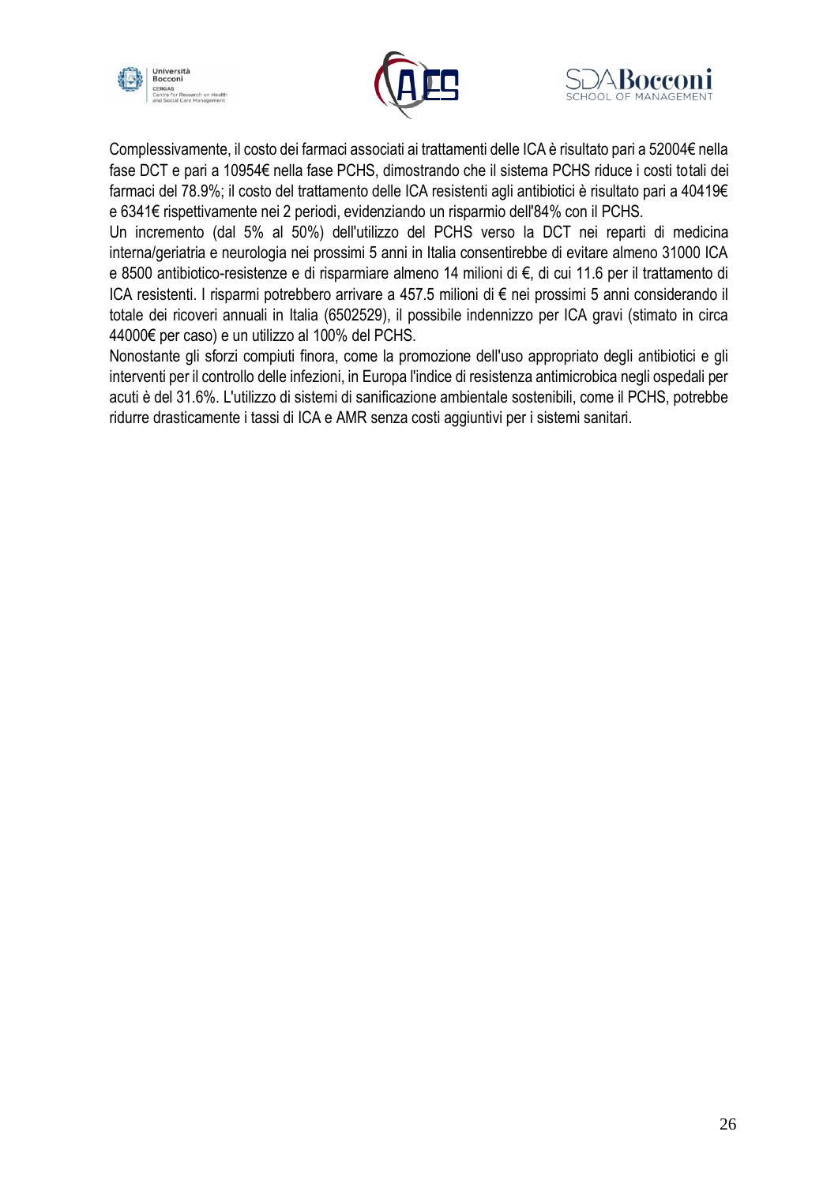Complessivamente, il costo dei farmaci associati ai trattamenti delle ICA è risultato pari a 52004€ nella fase DCT e pari a 10954€ nella fase PCHS, dimostrando che il sistema PCHS riduce i costi totali dei farmaci del 78.9%; il costo del trattamento delle ICA resistenti agli antibiotici è risultato pari a 40419€ e 6341€ rispettivamente nei 2 periodi, evidenziando un risparmio dell'84% con il PCHS.

Un incremento (dal 5% al 50%) dell'utilizzo del PCHS verso la DCT nei reparti di medicina interna/geriatria e neurologia nei prossimi 5 anni in Italia consentirebbe di evitare almeno 31000 ICA e 8500 antibiotico-resistenze e di risparmiare almeno 14 milioni di €, di cui 11.6 per il trattamento di ICA resistenti. I risparmi potrebbero arrivare a 457.5 milioni di € nei prossimi 5 anni considerando il totale dei ricoveri annuali in Italia (6502529), il possibile indennizzo per ICA gravi (stimato in circa 44000€ per caso) e un utilizzo al 100% del PCHS.

Nonostante gli sforzi compiuti finora, come la promozione dell'uso appropriato degli antibiotici e gli interventi per il controllo delle infezioni, in Europa l'indice di resistenza antimicrobica negli ospedali per acuti è del 31.6%. L'utilizzo di sistemi di sanificazione ambientale sostenibili, come il PCHS, potrebbe ridurre drasticamente i tassi di ICA e AMR senza costi aggiuntivi per i sistemi sanitari.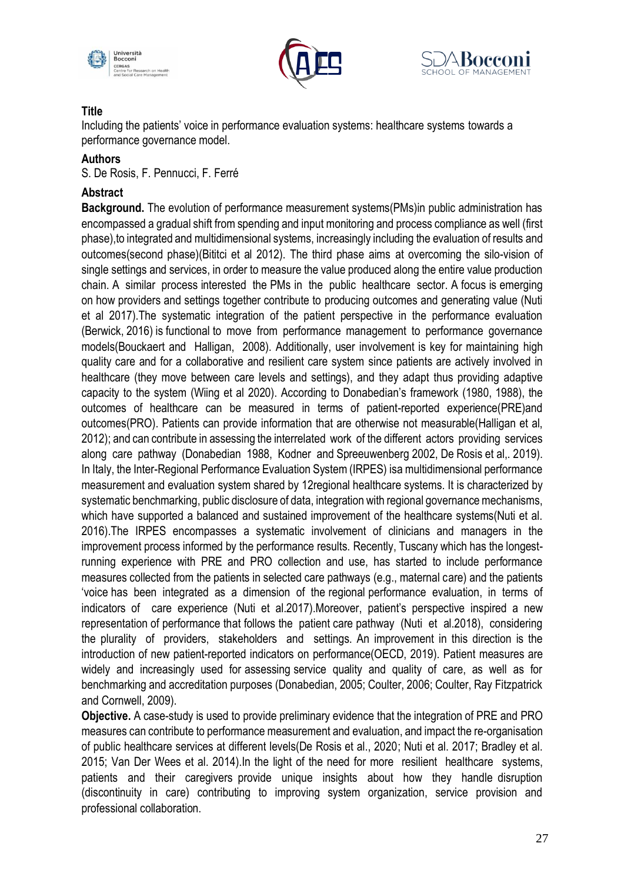**Title**

Including the patients' voice in performance evaluation systems: healthcare systems towards a performance governance model.

**Authors**

S. De Rosis, F. Pennucci, F. Ferré

**Abstract**

**Background.** The evolution of performance measurement systems(PMs)in public administration has encompassed a gradual shift from spending and input monitoring and process compliance as well (first phase),to integrated and multidimensional systems, increasingly including the evaluation of results and outcomes(second phase)(Bititci et al 2012). The third phase aims at overcoming the silo-vision of single settings and services, in order to measure the value produced along the entire value production chain. A similar process interested the PMs in the public healthcare sector. A focus is emerging on how providers and settings together contribute to producing outcomes and generating value (Nuti et al 2017).The systematic integration of the patient perspective in the performance evaluation (Berwick, 2016) is functional to move from performance management to performance governance models(Bouckaert and Halligan, 2008). Additionally, user involvement is key for maintaining high quality care and for a collaborative and resilient care system since patients are actively involved in healthcare (they move between care levels and settings), and they adapt thus providing adaptive capacity to the system (Wiing et al 2020). According to Donabedian's framework (1980, 1988), the outcomes of healthcare can be measured in terms of patient-reported experience(PRE)and outcomes(PRO). Patients can provide information that are otherwise not measurable(Halligan et al, 2012); and can contribute in assessing the interrelated work of the different actors providing services along care pathway (Donabedian 1988, Kodner and Spreeuwenberg 2002, De Rosis et al,. 2019). In Italy, the Inter-Regional Performance Evaluation System (IRPES) isa multidimensional performance measurement and evaluation system shared by 12regional healthcare systems. It is characterized by systematic benchmarking, public disclosure of data, integration with regional governance mechanisms, which have supported a balanced and sustained improvement of the healthcare systems(Nuti et al. 2016).The IRPES encompasses a systematic involvement of clinicians and managers in the improvement process informed by the performance results. Recently, Tuscany which has the longest-running experience with PRE and PRO collection and use, has started to include performance measures collected from the patients in selected care pathways (e.g., maternal care) and the patients 'voice has been integrated as a dimension of the regional performance evaluation, in terms of indicators of care experience (Nuti et al.2017).Moreover, patient's perspective inspired a new representation of performance that follows the patient care pathway (Nuti et al.2018), considering the plurality of providers, stakeholders and settings. An improvement in this direction is the introduction of new patient-reported indicators on performance(OECD, 2019). Patient measures are widely and increasingly used for assessing service quality and quality of care, as well as for benchmarking and accreditation purposes (Donabedian, 2005; Coulter, 2006; Coulter, Ray Fitzpatrick and Cornwell, 2009).

**Objective.** A case-study is used to provide preliminary evidence that the integration of PRE and PRO measures can contribute to performance measurement and evaluation, and impact the re-organisation of public healthcare services at different levels(De Rosis et al., 2020; Nuti et al. 2017; Bradley et al. 2015; Van Der Wees et al. 2014).In the light of the need for more resilient healthcare systems, patients and their caregivers provide unique insights about how they handle disruption (discontinuity in care) contributing to improving system organization, service provision and professional collaboration.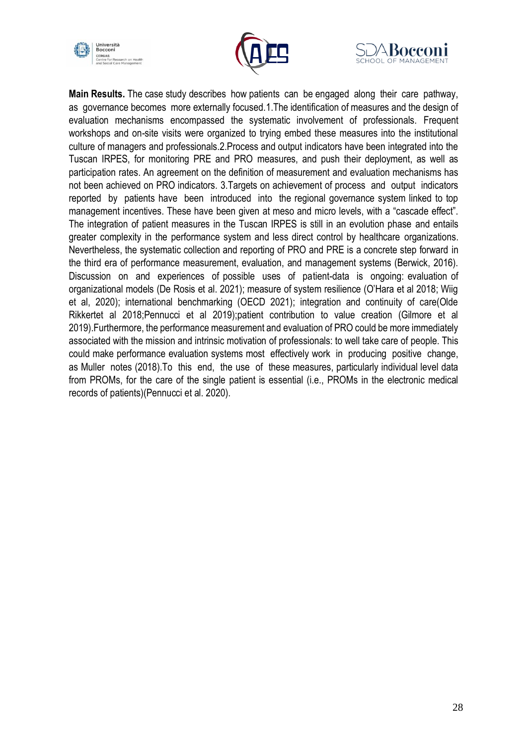**Main Results.** The case study describes how patients can be engaged along their care pathway, as governance becomes more externally focused.1.The identification of measures and the design of evaluation mechanisms encompassed the systematic involvement of professionals. Frequent workshops and on-site visits were organized to trying embed these measures into the institutional culture of managers and professionals.2.Process and output indicators have been integrated into the Tuscan IRPES, for monitoring PRE and PRO measures, and push their deployment, as well as participation rates. An agreement on the definition of measurement and evaluation mechanisms has not been achieved on PRO indicators. 3.Targets on achievement of process and output indicators reported by patients have been introduced into the regional governance system linked to top management incentives. These have been given at meso and micro levels, with a "cascade effect". The integration of patient measures in the Tuscan IRPES is still in an evolution phase and entails greater complexity in the performance system and less direct control by healthcare organizations. Nevertheless, the systematic collection and reporting of PRO and PRE is a concrete step forward in the third era of performance measurement, evaluation, and management systems (Berwick, 2016). Discussion on and experiences of possible uses of patient-data is ongoing: evaluation of organizational models (De Rosis et al. 2021); measure of system resilience (O'Hara et al 2018; Wiig et al, 2020); international benchmarking (OECD 2021); integration and continuity of care(Olde Rikkertet al 2018;Pennucci et al 2019);patient contribution to value creation (Gilmore et al 2019).Furthermore, the performance measurement and evaluation of PRO could be more immediately associated with the mission and intrinsic motivation of professionals: to well take care of people. This could make performance evaluation systems most effectively work in producing positive change, as Muller notes (2018).To this end, the use of these measures, particularly individual level data from PROMs, for the care of the single patient is essential (i.e., PROMs in the electronic medical records of patients)(Pennucci et al. 2020).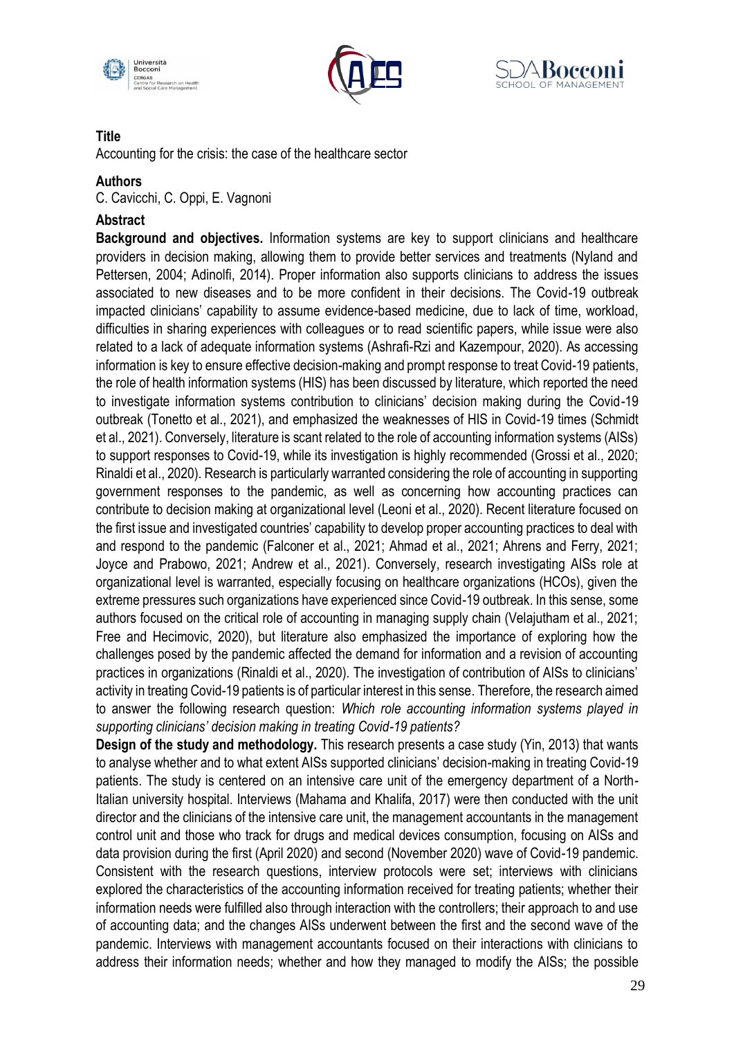**Title**

Accounting for the crisis: the case of the healthcare sector

**Authors**

C. Cavicchi, C. Oppi, E. Vagnoni

**Abstract**

**Background and objectives.** Information systems are key to support clinicians and healthcare providers in decision making, allowing them to provide better services and treatments (Nyland and Pettersen, 2004; Adinolfi, 2014). Proper information also supports clinicians to address the issues associated to new diseases and to be more confident in their decisions. The Covid-19 outbreak impacted clinicians' capability to assume evidence-based medicine, due to lack of time, workload, difficulties in sharing experiences with colleagues or to read scientific papers, while issue were also related to a lack of adequate information systems (Ashrafi-Rzi and Kazempour, 2020). As accessing information is key to ensure effective decision-making and prompt response to treat Covid-19 patients, the role of health information systems (HIS) has been discussed by literature, which reported the need to investigate information systems contribution to clinicians' decision making during the Covid-19 outbreak (Tonetto et al., 2021), and emphasized the weaknesses of HIS in Covid-19 times (Schmidt et al., 2021). Conversely, literature is scant related to the role of accounting information systems (AISs) to support responses to Covid-19, while its investigation is highly recommended (Grossi et al., 2020; Rinaldi et al., 2020). Research is particularly warranted considering the role of accounting in supporting government responses to the pandemic, as well as concerning how accounting practices can contribute to decision making at organizational level (Leoni et al., 2020). Recent literature focused on the first issue and investigated countries' capability to develop proper accounting practices to deal with and respond to the pandemic (Falconer et al., 2021; Ahmad et al., 2021; Ahrens and Ferry, 2021; Joyce and Prabowo, 2021; Andrew et al., 2021). Conversely, research investigating AISs role at organizational level is warranted, especially focusing on healthcare organizations (HCOs), given the extreme pressures such organizations have experienced since Covid-19 outbreak. In this sense, some authors focused on the critical role of accounting in managing supply chain (Velajutham et al., 2021; Free and Hecimovic, 2020), but literature also emphasized the importance of exploring how the challenges posed by the pandemic affected the demand for information and a revision of accounting practices in organizations (Rinaldi et al., 2020). The investigation of contribution of AISs to clinicians' activity in treating Covid-19 patients is of particular interest in this sense. Therefore, the research aimed to answer the following research question: *Which role accounting information systems played in supporting clinicians' decision making in treating Covid-19 patients?*

**Design of the study and methodology.** This research presents a case study (Yin, 2013) that wants to analyse whether and to what extent AISs supported clinicians' decision-making in treating Covid-19 patients. The study is centered on an intensive care unit of the emergency department of a North-Italian university hospital. Interviews (Mahama and Khalifa, 2017) were then conducted with the unit director and the clinicians of the intensive care unit, the management accountants in the management control unit and those who track for drugs and medical devices consumption, focusing on AISs and data provision during the first (April 2020) and second (November 2020) wave of Covid-19 pandemic. Consistent with the research questions, interview protocols were set; interviews with clinicians explored the characteristics of the accounting information received for treating patients; whether their information needs were fulfilled also through interaction with the controllers; their approach to and use of accounting data; and the changes AISs underwent between the first and the second wave of the pandemic. Interviews with management accountants focused on their interactions with clinicians to address their information needs; whether and how they managed to modify the AISs; the possible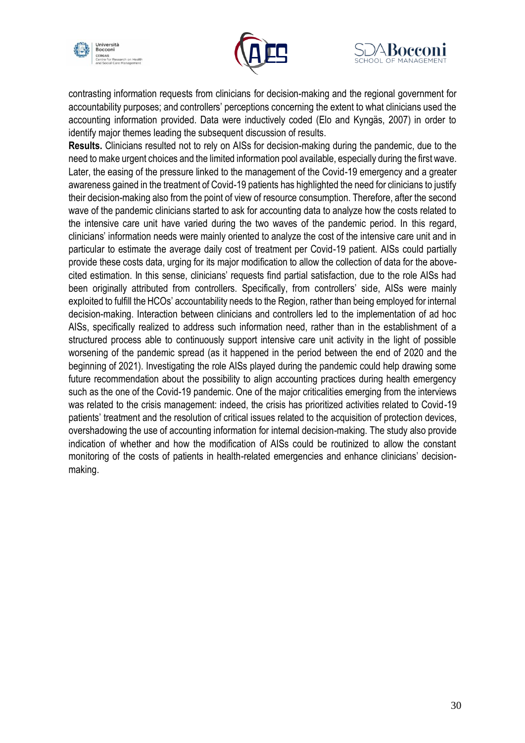contrasting information requests from clinicians for decision-making and the regional government for accountability purposes; and controllers' perceptions concerning the extent to what clinicians used the accounting information provided. Data were inductively coded (Elo and Kyngäs, 2007) in order to identify major themes leading the subsequent discussion of results.

**Results.** Clinicians resulted not to rely on AISs for decision-making during the pandemic, due to the need to make urgent choices and the limited information pool available, especially during the first wave. Later, the easing of the pressure linked to the management of the Covid-19 emergency and a greater awareness gained in the treatment of Covid-19 patients has highlighted the need for clinicians to justify their decision-making also from the point of view of resource consumption. Therefore, after the second wave of the pandemic clinicians started to ask for accounting data to analyze how the costs related to the intensive care unit have varied during the two waves of the pandemic period. In this regard, clinicians' information needs were mainly oriented to analyze the cost of the intensive care unit and in particular to estimate the average daily cost of treatment per Covid-19 patient. AISs could partially provide these costs data, urging for its major modification to allow the collection of data for the above-cited estimation. In this sense, clinicians' requests find partial satisfaction, due to the role AISs had been originally attributed from controllers. Specifically, from controllers' side, AISs were mainly exploited to fulfill the HCOs' accountability needs to the Region, rather than being employed for internal decision-making. Interaction between clinicians and controllers led to the implementation of ad hoc AISs, specifically realized to address such information need, rather than in the establishment of a structured process able to continuously support intensive care unit activity in the light of possible worsening of the pandemic spread (as it happened in the period between the end of 2020 and the beginning of 2021). Investigating the role AISs played during the pandemic could help drawing some future recommendation about the possibility to align accounting practices during health emergency such as the one of the Covid-19 pandemic. One of the major criticalities emerging from the interviews was related to the crisis management: indeed, the crisis has prioritized activities related to Covid-19 patients' treatment and the resolution of critical issues related to the acquisition of protection devices, overshadowing the use of accounting information for internal decision-making. The study also provide indication of whether and how the modification of AISs could be routinized to allow the constant monitoring of the costs of patients in health-related emergencies and enhance clinicians' decision-making.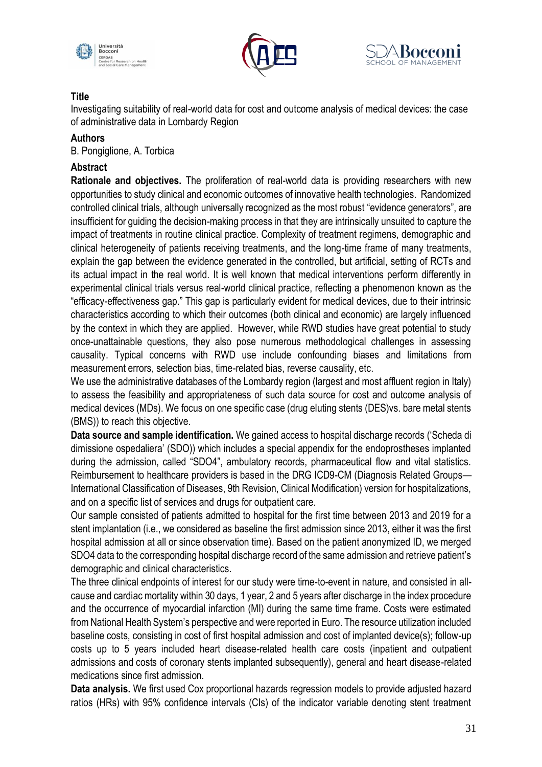**Title**

Investigating suitability of real-world data for cost and outcome analysis of medical devices: the case of administrative data in Lombardy Region

**Authors**

B. Pongiglione, A. Torbica

**Abstract**

**Rationale and objectives.** The proliferation of real-world data is providing researchers with new opportunities to study clinical and economic outcomes of innovative health technologies. Randomized controlled clinical trials, although universally recognized as the most robust "evidence generators", are insufficient for guiding the decision-making process in that they are intrinsically unsuited to capture the impact of treatments in routine clinical practice. Complexity of treatment regimens, demographic and clinical heterogeneity of patients receiving treatments, and the long-time frame of many treatments, explain the gap between the evidence generated in the controlled, but artificial, setting of RCTs and its actual impact in the real world. It is well known that medical interventions perform differently in experimental clinical trials versus real-world clinical practice, reflecting a phenomenon known as the "efficacy-effectiveness gap." This gap is particularly evident for medical devices, due to their intrinsic characteristics according to which their outcomes (both clinical and economic) are largely influenced by the context in which they are applied. However, while RWD studies have great potential to study once-unattainable questions, they also pose numerous methodological challenges in assessing causality. Typical concerns with RWD use include confounding biases and limitations from measurement errors, selection bias, time-related bias, reverse causality, etc.

We use the administrative databases of the Lombardy region (largest and most affluent region in Italy) to assess the feasibility and appropriateness of such data source for cost and outcome analysis of medical devices (MDs). We focus on one specific case (drug eluting stents (DES)vs. bare metal stents (BMS)) to reach this objective.

**Data source and sample identification.** We gained access to hospital discharge records ('Scheda di dimissione ospedaliera' (SDO)) which includes a special appendix for the endoprostheses implanted during the admission, called "SDO4", ambulatory records, pharmaceutical flow and vital statistics. Reimbursement to healthcare providers is based in the DRG ICD9-CM (Diagnosis Related Groups—International Classification of Diseases, 9th Revision, Clinical Modification) version for hospitalizations, and on a specific list of services and drugs for outpatient care.

Our sample consisted of patients admitted to hospital for the first time between 2013 and 2019 for a stent implantation (i.e., we considered as baseline the first admission since 2013, either it was the first hospital admission at all or since observation time). Based on the patient anonymized ID, we merged SDO4 data to the corresponding hospital discharge record of the same admission and retrieve patient's demographic and clinical characteristics.

The three clinical endpoints of interest for our study were time-to-event in nature, and consisted in all-cause and cardiac mortality within 30 days, 1 year, 2 and 5 years after discharge in the index procedure and the occurrence of myocardial infarction (MI) during the same time frame. Costs were estimated from National Health System's perspective and were reported in Euro. The resource utilization included baseline costs, consisting in cost of first hospital admission and cost of implanted device(s); follow-up costs up to 5 years included heart disease-related health care costs (inpatient and outpatient admissions and costs of coronary stents implanted subsequently), general and heart disease-related medications since first admission.

**Data analysis.** We first used Cox proportional hazards regression models to provide adjusted hazard ratios (HRs) with 95% confidence intervals (CIs) of the indicator variable denoting stent treatment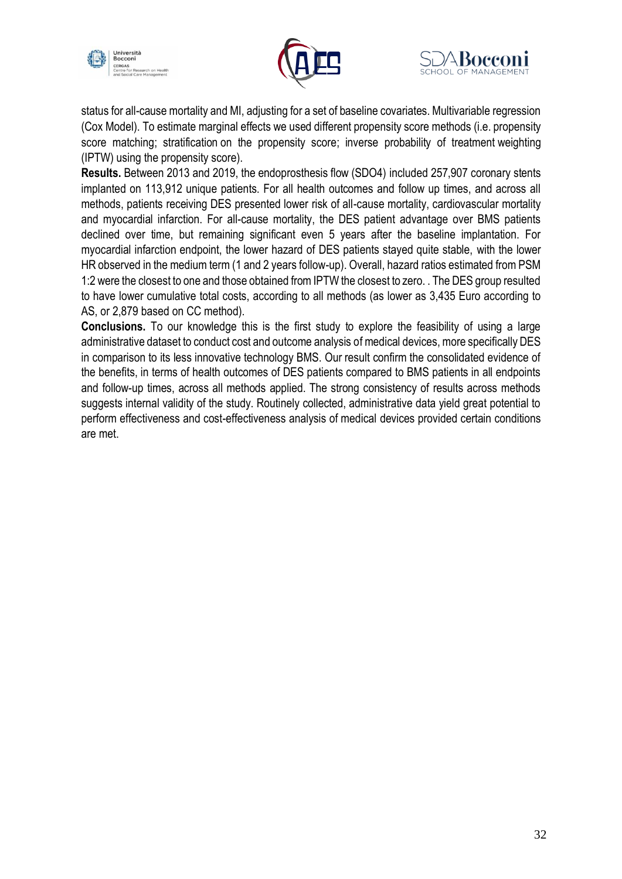status for all-cause mortality and MI, adjusting for a set of baseline covariates. Multivariable regression (Cox Model). To estimate marginal effects we used different propensity score methods (i.e. propensity score matching; stratification on the propensity score; inverse probability of treatment weighting (IPTW) using the propensity score).

**Results.** Between 2013 and 2019, the endoprosthesis flow (SDO4) included 257,907 coronary stents implanted on 113,912 unique patients. For all health outcomes and follow up times, and across all methods, patients receiving DES presented lower risk of all-cause mortality, cardiovascular mortality and myocardial infarction. For all-cause mortality, the DES patient advantage over BMS patients declined over time, but remaining significant even 5 years after the baseline implantation. For myocardial infarction endpoint, the lower hazard of DES patients stayed quite stable, with the lower HR observed in the medium term (1 and 2 years follow-up). Overall, hazard ratios estimated from PSM 1:2 were the closest to one and those obtained from IPTW the closest to zero. . The DES group resulted to have lower cumulative total costs, according to all methods (as lower as 3,435 Euro according to AS, or 2,879 based on CC method).

**Conclusions.** To our knowledge this is the first study to explore the feasibility of using a large administrative dataset to conduct cost and outcome analysis of medical devices, more specifically DES in comparison to its less innovative technology BMS. Our result confirm the consolidated evidence of the benefits, in terms of health outcomes of DES patients compared to BMS patients in all endpoints and follow-up times, across all methods applied. The strong consistency of results across methods suggests internal validity of the study. Routinely collected, administrative data yield great potential to perform effectiveness and cost-effectiveness analysis of medical devices provided certain conditions are met.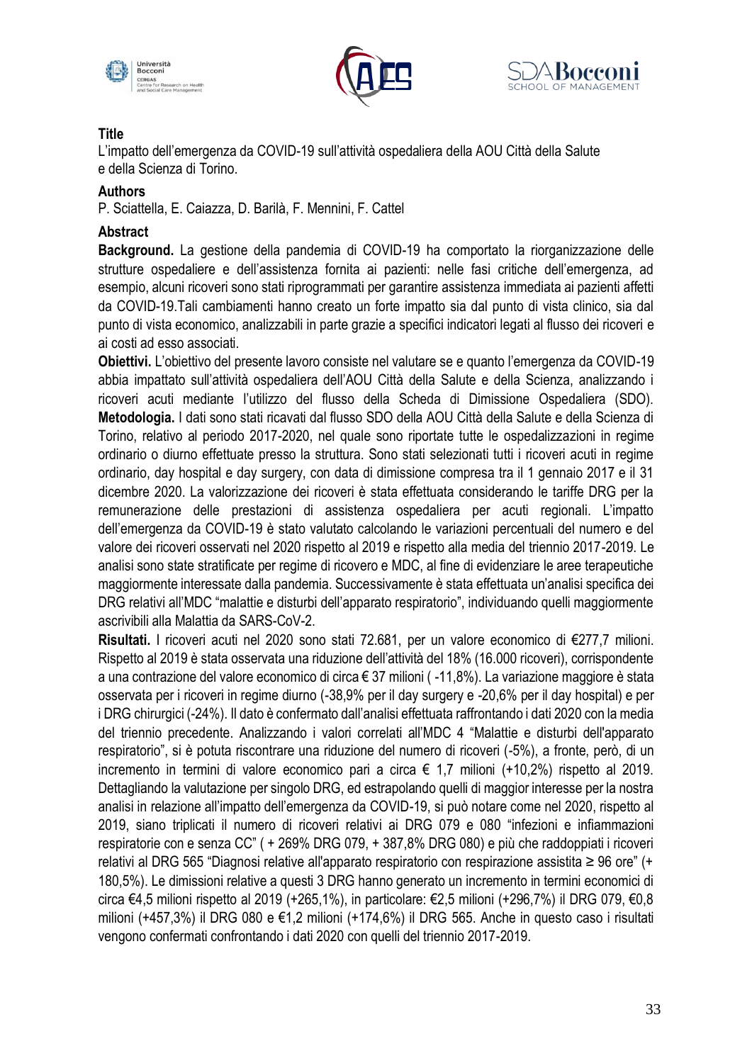**Title**

L'impatto dell'emergenza da COVID-19 sull'attività ospedaliera della AOU Città della Salute e della Scienza di Torino.

**Authors**

P. Sciattella, E. Caiazza, D. Barilà, F. Mennini, F. Cattel

**Abstract**

**Background.** La gestione della pandemia di COVID-19 ha comportato la riorganizzazione delle strutture ospedaliere e dell'assistenza fornita ai pazienti: nelle fasi critiche dell'emergenza, ad esempio, alcuni ricoveri sono stati riprogrammati per garantire assistenza immediata ai pazienti affetti da COVID-19.Tali cambiamenti hanno creato un forte impatto sia dal punto di vista clinico, sia dal punto di vista economico, analizzabili in parte grazie a specifici indicatori legati al flusso dei ricoveri e ai costi ad esso associati.

**Obiettivi.** L'obiettivo del presente lavoro consiste nel valutare se e quanto l'emergenza da COVID-19 abbia impattato sull'attività ospedaliera dell'AOU Città della Salute e della Scienza, analizzando i ricoveri acuti mediante l'utilizzo del flusso della Scheda di Dimissione Ospedaliera (SDO).

**Metodologia.** I dati sono stati ricavati dal flusso SDO della AOU Città della Salute e della Scienza di Torino, relativo al periodo 2017-2020, nel quale sono riportate tutte le ospedalizzazioni in regime ordinario o diurno effettuate presso la struttura. Sono stati selezionati tutti i ricoveri acuti in regime ordinario, day hospital e day surgery, con data di dimissione compresa tra il 1 gennaio 2017 e il 31 dicembre 2020. La valorizzazione dei ricoveri è stata effettuata considerando le tariffe DRG per la remunerazione delle prestazioni di assistenza ospedaliera per acuti regionali. L'impatto dell'emergenza da COVID-19 è stato valutato calcolando le variazioni percentuali del numero e del valore dei ricoveri osservati nel 2020 rispetto al 2019 e rispetto alla media del triennio 2017-2019. Le analisi sono state stratificate per regime di ricovero e MDC, al fine di evidenziare le aree terapeutiche maggiormente interessate dalla pandemia. Successivamente è stata effettuata un'analisi specifica dei DRG relativi all'MDC "malattie e disturbi dell'apparato respiratorio", individuando quelli maggiormente ascrivibili alla Malattia da SARS-CoV-2.

**Risultati.** I ricoveri acuti nel 2020 sono stati 72.681, per un valore economico di €277,7 milioni. Rispetto al 2019 è stata osservata una riduzione dell'attività del 18% (16.000 ricoveri), corrispondente a una contrazione del valore economico di circa € 37 milioni ( -11,8%). La variazione maggiore è stata osservata per i ricoveri in regime diurno (-38,9% per il day surgery e -20,6% per il day hospital) e per i DRG chirurgici (-24%). Il dato è confermato dall'analisi effettuata raffrontando i dati 2020 con la media del triennio precedente. Analizzando i valori correlati all'MDC 4 "Malattie e disturbi dell'apparato respiratorio", si è potuta riscontrare una riduzione del numero di ricoveri (-5%), a fronte, però, di un incremento in termini di valore economico pari a circa € 1,7 milioni (+10,2%) rispetto al 2019. Dettagliando la valutazione per singolo DRG, ed estrapolando quelli di maggior interesse per la nostra analisi in relazione all'impatto dell'emergenza da COVID-19, si può notare come nel 2020, rispetto al 2019, siano triplicati il numero di ricoveri relativi ai DRG 079 e 080 "infezioni e infiammazioni respiratorie con e senza CC" ( + 269% DRG 079, + 387,8% DRG 080) e più che raddoppiati i ricoveri relativi al DRG 565 "Diagnosi relative all'apparato respiratorio con respirazione assistita ≥ 96 ore" (+ 180,5%). Le dimissioni relative a questi 3 DRG hanno generato un incremento in termini economici di circa €4,5 milioni rispetto al 2019 (+265,1%), in particolare: €2,5 milioni (+296,7%) il DRG 079, €0,8 milioni (+457,3%) il DRG 080 e €1,2 milioni (+174,6%) il DRG 565. Anche in questo caso i risultati vengono confermati confrontando i dati 2020 con quelli del triennio 2017-2019.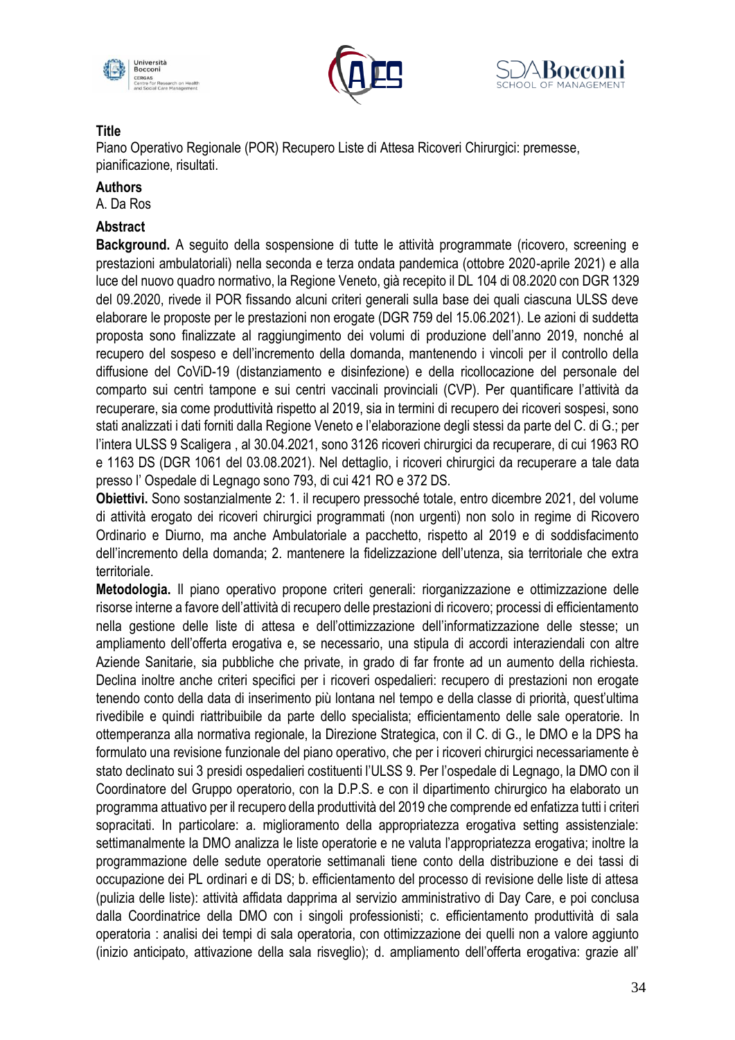**Title**

Piano Operativo Regionale (POR) Recupero Liste di Attesa Ricoveri Chirurgici: premesse, pianificazione, risultati.

**Authors**

A. Da Ros

**Abstract**

**Background.** A seguito della sospensione di tutte le attività programmate (ricovero, screening e prestazioni ambulatoriali) nella seconda e terza ondata pandemica (ottobre 2020-aprile 2021) e alla luce del nuovo quadro normativo, la Regione Veneto, già recepito il DL 104 di 08.2020 con DGR 1329 del 09.2020, rivede il POR fissando alcuni criteri generali sulla base dei quali ciascuna ULSS deve elaborare le proposte per le prestazioni non erogate (DGR 759 del 15.06.2021). Le azioni di suddetta proposta sono finalizzate al raggiungimento dei volumi di produzione dell'anno 2019, nonché al recupero del sospeso e dell'incremento della domanda, mantenendo i vincoli per il controllo della diffusione del CoViD-19 (distanziamento e disinfezione) e della ricollocazione del personale del comparto sui centri tampone e sui centri vaccinali provinciali (CVP). Per quantificare l'attività da recuperare, sia come produttività rispetto al 2019, sia in termini di recupero dei ricoveri sospesi, sono stati analizzati i dati forniti dalla Regione Veneto e l'elaborazione degli stessi da parte del C. di G.; per l'intera ULSS 9 Scaligera , al 30.04.2021, sono 3126 ricoveri chirurgici da recuperare, di cui 1963 RO e 1163 DS (DGR 1061 del 03.08.2021). Nel dettaglio, i ricoveri chirurgici da recuperare a tale data presso l' Ospedale di Legnago sono 793, di cui 421 RO e 372 DS.

**Obiettivi.** Sono sostanzialmente 2: 1. il recupero pressoché totale, entro dicembre 2021, del volume di attività erogato dei ricoveri chirurgici programmati (non urgenti) non solo in regime di Ricovero Ordinario e Diurno, ma anche Ambulatoriale a pacchetto, rispetto al 2019 e di soddisfacimento dell'incremento della domanda; 2. mantenere la fidelizzazione dell'utenza, sia territoriale che extra territoriale.

**Metodologia.** Il piano operativo propone criteri generali: riorganizzazione e ottimizzazione delle risorse interne a favore dell'attività di recupero delle prestazioni di ricovero; processi di efficientamento nella gestione delle liste di attesa e dell'ottimizzazione dell'informatizzazione delle stesse; un ampliamento dell'offerta erogativa e, se necessario, una stipula di accordi interaziendali con altre Aziende Sanitarie, sia pubbliche che private, in grado di far fronte ad un aumento della richiesta. Declina inoltre anche criteri specifici per i ricoveri ospedalieri: recupero di prestazioni non erogate tenendo conto della data di inserimento più lontana nel tempo e della classe di priorità, quest'ultima rivedibile e quindi riattribuibile da parte dello specialista; efficientamento delle sale operatorie. In ottemperanza alla normativa regionale, la Direzione Strategica, con il C. di G., le DMO e la DPS ha formulato una revisione funzionale del piano operativo, che per i ricoveri chirurgici necessariamente è stato declinato sui 3 presidi ospedalieri costituenti l'ULSS 9. Per l'ospedale di Legnago, la DMO con il Coordinatore del Gruppo operatorio, con la D.P.S. e con il dipartimento chirurgico ha elaborato un programma attuativo per il recupero della produttività del 2019 che comprende ed enfatizza tutti i criteri sopracitati. In particolare: a. miglioramento della appropriatezza erogativa setting assistenziale: settimanalmente la DMO analizza le liste operatorie e ne valuta l'appropriatezza erogativa; inoltre la programmazione delle sedute operatorie settimanali tiene conto della distribuzione e dei tassi di occupazione dei PL ordinari e di DS; b. efficientamento del processo di revisione delle liste di attesa (pulizia delle liste): attività affidata dapprima al servizio amministrativo di Day Care, e poi conclusa dalla Coordinatrice della DMO con i singoli professionisti; c. efficientamento produttività di sala operatoria : analisi dei tempi di sala operatoria, con ottimizzazione dei quelli non a valore aggiunto (inizio anticipato, attivazione della sala risveglio); d. ampliamento dell'offerta erogativa: grazie all'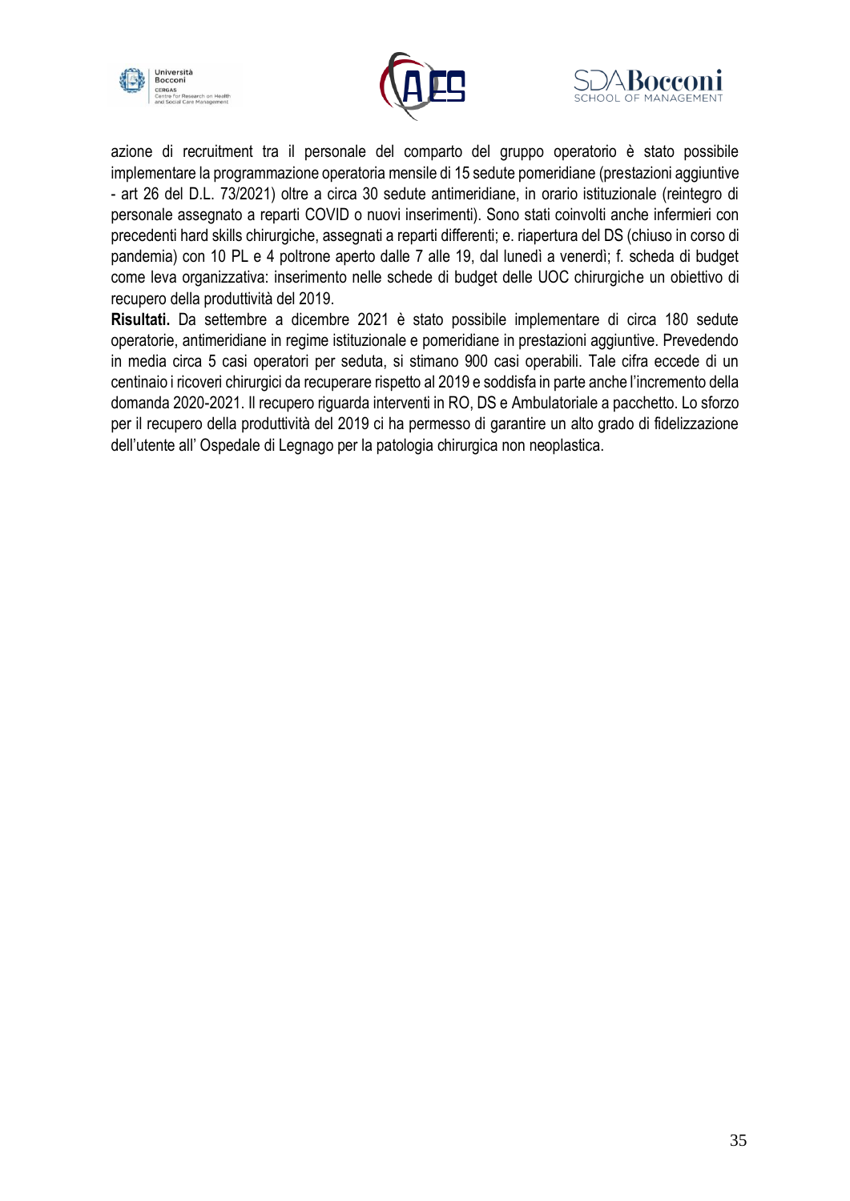azione di recruitment tra il personale del comparto del gruppo operatorio è stato possibile implementare la programmazione operatoria mensile di 15 sedute pomeridiane (prestazioni aggiuntive - art 26 del D.L. 73/2021) oltre a circa 30 sedute antimeridiane, in orario istituzionale (reintegro di personale assegnato a reparti COVID o nuovi inserimenti). Sono stati coinvolti anche infermieri con precedenti hard skills chirurgiche, assegnati a reparti differenti; e. riapertura del DS (chiuso in corso di pandemia) con 10 PL e 4 poltrone aperto dalle 7 alle 19, dal lunedì a venerdì; f. scheda di budget come leva organizzativa: inserimento nelle schede di budget delle UOC chirurgiche un obiettivo di recupero della produttività del 2019.

**Risultati.** Da settembre a dicembre 2021 è stato possibile implementare di circa 180 sedute operatorie, antimeridiane in regime istituzionale e pomeridiane in prestazioni aggiuntive. Prevedendo in media circa 5 casi operatori per seduta, si stimano 900 casi operabili. Tale cifra eccede di un centinaio i ricoveri chirurgici da recuperare rispetto al 2019 e soddisfa in parte anche l'incremento della domanda 2020-2021. Il recupero riguarda interventi in RO, DS e Ambulatoriale a pacchetto. Lo sforzo per il recupero della produttività del 2019 ci ha permesso di garantire un alto grado di fidelizzazione dell'utente all' Ospedale di Legnago per la patologia chirurgica non neoplastica.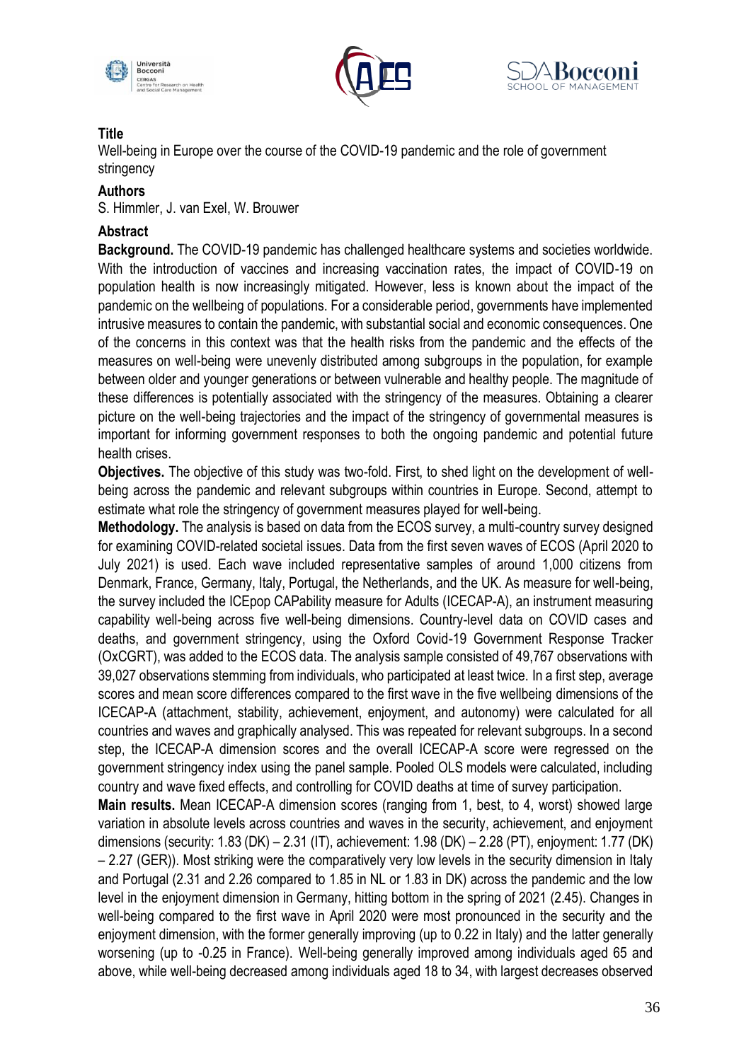**Title**

Well-being in Europe over the course of the COVID-19 pandemic and the role of government stringency

**Authors**

S. Himmler, J. van Exel, W. Brouwer

**Abstract**

**Background.** The COVID-19 pandemic has challenged healthcare systems and societies worldwide. With the introduction of vaccines and increasing vaccination rates, the impact of COVID-19 on population health is now increasingly mitigated. However, less is known about the impact of the pandemic on the wellbeing of populations. For a considerable period, governments have implemented intrusive measures to contain the pandemic, with substantial social and economic consequences. One of the concerns in this context was that the health risks from the pandemic and the effects of the measures on well-being were unevenly distributed among subgroups in the population, for example between older and younger generations or between vulnerable and healthy people. The magnitude of these differences is potentially associated with the stringency of the measures. Obtaining a clearer picture on the well-being trajectories and the impact of the stringency of governmental measures is important for informing government responses to both the ongoing pandemic and potential future health crises.

**Objectives.** The objective of this study was two-fold. First, to shed light on the development of well-being across the pandemic and relevant subgroups within countries in Europe. Second, attempt to estimate what role the stringency of government measures played for well-being.

**Methodology.** The analysis is based on data from the ECOS survey, a multi-country survey designed for examining COVID-related societal issues. Data from the first seven waves of ECOS (April 2020 to July 2021) is used. Each wave included representative samples of around 1,000 citizens from Denmark, France, Germany, Italy, Portugal, the Netherlands, and the UK. As measure for well-being, the survey included the ICEpop CAPability measure for Adults (ICECAP-A), an instrument measuring capability well-being across five well-being dimensions. Country-level data on COVID cases and deaths, and government stringency, using the Oxford Covid-19 Government Response Tracker (OxCGRT), was added to the ECOS data. The analysis sample consisted of 49,767 observations with 39,027 observations stemming from individuals, who participated at least twice. In a first step, average scores and mean score differences compared to the first wave in the five wellbeing dimensions of the ICECAP-A (attachment, stability, achievement, enjoyment, and autonomy) were calculated for all countries and waves and graphically analysed. This was repeated for relevant subgroups. In a second step, the ICECAP-A dimension scores and the overall ICECAP-A score were regressed on the government stringency index using the panel sample. Pooled OLS models were calculated, including country and wave fixed effects, and controlling for COVID deaths at time of survey participation.

**Main results.** Mean ICECAP-A dimension scores (ranging from 1, best, to 4, worst) showed large variation in absolute levels across countries and waves in the security, achievement, and enjoyment dimensions (security: 1.83 (DK) – 2.31 (IT), achievement: 1.98 (DK) – 2.28 (PT), enjoyment: 1.77 (DK) – 2.27 (GER)). Most striking were the comparatively very low levels in the security dimension in Italy and Portugal (2.31 and 2.26 compared to 1.85 in NL or 1.83 in DK) across the pandemic and the low level in the enjoyment dimension in Germany, hitting bottom in the spring of 2021 (2.45). Changes in well-being compared to the first wave in April 2020 were most pronounced in the security and the enjoyment dimension, with the former generally improving (up to 0.22 in Italy) and the latter generally worsening (up to -0.25 in France). Well-being generally improved among individuals aged 65 and above, while well-being decreased among individuals aged 18 to 34, with largest decreases observed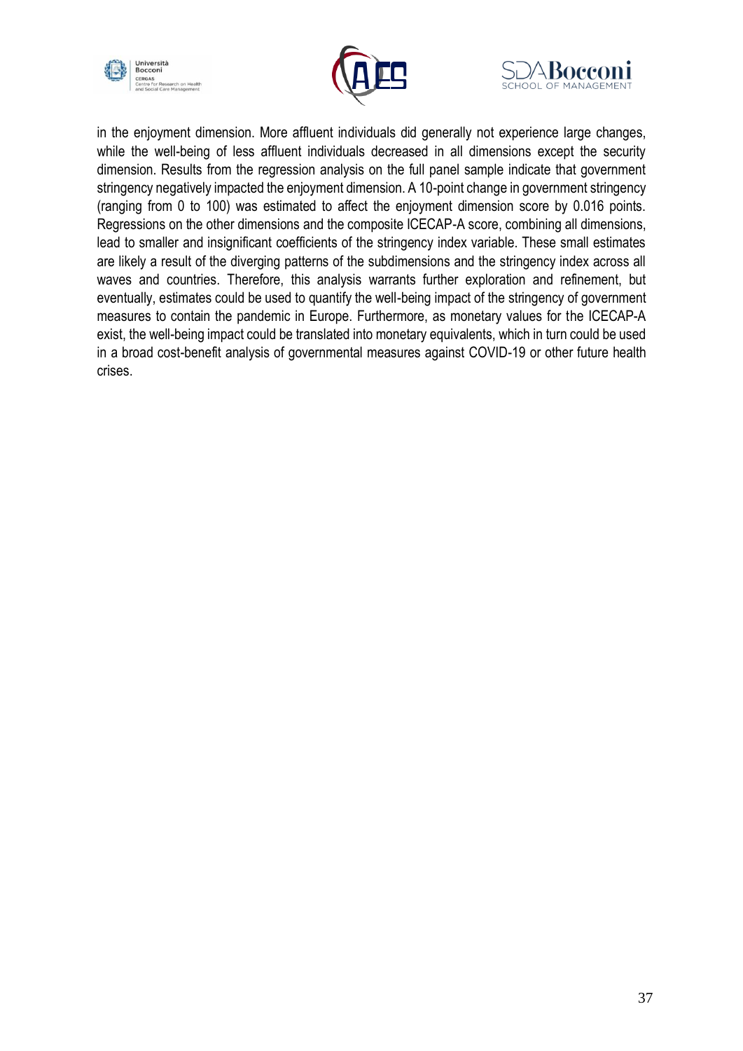in the enjoyment dimension. More affluent individuals did generally not experience large changes, while the well-being of less affluent individuals decreased in all dimensions except the security dimension. Results from the regression analysis on the full panel sample indicate that government stringency negatively impacted the enjoyment dimension. A 10-point change in government stringency (ranging from 0 to 100) was estimated to affect the enjoyment dimension score by 0.016 points. Regressions on the other dimensions and the composite ICECAP-A score, combining all dimensions, lead to smaller and insignificant coefficients of the stringency index variable. These small estimates are likely a result of the diverging patterns of the subdimensions and the stringency index across all waves and countries. Therefore, this analysis warrants further exploration and refinement, but eventually, estimates could be used to quantify the well-being impact of the stringency of government measures to contain the pandemic in Europe. Furthermore, as monetary values for the ICECAP-A exist, the well-being impact could be translated into monetary equivalents, which in turn could be used in a broad cost-benefit analysis of governmental measures against COVID-19 or other future health crises.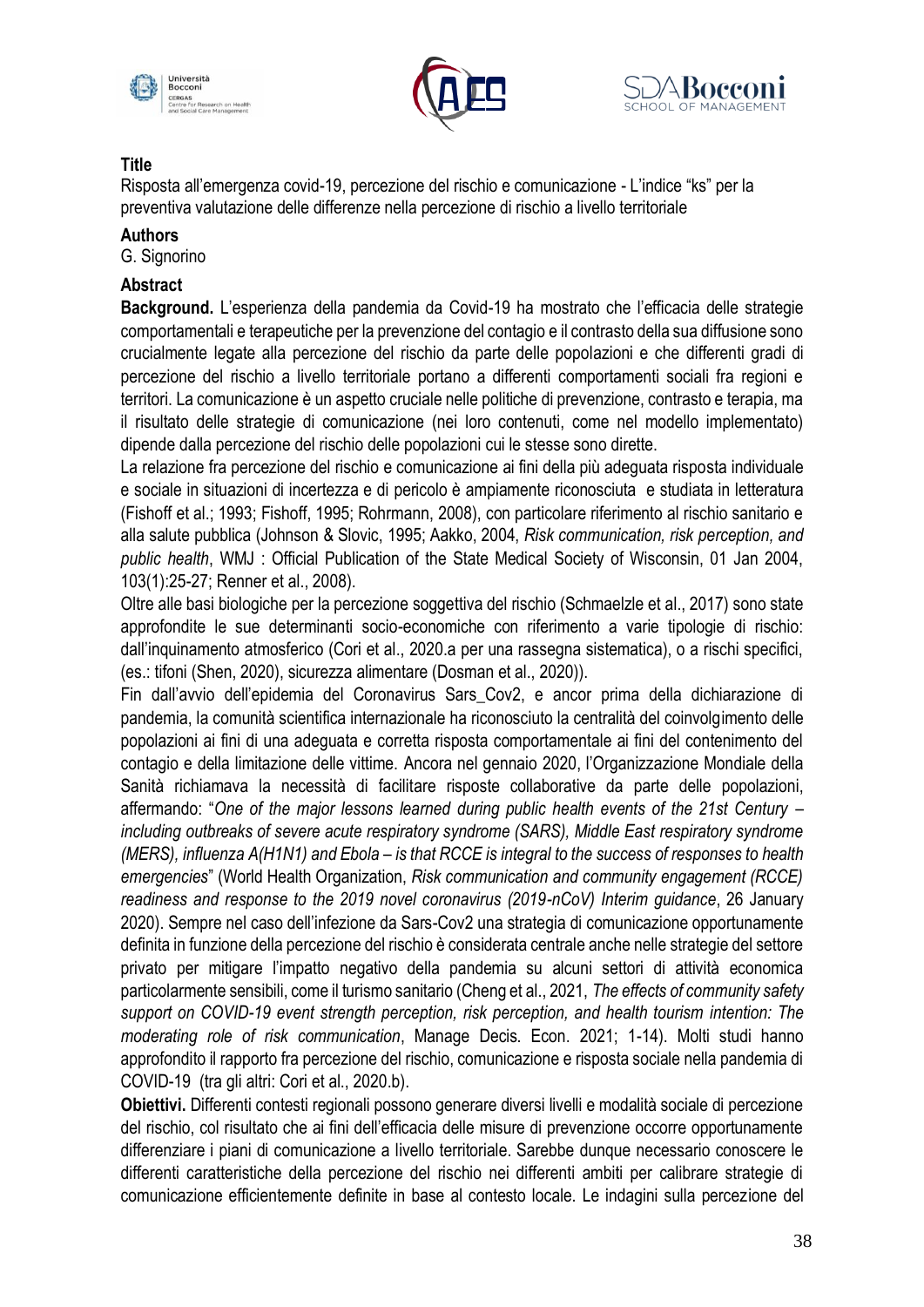**Title**

Risposta all'emergenza covid-19, percezione del rischio e comunicazione - L'indice "ks" per la preventiva valutazione delle differenze nella percezione di rischio a livello territoriale

**Authors**

G. Signorino

**Abstract**

**Background.** L'esperienza della pandemia da Covid-19 ha mostrato che l'efficacia delle strategie comportamentali e terapeutiche per la prevenzione del contagio e il contrasto della sua diffusione sono crucialmente legate alla percezione del rischio da parte delle popolazioni e che differenti gradi di percezione del rischio a livello territoriale portano a differenti comportamenti sociali fra regioni e territori. La comunicazione è un aspetto cruciale nelle politiche di prevenzione, contrasto e terapia, ma il risultato delle strategie di comunicazione (nei loro contenuti, come nel modello implementato) dipende dalla percezione del rischio delle popolazioni cui le stesse sono dirette.

La relazione fra percezione del rischio e comunicazione ai fini della più adeguata risposta individuale e sociale in situazioni di incertezza e di pericolo è ampiamente riconosciuta e studiata in letteratura (Fishoff et al.; 1993; Fishoff, 1995; Rohrmann, 2008), con particolare riferimento al rischio sanitario e alla salute pubblica (Johnson & Slovic, 1995; Aakko, 2004, *Risk communication, risk perception, and public health*, WMJ : Official Publication of the State Medical Society of Wisconsin, 01 Jan 2004, 103(1):25-27; Renner et al., 2008).

Oltre alle basi biologiche per la percezione soggettiva del rischio (Schmaelzle et al., 2017) sono state approfondite le sue determinanti socio-economiche con riferimento a varie tipologie di rischio: dall'inquinamento atmosferico (Cori et al., 2020.a per una rassegna sistematica), o a rischi specifici, (es.: tifoni (Shen, 2020), sicurezza alimentare (Dosman et al., 2020)).

Fin dall'avvio dell'epidemia del Coronavirus Sars_Cov2, e ancor prima della dichiarazione di pandemia, la comunità scientifica internazionale ha riconosciuto la centralità del coinvolgimento delle popolazioni ai fini di una adeguata e corretta risposta comportamentale ai fini del contenimento del contagio e della limitazione delle vittime. Ancora nel gennaio 2020, l'Organizzazione Mondiale della Sanità richiamava la necessità di facilitare risposte collaborative da parte delle popolazioni, affermando: "*One of the major lessons learned during public health events of the 21st Century – including outbreaks of severe acute respiratory syndrome (SARS), Middle East respiratory syndrome (MERS), influenza A(H1N1) and Ebola – is that RCCE is integral to the success of responses to health emergencies*" (World Health Organization, *Risk communication and community engagement (RCCE) readiness and response to the 2019 novel coronavirus (2019-nCoV) Interim guidance*, 26 January 2020). Sempre nel caso dell'infezione da Sars-Cov2 una strategia di comunicazione opportunamente definita in funzione della percezione del rischio è considerata centrale anche nelle strategie del settore privato per mitigare l'impatto negativo della pandemia su alcuni settori di attività economica particolarmente sensibili, come il turismo sanitario (Cheng et al., 2021, *The effects of community safety support on COVID-19 event strength perception, risk perception, and health tourism intention: The moderating role of risk communication*, Manage Decis. Econ. 2021; 1-14). Molti studi hanno approfondito il rapporto fra percezione del rischio, comunicazione e risposta sociale nella pandemia di COVID-19 (tra gli altri: Cori et al., 2020.b).

**Obiettivi.** Differenti contesti regionali possono generare diversi livelli e modalità sociale di percezione del rischio, col risultato che ai fini dell'efficacia delle misure di prevenzione occorre opportunamente differenziare i piani di comunicazione a livello territoriale. Sarebbe dunque necessario conoscere le differenti caratteristiche della percezione del rischio nei differenti ambiti per calibrare strategie di comunicazione efficientemente definite in base al contesto locale. Le indagini sulla percezione del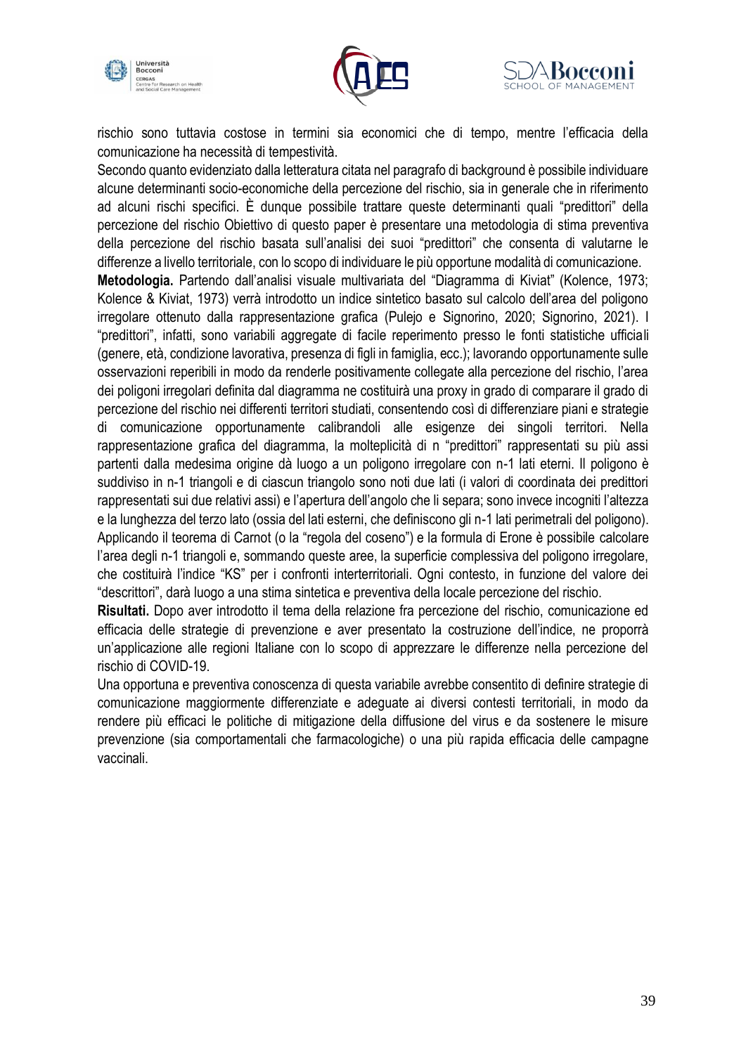rischio sono tuttavia costose in termini sia economici che di tempo, mentre l'efficacia della comunicazione ha necessità di tempestività.

Secondo quanto evidenziato dalla letteratura citata nel paragrafo di background è possibile individuare alcune determinanti socio-economiche della percezione del rischio, sia in generale che in riferimento ad alcuni rischi specifici. È dunque possibile trattare queste determinanti quali "predittori" della percezione del rischio Obiettivo di questo paper è presentare una metodologia di stima preventiva della percezione del rischio basata sull'analisi dei suoi "predittori" che consenta di valutarne le differenze a livello territoriale, con lo scopo di individuare le più opportune modalità di comunicazione.

**Metodologia.** Partendo dall'analisi visuale multivariata del "Diagramma di Kiviat" (Kolence, 1973; Kolence & Kiviat, 1973) verrà introdotto un indice sintetico basato sul calcolo dell'area del poligono irregolare ottenuto dalla rappresentazione grafica (Pulejo e Signorino, 2020; Signorino, 2021). I "predittori", infatti, sono variabili aggregate di facile reperimento presso le fonti statistiche ufficiali (genere, età, condizione lavorativa, presenza di figli in famiglia, ecc.); lavorando opportunamente sulle osservazioni reperibili in modo da renderle positivamente collegate alla percezione del rischio, l'area dei poligoni irregolari definita dal diagramma ne costituirà una proxy in grado di comparare il grado di percezione del rischio nei differenti territori studiati, consentendo così di differenziare piani e strategie di comunicazione opportunamente calibrandoli alle esigenze dei singoli territori. Nella rappresentazione grafica del diagramma, la molteplicità di n "predittori" rappresentati su più assi partenti dalla medesima origine dà luogo a un poligono irregolare con n-1 lati eterni. Il poligono è suddiviso in n-1 triangoli e di ciascun triangolo sono noti due lati (i valori di coordinata dei predittori rappresentati sui due relativi assi) e l'apertura dell'angolo che li separa; sono invece incogniti l'altezza e la lunghezza del terzo lato (ossia del lati esterni, che definiscono gli n-1 lati perimetrali del poligono). Applicando il teorema di Carnot (o la "regola del coseno") e la formula di Erone è possibile calcolare l'area degli n-1 triangoli e, sommando queste aree, la superficie complessiva del poligono irregolare, che costituirà l'indice "KS" per i confronti interterritoriali. Ogni contesto, in funzione del valore dei "descrittori", darà luogo a una stima sintetica e preventiva della locale percezione del rischio.

**Risultati.** Dopo aver introdotto il tema della relazione fra percezione del rischio, comunicazione ed efficacia delle strategie di prevenzione e aver presentato la costruzione dell'indice, ne proporrà un'applicazione alle regioni Italiane con lo scopo di apprezzare le differenze nella percezione del rischio di COVID-19.

Una opportuna e preventiva conoscenza di questa variabile avrebbe consentito di definire strategie di comunicazione maggiormente differenziate e adeguate ai diversi contesti territoriali, in modo da rendere più efficaci le politiche di mitigazione della diffusione del virus e da sostenere le misure prevenzione (sia comportamentali che farmacologiche) o una più rapida efficacia delle campagne vaccinali.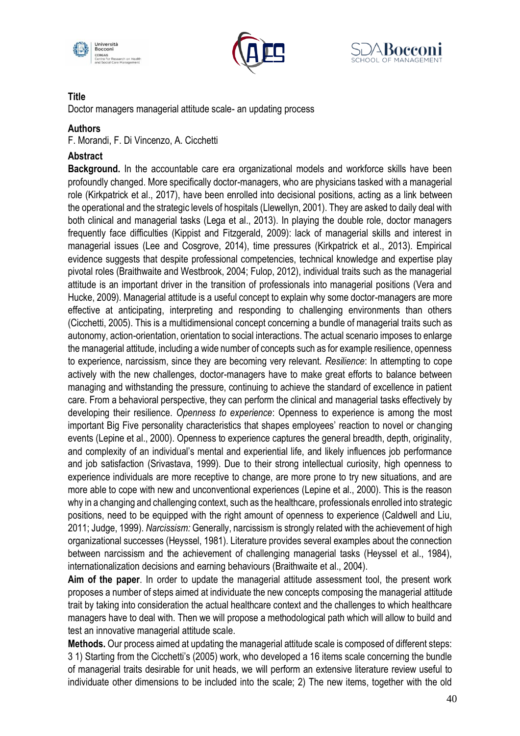**Title**

Doctor managers managerial attitude scale- an updating process

**Authors**

F. Morandi, F. Di Vincenzo, A. Cicchetti

**Abstract**

**Background.** In the accountable care era organizational models and workforce skills have been profoundly changed. More specifically doctor-managers, who are physicians tasked with a managerial role (Kirkpatrick et al., 2017), have been enrolled into decisional positions, acting as a link between the operational and the strategic levels of hospitals (Llewellyn, 2001). They are asked to daily deal with both clinical and managerial tasks (Lega et al., 2013). In playing the double role, doctor managers frequently face difficulties (Kippist and Fitzgerald, 2009): lack of managerial skills and interest in managerial issues (Lee and Cosgrove, 2014), time pressures (Kirkpatrick et al., 2013). Empirical evidence suggests that despite professional competencies, technical knowledge and expertise play pivotal roles (Braithwaite and Westbrook, 2004; Fulop, 2012), individual traits such as the managerial attitude is an important driver in the transition of professionals into managerial positions (Vera and Hucke, 2009). Managerial attitude is a useful concept to explain why some doctor-managers are more effective at anticipating, interpreting and responding to challenging environments than others (Cicchetti, 2005). This is a multidimensional concept concerning a bundle of managerial traits such as autonomy, action-orientation, orientation to social interactions. The actual scenario imposes to enlarge the managerial attitude, including a wide number of concepts such as for example resilience, openness to experience, narcissism, since they are becoming very relevant. *Resilience*: In attempting to cope actively with the new challenges, doctor-managers have to make great efforts to balance between managing and withstanding the pressure, continuing to achieve the standard of excellence in patient care. From a behavioral perspective, they can perform the clinical and managerial tasks effectively by developing their resilience. *Openness to experience*: Openness to experience is among the most important Big Five personality characteristics that shapes employees' reaction to novel or changing events (Lepine et al., 2000). Openness to experience captures the general breadth, depth, originality, and complexity of an individual's mental and experiential life, and likely influences job performance and job satisfaction (Srivastava, 1999). Due to their strong intellectual curiosity, high openness to experience individuals are more receptive to change, are more prone to try new situations, and are more able to cope with new and unconventional experiences (Lepine et al., 2000). This is the reason why in a changing and challenging context, such as the healthcare, professionals enrolled into strategic positions, need to be equipped with the right amount of openness to experience (Caldwell and Liu, 2011; Judge, 1999). *Narcissism:* Generally, narcissism is strongly related with the achievement of high organizational successes (Heyssel, 1981). Literature provides several examples about the connection between narcissism and the achievement of challenging managerial tasks (Heyssel et al., 1984), internationalization decisions and earning behaviours (Braithwaite et al., 2004).

**Aim of the paper**. In order to update the managerial attitude assessment tool, the present work proposes a number of steps aimed at individuate the new concepts composing the managerial attitude trait by taking into consideration the actual healthcare context and the challenges to which healthcare managers have to deal with. Then we will propose a methodological path which will allow to build and test an innovative managerial attitude scale.

**Methods.** Our process aimed at updating the managerial attitude scale is composed of different steps: 3 1) Starting from the Cicchetti's (2005) work, who developed a 16 items scale concerning the bundle of managerial traits desirable for unit heads, we will perform an extensive literature review useful to individuate other dimensions to be included into the scale; 2) The new items, together with the old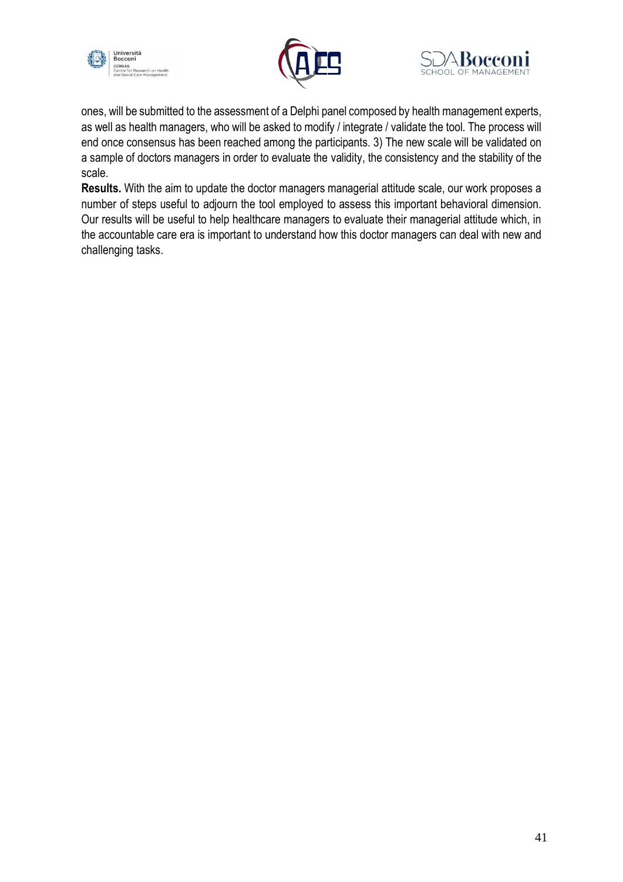ones, will be submitted to the assessment of a Delphi panel composed by health management experts, as well as health managers, who will be asked to modify / integrate / validate the tool. The process will end once consensus has been reached among the participants. 3) The new scale will be validated on a sample of doctors managers in order to evaluate the validity, the consistency and the stability of the scale.

**Results.** With the aim to update the doctor managers managerial attitude scale, our work proposes a number of steps useful to adjourn the tool employed to assess this important behavioral dimension. Our results will be useful to help healthcare managers to evaluate their managerial attitude which, in the accountable care era is important to understand how this doctor managers can deal with new and challenging tasks.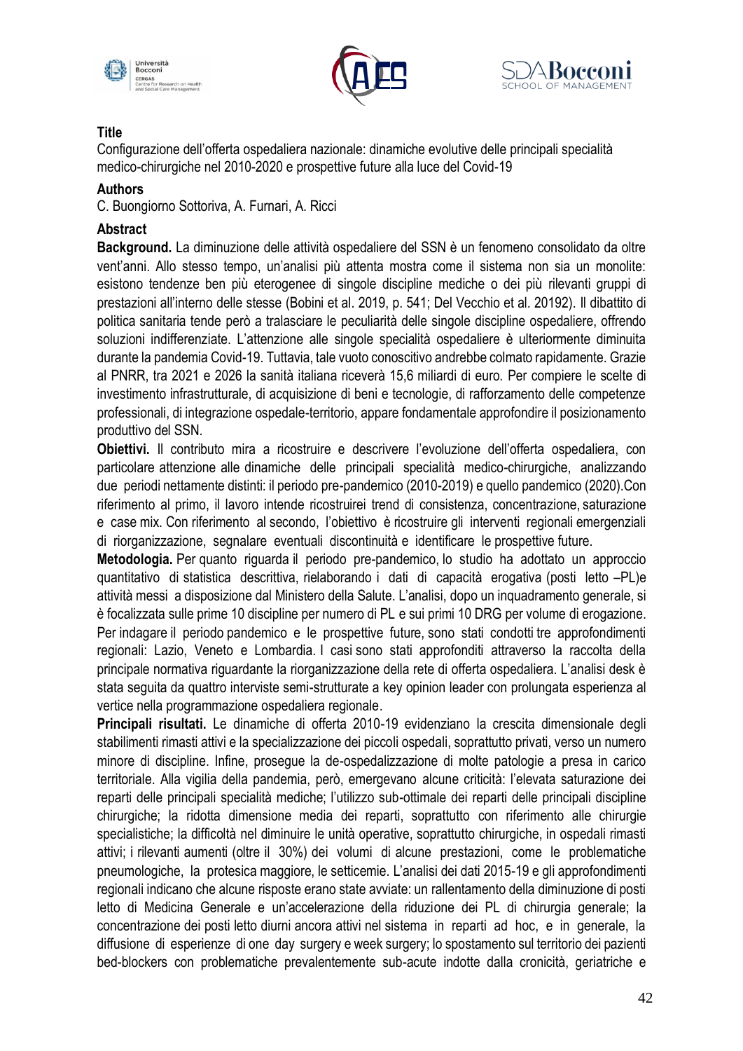**Title**

Configurazione dell'offerta ospedaliera nazionale: dinamiche evolutive delle principali specialità medico-chirurgiche nel 2010-2020 e prospettive future alla luce del Covid-19

**Authors**

C. Buongiorno Sottoriva, A. Furnari, A. Ricci

**Abstract**

**Background.** La diminuzione delle attività ospedaliere del SSN è un fenomeno consolidato da oltre vent'anni. Allo stesso tempo, un'analisi più attenta mostra come il sistema non sia un monolite: esistono tendenze ben più eterogenee di singole discipline mediche o dei più rilevanti gruppi di prestazioni all'interno delle stesse (Bobini et al. 2019, p. 541; Del Vecchio et al. 20192). Il dibattito di politica sanitaria tende però a tralasciare le peculiarità delle singole discipline ospedaliere, offrendo soluzioni indifferenziate. L'attenzione alle singole specialità ospedaliere è ulteriormente diminuita durante la pandemia Covid-19. Tuttavia, tale vuoto conoscitivo andrebbe colmato rapidamente. Grazie al PNRR, tra 2021 e 2026 la sanità italiana riceverà 15,6 miliardi di euro. Per compiere le scelte di investimento infrastrutturale, di acquisizione di beni e tecnologie, di rafforzamento delle competenze professionali, di integrazione ospedale-territorio, appare fondamentale approfondire il posizionamento produttivo del SSN.

**Obiettivi.** Il contributo mira a ricostruire e descrivere l'evoluzione dell'offerta ospedaliera, con particolare attenzione alle dinamiche delle principali specialità medico-chirurgiche, analizzando due periodi nettamente distinti: il periodo pre-pandemico (2010-2019) e quello pandemico (2020).Con riferimento al primo, il lavoro intende ricostruirei trend di consistenza, concentrazione, saturazione e case mix. Con riferimento al secondo, l'obiettivo è ricostruire gli interventi regionali emergenziali di riorganizzazione, segnalare eventuali discontinuità e identificare le prospettive future.

**Metodologia.** Per quanto riguarda il periodo pre-pandemico, lo studio ha adottato un approccio quantitativo di statistica descrittiva, rielaborando i dati di capacità erogativa (posti letto –PL)e attività messi a disposizione dal Ministero della Salute. L'analisi, dopo un inquadramento generale, si è focalizzata sulle prime 10 discipline per numero di PL e sui primi 10 DRG per volume di erogazione. Per indagare il periodo pandemico e le prospettive future, sono stati condotti tre approfondimenti regionali: Lazio, Veneto e Lombardia. I casi sono stati approfonditi attraverso la raccolta della principale normativa riguardante la riorganizzazione della rete di offerta ospedaliera. L'analisi desk è stata seguita da quattro interviste semi-strutturate a key opinion leader con prolungata esperienza al vertice nella programmazione ospedaliera regionale.

**Principali risultati.** Le dinamiche di offerta 2010-19 evidenziano la crescita dimensionale degli stabilimenti rimasti attivi e la specializzazione dei piccoli ospedali, soprattutto privati, verso un numero minore di discipline. Infine, prosegue la de-ospedalizzazione di molte patologie a presa in carico territoriale. Alla vigilia della pandemia, però, emergevano alcune criticità: l'elevata saturazione dei reparti delle principali specialità mediche; l'utilizzo sub-ottimale dei reparti delle principali discipline chirurgiche; la ridotta dimensione media dei reparti, soprattutto con riferimento alle chirurgie specialistiche; la difficoltà nel diminuire le unità operative, soprattutto chirurgiche, in ospedali rimasti attivi; i rilevanti aumenti (oltre il 30%) dei volumi di alcune prestazioni, come le problematiche pneumologiche, la protesica maggiore, le setticemie. L'analisi dei dati 2015-19 e gli approfondimenti regionali indicano che alcune risposte erano state avviate: un rallentamento della diminuzione di posti letto di Medicina Generale e un'accelerazione della riduzione dei PL di chirurgia generale; la concentrazione dei posti letto diurni ancora attivi nel sistema in reparti ad hoc, e in generale, la diffusione di esperienze di one day surgery e week surgery; lo spostamento sul territorio dei pazienti bed-blockers con problematiche prevalentemente sub-acute indotte dalla cronicità, geriatriche e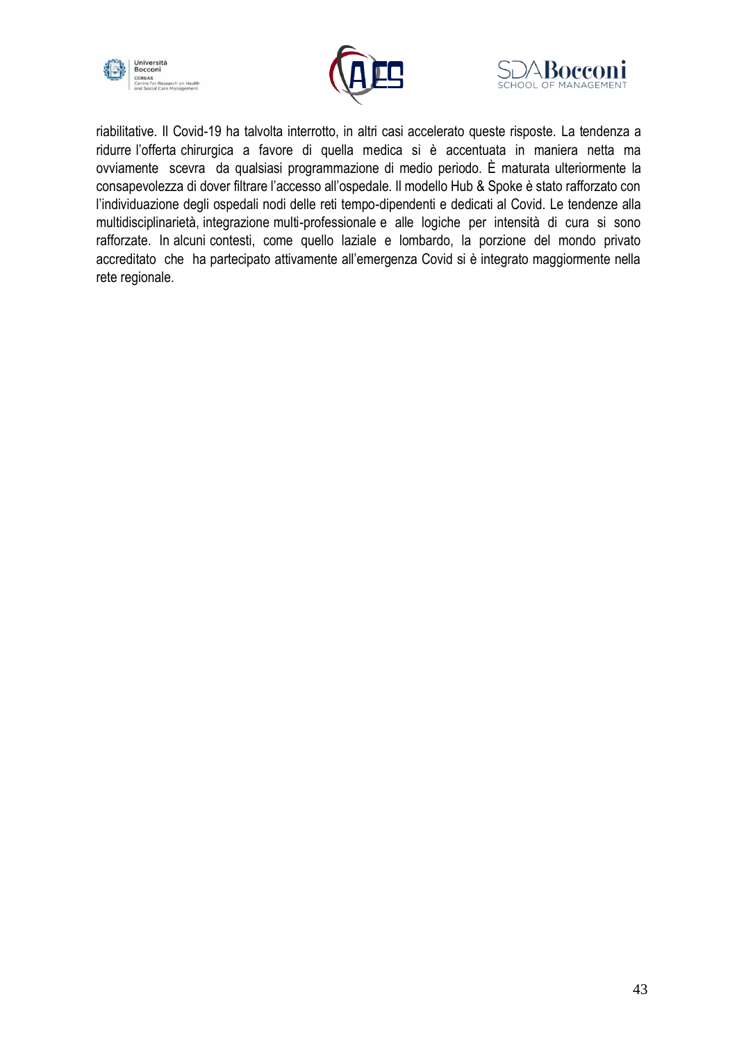riabilitative. Il Covid-19 ha talvolta interrotto, in altri casi accelerato queste risposte. La tendenza a ridurre l'offerta chirurgica a favore di quella medica si è accentuata in maniera netta ma ovviamente scevra da qualsiasi programmazione di medio periodo. È maturata ulteriormente la consapevolezza di dover filtrare l'accesso all'ospedale. Il modello Hub & Spoke è stato rafforzato con l'individuazione degli ospedali nodi delle reti tempo-dipendenti e dedicati al Covid. Le tendenze alla multidisciplinarietà, integrazione multi-professionale e alle logiche per intensità di cura si sono rafforzate. In alcuni contesti, come quello laziale e lombardo, la porzione del mondo privato accreditato che ha partecipato attivamente all'emergenza Covid si è integrato maggiormente nella rete regionale.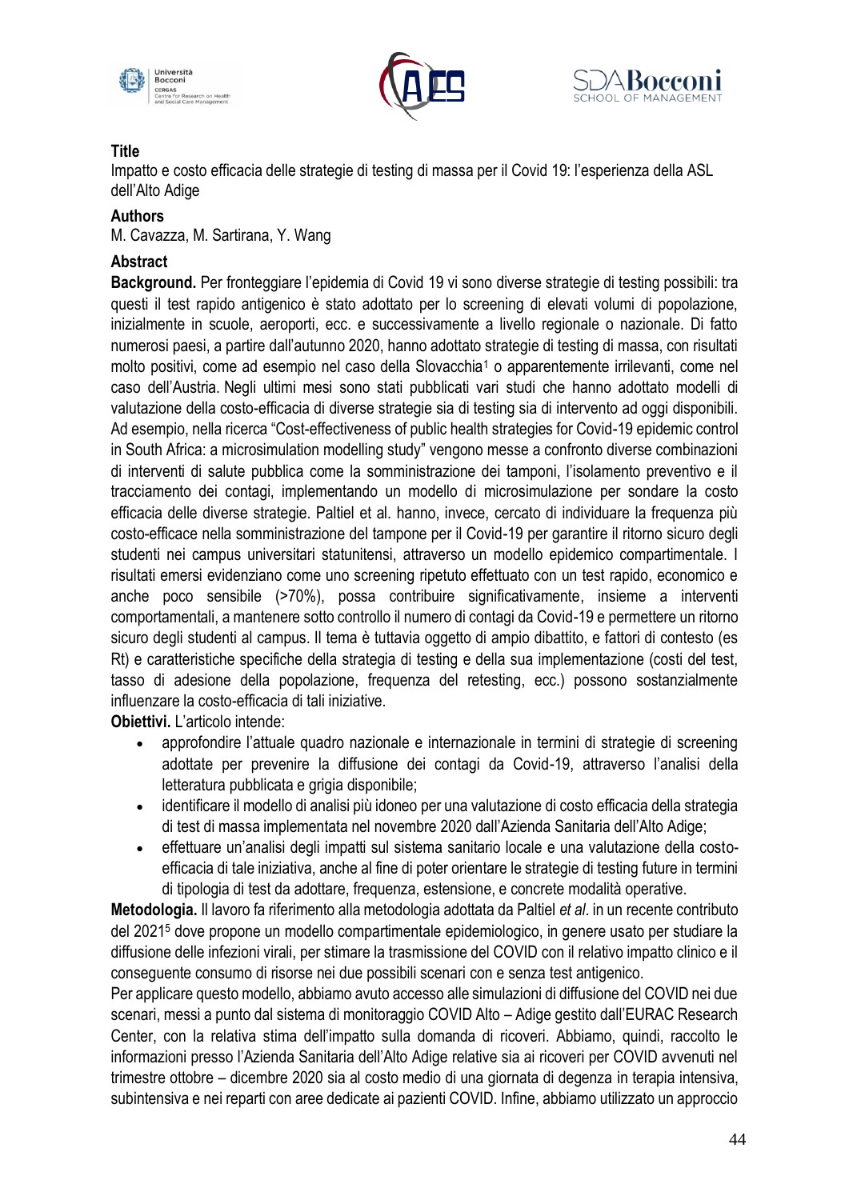**Title**

Impatto e costo efficacia delle strategie di testing di massa per il Covid 19: l'esperienza della ASL dell'Alto Adige

**Authors**

M. Cavazza, M. Sartirana, Y. Wang

**Abstract**

**Background.** Per fronteggiare l'epidemia di Covid 19 vi sono diverse strategie di testing possibili: tra questi il test rapido antigenico è stato adottato per lo screening di elevati volumi di popolazione, inizialmente in scuole, aeroporti, ecc. e successivamente a livello regionale o nazionale. Di fatto numerosi paesi, a partire dall'autunno 2020, hanno adottato strategie di testing di massa, con risultati molto positivi, come ad esempio nel caso della Slovacchia[1] o apparentemente irrilevanti, come nel caso dell'Austria. Negli ultimi mesi sono stati pubblicati vari studi che hanno adottato modelli di valutazione della costo-efficacia di diverse strategie sia di testing sia di intervento ad oggi disponibili. Ad esempio, nella ricerca "Cost-effectiveness of public health strategies for Covid-19 epidemic control in South Africa: a microsimulation modelling study" vengono messe a confronto diverse combinazioni di interventi di salute pubblica come la somministrazione dei tamponi, l'isolamento preventivo e il tracciamento dei contagi, implementando un modello di microsimulazione per sondare la costo efficacia delle diverse strategie. Paltiel et al. hanno, invece, cercato di individuare la frequenza più costo-efficace nella somministrazione del tampone per il Covid-19 per garantire il ritorno sicuro degli studenti nei campus universitari statunitensi, attraverso un modello epidemico compartimentale. I risultati emersi evidenziano come uno screening ripetuto effettuato con un test rapido, economico e anche poco sensibile (>70%), possa contribuire significativamente, insieme a interventi comportamentali, a mantenere sotto controllo il numero di contagi da Covid-19 e permettere un ritorno sicuro degli studenti al campus. Il tema è tuttavia oggetto di ampio dibattito, e fattori di contesto (es Rt) e caratteristiche specifiche della strategia di testing e della sua implementazione (costi del test, tasso di adesione della popolazione, frequenza del retesting, ecc.) possono sostanzialmente influenzare la costo-efficacia di tali iniziative.

**Obiettivi.** L'articolo intende:

- approfondire l'attuale quadro nazionale e internazionale in termini di strategie di screening adottate per prevenire la diffusione dei contagi da Covid-19, attraverso l'analisi della letteratura pubblicata e grigia disponibile;
- identificare il modello di analisi più idoneo per una valutazione di costo efficacia della strategia di test di massa implementata nel novembre 2020 dall'Azienda Sanitaria dell'Alto Adige;
- effettuare un'analisi degli impatti sul sistema sanitario locale e una valutazione della costo-efficacia di tale iniziativa, anche al fine di poter orientare le strategie di testing future in termini di tipologia di test da adottare, frequenza, estensione, e concrete modalità operative.

**Metodologia.** Il lavoro fa riferimento alla metodologia adottata da Paltiel *et al*. in un recente contributo del 2021[5] dove propone un modello compartimentale epidemiologico, in genere usato per studiare la diffusione delle infezioni virali, per stimare la trasmissione del COVID con il relativo impatto clinico e il conseguente consumo di risorse nei due possibili scenari con e senza test antigenico.

Per applicare questo modello, abbiamo avuto accesso alle simulazioni di diffusione del COVID nei due scenari, messi a punto dal sistema di monitoraggio COVID Alto – Adige gestito dall'EURAC Research Center, con la relativa stima dell'impatto sulla domanda di ricoveri. Abbiamo, quindi, raccolto le informazioni presso l'Azienda Sanitaria dell'Alto Adige relative sia ai ricoveri per COVID avvenuti nel trimestre ottobre – dicembre 2020 sia al costo medio di una giornata di degenza in terapia intensiva, subintensiva e nei reparti con aree dedicate ai pazienti COVID. Infine, abbiamo utilizzato un approccio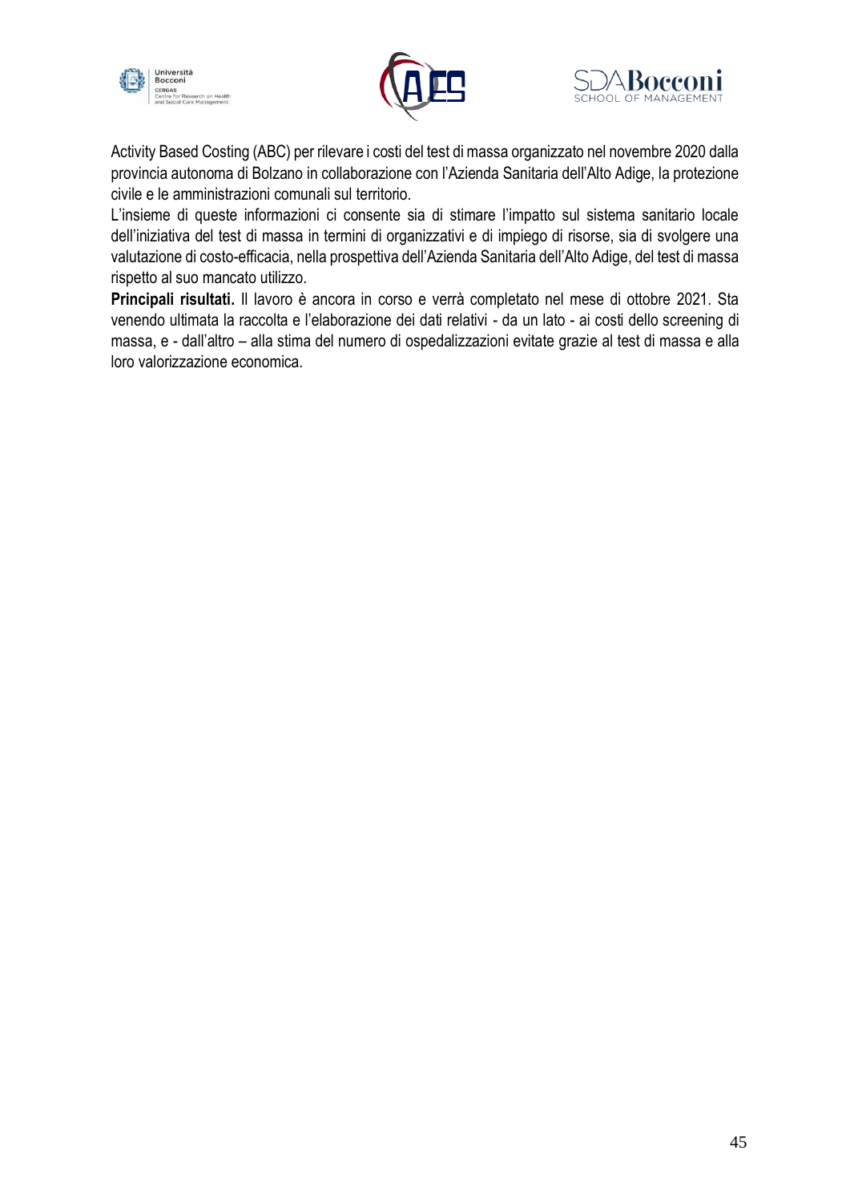Activity Based Costing (ABC) per rilevare i costi del test di massa organizzato nel novembre 2020 dalla provincia autonoma di Bolzano in collaborazione con l'Azienda Sanitaria dell'Alto Adige, la protezione civile e le amministrazioni comunali sul territorio.

L'insieme di queste informazioni ci consente sia di stimare l'impatto sul sistema sanitario locale dell'iniziativa del test di massa in termini di organizzativi e di impiego di risorse, sia di svolgere una valutazione di costo-efficacia, nella prospettiva dell'Azienda Sanitaria dell'Alto Adige, del test di massa rispetto al suo mancato utilizzo.

**Principali risultati.** Il lavoro è ancora in corso e verrà completato nel mese di ottobre 2021. Sta venendo ultimata la raccolta e l'elaborazione dei dati relativi - da un lato - ai costi dello screening di massa, e - dall'altro – alla stima del numero di ospedalizzazioni evitate grazie al test di massa e alla loro valorizzazione economica.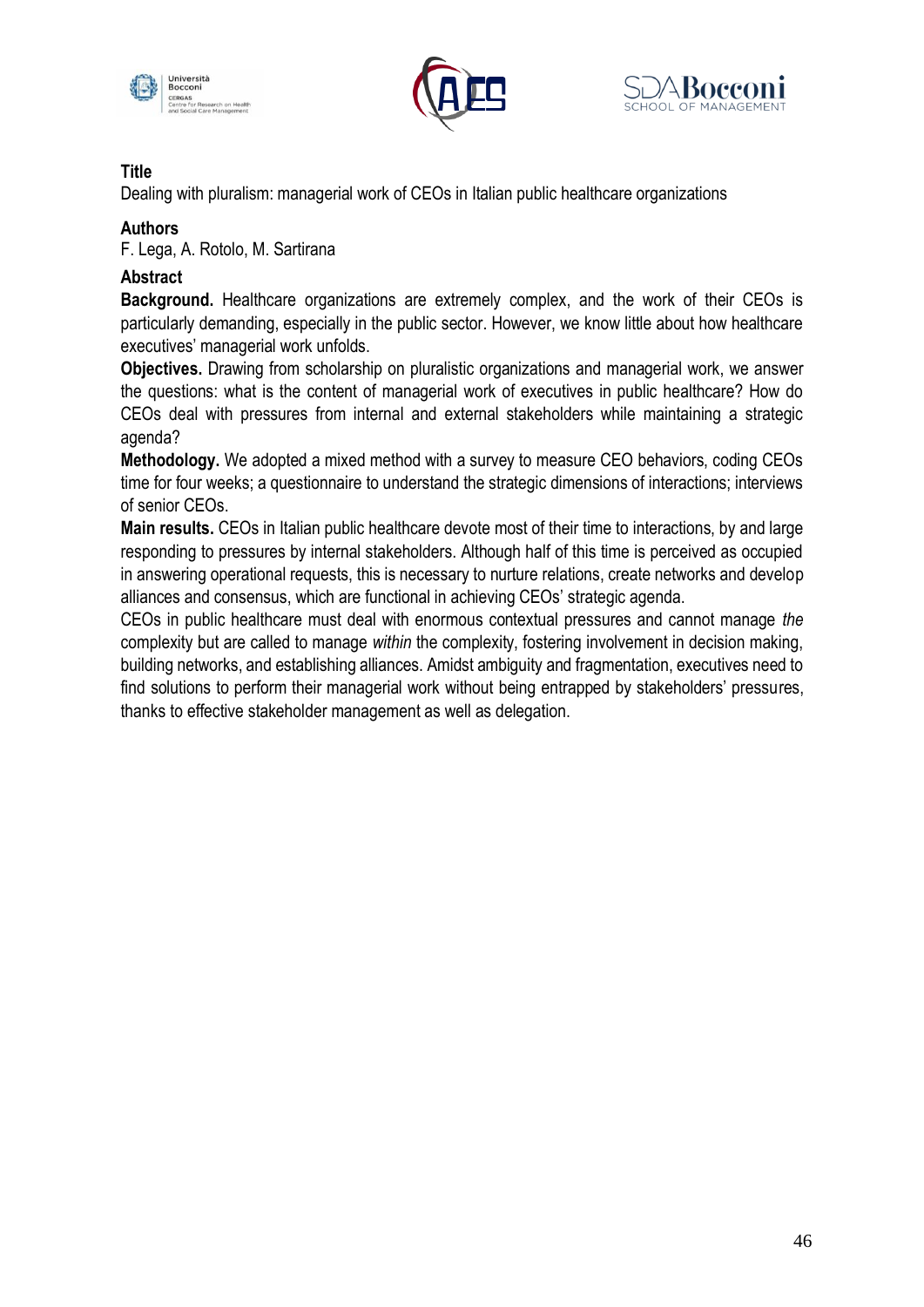**Title**

Dealing with pluralism: managerial work of CEOs in Italian public healthcare organizations

**Authors**

F. Lega, A. Rotolo, M. Sartirana

**Abstract**

**Background.** Healthcare organizations are extremely complex, and the work of their CEOs is particularly demanding, especially in the public sector. However, we know little about how healthcare executives' managerial work unfolds.

**Objectives.** Drawing from scholarship on pluralistic organizations and managerial work, we answer the questions: what is the content of managerial work of executives in public healthcare? How do CEOs deal with pressures from internal and external stakeholders while maintaining a strategic agenda?

**Methodology.** We adopted a mixed method with a survey to measure CEO behaviors, coding CEOs time for four weeks; a questionnaire to understand the strategic dimensions of interactions; interviews of senior CEOs.

**Main results.** CEOs in Italian public healthcare devote most of their time to interactions, by and large responding to pressures by internal stakeholders. Although half of this time is perceived as occupied in answering operational requests, this is necessary to nurture relations, create networks and develop alliances and consensus, which are functional in achieving CEOs' strategic agenda.

CEOs in public healthcare must deal with enormous contextual pressures and cannot manage *the* complexity but are called to manage *within* the complexity, fostering involvement in decision making, building networks, and establishing alliances. Amidst ambiguity and fragmentation, executives need to find solutions to perform their managerial work without being entrapped by stakeholders' pressures, thanks to effective stakeholder management as well as delegation.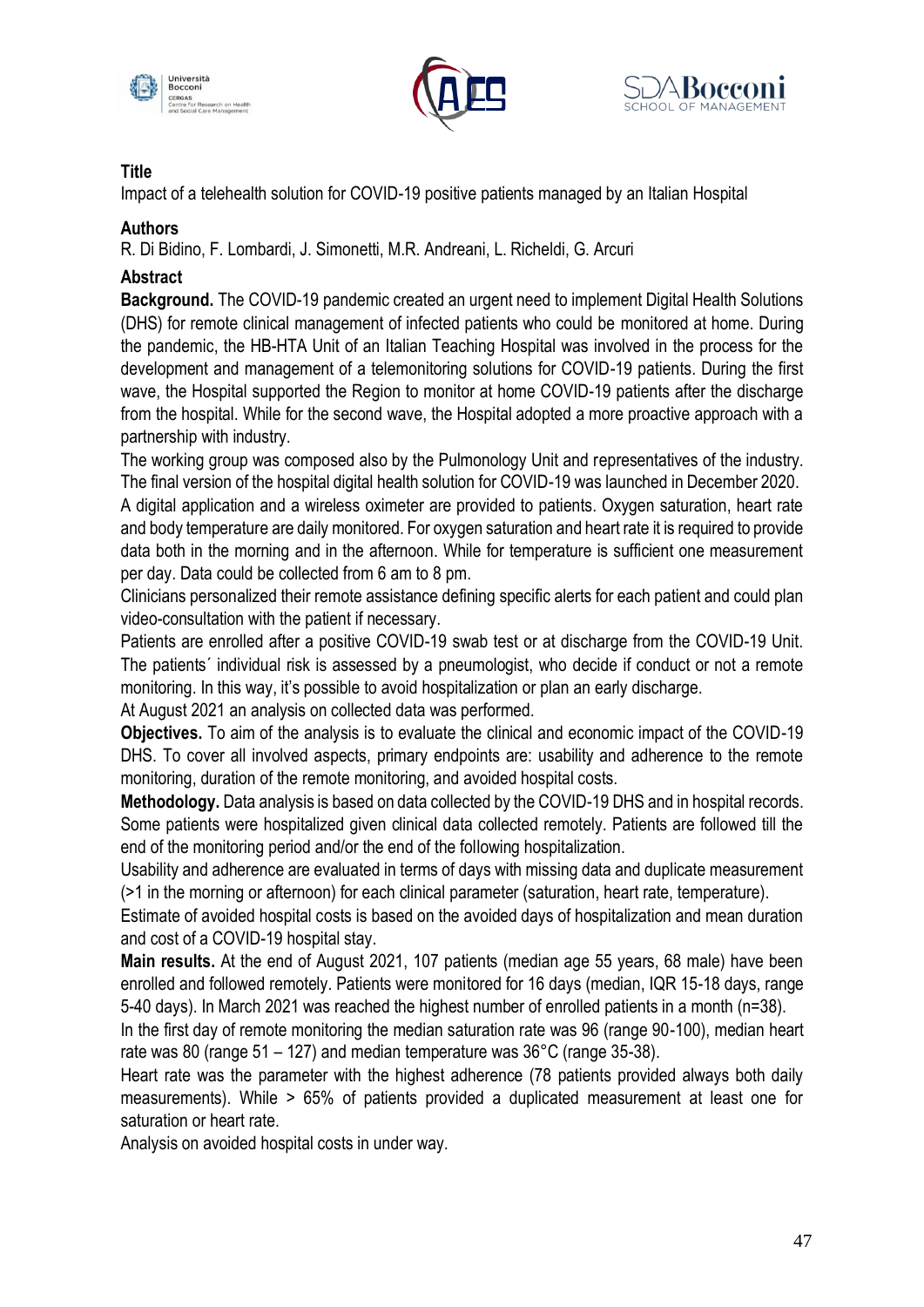**Title**

Impact of a telehealth solution for COVID-19 positive patients managed by an Italian Hospital

**Authors**

R. Di Bidino, F. Lombardi, J. Simonetti, M.R. Andreani, L. Richeldi, G. Arcuri

**Abstract**

**Background.** The COVID-19 pandemic created an urgent need to implement Digital Health Solutions (DHS) for remote clinical management of infected patients who could be monitored at home. During the pandemic, the HB-HTA Unit of an Italian Teaching Hospital was involved in the process for the development and management of a telemonitoring solutions for COVID-19 patients. During the first wave, the Hospital supported the Region to monitor at home COVID-19 patients after the discharge from the hospital. While for the second wave, the Hospital adopted a more proactive approach with a partnership with industry.

The working group was composed also by the Pulmonology Unit and representatives of the industry. The final version of the hospital digital health solution for COVID-19 was launched in December 2020. A digital application and a wireless oximeter are provided to patients. Oxygen saturation, heart rate and body temperature are daily monitored. For oxygen saturation and heart rate it is required to provide data both in the morning and in the afternoon. While for temperature is sufficient one measurement per day. Data could be collected from 6 am to 8 pm.

Clinicians personalized their remote assistance defining specific alerts for each patient and could plan video-consultation with the patient if necessary.

Patients are enrolled after a positive COVID-19 swab test or at discharge from the COVID-19 Unit. The patients´ individual risk is assessed by a pneumologist, who decide if conduct or not a remote monitoring. In this way, it's possible to avoid hospitalization or plan an early discharge.

At August 2021 an analysis on collected data was performed.

**Objectives.** To aim of the analysis is to evaluate the clinical and economic impact of the COVID-19 DHS. To cover all involved aspects, primary endpoints are: usability and adherence to the remote monitoring, duration of the remote monitoring, and avoided hospital costs.

**Methodology.** Data analysis is based on data collected by the COVID-19 DHS and in hospital records. Some patients were hospitalized given clinical data collected remotely. Patients are followed till the end of the monitoring period and/or the end of the following hospitalization.

Usability and adherence are evaluated in terms of days with missing data and duplicate measurement (>1 in the morning or afternoon) for each clinical parameter (saturation, heart rate, temperature).

Estimate of avoided hospital costs is based on the avoided days of hospitalization and mean duration and cost of a COVID-19 hospital stay.

**Main results.** At the end of August 2021, 107 patients (median age 55 years, 68 male) have been enrolled and followed remotely. Patients were monitored for 16 days (median, IQR 15-18 days, range 5-40 days). In March 2021 was reached the highest number of enrolled patients in a month (n=38).

In the first day of remote monitoring the median saturation rate was 96 (range 90-100), median heart rate was 80 (range 51 – 127) and median temperature was 36°C (range 35-38).

Heart rate was the parameter with the highest adherence (78 patients provided always both daily measurements). While > 65% of patients provided a duplicated measurement at least one for saturation or heart rate.

Analysis on avoided hospital costs in under way.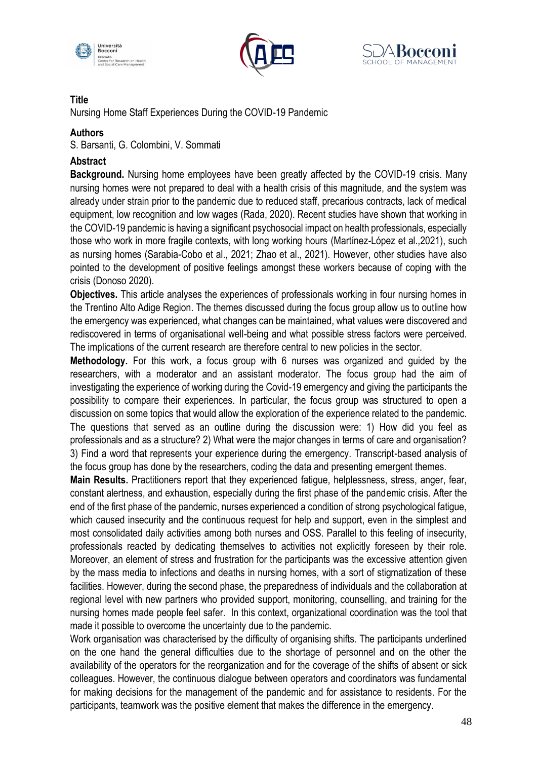**Title**

Nursing Home Staff Experiences During the COVID-19 Pandemic

**Authors**

S. Barsanti, G. Colombini, V. Sommati

**Abstract**

**Background.** Nursing home employees have been greatly affected by the COVID-19 crisis. Many nursing homes were not prepared to deal with a health crisis of this magnitude, and the system was already under strain prior to the pandemic due to reduced staff, precarious contracts, lack of medical equipment, low recognition and low wages (Rada, 2020). Recent studies have shown that working in the COVID-19 pandemic is having a significant psychosocial impact on health professionals, especially those who work in more fragile contexts, with long working hours (Martínez-López et al.,2021), such as nursing homes (Sarabia-Cobo et al., 2021; Zhao et al., 2021). However, other studies have also pointed to the development of positive feelings amongst these workers because of coping with the crisis (Donoso 2020).

**Objectives.** This article analyses the experiences of professionals working in four nursing homes in the Trentino Alto Adige Region. The themes discussed during the focus group allow us to outline how the emergency was experienced, what changes can be maintained, what values were discovered and rediscovered in terms of organisational well-being and what possible stress factors were perceived. The implications of the current research are therefore central to new policies in the sector.

**Methodology.** For this work, a focus group with 6 nurses was organized and guided by the researchers, with a moderator and an assistant moderator. The focus group had the aim of investigating the experience of working during the Covid-19 emergency and giving the participants the possibility to compare their experiences. In particular, the focus group was structured to open a discussion on some topics that would allow the exploration of the experience related to the pandemic. The questions that served as an outline during the discussion were: 1) How did you feel as professionals and as a structure? 2) What were the major changes in terms of care and organisation? 3) Find a word that represents your experience during the emergency. Transcript-based analysis of the focus group has done by the researchers, coding the data and presenting emergent themes.

**Main Results.** Practitioners report that they experienced fatigue, helplessness, stress, anger, fear, constant alertness, and exhaustion, especially during the first phase of the pandemic crisis. After the end of the first phase of the pandemic, nurses experienced a condition of strong psychological fatigue, which caused insecurity and the continuous request for help and support, even in the simplest and most consolidated daily activities among both nurses and OSS. Parallel to this feeling of insecurity, professionals reacted by dedicating themselves to activities not explicitly foreseen by their role. Moreover, an element of stress and frustration for the participants was the excessive attention given by the mass media to infections and deaths in nursing homes, with a sort of stigmatization of these facilities. However, during the second phase, the preparedness of individuals and the collaboration at regional level with new partners who provided support, monitoring, counselling, and training for the nursing homes made people feel safer. In this context, organizational coordination was the tool that made it possible to overcome the uncertainty due to the pandemic.

Work organisation was characterised by the difficulty of organising shifts. The participants underlined on the one hand the general difficulties due to the shortage of personnel and on the other the availability of the operators for the reorganization and for the coverage of the shifts of absent or sick colleagues. However, the continuous dialogue between operators and coordinators was fundamental for making decisions for the management of the pandemic and for assistance to residents. For the participants, teamwork was the positive element that makes the difference in the emergency.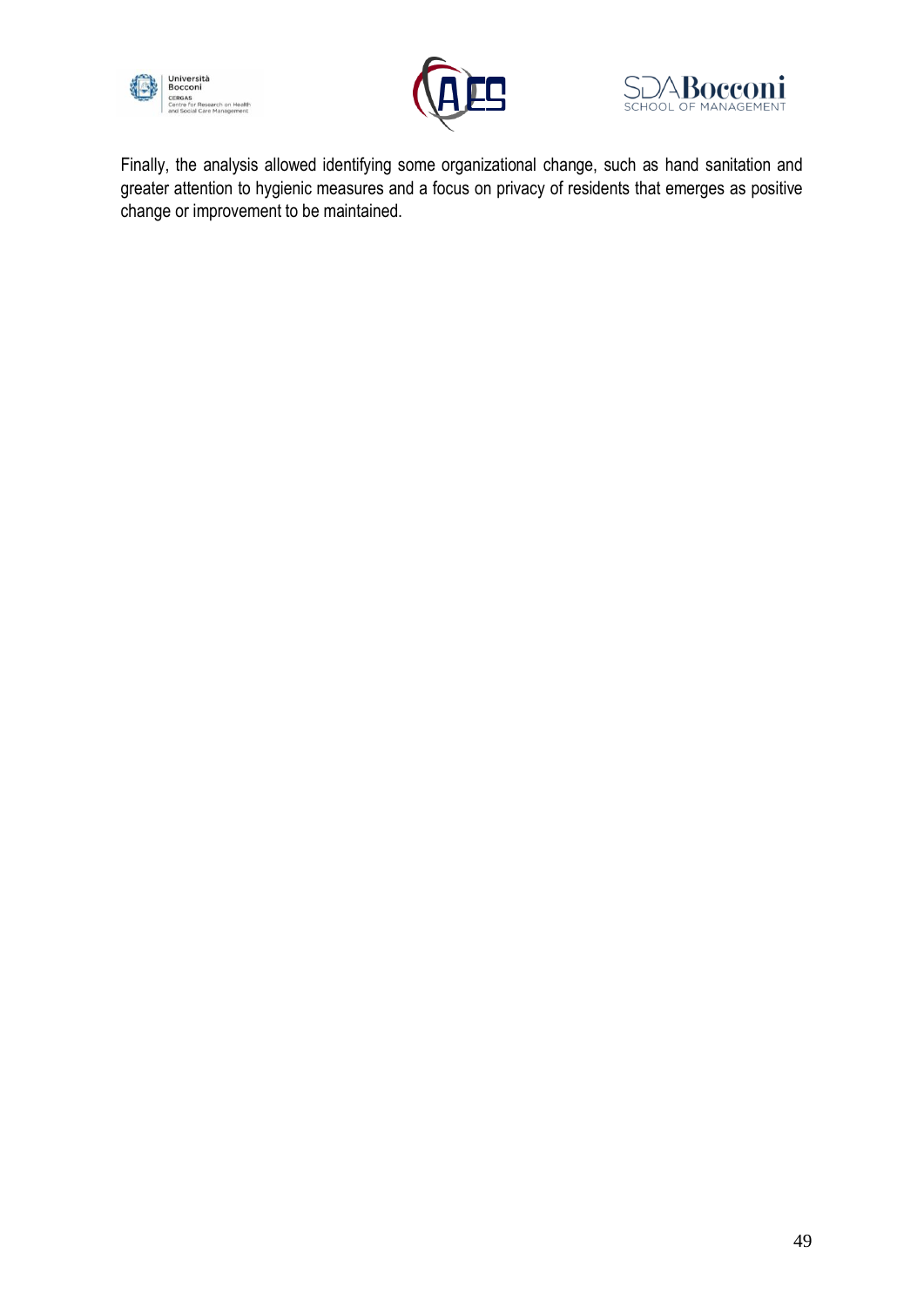Finally, the analysis allowed identifying some organizational change, such as hand sanitation and greater attention to hygienic measures and a focus on privacy of residents that emerges as positive change or improvement to be maintained.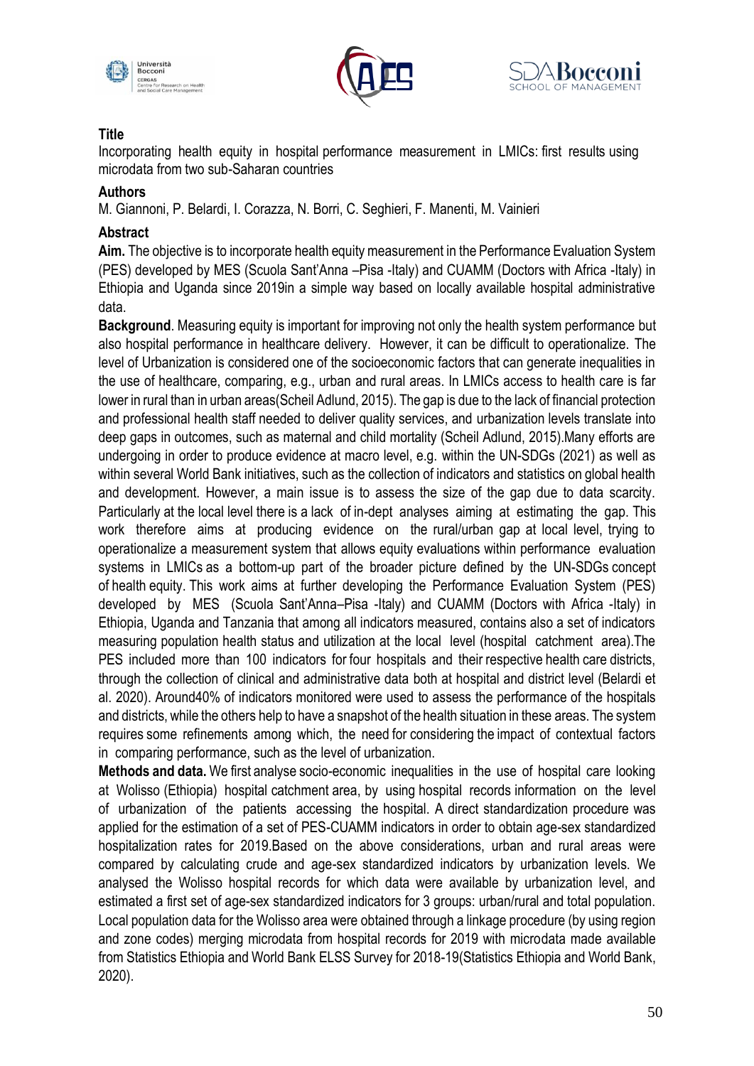**Title**

Incorporating health equity in hospital performance measurement in LMICs: first results using microdata from two sub-Saharan countries

**Authors**

M. Giannoni, P. Belardi, I. Corazza, N. Borri, C. Seghieri, F. Manenti, M. Vainieri

**Abstract**

**Aim.** The objective is to incorporate health equity measurement in the Performance Evaluation System (PES) developed by MES (Scuola Sant'Anna –Pisa -Italy) and CUAMM (Doctors with Africa -Italy) in Ethiopia and Uganda since 2019in a simple way based on locally available hospital administrative data.

**Background**. Measuring equity is important for improving not only the health system performance but also hospital performance in healthcare delivery. However, it can be difficult to operationalize. The level of Urbanization is considered one of the socioeconomic factors that can generate inequalities in the use of healthcare, comparing, e.g., urban and rural areas. In LMICs access to health care is far lower in rural than in urban areas(Scheil Adlund, 2015). The gap is due to the lack of financial protection and professional health staff needed to deliver quality services, and urbanization levels translate into deep gaps in outcomes, such as maternal and child mortality (Scheil Adlund, 2015).Many efforts are undergoing in order to produce evidence at macro level, e.g. within the UN-SDGs (2021) as well as within several World Bank initiatives, such as the collection of indicators and statistics on global health and development. However, a main issue is to assess the size of the gap due to data scarcity. Particularly at the local level there is a lack of in-dept analyses aiming at estimating the gap. This work therefore aims at producing evidence on the rural/urban gap at local level, trying to operationalize a measurement system that allows equity evaluations within performance evaluation systems in LMICs as a bottom-up part of the broader picture defined by the UN-SDGs concept of health equity. This work aims at further developing the Performance Evaluation System (PES) developed by MES (Scuola Sant'Anna–Pisa -Italy) and CUAMM (Doctors with Africa -Italy) in Ethiopia, Uganda and Tanzania that among all indicators measured, contains also a set of indicators measuring population health status and utilization at the local level (hospital catchment area).The PES included more than 100 indicators for four hospitals and their respective health care districts, through the collection of clinical and administrative data both at hospital and district level (Belardi et al. 2020). Around40% of indicators monitored were used to assess the performance of the hospitals and districts, while the others help to have a snapshot of the health situation in these areas. The system requires some refinements among which, the need for considering the impact of contextual factors in comparing performance, such as the level of urbanization.

**Methods and data.** We first analyse socio-economic inequalities in the use of hospital care looking at Wolisso (Ethiopia) hospital catchment area, by using hospital records information on the level of urbanization of the patients accessing the hospital. A direct standardization procedure was applied for the estimation of a set of PES-CUAMM indicators in order to obtain age-sex standardized hospitalization rates for 2019.Based on the above considerations, urban and rural areas were compared by calculating crude and age-sex standardized indicators by urbanization levels. We analysed the Wolisso hospital records for which data were available by urbanization level, and estimated a first set of age-sex standardized indicators for 3 groups: urban/rural and total population. Local population data for the Wolisso area were obtained through a linkage procedure (by using region and zone codes) merging microdata from hospital records for 2019 with microdata made available from Statistics Ethiopia and World Bank ELSS Survey for 2018-19(Statistics Ethiopia and World Bank, 2020).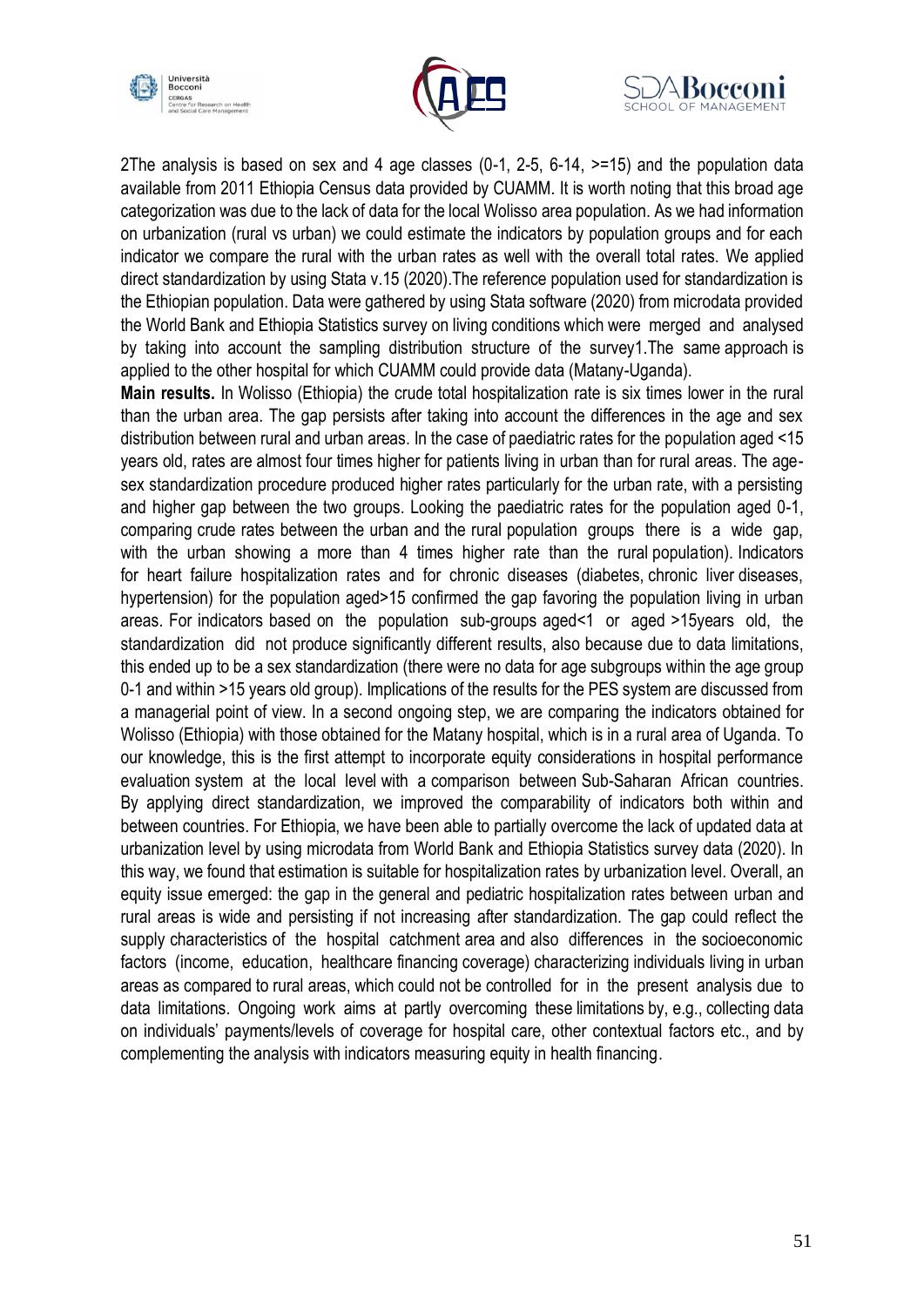2The analysis is based on sex and 4 age classes (0-1, 2-5, 6-14, >=15) and the population data available from 2011 Ethiopia Census data provided by CUAMM. It is worth noting that this broad age categorization was due to the lack of data for the local Wolisso area population. As we had information on urbanization (rural vs urban) we could estimate the indicators by population groups and for each indicator we compare the rural with the urban rates as well with the overall total rates. We applied direct standardization by using Stata v.15 (2020).The reference population used for standardization is the Ethiopian population. Data were gathered by using Stata software (2020) from microdata provided the World Bank and Ethiopia Statistics survey on living conditions which were merged and analysed by taking into account the sampling distribution structure of the survey1.The same approach is applied to the other hospital for which CUAMM could provide data (Matany-Uganda).

**Main results.** In Wolisso (Ethiopia) the crude total hospitalization rate is six times lower in the rural than the urban area. The gap persists after taking into account the differences in the age and sex distribution between rural and urban areas. In the case of paediatric rates for the population aged <15 years old, rates are almost four times higher for patients living in urban than for rural areas. The age-sex standardization procedure produced higher rates particularly for the urban rate, with a persisting and higher gap between the two groups. Looking the paediatric rates for the population aged 0-1, comparing crude rates between the urban and the rural population groups there is a wide gap, with the urban showing a more than 4 times higher rate than the rural population). Indicators for heart failure hospitalization rates and for chronic diseases (diabetes, chronic liver diseases, hypertension) for the population aged>15 confirmed the gap favoring the population living in urban areas. For indicators based on the population sub-groups aged<1 or aged >15years old, the standardization did not produce significantly different results, also because due to data limitations, this ended up to be a sex standardization (there were no data for age subgroups within the age group 0-1 and within >15 years old group). Implications of the results for the PES system are discussed from a managerial point of view. In a second ongoing step, we are comparing the indicators obtained for Wolisso (Ethiopia) with those obtained for the Matany hospital, which is in a rural area of Uganda. To our knowledge, this is the first attempt to incorporate equity considerations in hospital performance evaluation system at the local level with a comparison between Sub-Saharan African countries. By applying direct standardization, we improved the comparability of indicators both within and between countries. For Ethiopia, we have been able to partially overcome the lack of updated data at urbanization level by using microdata from World Bank and Ethiopia Statistics survey data (2020). In this way, we found that estimation is suitable for hospitalization rates by urbanization level. Overall, an equity issue emerged: the gap in the general and pediatric hospitalization rates between urban and rural areas is wide and persisting if not increasing after standardization. The gap could reflect the supply characteristics of the hospital catchment area and also differences in the socioeconomic factors (income, education, healthcare financing coverage) characterizing individuals living in urban areas as compared to rural areas, which could not be controlled for in the present analysis due to data limitations. Ongoing work aims at partly overcoming these limitations by, e.g., collecting data on individuals' payments/levels of coverage for hospital care, other contextual factors etc., and by complementing the analysis with indicators measuring equity in health financing.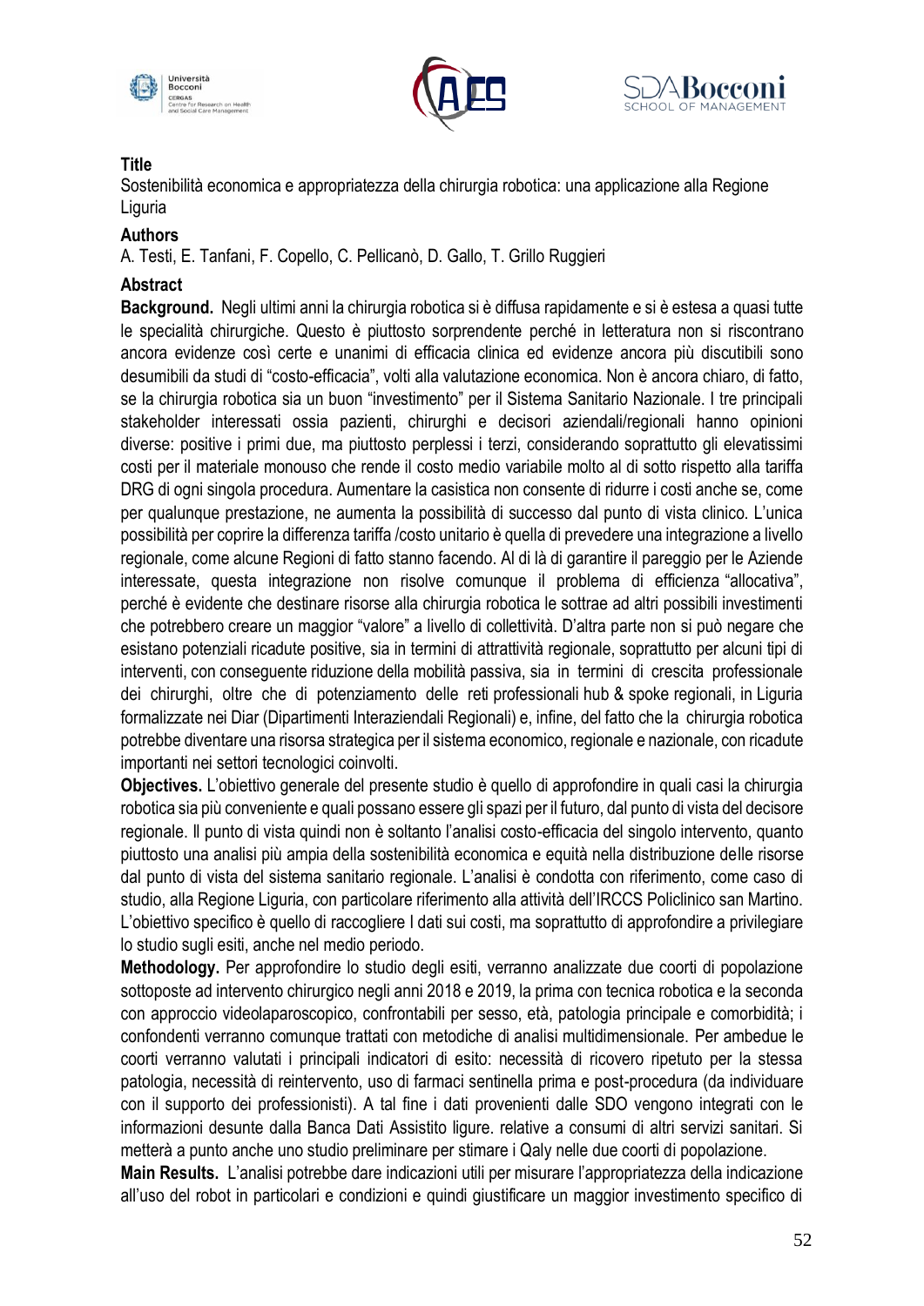**Title**

Sostenibilità economica e appropriatezza della chirurgia robotica: una applicazione alla Regione Liguria

**Authors**

A. Testi, E. Tanfani, F. Copello, C. Pellicanò, D. Gallo, T. Grillo Ruggieri

**Abstract**

**Background.** Negli ultimi anni la chirurgia robotica si è diffusa rapidamente e si è estesa a quasi tutte le specialità chirurgiche. Questo è piuttosto sorprendente perché in letteratura non si riscontrano ancora evidenze così certe e unanimi di efficacia clinica ed evidenze ancora più discutibili sono desumibili da studi di "costo-efficacia", volti alla valutazione economica. Non è ancora chiaro, di fatto, se la chirurgia robotica sia un buon "investimento" per il Sistema Sanitario Nazionale. I tre principali stakeholder interessati ossia pazienti, chirurghi e decisori aziendali/regionali hanno opinioni diverse: positive i primi due, ma piuttosto perplessi i terzi, considerando soprattutto gli elevatissimi costi per il materiale monouso che rende il costo medio variabile molto al di sotto rispetto alla tariffa DRG di ogni singola procedura. Aumentare la casistica non consente di ridurre i costi anche se, come per qualunque prestazione, ne aumenta la possibilità di successo dal punto di vista clinico. L'unica possibilità per coprire la differenza tariffa /costo unitario è quella di prevedere una integrazione a livello regionale, come alcune Regioni di fatto stanno facendo. Al di là di garantire il pareggio per le Aziende interessate, questa integrazione non risolve comunque il problema di efficienza "allocativa", perché è evidente che destinare risorse alla chirurgia robotica le sottrae ad altri possibili investimenti che potrebbero creare un maggior "valore" a livello di collettività. D'altra parte non si può negare che esistano potenziali ricadute positive, sia in termini di attrattività regionale, soprattutto per alcuni tipi di interventi, con conseguente riduzione della mobilità passiva, sia in termini di crescita professionale dei chirurghi, oltre che di potenziamento delle reti professionali hub & spoke regionali, in Liguria formalizzate nei Diar (Dipartimenti Interaziendali Regionali) e, infine, del fatto che la chirurgia robotica potrebbe diventare una risorsa strategica per il sistema economico, regionale e nazionale, con ricadute importanti nei settori tecnologici coinvolti.

**Objectives.** L'obiettivo generale del presente studio è quello di approfondire in quali casi la chirurgia robotica sia più conveniente e quali possano essere gli spazi per il futuro, dal punto di vista del decisore regionale. Il punto di vista quindi non è soltanto l'analisi costo-efficacia del singolo intervento, quanto piuttosto una analisi più ampia della sostenibilità economica e equità nella distribuzione delle risorse dal punto di vista del sistema sanitario regionale. L'analisi è condotta con riferimento, come caso di studio, alla Regione Liguria, con particolare riferimento alla attività dell'IRCCS Policlinico san Martino. L'obiettivo specifico è quello di raccogliere I dati sui costi, ma soprattutto di approfondire a privilegiare lo studio sugli esiti, anche nel medio periodo.

**Methodology.** Per approfondire lo studio degli esiti, verranno analizzate due coorti di popolazione sottoposte ad intervento chirurgico negli anni 2018 e 2019, la prima con tecnica robotica e la seconda con approccio videolaparoscopico, confrontabili per sesso, età, patologia principale e comorbidità; i confondenti verranno comunque trattati con metodiche di analisi multidimensionale. Per ambedue le coorti verranno valutati i principali indicatori di esito: necessità di ricovero ripetuto per la stessa patologia, necessità di reintervento, uso di farmaci sentinella prima e post-procedura (da individuare con il supporto dei professionisti). A tal fine i dati provenienti dalle SDO vengono integrati con le informazioni desunte dalla Banca Dati Assistito ligure. relative a consumi di altri servizi sanitari. Si metterà a punto anche uno studio preliminare per stimare i Qaly nelle due coorti di popolazione.

**Main Results.** L'analisi potrebbe dare indicazioni utili per misurare l'appropriatezza della indicazione all'uso del robot in particolari e condizioni e quindi giustificare un maggior investimento specifico di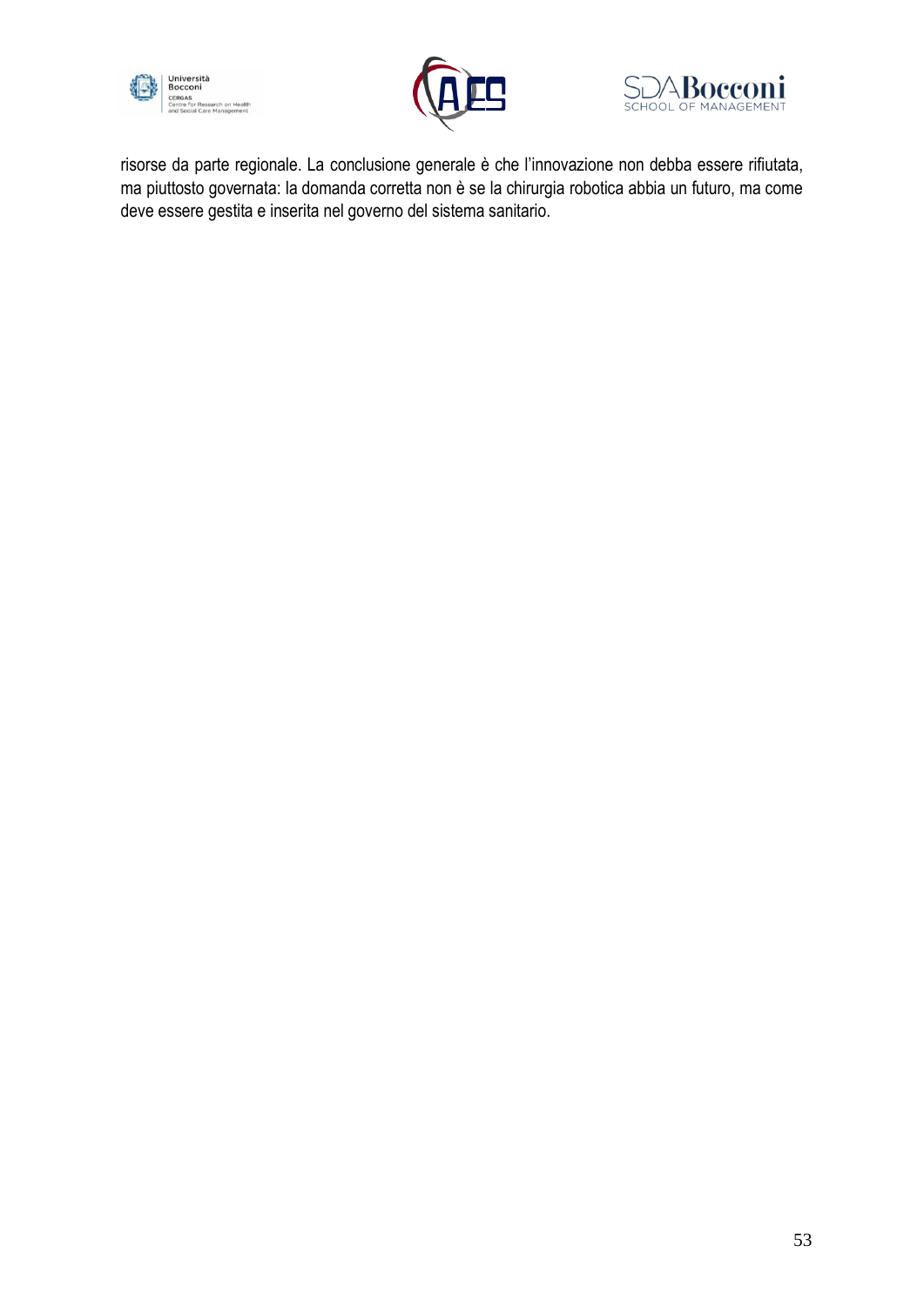risorse da parte regionale. La conclusione generale è che l'innovazione non debba essere rifiutata, ma piuttosto governata: la domanda corretta non è se la chirurgia robotica abbia un futuro, ma come deve essere gestita e inserita nel governo del sistema sanitario.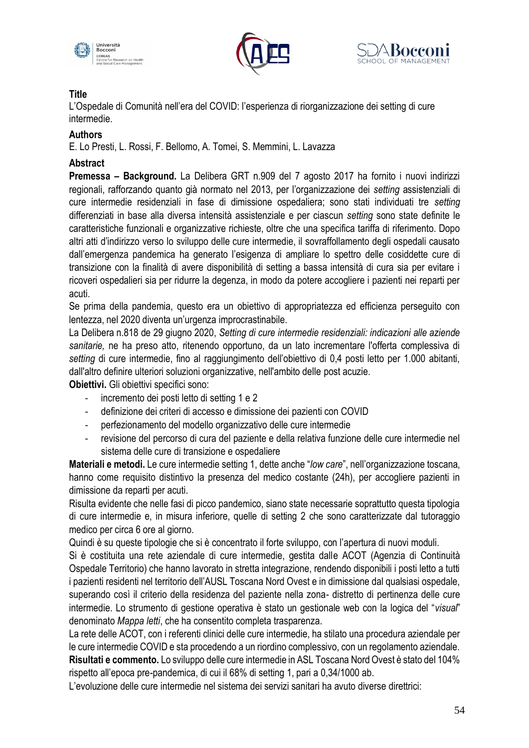**Title**

L'Ospedale di Comunità nell'era del COVID: l'esperienza di riorganizzazione dei setting di cure intermedie.

**Authors**

E. Lo Presti, L. Rossi, F. Bellomo, A. Tomei, S. Memmini, L. Lavazza

**Abstract**

**Premessa – Background.** La Delibera GRT n.909 del 7 agosto 2017 ha fornito i nuovi indirizzi regionali, rafforzando quanto già normato nel 2013, per l'organizzazione dei *setting* assistenziali di cure intermedie residenziali in fase di dimissione ospedaliera; sono stati individuati tre *setting* differenziati in base alla diversa intensità assistenziale e per ciascun *setting* sono state definite le caratteristiche funzionali e organizzative richieste, oltre che una specifica tariffa di riferimento. Dopo altri atti d'indirizzo verso lo sviluppo delle cure intermedie, il sovraffollamento degli ospedali causato dall'emergenza pandemica ha generato l'esigenza di ampliare lo spettro delle cosiddette cure di transizione con la finalità di avere disponibilità di setting a bassa intensità di cura sia per evitare i ricoveri ospedalieri sia per ridurre la degenza, in modo da potere accogliere i pazienti nei reparti per acuti.

Se prima della pandemia, questo era un obiettivo di appropriatezza ed efficienza perseguito con lentezza, nel 2020 diventa un'urgenza improcrastinabile.

La Delibera n.818 de 29 giugno 2020, *Setting di cure intermedie residenziali: indicazioni alle aziende sanitarie,* ne ha preso atto, ritenendo opportuno, da un lato incrementare l'offerta complessiva di *setting* di cure intermedie, fino al raggiungimento dell'obiettivo di 0,4 posti letto per 1.000 abitanti, dall'altro definire ulteriori soluzioni organizzative, nell'ambito delle post acuzie.

**Obiettivi.** Gli obiettivi specifici sono:

- incremento dei posti letto di setting 1 e 2
- definizione dei criteri di accesso e dimissione dei pazienti con COVID
- perfezionamento del modello organizzativo delle cure intermedie
- revisione del percorso di cura del paziente e della relativa funzione delle cure intermedie nel sistema delle cure di transizione e ospedaliere

**Materiali e metodi.** Le cure intermedie setting 1, dette anche "*low care*", nell'organizzazione toscana, hanno come requisito distintivo la presenza del medico costante (24h), per accogliere pazienti in dimissione da reparti per acuti.

Risulta evidente che nelle fasi di picco pandemico, siano state necessarie soprattutto questa tipologia di cure intermedie e, in misura inferiore, quelle di setting 2 che sono caratterizzate dal tutoraggio medico per circa 6 ore al giorno.

Quindi è su queste tipologie che si è concentrato il forte sviluppo, con l'apertura di nuovi moduli.

Si è costituita una rete aziendale di cure intermedie, gestita dalle ACOT (Agenzia di Continuità Ospedale Territorio) che hanno lavorato in stretta integrazione, rendendo disponibili i posti letto a tutti i pazienti residenti nel territorio dell'AUSL Toscana Nord Ovest e in dimissione dal qualsiasi ospedale, superando così il criterio della residenza del paziente nella zona- distretto di pertinenza delle cure intermedie. Lo strumento di gestione operativa è stato un gestionale web con la logica del "*visual*" denominato *Mappa letti*, che ha consentito completa trasparenza.

La rete delle ACOT, con i referenti clinici delle cure intermedie, ha stilato una procedura aziendale per le cure intermedie COVID e sta procedendo a un riordino complessivo, con un regolamento aziendale.

**Risultati e commento.** Lo sviluppo delle cure intermedie in ASL Toscana Nord Ovest è stato del 104% rispetto all'epoca pre-pandemica, di cui il 68% di setting 1, pari a 0,34/1000 ab.

L'evoluzione delle cure intermedie nel sistema dei servizi sanitari ha avuto diverse direttrici: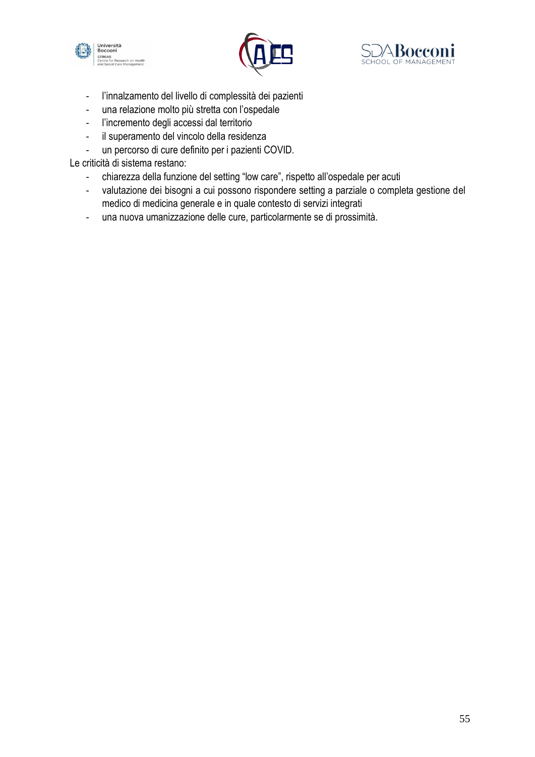- l'innalzamento del livello di complessità dei pazienti
- una relazione molto più stretta con l'ospedale
- l'incremento degli accessi dal territorio
- il superamento del vincolo della residenza
- un percorso di cure definito per i pazienti COVID.

Le criticità di sistema restano:

- chiarezza della funzione del setting "low care", rispetto all'ospedale per acuti
- valutazione dei bisogni a cui possono rispondere setting a parziale o completa gestione del medico di medicina generale e in quale contesto di servizi integrati
- una nuova umanizzazione delle cure, particolarmente se di prossimità.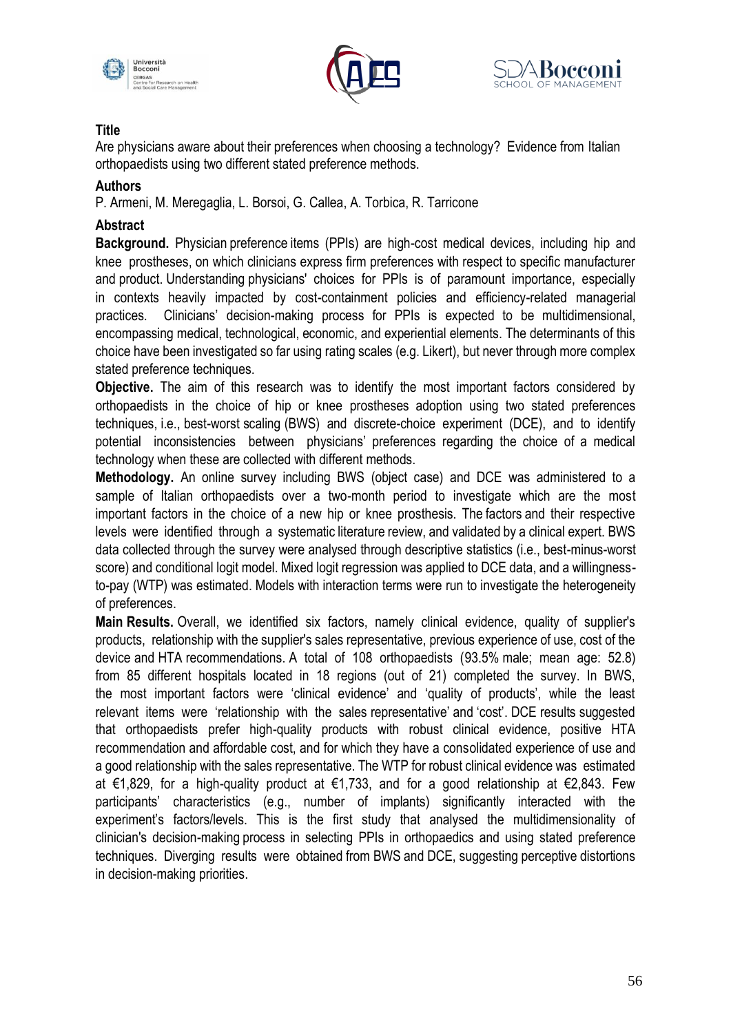**Title**

Are physicians aware about their preferences when choosing a technology? Evidence from Italian orthopaedists using two different stated preference methods.

**Authors**

P. Armeni, M. Meregaglia, L. Borsoi, G. Callea, A. Torbica, R. Tarricone

**Abstract**

**Background.** Physician preference items (PPIs) are high-cost medical devices, including hip and knee prostheses, on which clinicians express firm preferences with respect to specific manufacturer and product. Understanding physicians' choices for PPIs is of paramount importance, especially in contexts heavily impacted by cost-containment policies and efficiency-related managerial practices. Clinicians' decision-making process for PPIs is expected to be multidimensional, encompassing medical, technological, economic, and experiential elements. The determinants of this choice have been investigated so far using rating scales (e.g. Likert), but never through more complex stated preference techniques.

**Objective.** The aim of this research was to identify the most important factors considered by orthopaedists in the choice of hip or knee prostheses adoption using two stated preferences techniques, i.e., best-worst scaling (BWS) and discrete-choice experiment (DCE), and to identify potential inconsistencies between physicians' preferences regarding the choice of a medical technology when these are collected with different methods.

**Methodology.** An online survey including BWS (object case) and DCE was administered to a sample of Italian orthopaedists over a two-month period to investigate which are the most important factors in the choice of a new hip or knee prosthesis. The factors and their respective levels were identified through a systematic literature review, and validated by a clinical expert. BWS data collected through the survey were analysed through descriptive statistics (i.e., best-minus-worst score) and conditional logit model. Mixed logit regression was applied to DCE data, and a willingness-to-pay (WTP) was estimated. Models with interaction terms were run to investigate the heterogeneity of preferences.

**Main Results.** Overall, we identified six factors, namely clinical evidence, quality of supplier's products, relationship with the supplier's sales representative, previous experience of use, cost of the device and HTA recommendations. A total of 108 orthopaedists (93.5% male; mean age: 52.8) from 85 different hospitals located in 18 regions (out of 21) completed the survey. In BWS, the most important factors were 'clinical evidence' and 'quality of products', while the least relevant items were 'relationship with the sales representative' and 'cost'. DCE results suggested that orthopaedists prefer high-quality products with robust clinical evidence, positive HTA recommendation and affordable cost, and for which they have a consolidated experience of use and a good relationship with the sales representative. The WTP for robust clinical evidence was estimated at €1,829, for a high-quality product at €1,733, and for a good relationship at €2,843. Few participants' characteristics (e.g., number of implants) significantly interacted with the experiment's factors/levels. This is the first study that analysed the multidimensionality of clinician's decision-making process in selecting PPIs in orthopaedics and using stated preference techniques. Diverging results were obtained from BWS and DCE, suggesting perceptive distortions in decision-making priorities.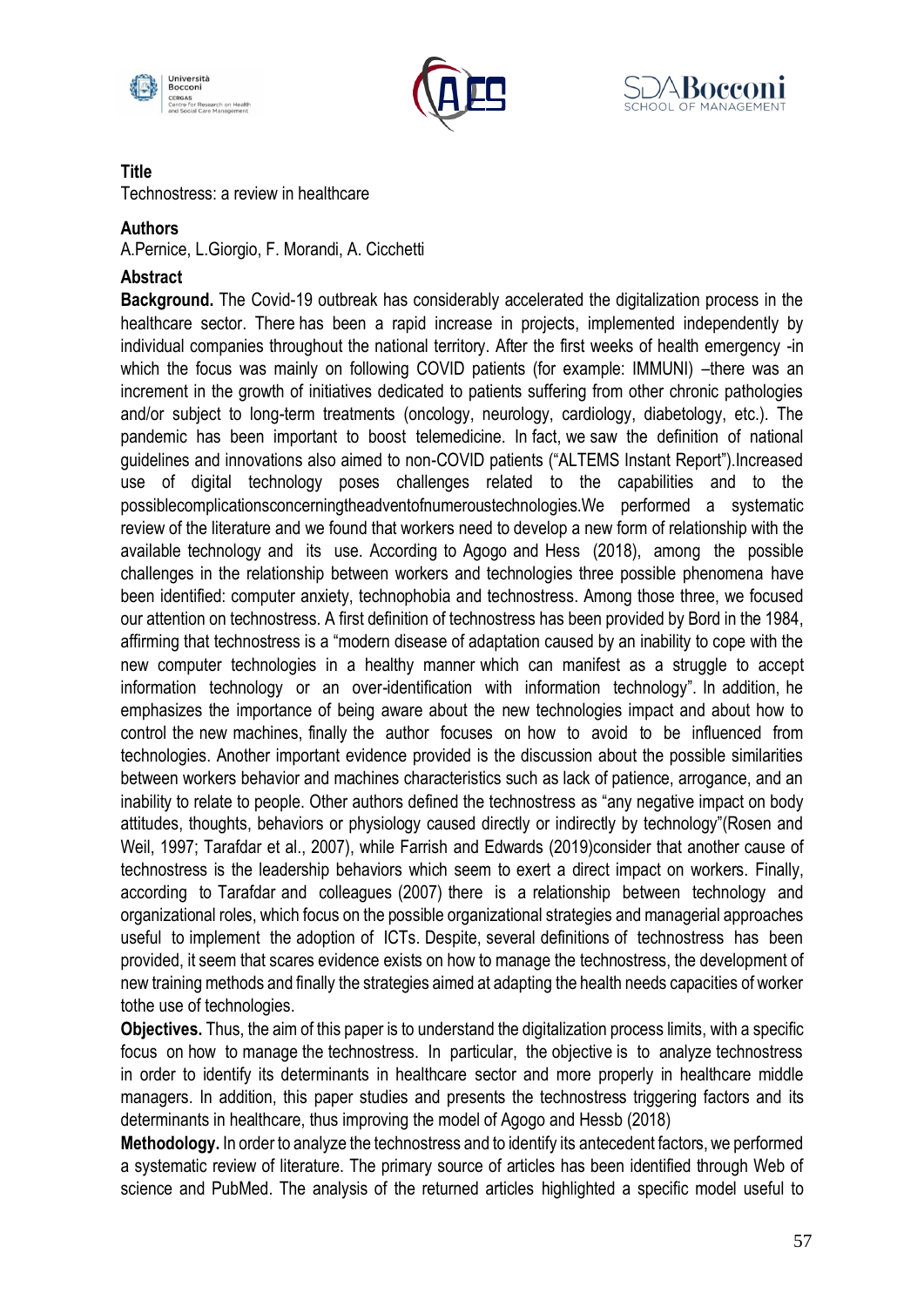**Title**

Technostress: a review in healthcare

**Authors**

A.Pernice, L.Giorgio, F. Morandi, A. Cicchetti

**Abstract**

**Background.** The Covid-19 outbreak has considerably accelerated the digitalization process in the healthcare sector. There has been a rapid increase in projects, implemented independently by individual companies throughout the national territory. After the first weeks of health emergency -in which the focus was mainly on following COVID patients (for example: IMMUNI) –there was an increment in the growth of initiatives dedicated to patients suffering from other chronic pathologies and/or subject to long-term treatments (oncology, neurology, cardiology, diabetology, etc.). The pandemic has been important to boost telemedicine. In fact, we saw the definition of national guidelines and innovations also aimed to non-COVID patients ("ALTEMS Instant Report").Increased use of digital technology poses challenges related to the capabilities and to the possiblecomplicationsconcerningtheadventofnumeroustechnologies.We performed a systematic review of the literature and we found that workers need to develop a new form of relationship with the available technology and its use. According to Agogo and Hess (2018), among the possible challenges in the relationship between workers and technologies three possible phenomena have been identified: computer anxiety, technophobia and technostress. Among those three, we focused our attention on technostress. A first definition of technostress has been provided by Bord in the 1984, affirming that technostress is a "modern disease of adaptation caused by an inability to cope with the new computer technologies in a healthy manner which can manifest as a struggle to accept information technology or an over-identification with information technology". In addition, he emphasizes the importance of being aware about the new technologies impact and about how to control the new machines, finally the author focuses on how to avoid to be influenced from technologies. Another important evidence provided is the discussion about the possible similarities between workers behavior and machines characteristics such as lack of patience, arrogance, and an inability to relate to people. Other authors defined the technostress as "any negative impact on body attitudes, thoughts, behaviors or physiology caused directly or indirectly by technology"(Rosen and Weil, 1997; Tarafdar et al., 2007), while Farrish and Edwards (2019)consider that another cause of technostress is the leadership behaviors which seem to exert a direct impact on workers. Finally, according to Tarafdar and colleagues (2007) there is a relationship between technology and organizational roles, which focus on the possible organizational strategies and managerial approaches useful to implement the adoption of ICTs. Despite, several definitions of technostress has been provided, it seem that scares evidence exists on how to manage the technostress, the development of new training methods and finally the strategies aimed at adapting the health needs capacities of worker tothe use of technologies.

**Objectives.** Thus, the aim of this paper is to understand the digitalization process limits, with a specific focus on how to manage the technostress. In particular, the objective is to analyze technostress in order to identify its determinants in healthcare sector and more properly in healthcare middle managers. In addition, this paper studies and presents the technostress triggering factors and its determinants in healthcare, thus improving the model of Agogo and Hessb (2018)

**Methodology.** In order to analyze the technostress and to identify its antecedent factors, we performed a systematic review of literature. The primary source of articles has been identified through Web of science and PubMed. The analysis of the returned articles highlighted a specific model useful to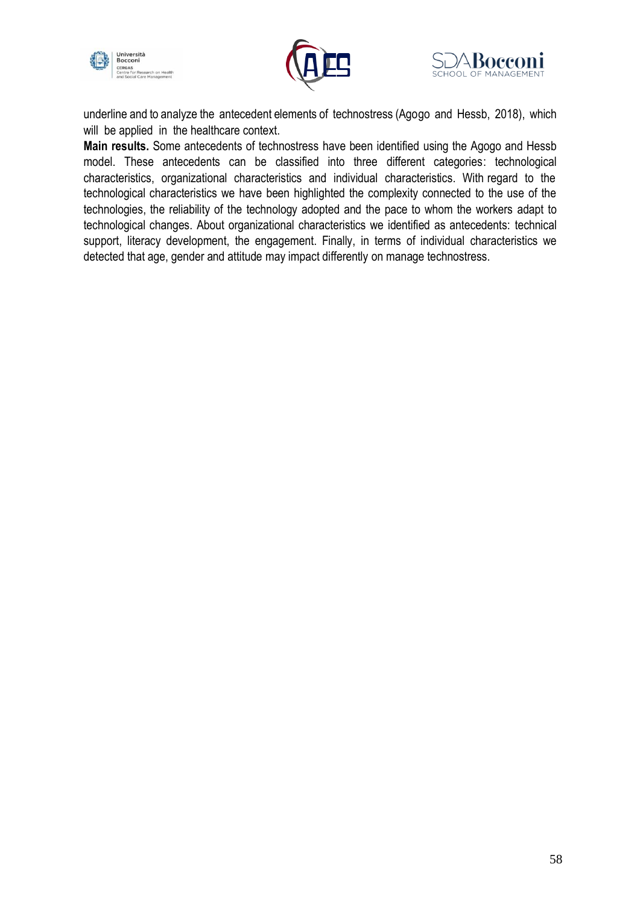underline and to analyze the antecedent elements of technostress (Agogo and Hessb, 2018), which will be applied in the healthcare context.

**Main results.** Some antecedents of technostress have been identified using the Agogo and Hessb model. These antecedents can be classified into three different categories: technological characteristics, organizational characteristics and individual characteristics. With regard to the technological characteristics we have been highlighted the complexity connected to the use of the technologies, the reliability of the technology adopted and the pace to whom the workers adapt to technological changes. About organizational characteristics we identified as antecedents: technical support, literacy development, the engagement. Finally, in terms of individual characteristics we detected that age, gender and attitude may impact differently on manage technostress.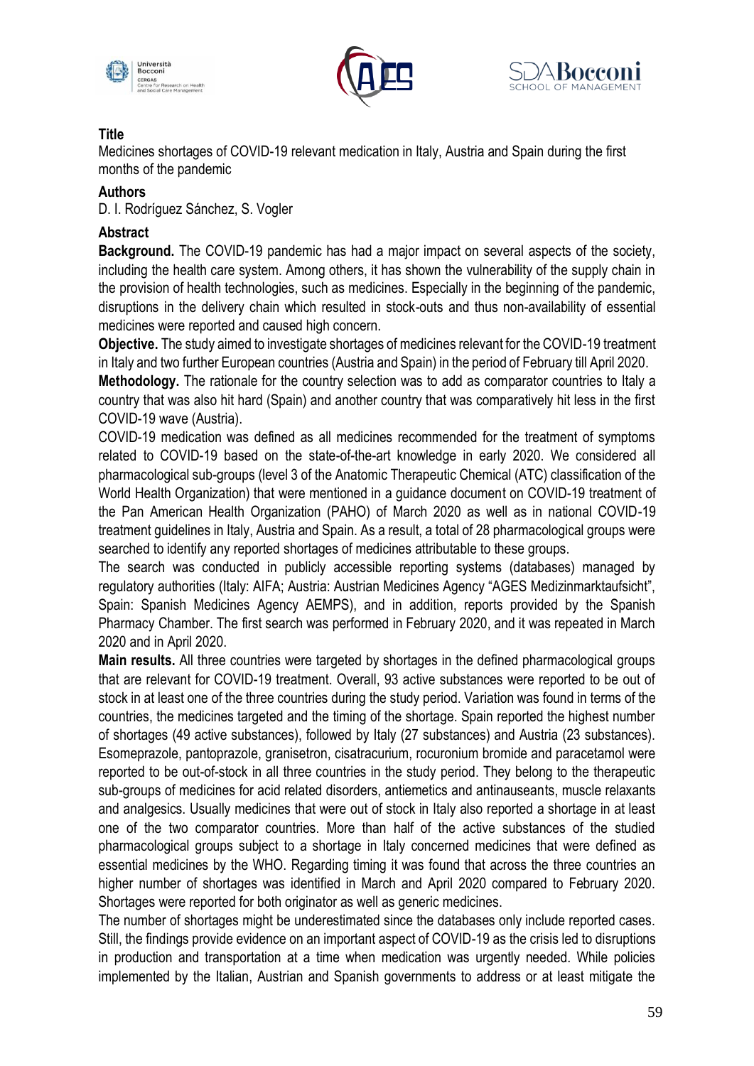**Title**

Medicines shortages of COVID-19 relevant medication in Italy, Austria and Spain during the first months of the pandemic

**Authors**

D. I. Rodríguez Sánchez, S. Vogler

**Abstract**

**Background.** The COVID-19 pandemic has had a major impact on several aspects of the society, including the health care system. Among others, it has shown the vulnerability of the supply chain in the provision of health technologies, such as medicines. Especially in the beginning of the pandemic, disruptions in the delivery chain which resulted in stock-outs and thus non-availability of essential medicines were reported and caused high concern.

**Objective.** The study aimed to investigate shortages of medicines relevant for the COVID-19 treatment in Italy and two further European countries (Austria and Spain) in the period of February till April 2020.

**Methodology.** The rationale for the country selection was to add as comparator countries to Italy a country that was also hit hard (Spain) and another country that was comparatively hit less in the first COVID-19 wave (Austria).

COVID-19 medication was defined as all medicines recommended for the treatment of symptoms related to COVID-19 based on the state-of-the-art knowledge in early 2020. We considered all pharmacological sub-groups (level 3 of the Anatomic Therapeutic Chemical (ATC) classification of the World Health Organization) that were mentioned in a guidance document on COVID-19 treatment of the Pan American Health Organization (PAHO) of March 2020 as well as in national COVID-19 treatment guidelines in Italy, Austria and Spain. As a result, a total of 28 pharmacological groups were searched to identify any reported shortages of medicines attributable to these groups.

The search was conducted in publicly accessible reporting systems (databases) managed by regulatory authorities (Italy: AIFA; Austria: Austrian Medicines Agency "AGES Medizinmarktaufsicht", Spain: Spanish Medicines Agency AEMPS), and in addition, reports provided by the Spanish Pharmacy Chamber. The first search was performed in February 2020, and it was repeated in March 2020 and in April 2020.

**Main results.** All three countries were targeted by shortages in the defined pharmacological groups that are relevant for COVID-19 treatment. Overall, 93 active substances were reported to be out of stock in at least one of the three countries during the study period. Variation was found in terms of the countries, the medicines targeted and the timing of the shortage. Spain reported the highest number of shortages (49 active substances), followed by Italy (27 substances) and Austria (23 substances). Esomeprazole, pantoprazole, granisetron, cisatracurium, rocuronium bromide and paracetamol were reported to be out-of-stock in all three countries in the study period. They belong to the therapeutic sub-groups of medicines for acid related disorders, antiemetics and antinauseants, muscle relaxants and analgesics. Usually medicines that were out of stock in Italy also reported a shortage in at least one of the two comparator countries. More than half of the active substances of the studied pharmacological groups subject to a shortage in Italy concerned medicines that were defined as essential medicines by the WHO. Regarding timing it was found that across the three countries an higher number of shortages was identified in March and April 2020 compared to February 2020. Shortages were reported for both originator as well as generic medicines.

The number of shortages might be underestimated since the databases only include reported cases. Still, the findings provide evidence on an important aspect of COVID-19 as the crisis led to disruptions in production and transportation at a time when medication was urgently needed. While policies implemented by the Italian, Austrian and Spanish governments to address or at least mitigate the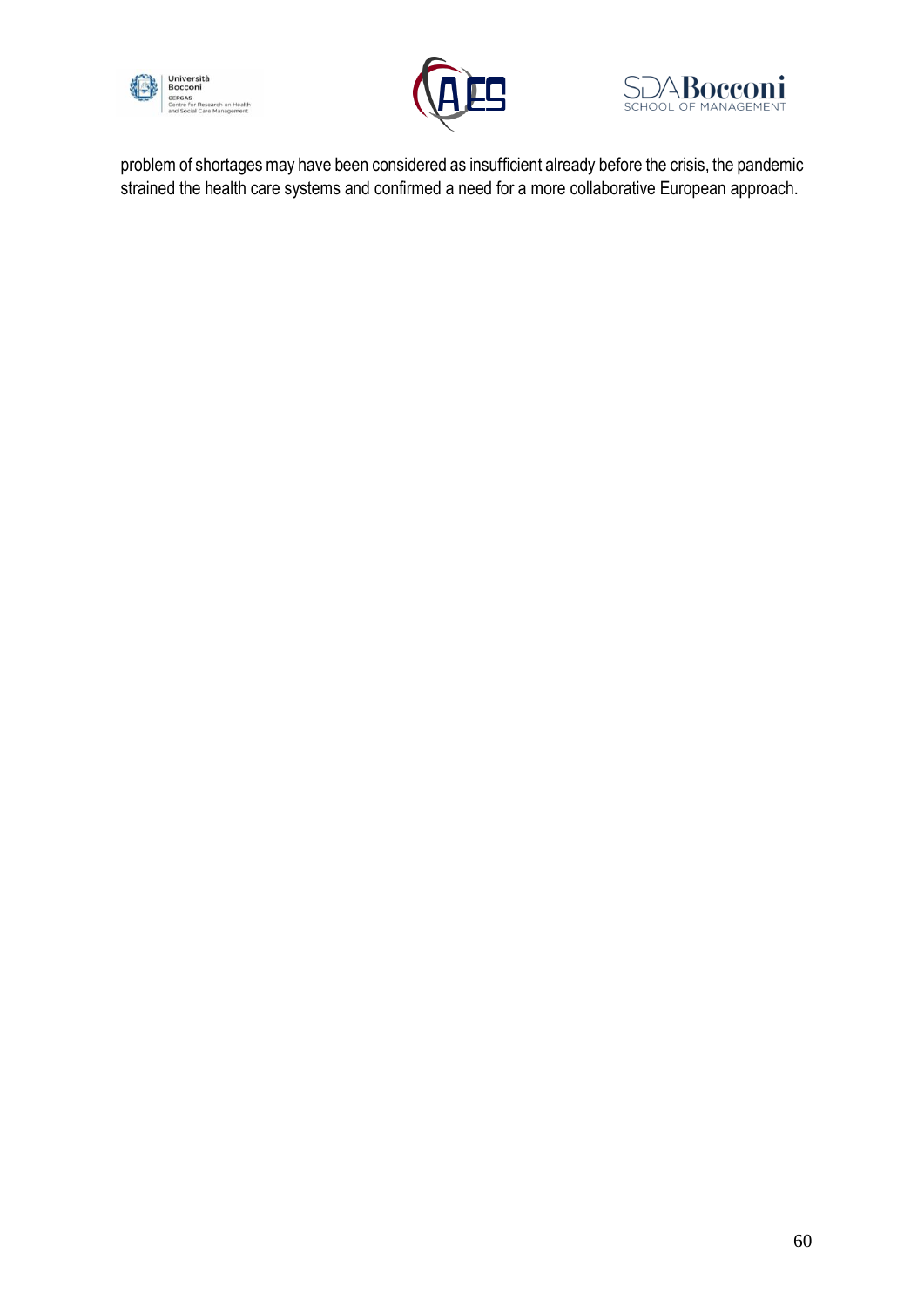problem of shortages may have been considered as insufficient already before the crisis, the pandemic strained the health care systems and confirmed a need for a more collaborative European approach.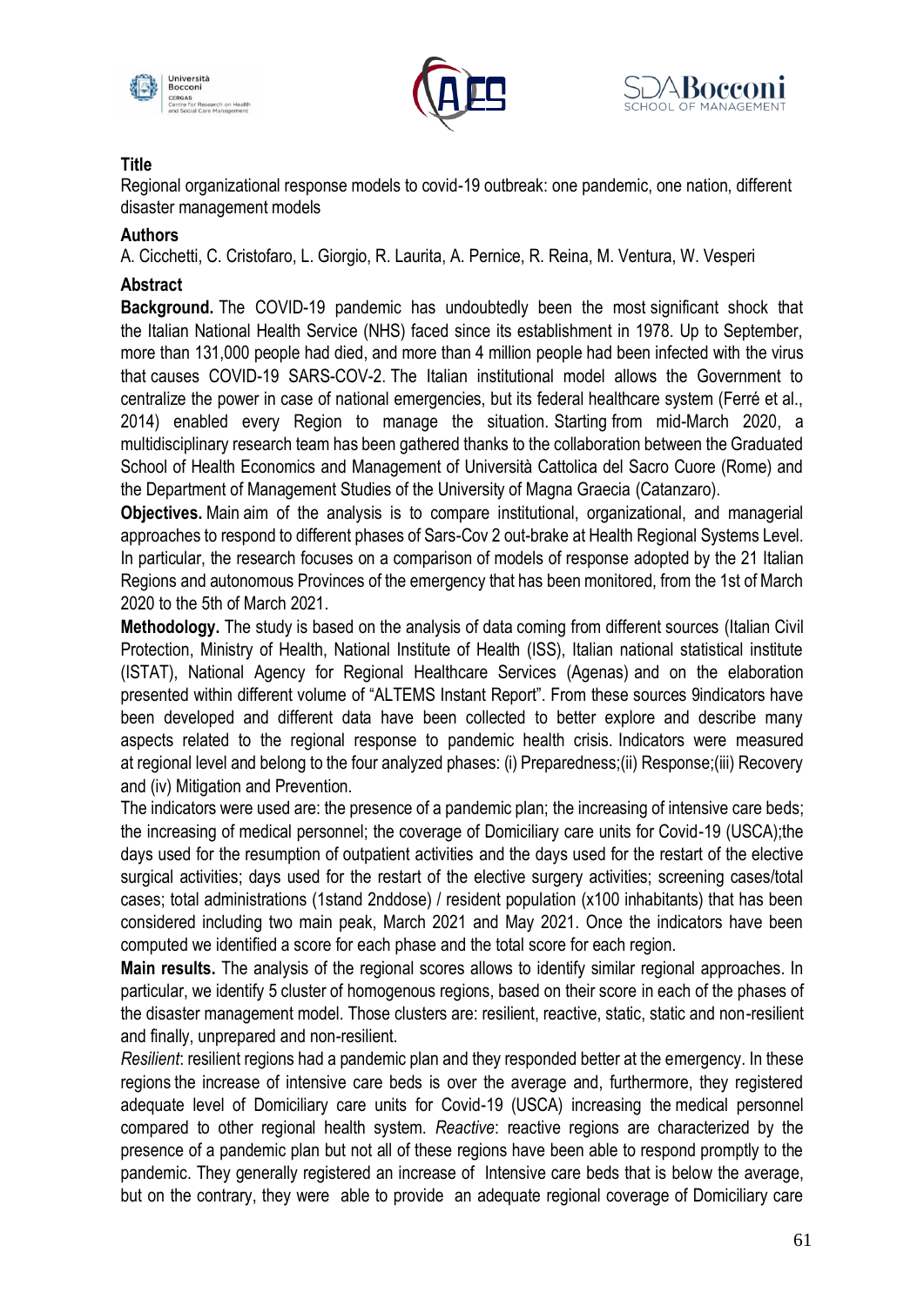**Title**

Regional organizational response models to covid-19 outbreak: one pandemic, one nation, different disaster management models

**Authors**

A. Cicchetti, C. Cristofaro, L. Giorgio, R. Laurita, A. Pernice, R. Reina, M. Ventura, W. Vesperi

**Abstract**

**Background.** The COVID-19 pandemic has undoubtedly been the most significant shock that the Italian National Health Service (NHS) faced since its establishment in 1978. Up to September, more than 131,000 people had died, and more than 4 million people had been infected with the virus that causes COVID-19 SARS-COV-2. The Italian institutional model allows the Government to centralize the power in case of national emergencies, but its federal healthcare system (Ferré et al., 2014) enabled every Region to manage the situation. Starting from mid-March 2020, a multidisciplinary research team has been gathered thanks to the collaboration between the Graduated School of Health Economics and Management of Università Cattolica del Sacro Cuore (Rome) and the Department of Management Studies of the University of Magna Graecia (Catanzaro).

**Objectives.** Main aim of the analysis is to compare institutional, organizational, and managerial approaches to respond to different phases of Sars-Cov 2 out-brake at Health Regional Systems Level. In particular, the research focuses on a comparison of models of response adopted by the 21 Italian Regions and autonomous Provinces of the emergency that has been monitored, from the 1st of March 2020 to the 5th of March 2021.

**Methodology.** The study is based on the analysis of data coming from different sources (Italian Civil Protection, Ministry of Health, National Institute of Health (ISS), Italian national statistical institute (ISTAT), National Agency for Regional Healthcare Services (Agenas) and on the elaboration presented within different volume of "ALTEMS Instant Report". From these sources 9indicators have been developed and different data have been collected to better explore and describe many aspects related to the regional response to pandemic health crisis. Indicators were measured at regional level and belong to the four analyzed phases: (i) Preparedness;(ii) Response;(iii) Recovery and (iv) Mitigation and Prevention.

The indicators were used are: the presence of a pandemic plan; the increasing of intensive care beds; the increasing of medical personnel; the coverage of Domiciliary care units for Covid-19 (USCA);the days used for the resumption of outpatient activities and the days used for the restart of the elective surgical activities; days used for the restart of the elective surgery activities; screening cases/total cases; total administrations (1stand 2nddose) / resident population (x100 inhabitants) that has been considered including two main peak, March 2021 and May 2021. Once the indicators have been computed we identified a score for each phase and the total score for each region.

**Main results.** The analysis of the regional scores allows to identify similar regional approaches. In particular, we identify 5 cluster of homogenous regions, based on their score in each of the phases of the disaster management model. Those clusters are: resilient, reactive, static, static and non-resilient and finally, unprepared and non-resilient.

*Resilient*: resilient regions had a pandemic plan and they responded better at the emergency. In these regions the increase of intensive care beds is over the average and, furthermore, they registered adequate level of Domiciliary care units for Covid-19 (USCA) increasing the medical personnel compared to other regional health system. *Reactive*: reactive regions are characterized by the presence of a pandemic plan but not all of these regions have been able to respond promptly to the pandemic. They generally registered an increase of Intensive care beds that is below the average, but on the contrary, they were able to provide an adequate regional coverage of Domiciliary care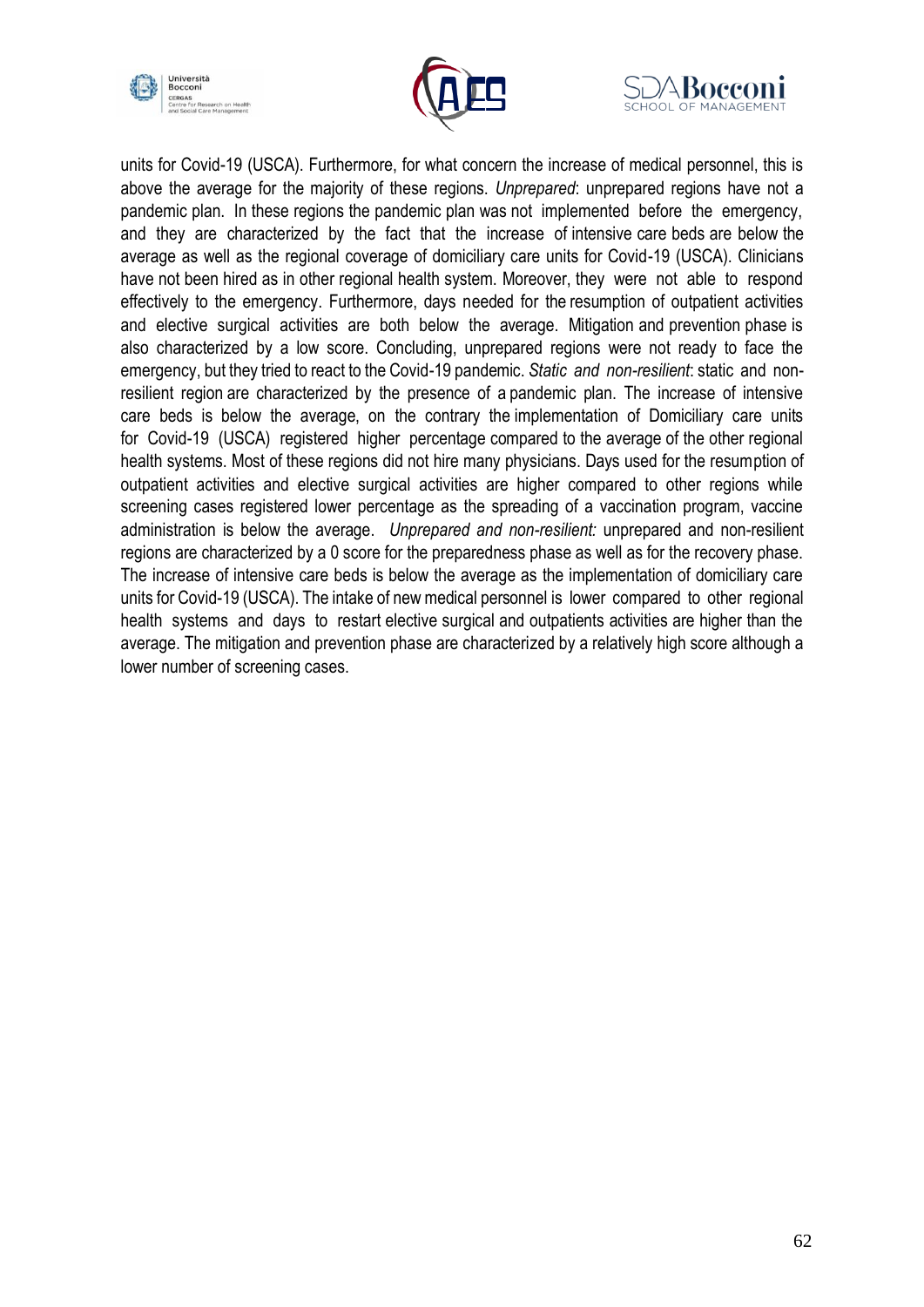units for Covid-19 (USCA). Furthermore, for what concern the increase of medical personnel, this is above the average for the majority of these regions. *Unprepared*: unprepared regions have not a pandemic plan. In these regions the pandemic plan was not implemented before the emergency, and they are characterized by the fact that the increase of intensive care beds are below the average as well as the regional coverage of domiciliary care units for Covid-19 (USCA). Clinicians have not been hired as in other regional health system. Moreover, they were not able to respond effectively to the emergency. Furthermore, days needed for the resumption of outpatient activities and elective surgical activities are both below the average. Mitigation and prevention phase is also characterized by a low score. Concluding, unprepared regions were not ready to face the emergency, but they tried to react to the Covid-19 pandemic. *Static and non-resilient*: static and non-resilient region are characterized by the presence of a pandemic plan. The increase of intensive care beds is below the average, on the contrary the implementation of Domiciliary care units for Covid-19 (USCA) registered higher percentage compared to the average of the other regional health systems. Most of these regions did not hire many physicians. Days used for the resumption of outpatient activities and elective surgical activities are higher compared to other regions while screening cases registered lower percentage as the spreading of a vaccination program, vaccine administration is below the average. *Unprepared and non-resilient:* unprepared and non-resilient regions are characterized by a 0 score for the preparedness phase as well as for the recovery phase. The increase of intensive care beds is below the average as the implementation of domiciliary care units for Covid-19 (USCA). The intake of new medical personnel is lower compared to other regional health systems and days to restart elective surgical and outpatients activities are higher than the average. The mitigation and prevention phase are characterized by a relatively high score although a lower number of screening cases.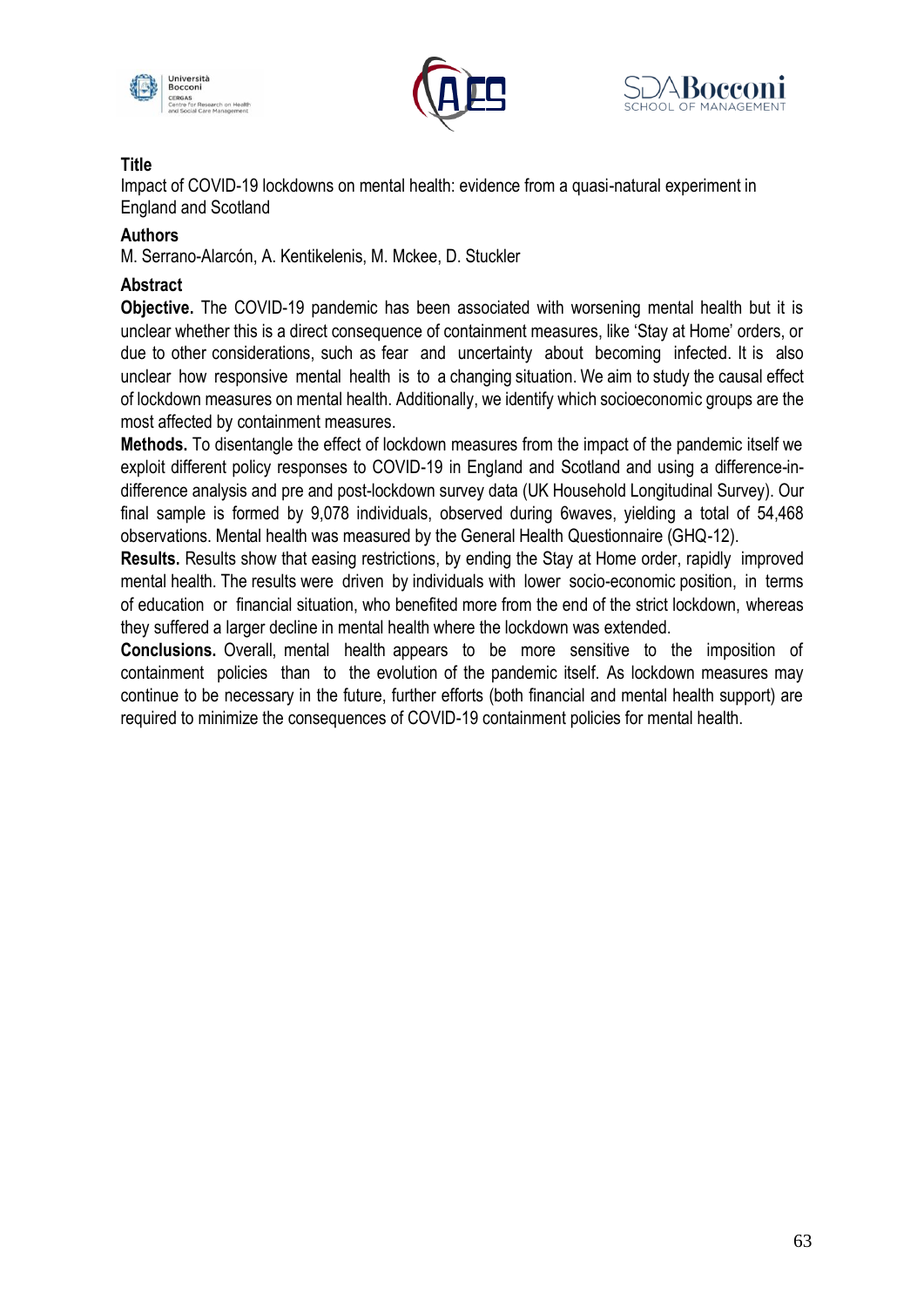**Title**

Impact of COVID-19 lockdowns on mental health: evidence from a quasi-natural experiment in England and Scotland

**Authors**

M. Serrano-Alarcón, A. Kentikelenis, M. Mckee, D. Stuckler

**Abstract**

**Objective.** The COVID-19 pandemic has been associated with worsening mental health but it is unclear whether this is a direct consequence of containment measures, like 'Stay at Home' orders, or due to other considerations, such as fear and uncertainty about becoming infected. It is also unclear how responsive mental health is to a changing situation. We aim to study the causal effect of lockdown measures on mental health. Additionally, we identify which socioeconomic groups are the most affected by containment measures.

**Methods.** To disentangle the effect of lockdown measures from the impact of the pandemic itself we exploit different policy responses to COVID-19 in England and Scotland and using a difference-in-difference analysis and pre and post-lockdown survey data (UK Household Longitudinal Survey). Our final sample is formed by 9,078 individuals, observed during 6waves, yielding a total of 54,468 observations. Mental health was measured by the General Health Questionnaire (GHQ-12).

**Results.** Results show that easing restrictions, by ending the Stay at Home order, rapidly improved mental health. The results were driven by individuals with lower socio-economic position, in terms of education or financial situation, who benefited more from the end of the strict lockdown, whereas they suffered a larger decline in mental health where the lockdown was extended.

**Conclusions.** Overall, mental health appears to be more sensitive to the imposition of containment policies than to the evolution of the pandemic itself. As lockdown measures may continue to be necessary in the future, further efforts (both financial and mental health support) are required to minimize the consequences of COVID-19 containment policies for mental health.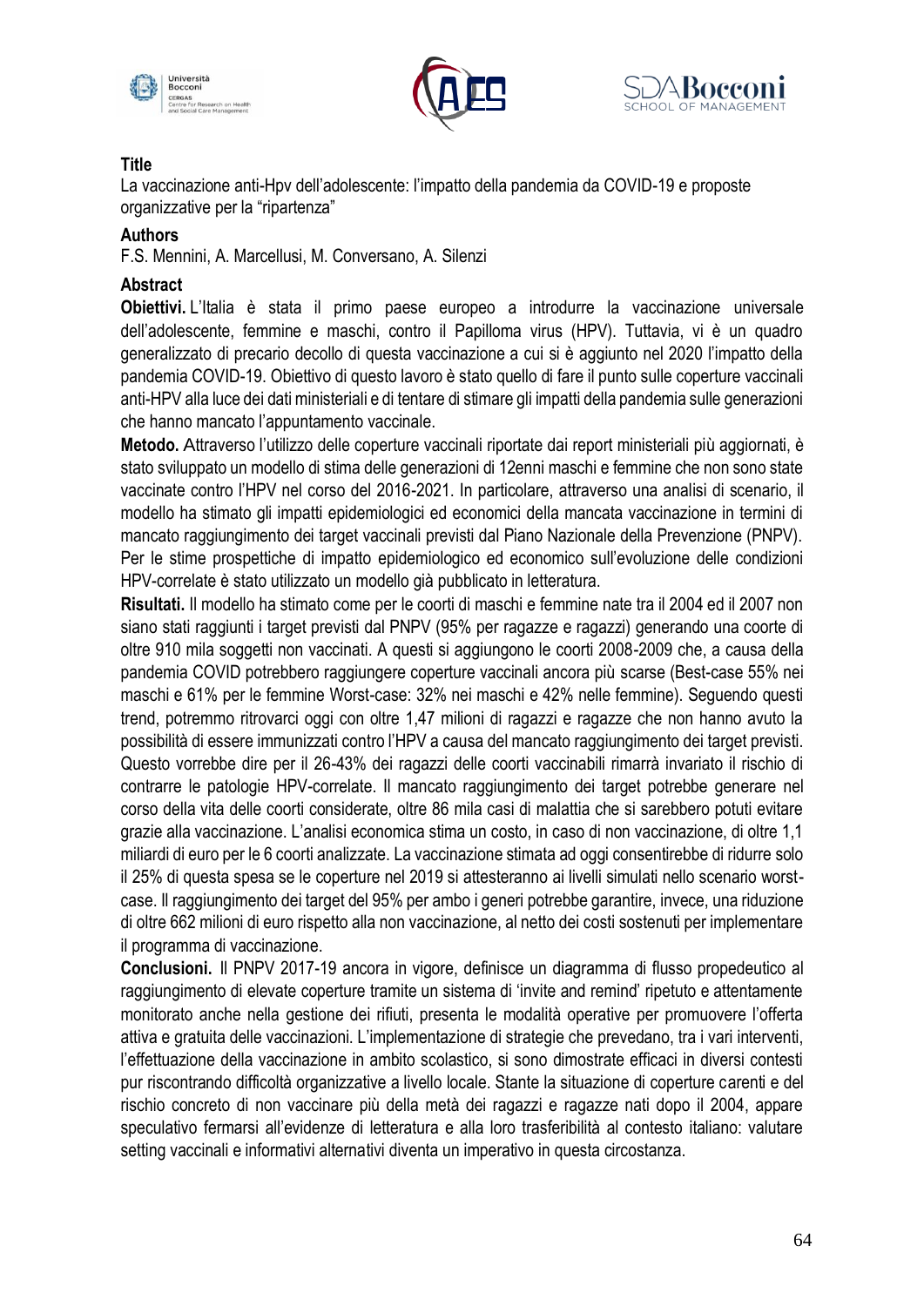### Title

La vaccinazione anti-Hpv dell'adolescente: l'impatto della pandemia da COVID-19 e proposte organizzative per la "ripartenza"

### Authors

F.S. Mennini, A. Marcellusi, M. Conversano, A. Silenzi

### Abstract

**Obiettivi.** L'Italia è stata il primo paese europeo a introdurre la vaccinazione universale dell'adolescente, femmine e maschi, contro il Papilloma virus (HPV). Tuttavia, vi è un quadro generalizzato di precario decollo di questa vaccinazione a cui si è aggiunto nel 2020 l'impatto della pandemia COVID-19. Obiettivo di questo lavoro è stato quello di fare il punto sulle coperture vaccinali anti-HPV alla luce dei dati ministeriali e di tentare di stimare gli impatti della pandemia sulle generazioni che hanno mancato l'appuntamento vaccinale.

**Metodo.** Attraverso l'utilizzo delle coperture vaccinali riportate dai report ministeriali più aggiornati, è stato sviluppato un modello di stima delle generazioni di 12enni maschi e femmine che non sono state vaccinate contro l'HPV nel corso del 2016-2021. In particolare, attraverso una analisi di scenario, il modello ha stimato gli impatti epidemiologici ed economici della mancata vaccinazione in termini di mancato raggiungimento dei target vaccinali previsti dal Piano Nazionale della Prevenzione (PNPV). Per le stime prospettiche di impatto epidemiologico ed economico sull'evoluzione delle condizioni HPV-correlate è stato utilizzato un modello già pubblicato in letteratura.

**Risultati.** Il modello ha stimato come per le coorti di maschi e femmine nate tra il 2004 ed il 2007 non siano stati raggiunti i target previsti dal PNPV (95% per ragazze e ragazzi) generando una coorte di oltre 910 mila soggetti non vaccinati. A questi si aggiungono le coorti 2008-2009 che, a causa della pandemia COVID potrebbero raggiungere coperture vaccinali ancora più scarse (Best-case 55% nei maschi e 61% per le femmine Worst-case: 32% nei maschi e 42% nelle femmine). Seguendo questi trend, potremmo ritrovarci oggi con oltre 1,47 milioni di ragazzi e ragazze che non hanno avuto la possibilità di essere immunizzati contro l'HPV a causa del mancato raggiungimento dei target previsti. Questo vorrebbe dire per il 26-43% dei ragazzi delle coorti vaccinabili rimarrà invariato il rischio di contrarre le patologie HPV-correlate. Il mancato raggiungimento dei target potrebbe generare nel corso della vita delle coorti considerate, oltre 86 mila casi di malattia che si sarebbero potuti evitare grazie alla vaccinazione. L'analisi economica stima un costo, in caso di non vaccinazione, di oltre 1,1 miliardi di euro per le 6 coorti analizzate. La vaccinazione stimata ad oggi consentirebbe di ridurre solo il 25% di questa spesa se le coperture nel 2019 si attesteranno ai livelli simulati nello scenario worst-case. Il raggiungimento dei target del 95% per ambo i generi potrebbe garantire, invece, una riduzione di oltre 662 milioni di euro rispetto alla non vaccinazione, al netto dei costi sostenuti per implementare il programma di vaccinazione.

**Conclusioni.** Il PNPV 2017-19 ancora in vigore, definisce un diagramma di flusso propedeutico al raggiungimento di elevate coperture tramite un sistema di 'invite and remind' ripetuto e attentamente monitorato anche nella gestione dei rifiuti, presenta le modalità operative per promuovere l'offerta attiva e gratuita delle vaccinazioni. L'implementazione di strategie che prevedano, tra i vari interventi, l'effettuazione della vaccinazione in ambito scolastico, si sono dimostrate efficaci in diversi contesti pur riscontrando difficoltà organizzative a livello locale. Stante la situazione di coperture carenti e del rischio concreto di non vaccinare più della metà dei ragazzi e ragazze nati dopo il 2004, appare speculativo fermarsi all'evidenze di letteratura e alla loro trasferibilità al contesto italiano: valutare setting vaccinali e informativi alternativi diventa un imperativo in questa circostanza.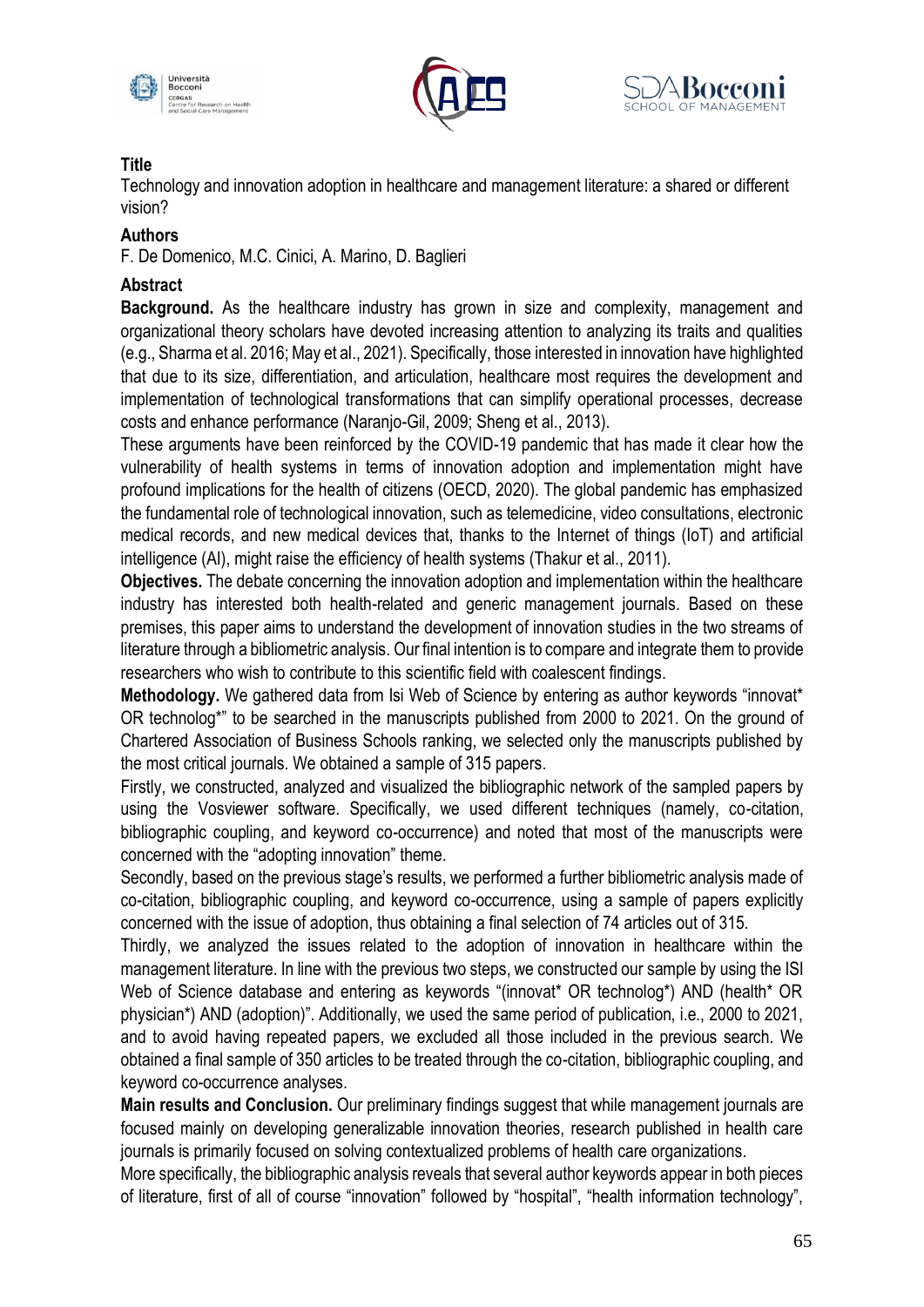**Title**

Technology and innovation adoption in healthcare and management literature: a shared or different vision?

**Authors**

F. De Domenico, M.C. Cinici, A. Marino, D. Baglieri

**Abstract**

**Background.** As the healthcare industry has grown in size and complexity, management and organizational theory scholars have devoted increasing attention to analyzing its traits and qualities (e.g., Sharma et al. 2016; May et al., 2021). Specifically, those interested in innovation have highlighted that due to its size, differentiation, and articulation, healthcare most requires the development and implementation of technological transformations that can simplify operational processes, decrease costs and enhance performance (Naranjo-Gil, 2009; Sheng et al., 2013).

These arguments have been reinforced by the COVID-19 pandemic that has made it clear how the vulnerability of health systems in terms of innovation adoption and implementation might have profound implications for the health of citizens (OECD, 2020). The global pandemic has emphasized the fundamental role of technological innovation, such as telemedicine, video consultations, electronic medical records, and new medical devices that, thanks to the Internet of things (IoT) and artificial intelligence (AI), might raise the efficiency of health systems (Thakur et al., 2011).

**Objectives.** The debate concerning the innovation adoption and implementation within the healthcare industry has interested both health-related and generic management journals. Based on these premises, this paper aims to understand the development of innovation studies in the two streams of literature through a bibliometric analysis. Our final intention is to compare and integrate them to provide researchers who wish to contribute to this scientific field with coalescent findings.

**Methodology.** We gathered data from Isi Web of Science by entering as author keywords "innovat* OR technolog*" to be searched in the manuscripts published from 2000 to 2021. On the ground of Chartered Association of Business Schools ranking, we selected only the manuscripts published by the most critical journals. We obtained a sample of 315 papers.

Firstly, we constructed, analyzed and visualized the bibliographic network of the sampled papers by using the Vosviewer software. Specifically, we used different techniques (namely, co-citation, bibliographic coupling, and keyword co-occurrence) and noted that most of the manuscripts were concerned with the "adopting innovation" theme.

Secondly, based on the previous stage's results, we performed a further bibliometric analysis made of co-citation, bibliographic coupling, and keyword co-occurrence, using a sample of papers explicitly concerned with the issue of adoption, thus obtaining a final selection of 74 articles out of 315.

Thirdly, we analyzed the issues related to the adoption of innovation in healthcare within the management literature. In line with the previous two steps, we constructed our sample by using the ISI Web of Science database and entering as keywords "(innovat* OR technolog*) AND (health* OR physician*) AND (adoption)". Additionally, we used the same period of publication, i.e., 2000 to 2021, and to avoid having repeated papers, we excluded all those included in the previous search. We obtained a final sample of 350 articles to be treated through the co-citation, bibliographic coupling, and keyword co-occurrence analyses.

**Main results and Conclusion.** Our preliminary findings suggest that while management journals are focused mainly on developing generalizable innovation theories, research published in health care journals is primarily focused on solving contextualized problems of health care organizations.

More specifically, the bibliographic analysis reveals that several author keywords appear in both pieces of literature, first of all of course "innovation" followed by "hospital", "health information technology",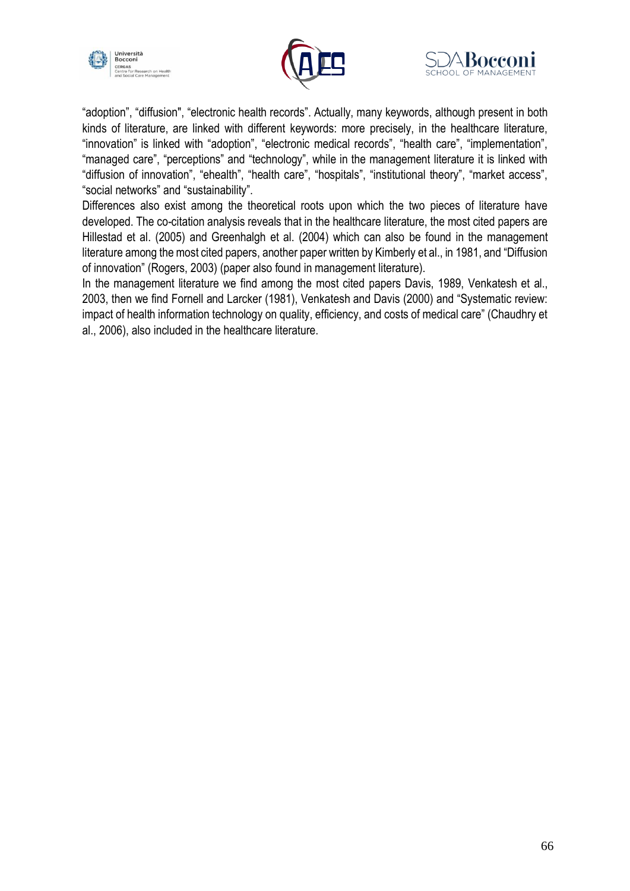“adoption”, “diffusion", “electronic health records”. Actually, many keywords, although present in both kinds of literature, are linked with different keywords: more precisely, in the healthcare literature, “innovation” is linked with “adoption”, “electronic medical records”, “health care”, “implementation”, “managed care”, “perceptions” and “technology”, while in the management literature it is linked with “diffusion of innovation”, “ehealth”, “health care”, “hospitals”, “institutional theory”, “market access”, “social networks” and “sustainability”.

Differences also exist among the theoretical roots upon which the two pieces of literature have developed. The co-citation analysis reveals that in the healthcare literature, the most cited papers are Hillestad et al. (2005) and Greenhalgh et al. (2004) which can also be found in the management literature among the most cited papers, another paper written by Kimberly et al., in 1981, and “Diffusion of innovation” (Rogers, 2003) (paper also found in management literature).

In the management literature we find among the most cited papers Davis, 1989, Venkatesh et al., 2003, then we find Fornell and Larcker (1981), Venkatesh and Davis (2000) and “Systematic review: impact of health information technology on quality, efficiency, and costs of medical care” (Chaudhry et al., 2006), also included in the healthcare literature.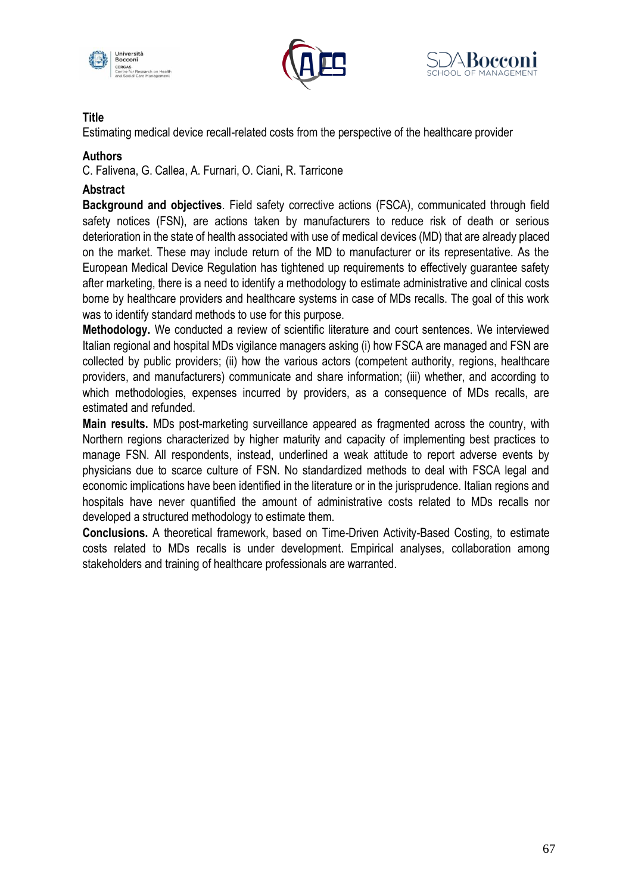**Title**

Estimating medical device recall-related costs from the perspective of the healthcare provider

**Authors**

C. Falivena, G. Callea, A. Furnari, O. Ciani, R. Tarricone

**Abstract**

**Background and objectives**. Field safety corrective actions (FSCA), communicated through field safety notices (FSN), are actions taken by manufacturers to reduce risk of death or serious deterioration in the state of health associated with use of medical devices (MD) that are already placed on the market. These may include return of the MD to manufacturer or its representative. As the European Medical Device Regulation has tightened up requirements to effectively guarantee safety after marketing, there is a need to identify a methodology to estimate administrative and clinical costs borne by healthcare providers and healthcare systems in case of MDs recalls. The goal of this work was to identify standard methods to use for this purpose.

**Methodology.** We conducted a review of scientific literature and court sentences. We interviewed Italian regional and hospital MDs vigilance managers asking (i) how FSCA are managed and FSN are collected by public providers; (ii) how the various actors (competent authority, regions, healthcare providers, and manufacturers) communicate and share information; (iii) whether, and according to which methodologies, expenses incurred by providers, as a consequence of MDs recalls, are estimated and refunded.

**Main results.** MDs post-marketing surveillance appeared as fragmented across the country, with Northern regions characterized by higher maturity and capacity of implementing best practices to manage FSN. All respondents, instead, underlined a weak attitude to report adverse events by physicians due to scarce culture of FSN. No standardized methods to deal with FSCA legal and economic implications have been identified in the literature or in the jurisprudence. Italian regions and hospitals have never quantified the amount of administrative costs related to MDs recalls nor developed a structured methodology to estimate them.

**Conclusions.** A theoretical framework, based on Time-Driven Activity-Based Costing, to estimate costs related to MDs recalls is under development. Empirical analyses, collaboration among stakeholders and training of healthcare professionals are warranted.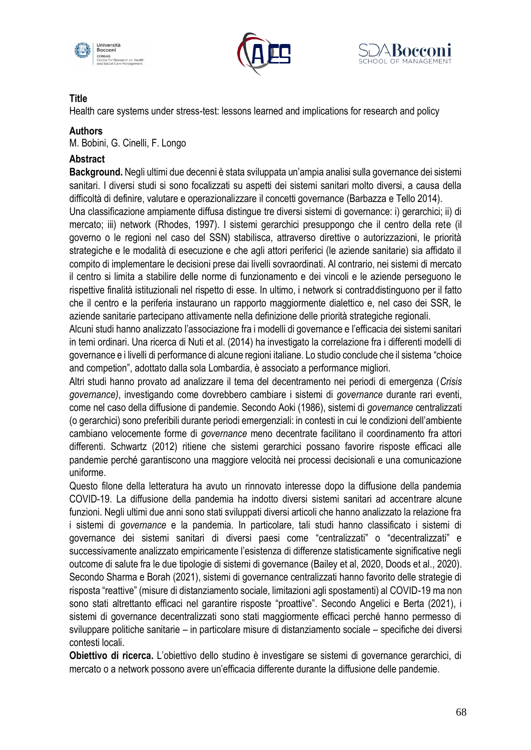**Title**

Health care systems under stress-test: lessons learned and implications for research and policy

**Authors**

M. Bobini, G. Cinelli, F. Longo

**Abstract**

**Background.** Negli ultimi due decenni è stata sviluppata un'ampia analisi sulla governance dei sistemi sanitari. I diversi studi si sono focalizzati su aspetti dei sistemi sanitari molto diversi, a causa della difficoltà di definire, valutare e operazionalizzare il concetti governance (Barbazza e Tello 2014).

Una classificazione ampiamente diffusa distingue tre diversi sistemi di governance: i) gerarchici; ii) di mercato; iii) network (Rhodes, 1997). I sistemi gerarchici presuppongo che il centro della rete (il governo o le regioni nel caso del SSN) stabilisca, attraverso direttive o autorizzazioni, le priorità strategiche e le modalità di esecuzione e che agli attori periferici (le aziende sanitarie) sia affidato il compito di implementare le decisioni prese dai livelli sovraordinati. Al contrario, nei sistemi di mercato il centro si limita a stabilire delle norme di funzionamento e dei vincoli e le aziende perseguono le rispettive finalità istituzionali nel rispetto di esse. In ultimo, i network si contraddistinguono per il fatto che il centro e la periferia instaurano un rapporto maggiormente dialettico e, nel caso dei SSR, le aziende sanitarie partecipano attivamente nella definizione delle priorità strategiche regionali.

Alcuni studi hanno analizzato l'associazione fra i modelli di governance e l'efficacia dei sistemi sanitari in temi ordinari. Una ricerca di Nuti et al. (2014) ha investigato la correlazione fra i differenti modelli di governance e i livelli di performance di alcune regioni italiane. Lo studio conclude che il sistema "choice and competion", adottato dalla sola Lombardia, è associato a performance migliori.

Altri studi hanno provato ad analizzare il tema del decentramento nei periodi di emergenza (*Crisis governance)*, investigando come dovrebbero cambiare i sistemi di *governance* durante rari eventi, come nel caso della diffusione di pandemie. Secondo Aoki (1986), sistemi di *governance* centralizzati (o gerarchici) sono preferibili durante periodi emergenziali: in contesti in cui le condizioni dell'ambiente cambiano velocemente forme di *governance* meno decentrate facilitano il coordinamento fra attori differenti. Schwartz (2012) ritiene che sistemi gerarchici possano favorire risposte efficaci alle pandemie perché garantiscono una maggiore velocità nei processi decisionali e una comunicazione uniforme.

Questo filone della letteratura ha avuto un rinnovato interesse dopo la diffusione della pandemia COVID-19. La diffusione della pandemia ha indotto diversi sistemi sanitari ad accentrare alcune funzioni. Negli ultimi due anni sono stati sviluppati diversi articoli che hanno analizzato la relazione fra i sistemi di *governance* e la pandemia. In particolare, tali studi hanno classificato i sistemi di governance dei sistemi sanitari di diversi paesi come "centralizzati" o "decentralizzati" e successivamente analizzato empiricamente l'esistenza di differenze statisticamente significative negli outcome di salute fra le due tipologie di sistemi di governance (Bailey et al, 2020, Doods et al., 2020). Secondo Sharma e Borah (2021), sistemi di governance centralizzati hanno favorito delle strategie di risposta "reattive" (misure di distanziamento sociale, limitazioni agli spostamenti) al COVID-19 ma non sono stati altrettanto efficaci nel garantire risposte "proattive". Secondo Angelici e Berta (2021), i sistemi di governance decentralizzati sono stati maggiormente efficaci perché hanno permesso di sviluppare politiche sanitarie – in particolare misure di distanziamento sociale – specifiche dei diversi contesti locali.

**Obiettivo di ricerca.** L'obiettivo dello studino è investigare se sistemi di governance gerarchici, di mercato o a network possono avere un'efficacia differente durante la diffusione delle pandemie.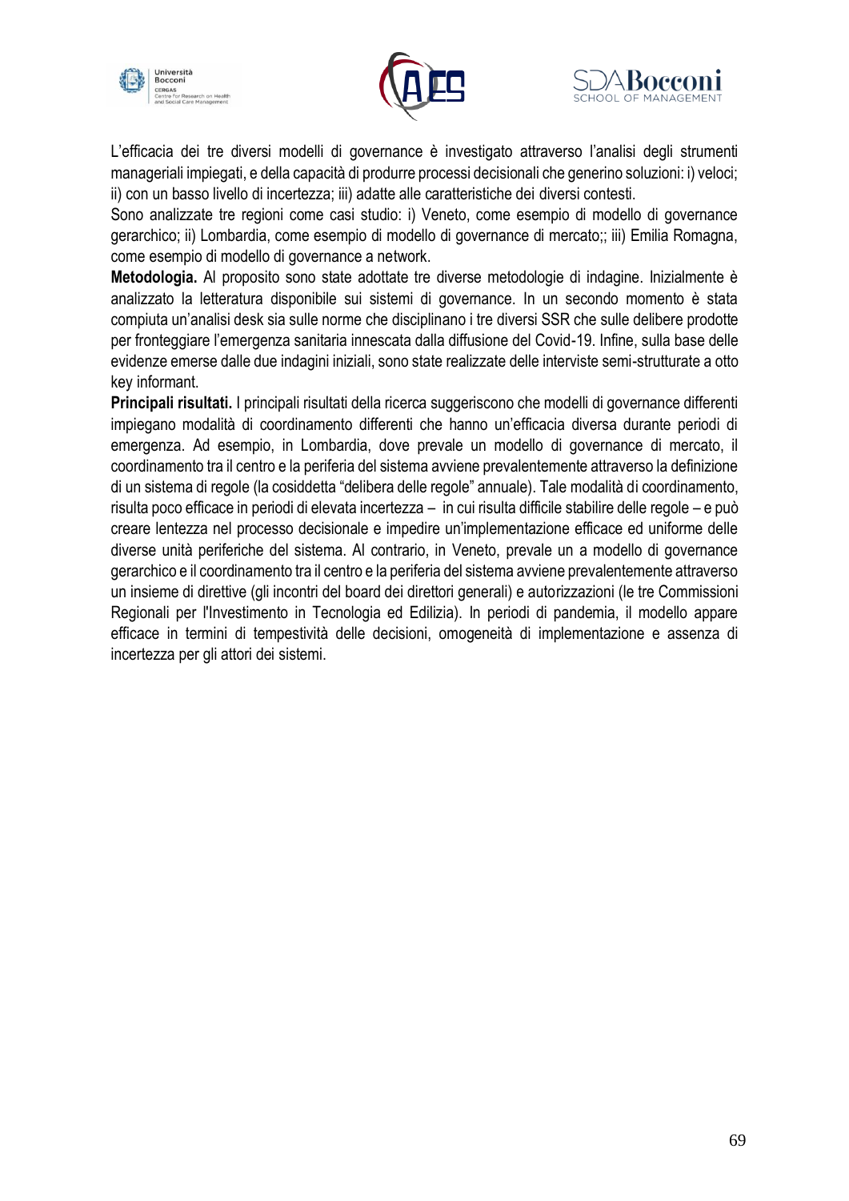L'efficacia dei tre diversi modelli di governance è investigato attraverso l'analisi degli strumenti manageriali impiegati, e della capacità di produrre processi decisionali che generino soluzioni: i) veloci; ii) con un basso livello di incertezza; iii) adatte alle caratteristiche dei diversi contesti.

Sono analizzate tre regioni come casi studio: i) Veneto, come esempio di modello di governance gerarchico; ii) Lombardia, come esempio di modello di governance di mercato;; iii) Emilia Romagna, come esempio di modello di governance a network.

**Metodologia.** Al proposito sono state adottate tre diverse metodologie di indagine. Inizialmente è analizzato la letteratura disponibile sui sistemi di governance. In un secondo momento è stata compiuta un'analisi desk sia sulle norme che disciplinano i tre diversi SSR che sulle delibere prodotte per fronteggiare l'emergenza sanitaria innescata dalla diffusione del Covid-19. Infine, sulla base delle evidenze emerse dalle due indagini iniziali, sono state realizzate delle interviste semi-strutturate a otto key informant.

**Principali risultati.** I principali risultati della ricerca suggeriscono che modelli di governance differenti impiegano modalità di coordinamento differenti che hanno un'efficacia diversa durante periodi di emergenza. Ad esempio, in Lombardia, dove prevale un modello di governance di mercato, il coordinamento tra il centro e la periferia del sistema avviene prevalentemente attraverso la definizione di un sistema di regole (la cosiddetta "delibera delle regole" annuale). Tale modalità di coordinamento, risulta poco efficace in periodi di elevata incertezza – in cui risulta difficile stabilire delle regole – e può creare lentezza nel processo decisionale e impedire un'implementazione efficace ed uniforme delle diverse unità periferiche del sistema. Al contrario, in Veneto, prevale un a modello di governance gerarchico e il coordinamento tra il centro e la periferia del sistema avviene prevalentemente attraverso un insieme di direttive (gli incontri del board dei direttori generali) e autorizzazioni (le tre Commissioni Regionali per l'Investimento in Tecnologia ed Edilizia). In periodi di pandemia, il modello appare efficace in termini di tempestività delle decisioni, omogeneità di implementazione e assenza di incertezza per gli attori dei sistemi.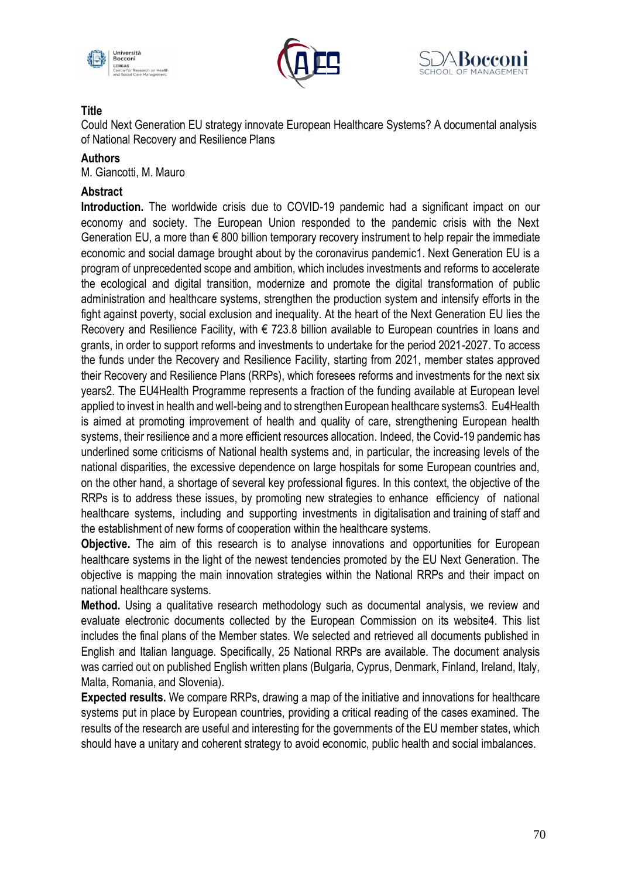**Title**

Could Next Generation EU strategy innovate European Healthcare Systems? A documental analysis of National Recovery and Resilience Plans

**Authors**

M. Giancotti, M. Mauro

**Abstract**

**Introduction.** The worldwide crisis due to COVID-19 pandemic had a significant impact on our economy and society. The European Union responded to the pandemic crisis with the Next Generation EU, a more than € 800 billion temporary recovery instrument to help repair the immediate economic and social damage brought about by the coronavirus pandemic[1]. Next Generation EU is a program of unprecedented scope and ambition, which includes investments and reforms to accelerate the ecological and digital transition, modernize and promote the digital transformation of public administration and healthcare systems, strengthen the production system and intensify efforts in the fight against poverty, social exclusion and inequality. At the heart of the Next Generation EU lies the Recovery and Resilience Facility, with € 723.8 billion available to European countries in loans and grants, in order to support reforms and investments to undertake for the period 2021-2027. To access the funds under the Recovery and Resilience Facility, starting from 2021, member states approved their Recovery and Resilience Plans (RRPs), which foresees reforms and investments for the next six years[2]. The EU4Health Programme represents a fraction of the funding available at European level applied to invest in health and well-being and to strengthen European healthcare systems[3]. Eu4Health is aimed at promoting improvement of health and quality of care, strengthening European health systems, their resilience and a more efficient resources allocation. Indeed, the Covid-19 pandemic has underlined some criticisms of National health systems and, in particular, the increasing levels of the national disparities, the excessive dependence on large hospitals for some European countries and, on the other hand, a shortage of several key professional figures. In this context, the objective of the RRPs is to address these issues, by promoting new strategies to enhance efficiency of national healthcare systems, including and supporting investments in digitalisation and training of staff and the establishment of new forms of cooperation within the healthcare systems.

**Objective.** The aim of this research is to analyse innovations and opportunities for European healthcare systems in the light of the newest tendencies promoted by the EU Next Generation. The objective is mapping the main innovation strategies within the National RRPs and their impact on national healthcare systems.

**Method.** Using a qualitative research methodology such as documental analysis, we review and evaluate electronic documents collected by the European Commission on its website[4]. This list includes the final plans of the Member states. We selected and retrieved all documents published in English and Italian language. Specifically, 25 National RRPs are available. The document analysis was carried out on published English written plans (Bulgaria, Cyprus, Denmark, Finland, Ireland, Italy, Malta, Romania, and Slovenia).

**Expected results.** We compare RRPs, drawing a map of the initiative and innovations for healthcare systems put in place by European countries, providing a critical reading of the cases examined. The results of the research are useful and interesting for the governments of the EU member states, which should have a unitary and coherent strategy to avoid economic, public health and social imbalances.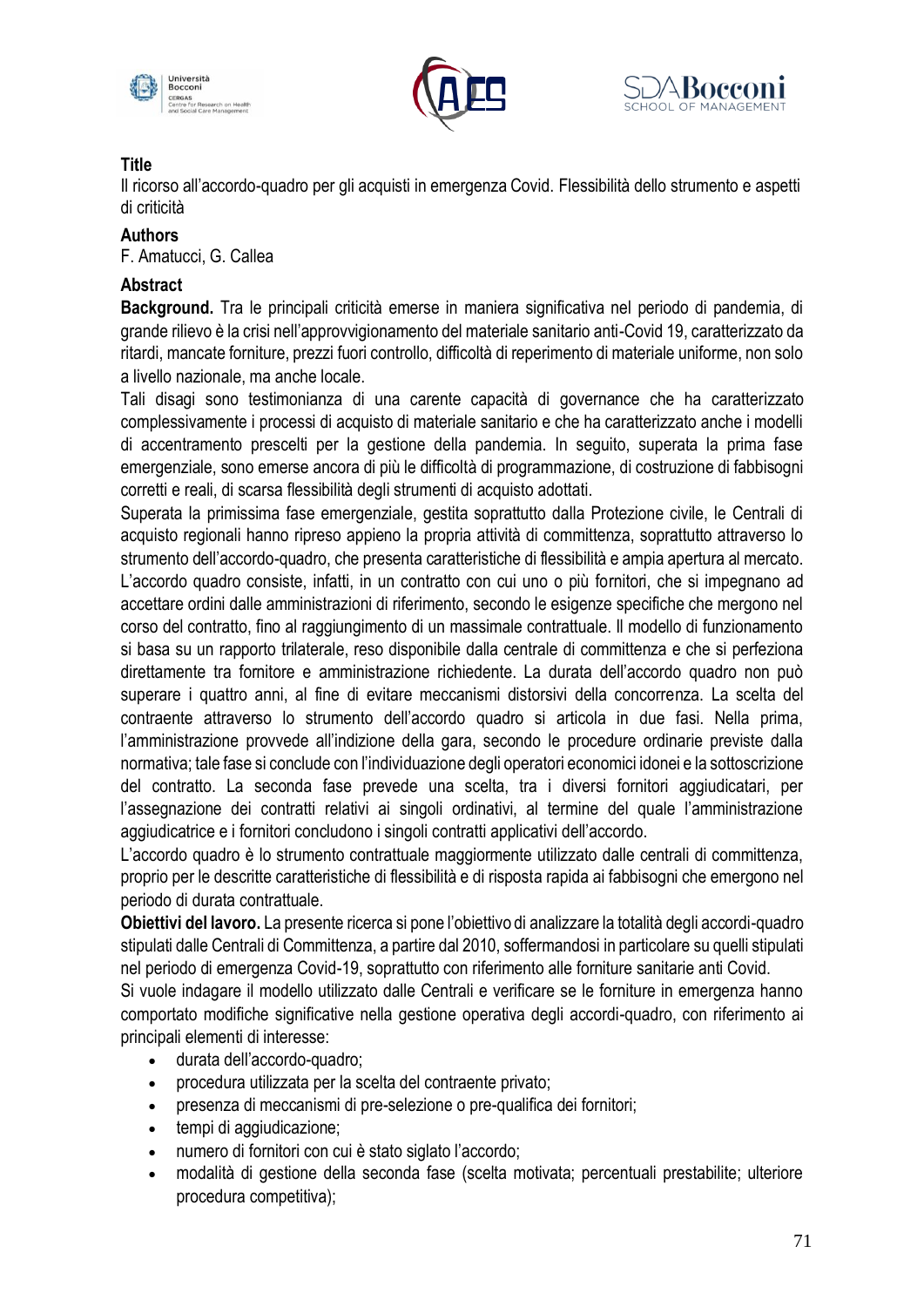**Title**

Il ricorso all'accordo-quadro per gli acquisti in emergenza Covid. Flessibilità dello strumento e aspetti di criticità

**Authors**

F. Amatucci, G. Callea

**Abstract**

**Background.** Tra le principali criticità emerse in maniera significativa nel periodo di pandemia, di grande rilievo è la crisi nell'approvvigionamento del materiale sanitario anti-Covid 19, caratterizzato da ritardi, mancate forniture, prezzi fuori controllo, difficoltà di reperimento di materiale uniforme, non solo a livello nazionale, ma anche locale.

Tali disagi sono testimonianza di una carente capacità di governance che ha caratterizzato complessivamente i processi di acquisto di materiale sanitario e che ha caratterizzato anche i modelli di accentramento prescelti per la gestione della pandemia. In seguito, superata la prima fase emergenziale, sono emerse ancora di più le difficoltà di programmazione, di costruzione di fabbisogni corretti e reali, di scarsa flessibilità degli strumenti di acquisto adottati.

Superata la primissima fase emergenziale, gestita soprattutto dalla Protezione civile, le Centrali di acquisto regionali hanno ripreso appieno la propria attività di committenza, soprattutto attraverso lo strumento dell'accordo-quadro, che presenta caratteristiche di flessibilità e ampia apertura al mercato. L'accordo quadro consiste, infatti, in un contratto con cui uno o più fornitori, che si impegnano ad accettare ordini dalle amministrazioni di riferimento, secondo le esigenze specifiche che mergono nel corso del contratto, fino al raggiungimento di un massimale contrattuale. Il modello di funzionamento si basa su un rapporto trilaterale, reso disponibile dalla centrale di committenza e che si perfeziona direttamente tra fornitore e amministrazione richiedente. La durata dell'accordo quadro non può superare i quattro anni, al fine di evitare meccanismi distorsivi della concorrenza. La scelta del contraente attraverso lo strumento dell'accordo quadro si articola in due fasi. Nella prima, l'amministrazione provvede all'indizione della gara, secondo le procedure ordinarie previste dalla normativa; tale fase si conclude con l'individuazione degli operatori economici idonei e la sottoscrizione del contratto. La seconda fase prevede una scelta, tra i diversi fornitori aggiudicatari, per l'assegnazione dei contratti relativi ai singoli ordinativi, al termine del quale l'amministrazione aggiudicatrice e i fornitori concludono i singoli contratti applicativi dell'accordo.

L'accordo quadro è lo strumento contrattuale maggiormente utilizzato dalle centrali di committenza, proprio per le descritte caratteristiche di flessibilità e di risposta rapida ai fabbisogni che emergono nel periodo di durata contrattuale.

**Obiettivi del lavoro.** La presente ricerca si pone l'obiettivo di analizzare la totalità degli accordi-quadro stipulati dalle Centrali di Committenza, a partire dal 2010, soffermandosi in particolare su quelli stipulati nel periodo di emergenza Covid-19, soprattutto con riferimento alle forniture sanitarie anti Covid.

Si vuole indagare il modello utilizzato dalle Centrali e verificare se le forniture in emergenza hanno comportato modifiche significative nella gestione operativa degli accordi-quadro, con riferimento ai principali elementi di interesse:

- durata dell'accordo-quadro;
- procedura utilizzata per la scelta del contraente privato;
- presenza di meccanismi di pre-selezione o pre-qualifica dei fornitori;
- tempi di aggiudicazione;
- numero di fornitori con cui è stato siglato l'accordo;
- modalità di gestione della seconda fase (scelta motivata; percentuali prestabilite; ulteriore procedura competitiva);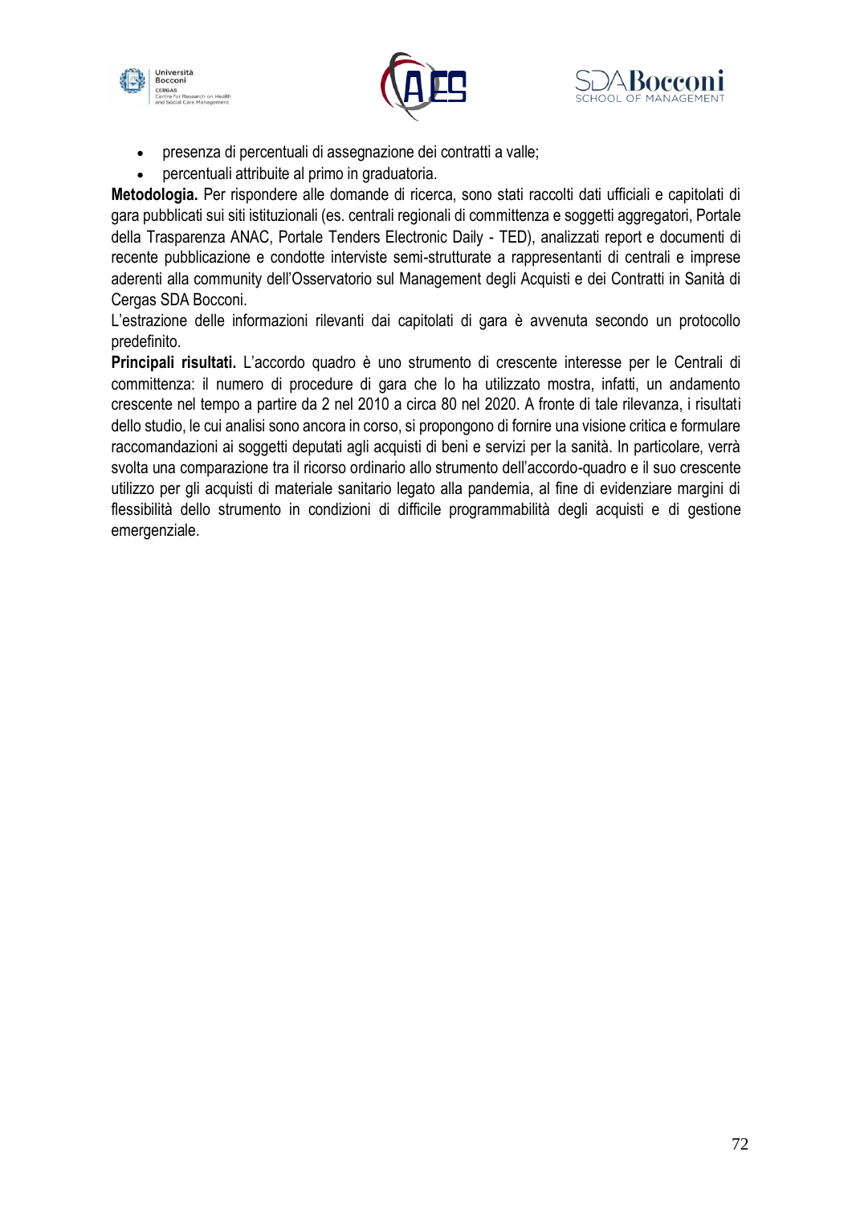- presenza di percentuali di assegnazione dei contratti a valle;
- percentuali attribuite al primo in graduatoria.

**Metodologia.** Per rispondere alle domande di ricerca, sono stati raccolti dati ufficiali e capitolati di gara pubblicati sui siti istituzionali (es. centrali regionali di committenza e soggetti aggregatori, Portale della Trasparenza ANAC, Portale Tenders Electronic Daily - TED), analizzati report e documenti di recente pubblicazione e condotte interviste semi-strutturate a rappresentanti di centrali e imprese aderenti alla community dell'Osservatorio sul Management degli Acquisti e dei Contratti in Sanità di Cergas SDA Bocconi.

L'estrazione delle informazioni rilevanti dai capitolati di gara è avvenuta secondo un protocollo predefinito.

**Principali risultati.** L'accordo quadro è uno strumento di crescente interesse per le Centrali di committenza: il numero di procedure di gara che lo ha utilizzato mostra, infatti, un andamento crescente nel tempo a partire da 2 nel 2010 a circa 80 nel 2020. A fronte di tale rilevanza, i risultati dello studio, le cui analisi sono ancora in corso, si propongono di fornire una visione critica e formulare raccomandazioni ai soggetti deputati agli acquisti di beni e servizi per la sanità. In particolare, verrà svolta una comparazione tra il ricorso ordinario allo strumento dell'accordo-quadro e il suo crescente utilizzo per gli acquisti di materiale sanitario legato alla pandemia, al fine di evidenziare margini di flessibilità dello strumento in condizioni di difficile programmabilità degli acquisti e di gestione emergenziale.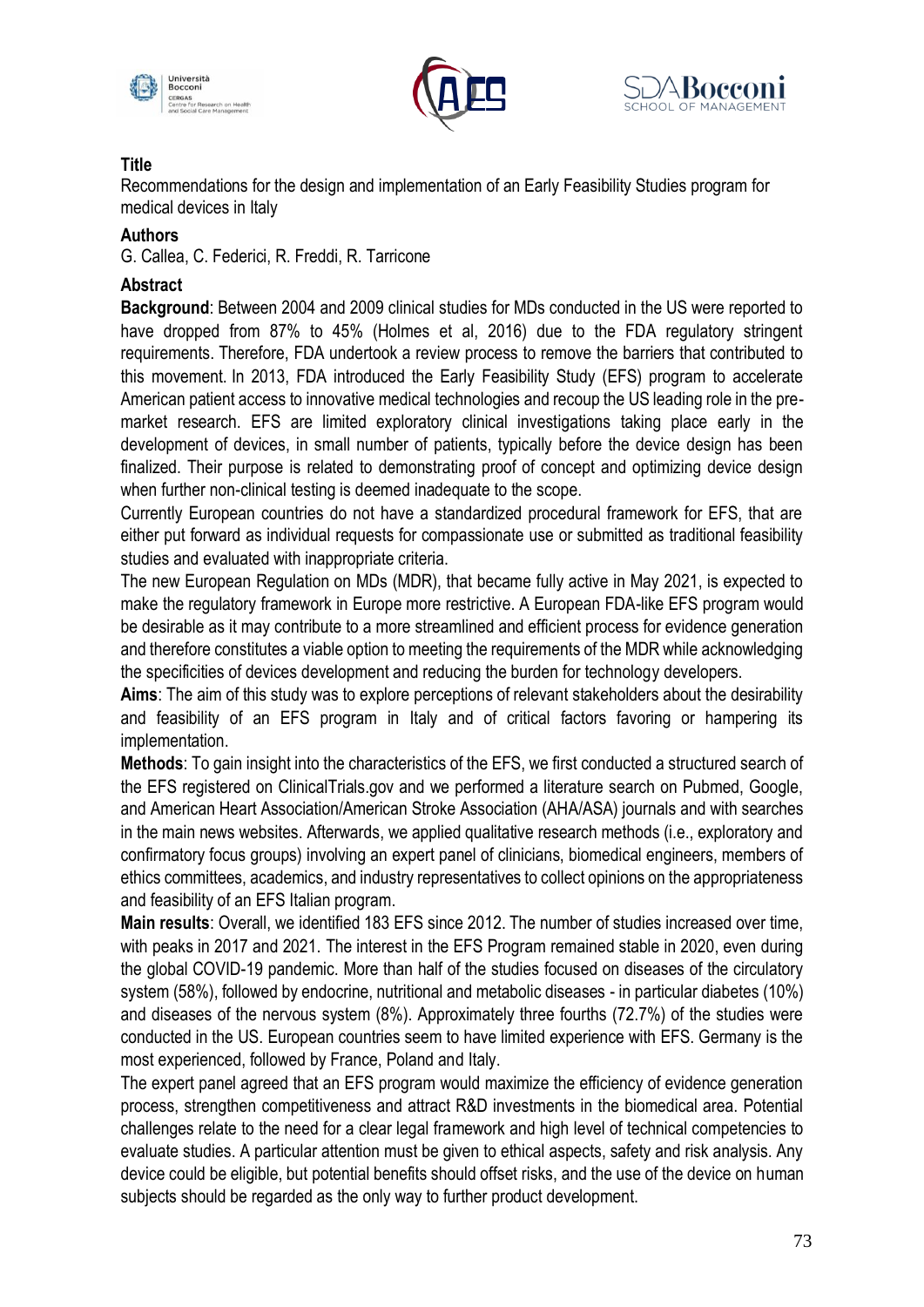**Title**

Recommendations for the design and implementation of an Early Feasibility Studies program for medical devices in Italy

**Authors**

G. Callea, C. Federici, R. Freddi, R. Tarricone

**Abstract**

**Background**: Between 2004 and 2009 clinical studies for MDs conducted in the US were reported to have dropped from 87% to 45% (Holmes et al, 2016) due to the FDA regulatory stringent requirements. Therefore, FDA undertook a review process to remove the barriers that contributed to this movement. In 2013, FDA introduced the Early Feasibility Study (EFS) program to accelerate American patient access to innovative medical technologies and recoup the US leading role in the pre-market research. EFS are limited exploratory clinical investigations taking place early in the development of devices, in small number of patients, typically before the device design has been finalized. Their purpose is related to demonstrating proof of concept and optimizing device design when further non-clinical testing is deemed inadequate to the scope.

Currently European countries do not have a standardized procedural framework for EFS, that are either put forward as individual requests for compassionate use or submitted as traditional feasibility studies and evaluated with inappropriate criteria.

The new European Regulation on MDs (MDR), that became fully active in May 2021, is expected to make the regulatory framework in Europe more restrictive. A European FDA-like EFS program would be desirable as it may contribute to a more streamlined and efficient process for evidence generation and therefore constitutes a viable option to meeting the requirements of the MDR while acknowledging the specificities of devices development and reducing the burden for technology developers.

**Aims**: The aim of this study was to explore perceptions of relevant stakeholders about the desirability and feasibility of an EFS program in Italy and of critical factors favoring or hampering its implementation.

**Methods**: To gain insight into the characteristics of the EFS, we first conducted a structured search of the EFS registered on ClinicalTrials.gov and we performed a literature search on Pubmed, Google, and American Heart Association/American Stroke Association (AHA/ASA) journals and with searches in the main news websites. Afterwards, we applied qualitative research methods (i.e., exploratory and confirmatory focus groups) involving an expert panel of clinicians, biomedical engineers, members of ethics committees, academics, and industry representatives to collect opinions on the appropriateness and feasibility of an EFS Italian program.

**Main results**: Overall, we identified 183 EFS since 2012. The number of studies increased over time, with peaks in 2017 and 2021. The interest in the EFS Program remained stable in 2020, even during the global COVID-19 pandemic. More than half of the studies focused on diseases of the circulatory system (58%), followed by endocrine, nutritional and metabolic diseases - in particular diabetes (10%) and diseases of the nervous system (8%). Approximately three fourths (72.7%) of the studies were conducted in the US. European countries seem to have limited experience with EFS. Germany is the most experienced, followed by France, Poland and Italy.

The expert panel agreed that an EFS program would maximize the efficiency of evidence generation process, strengthen competitiveness and attract R&D investments in the biomedical area. Potential challenges relate to the need for a clear legal framework and high level of technical competencies to evaluate studies. A particular attention must be given to ethical aspects, safety and risk analysis. Any device could be eligible, but potential benefits should offset risks, and the use of the device on human subjects should be regarded as the only way to further product development.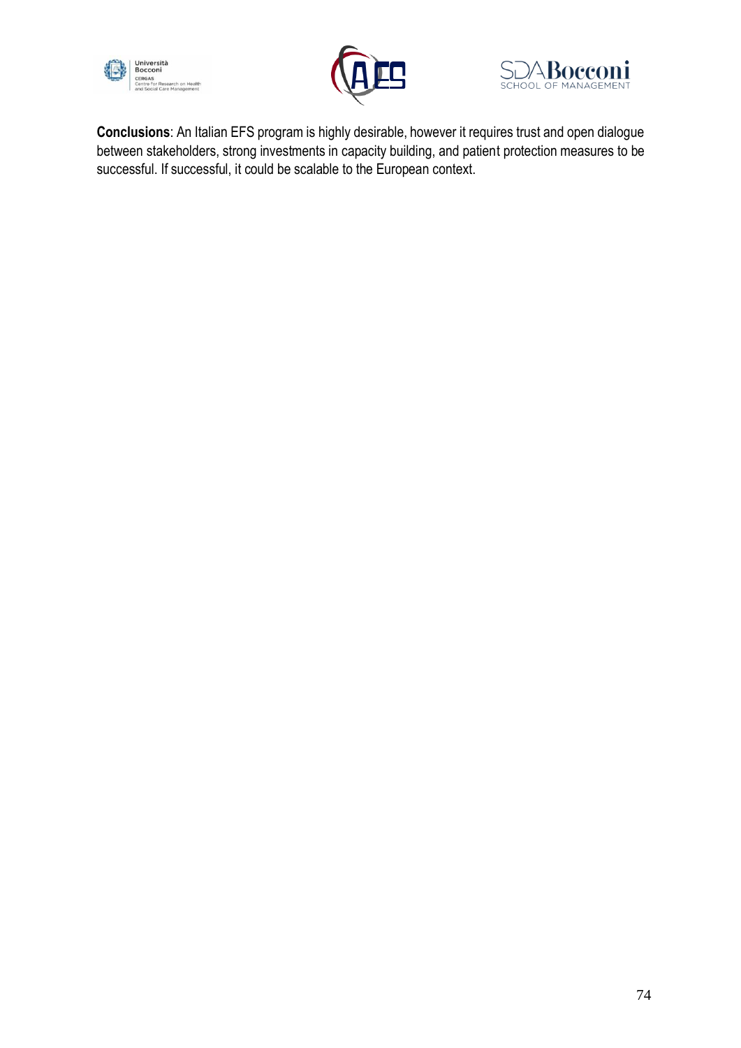**Conclusions**: An Italian EFS program is highly desirable, however it requires trust and open dialogue between stakeholders, strong investments in capacity building, and patient protection measures to be successful. If successful, it could be scalable to the European context.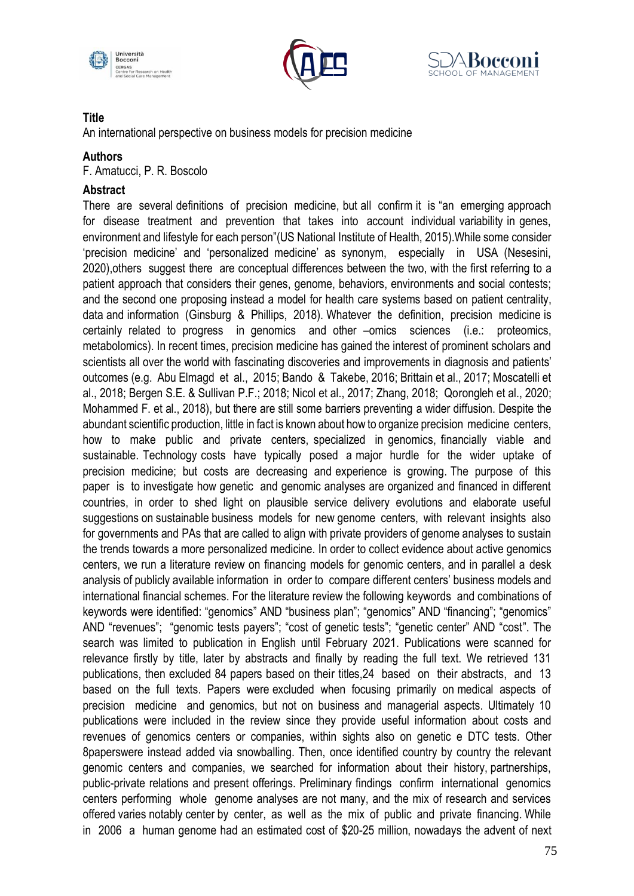**Title**

An international perspective on business models for precision medicine

**Authors**

F. Amatucci, P. R. Boscolo

**Abstract**

There are several definitions of precision medicine, but all confirm it is "an emerging approach for disease treatment and prevention that takes into account individual variability in genes, environment and lifestyle for each person"(US National Institute of Health, 2015).While some consider 'precision medicine' and 'personalized medicine' as synonym, especially in USA (Nesesini, 2020),others suggest there are conceptual differences between the two, with the first referring to a patient approach that considers their genes, genome, behaviors, environments and social contests; and the second one proposing instead a model for health care systems based on patient centrality, data and information (Ginsburg & Phillips, 2018). Whatever the definition, precision medicine is certainly related to progress in genomics and other –omics sciences (i.e.: proteomics, metabolomics). In recent times, precision medicine has gained the interest of prominent scholars and scientists all over the world with fascinating discoveries and improvements in diagnosis and patients' outcomes (e.g. Abu Elmagd et al., 2015; Bando & Takebe, 2016; Brittain et al., 2017; Moscatelli et al., 2018; Bergen S.E. & Sullivan P.F.; 2018; Nicol et al., 2017; Zhang, 2018; Qorongleh et al., 2020; Mohammed F. et al., 2018), but there are still some barriers preventing a wider diffusion. Despite the abundant scientific production, little in fact is known about how to organize precision medicine centers, how to make public and private centers, specialized in genomics, financially viable and sustainable. Technology costs have typically posed a major hurdle for the wider uptake of precision medicine; but costs are decreasing and experience is growing. The purpose of this paper is to investigate how genetic and genomic analyses are organized and financed in different countries, in order to shed light on plausible service delivery evolutions and elaborate useful suggestions on sustainable business models for new genome centers, with relevant insights also for governments and PAs that are called to align with private providers of genome analyses to sustain the trends towards a more personalized medicine. In order to collect evidence about active genomics centers, we run a literature review on financing models for genomic centers, and in parallel a desk analysis of publicly available information in order to compare different centers' business models and international financial schemes. For the literature review the following keywords and combinations of keywords were identified: "genomics" AND "business plan"; "genomics" AND "financing"; "genomics" AND "revenues"; "genomic tests payers"; "cost of genetic tests"; "genetic center" AND "cost". The search was limited to publication in English until February 2021. Publications were scanned for relevance firstly by title, later by abstracts and finally by reading the full text. We retrieved 131 publications, then excluded 84 papers based on their titles,24 based on their abstracts, and 13 based on the full texts. Papers were excluded when focusing primarily on medical aspects of precision medicine and genomics, but not on business and managerial aspects. Ultimately 10 publications were included in the review since they provide useful information about costs and revenues of genomics centers or companies, within sights also on genetic e DTC tests. Other 8paperswere instead added via snowballing. Then, once identified country by country the relevant genomic centers and companies, we searched for information about their history, partnerships, public-private relations and present offerings. Preliminary findings confirm international genomics centers performing whole genome analyses are not many, and the mix of research and services offered varies notably center by center, as well as the mix of public and private financing. While in 2006 a human genome had an estimated cost of $20-25 million, nowadays the advent of next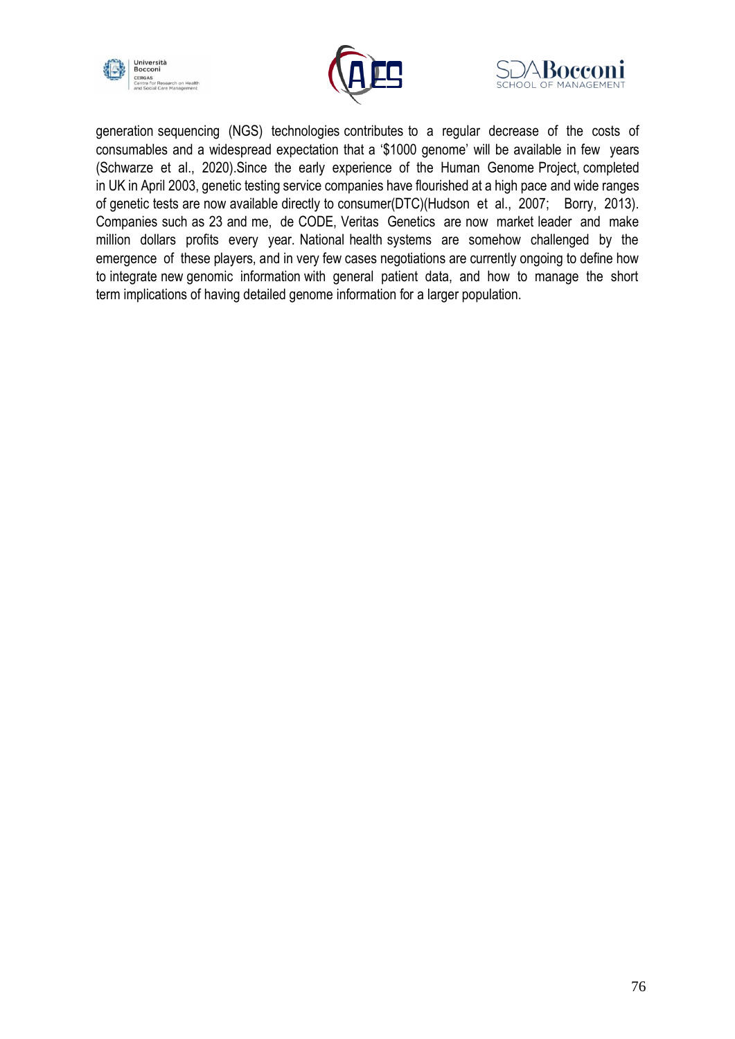generation sequencing (NGS) technologies contributes to a regular decrease of the costs of consumables and a widespread expectation that a '$1000 genome' will be available in few years (Schwarze et al., 2020).Since the early experience of the Human Genome Project, completed in UK in April 2003, genetic testing service companies have flourished at a high pace and wide ranges of genetic tests are now available directly to consumer(DTC)(Hudson et al., 2007; Borry, 2013). Companies such as 23 and me, de CODE, Veritas Genetics are now market leader and make million dollars profits every year. National health systems are somehow challenged by the emergence of these players, and in very few cases negotiations are currently ongoing to define how to integrate new genomic information with general patient data, and how to manage the short term implications of having detailed genome information for a larger population.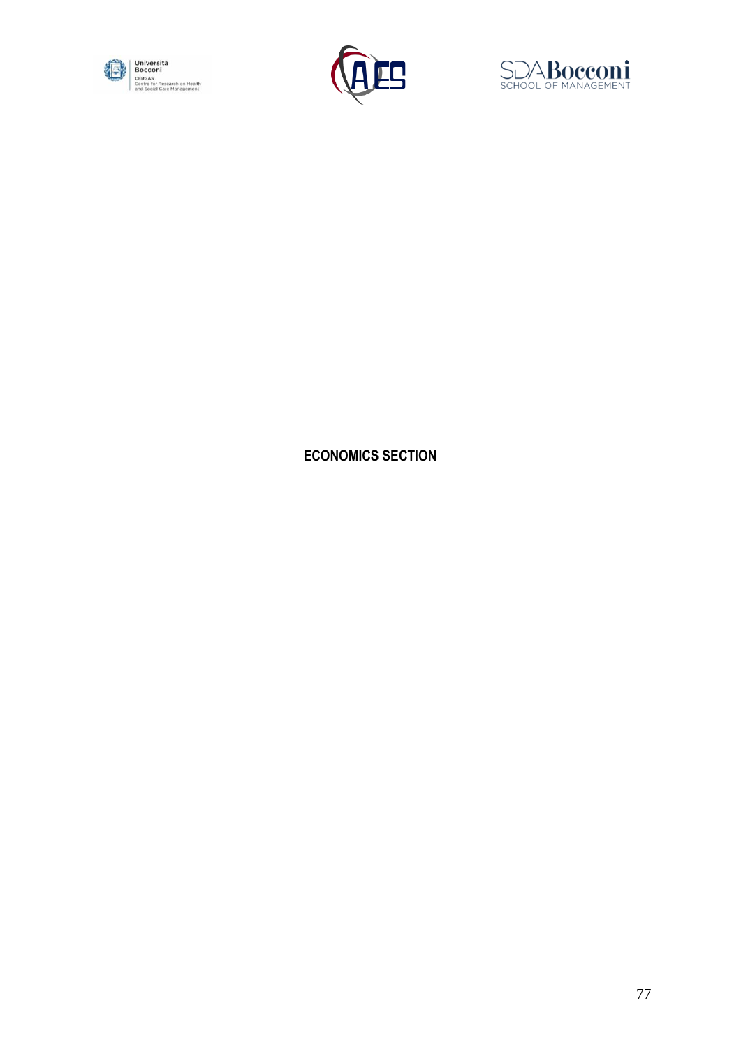# ECONOMICS SECTION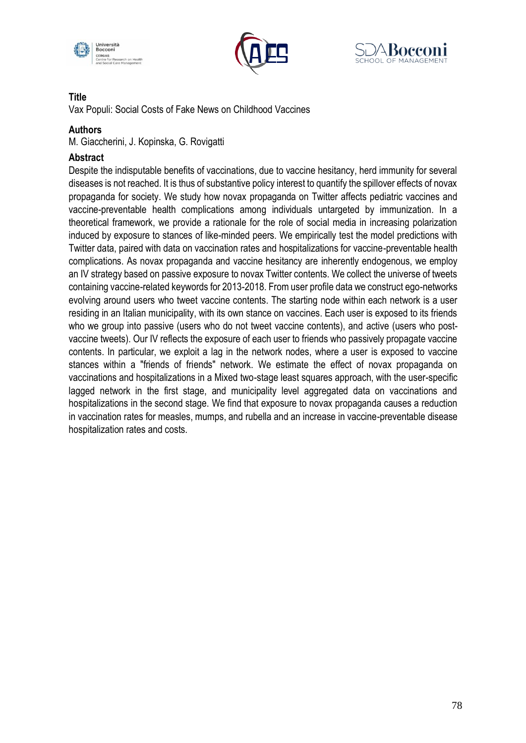**Title**

Vax Populi: Social Costs of Fake News on Childhood Vaccines

**Authors**

M. Giaccherini, J. Kopinska, G. Rovigatti

**Abstract**

Despite the indisputable benefits of vaccinations, due to vaccine hesitancy, herd immunity for several diseases is not reached. It is thus of substantive policy interest to quantify the spillover effects of novax propaganda for society. We study how novax propaganda on Twitter affects pediatric vaccines and vaccine-preventable health complications among individuals untargeted by immunization. In a theoretical framework, we provide a rationale for the role of social media in increasing polarization induced by exposure to stances of like-minded peers. We empirically test the model predictions with Twitter data, paired with data on vaccination rates and hospitalizations for vaccine-preventable health complications. As novax propaganda and vaccine hesitancy are inherently endogenous, we employ an IV strategy based on passive exposure to novax Twitter contents. We collect the universe of tweets containing vaccine-related keywords for 2013-2018. From user profile data we construct ego-networks evolving around users who tweet vaccine contents. The starting node within each network is a user residing in an Italian municipality, with its own stance on vaccines. Each user is exposed to its friends who we group into passive (users who do not tweet vaccine contents), and active (users who post-vaccine tweets). Our IV reflects the exposure of each user to friends who passively propagate vaccine contents. In particular, we exploit a lag in the network nodes, where a user is exposed to vaccine stances within a "friends of friends" network. We estimate the effect of novax propaganda on vaccinations and hospitalizations in a Mixed two-stage least squares approach, with the user-specific lagged network in the first stage, and municipality level aggregated data on vaccinations and hospitalizations in the second stage. We find that exposure to novax propaganda causes a reduction in vaccination rates for measles, mumps, and rubella and an increase in vaccine-preventable disease hospitalization rates and costs.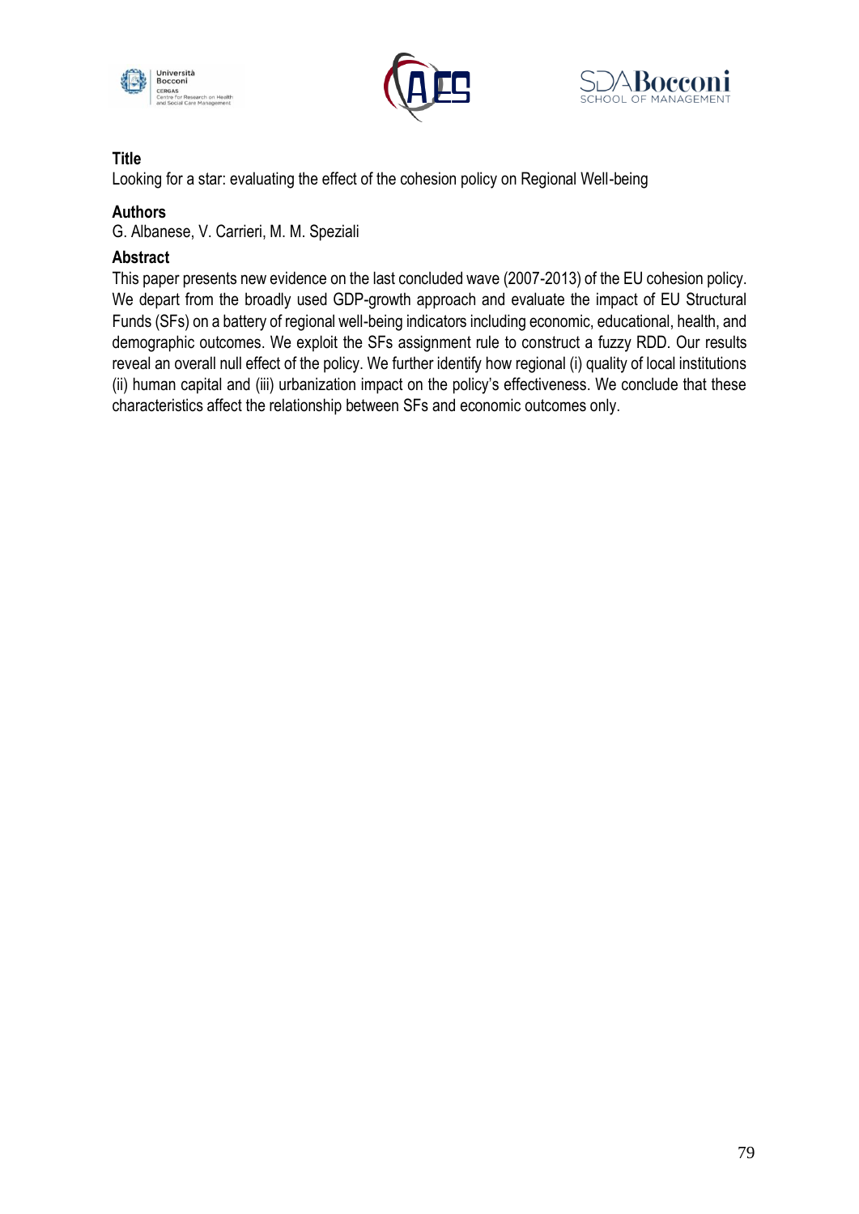**Title**

Looking for a star: evaluating the effect of the cohesion policy on Regional Well-being

**Authors**

G. Albanese, V. Carrieri, M. M. Speziali

**Abstract**

This paper presents new evidence on the last concluded wave (2007-2013) of the EU cohesion policy. We depart from the broadly used GDP-growth approach and evaluate the impact of EU Structural Funds (SFs) on a battery of regional well-being indicators including economic, educational, health, and demographic outcomes. We exploit the SFs assignment rule to construct a fuzzy RDD. Our results reveal an overall null effect of the policy. We further identify how regional (i) quality of local institutions (ii) human capital and (iii) urbanization impact on the policy's effectiveness. We conclude that these characteristics affect the relationship between SFs and economic outcomes only.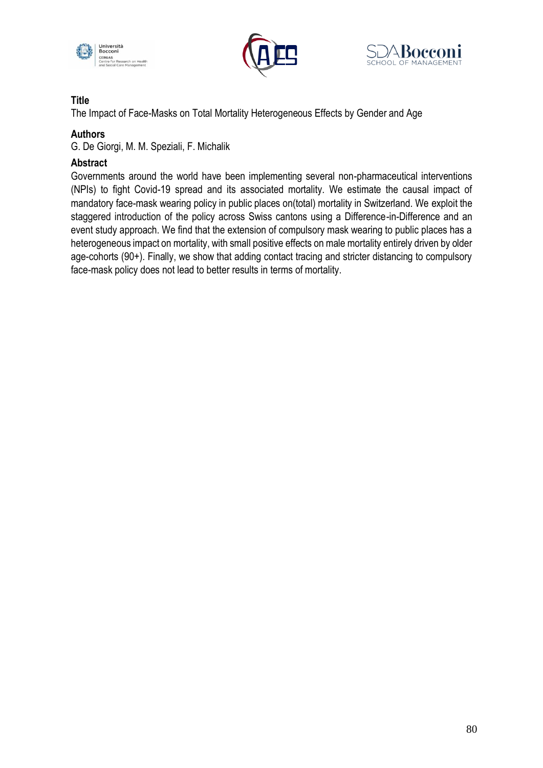**Title**

The Impact of Face-Masks on Total Mortality Heterogeneous Effects by Gender and Age

**Authors**

G. De Giorgi, M. M. Speziali, F. Michalik

**Abstract**

Governments around the world have been implementing several non-pharmaceutical interventions (NPIs) to fight Covid-19 spread and its associated mortality. We estimate the causal impact of mandatory face-mask wearing policy in public places on(total) mortality in Switzerland. We exploit the staggered introduction of the policy across Swiss cantons using a Difference-in-Difference and an event study approach. We find that the extension of compulsory mask wearing to public places has a heterogeneous impact on mortality, with small positive effects on male mortality entirely driven by older age-cohorts (90+). Finally, we show that adding contact tracing and stricter distancing to compulsory face-mask policy does not lead to better results in terms of mortality.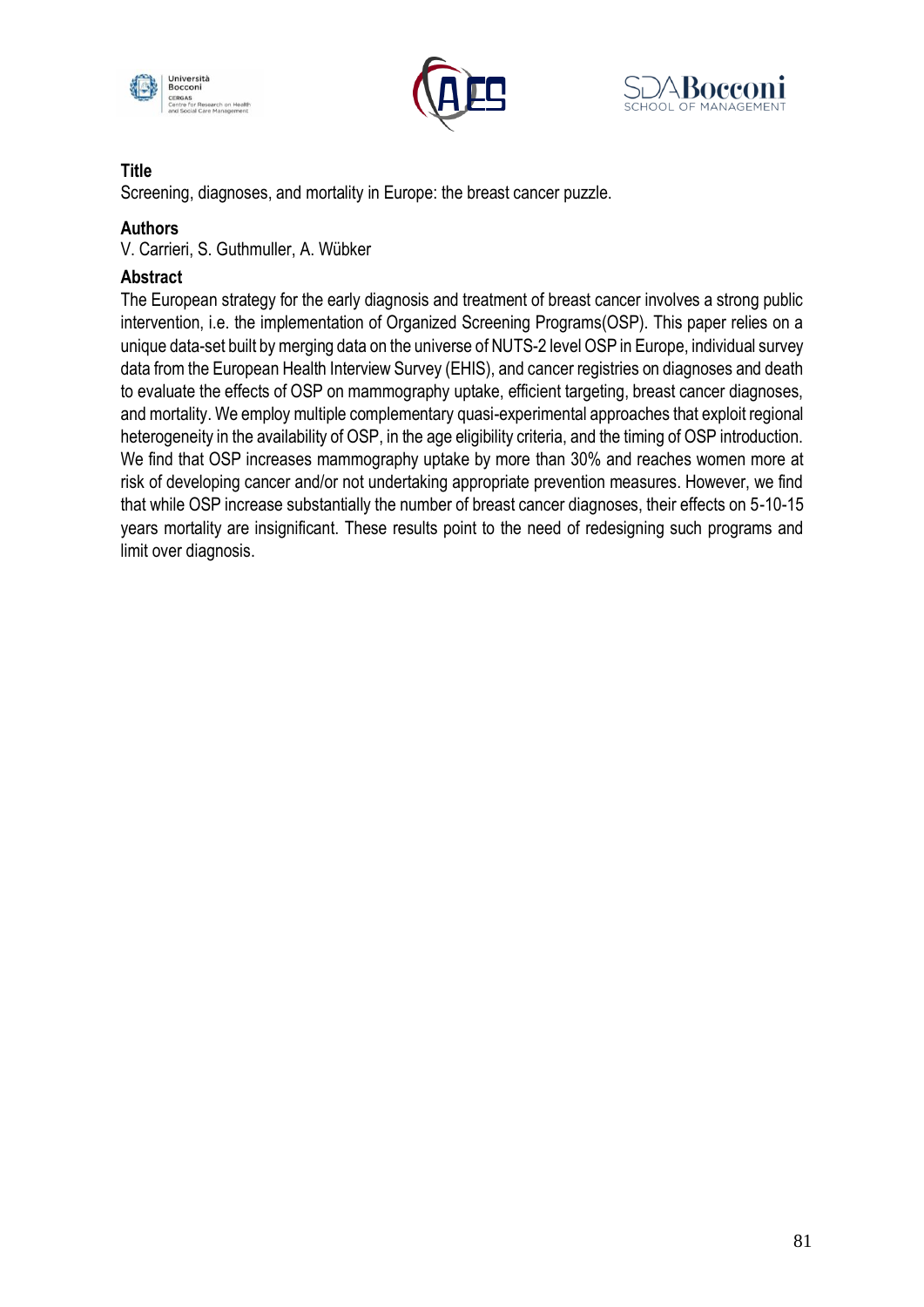**Title**

Screening, diagnoses, and mortality in Europe: the breast cancer puzzle.

**Authors**

V. Carrieri, S. Guthmuller, A. Wübker

**Abstract**

The European strategy for the early diagnosis and treatment of breast cancer involves a strong public intervention, i.e. the implementation of Organized Screening Programs(OSP). This paper relies on a unique data-set built by merging data on the universe of NUTS-2 level OSP in Europe, individual survey data from the European Health Interview Survey (EHIS), and cancer registries on diagnoses and death to evaluate the effects of OSP on mammography uptake, efficient targeting, breast cancer diagnoses, and mortality. We employ multiple complementary quasi-experimental approaches that exploit regional heterogeneity in the availability of OSP, in the age eligibility criteria, and the timing of OSP introduction. We find that OSP increases mammography uptake by more than 30% and reaches women more at risk of developing cancer and/or not undertaking appropriate prevention measures. However, we find that while OSP increase substantially the number of breast cancer diagnoses, their effects on 5-10-15 years mortality are insignificant. These results point to the need of redesigning such programs and limit over diagnosis.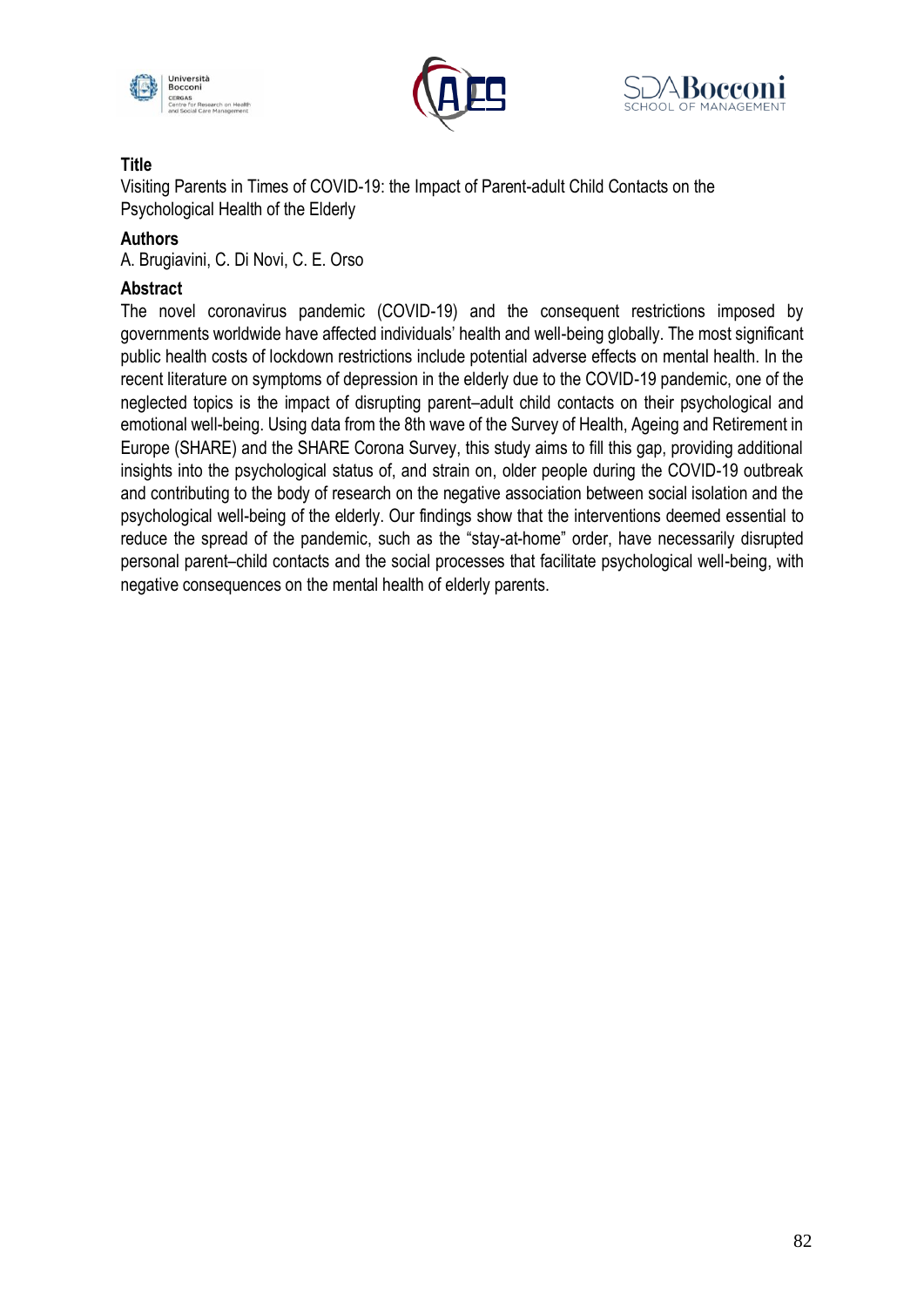**Title**

Visiting Parents in Times of COVID-19: the Impact of Parent-adult Child Contacts on the Psychological Health of the Elderly

**Authors**

A. Brugiavini, C. Di Novi, C. E. Orso

**Abstract**

The novel coronavirus pandemic (COVID-19) and the consequent restrictions imposed by governments worldwide have affected individuals' health and well-being globally. The most significant public health costs of lockdown restrictions include potential adverse effects on mental health. In the recent literature on symptoms of depression in the elderly due to the COVID-19 pandemic, one of the neglected topics is the impact of disrupting parent–adult child contacts on their psychological and emotional well-being. Using data from the 8th wave of the Survey of Health, Ageing and Retirement in Europe (SHARE) and the SHARE Corona Survey, this study aims to fill this gap, providing additional insights into the psychological status of, and strain on, older people during the COVID-19 outbreak and contributing to the body of research on the negative association between social isolation and the psychological well-being of the elderly. Our findings show that the interventions deemed essential to reduce the spread of the pandemic, such as the "stay-at-home" order, have necessarily disrupted personal parent–child contacts and the social processes that facilitate psychological well-being, with negative consequences on the mental health of elderly parents.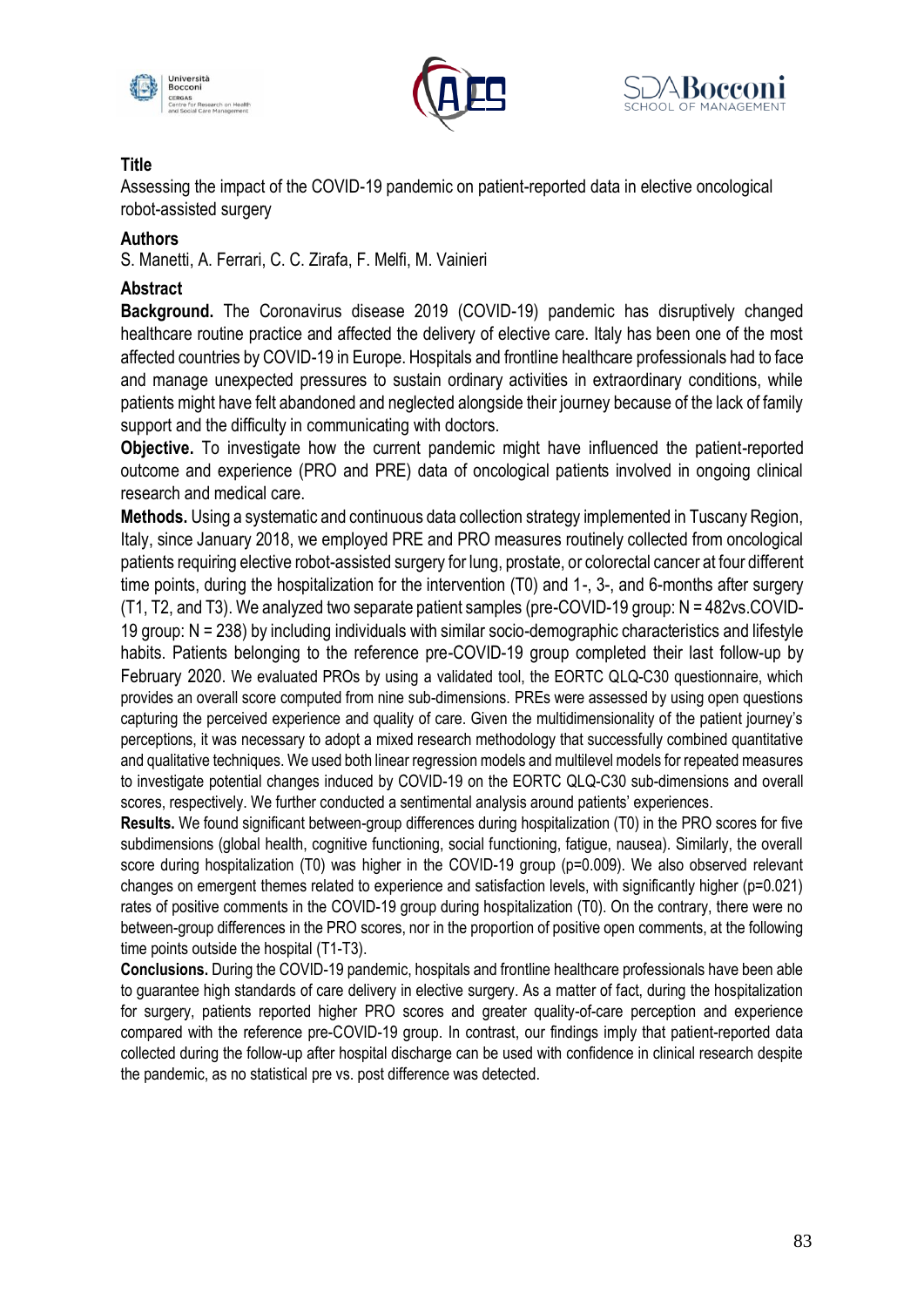### Title

Assessing the impact of the COVID-19 pandemic on patient-reported data in elective oncological robot-assisted surgery

### Authors

S. Manetti, A. Ferrari, C. C. Zirafa, F. Melfi, M. Vainieri

### Abstract

**Background.** The Coronavirus disease 2019 (COVID-19) pandemic has disruptively changed healthcare routine practice and affected the delivery of elective care. Italy has been one of the most affected countries by COVID-19 in Europe. Hospitals and frontline healthcare professionals had to face and manage unexpected pressures to sustain ordinary activities in extraordinary conditions, while patients might have felt abandoned and neglected alongside their journey because of the lack of family support and the difficulty in communicating with doctors.

**Objective.** To investigate how the current pandemic might have influenced the patient-reported outcome and experience (PRO and PRE) data of oncological patients involved in ongoing clinical research and medical care.

**Methods.** Using a systematic and continuous data collection strategy implemented in Tuscany Region, Italy, since January 2018, we employed PRE and PRO measures routinely collected from oncological patients requiring elective robot-assisted surgery for lung, prostate, or colorectal cancer at four different time points, during the hospitalization for the intervention (T0) and 1-, 3-, and 6-months after surgery (T1, T2, and T3). We analyzed two separate patient samples (pre-COVID-19 group: N = 482vs.COVID-19 group: N = 238) by including individuals with similar socio-demographic characteristics and lifestyle habits. Patients belonging to the reference pre-COVID-19 group completed their last follow-up by February 2020. We evaluated PROs by using a validated tool, the EORTC QLQ-C30 questionnaire, which provides an overall score computed from nine sub-dimensions. PREs were assessed by using open questions capturing the perceived experience and quality of care. Given the multidimensionality of the patient journey's perceptions, it was necessary to adopt a mixed research methodology that successfully combined quantitative and qualitative techniques. We used both linear regression models and multilevel models for repeated measures to investigate potential changes induced by COVID-19 on the EORTC QLQ-C30 sub-dimensions and overall scores, respectively. We further conducted a sentimental analysis around patients' experiences.

**Results.** We found significant between-group differences during hospitalization (T0) in the PRO scores for five subdimensions (global health, cognitive functioning, social functioning, fatigue, nausea). Similarly, the overall score during hospitalization (T0) was higher in the COVID-19 group ($p=0.009$). We also observed relevant changes on emergent themes related to experience and satisfaction levels, with significantly higher ($p=0.021$) rates of positive comments in the COVID-19 group during hospitalization (T0). On the contrary, there were no between-group differences in the PRO scores, nor in the proportion of positive open comments, at the following time points outside the hospital (T1-T3).

**Conclusions.** During the COVID-19 pandemic, hospitals and frontline healthcare professionals have been able to guarantee high standards of care delivery in elective surgery. As a matter of fact, during the hospitalization for surgery, patients reported higher PRO scores and greater quality-of-care perception and experience compared with the reference pre-COVID-19 group. In contrast, our findings imply that patient-reported data collected during the follow-up after hospital discharge can be used with confidence in clinical research despite the pandemic, as no statistical pre vs. post difference was detected.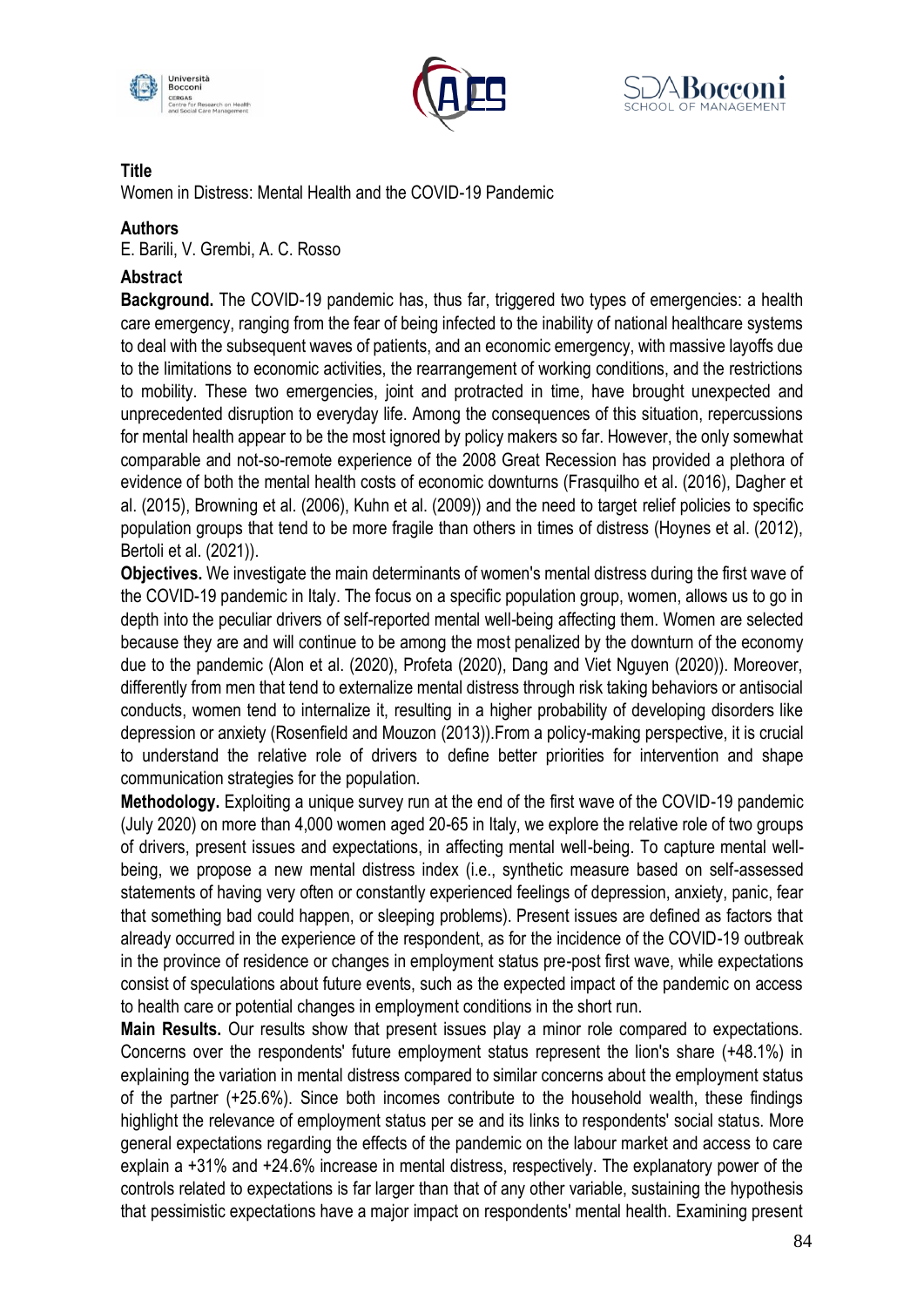**Title**

Women in Distress: Mental Health and the COVID-19 Pandemic

**Authors**

E. Barili, V. Grembi, A. C. Rosso

**Abstract**

**Background.** The COVID-19 pandemic has, thus far, triggered two types of emergencies: a health care emergency, ranging from the fear of being infected to the inability of national healthcare systems to deal with the subsequent waves of patients, and an economic emergency, with massive layoffs due to the limitations to economic activities, the rearrangement of working conditions, and the restrictions to mobility. These two emergencies, joint and protracted in time, have brought unexpected and unprecedented disruption to everyday life. Among the consequences of this situation, repercussions for mental health appear to be the most ignored by policy makers so far. However, the only somewhat comparable and not-so-remote experience of the 2008 Great Recession has provided a plethora of evidence of both the mental health costs of economic downturns (Frasquilho et al. (2016), Dagher et al. (2015), Browning et al. (2006), Kuhn et al. (2009)) and the need to target relief policies to specific population groups that tend to be more fragile than others in times of distress (Hoynes et al. (2012), Bertoli et al. (2021)).

**Objectives.** We investigate the main determinants of women's mental distress during the first wave of the COVID-19 pandemic in Italy. The focus on a specific population group, women, allows us to go in depth into the peculiar drivers of self-reported mental well-being affecting them. Women are selected because they are and will continue to be among the most penalized by the downturn of the economy due to the pandemic (Alon et al. (2020), Profeta (2020), Dang and Viet Nguyen (2020)). Moreover, differently from men that tend to externalize mental distress through risk taking behaviors or antisocial conducts, women tend to internalize it, resulting in a higher probability of developing disorders like depression or anxiety (Rosenfield and Mouzon (2013)).From a policy-making perspective, it is crucial to understand the relative role of drivers to define better priorities for intervention and shape communication strategies for the population.

**Methodology.** Exploiting a unique survey run at the end of the first wave of the COVID-19 pandemic (July 2020) on more than 4,000 women aged 20-65 in Italy, we explore the relative role of two groups of drivers, present issues and expectations, in affecting mental well-being. To capture mental well-being, we propose a new mental distress index (i.e., synthetic measure based on self-assessed statements of having very often or constantly experienced feelings of depression, anxiety, panic, fear that something bad could happen, or sleeping problems). Present issues are defined as factors that already occurred in the experience of the respondent, as for the incidence of the COVID-19 outbreak in the province of residence or changes in employment status pre-post first wave, while expectations consist of speculations about future events, such as the expected impact of the pandemic on access to health care or potential changes in employment conditions in the short run.

**Main Results.** Our results show that present issues play a minor role compared to expectations. Concerns over the respondents' future employment status represent the lion's share (+48.1%) in explaining the variation in mental distress compared to similar concerns about the employment status of the partner (+25.6%). Since both incomes contribute to the household wealth, these findings highlight the relevance of employment status per se and its links to respondents' social status. More general expectations regarding the effects of the pandemic on the labour market and access to care explain a +31% and +24.6% increase in mental distress, respectively. The explanatory power of the controls related to expectations is far larger than that of any other variable, sustaining the hypothesis that pessimistic expectations have a major impact on respondents' mental health. Examining present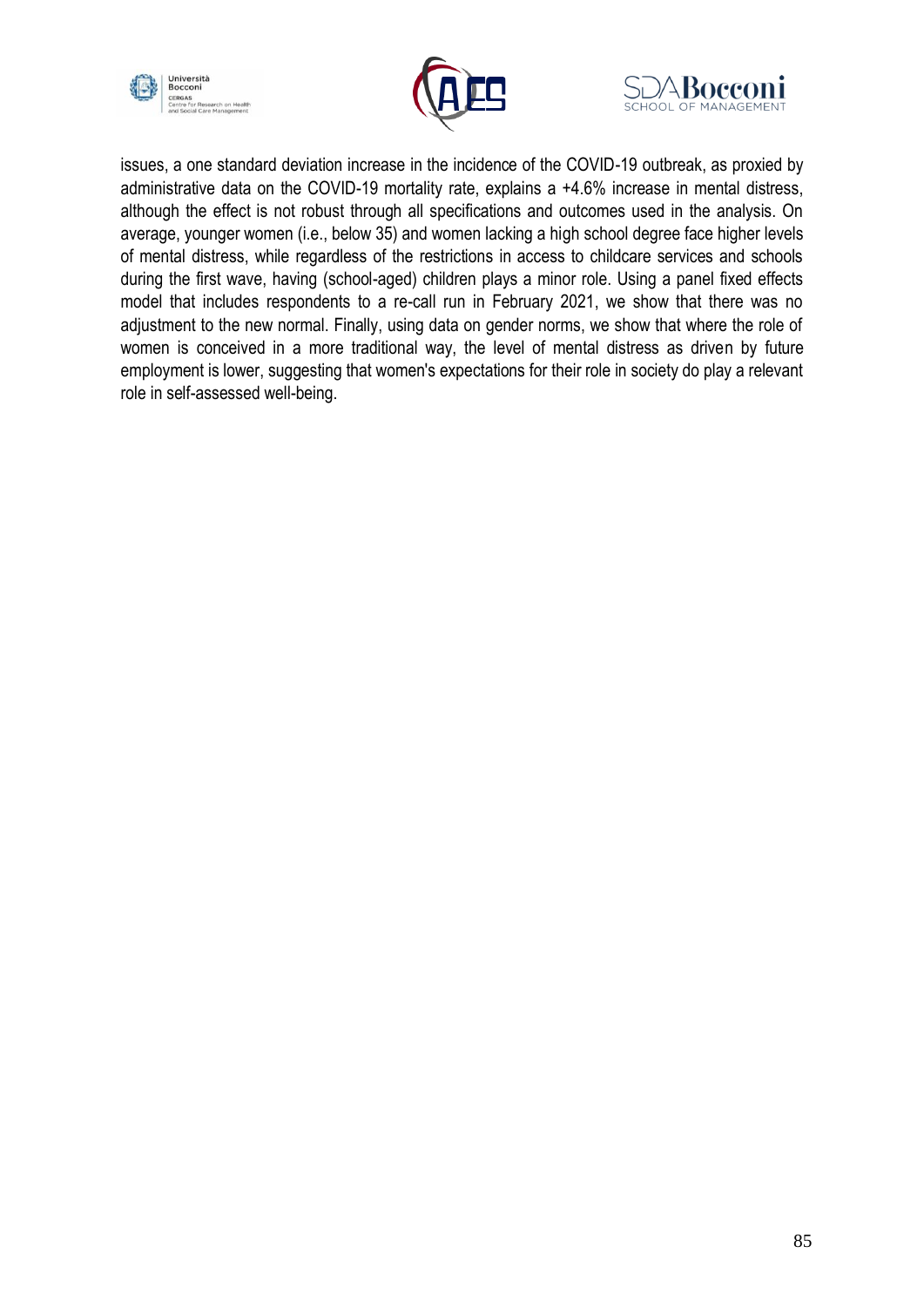issues, a one standard deviation increase in the incidence of the COVID-19 outbreak, as proxied by administrative data on the COVID-19 mortality rate, explains a +4.6% increase in mental distress, although the effect is not robust through all specifications and outcomes used in the analysis. On average, younger women (i.e., below 35) and women lacking a high school degree face higher levels of mental distress, while regardless of the restrictions in access to childcare services and schools during the first wave, having (school-aged) children plays a minor role. Using a panel fixed effects model that includes respondents to a re-call run in February 2021, we show that there was no adjustment to the new normal. Finally, using data on gender norms, we show that where the role of women is conceived in a more traditional way, the level of mental distress as driven by future employment is lower, suggesting that women's expectations for their role in society do play a relevant role in self-assessed well-being.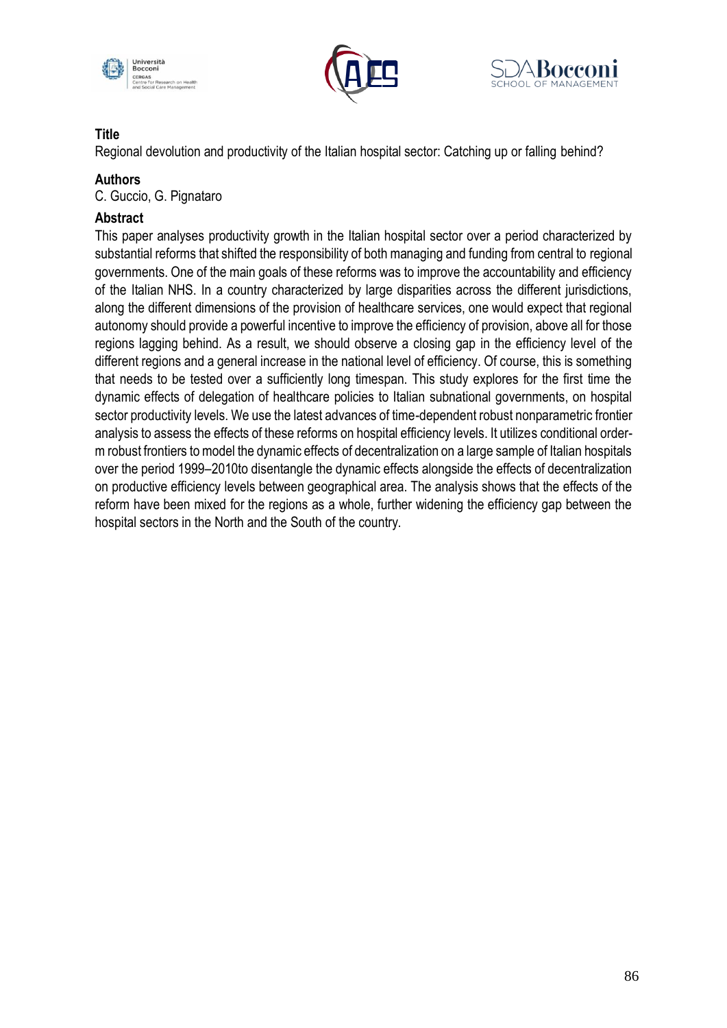### Title

Regional devolution and productivity of the Italian hospital sector: Catching up or falling behind?

### Authors

C. Guccio, G. Pignataro

### Abstract

This paper analyses productivity growth in the Italian hospital sector over a period characterized by substantial reforms that shifted the responsibility of both managing and funding from central to regional governments. One of the main goals of these reforms was to improve the accountability and efficiency of the Italian NHS. In a country characterized by large disparities across the different jurisdictions, along the different dimensions of the provision of healthcare services, one would expect that regional autonomy should provide a powerful incentive to improve the efficiency of provision, above all for those regions lagging behind. As a result, we should observe a closing gap in the efficiency level of the different regions and a general increase in the national level of efficiency. Of course, this is something that needs to be tested over a sufficiently long timespan. This study explores for the first time the dynamic effects of delegation of healthcare policies to Italian subnational governments, on hospital sector productivity levels. We use the latest advances of time-dependent robust nonparametric frontier analysis to assess the effects of these reforms on hospital efficiency levels. It utilizes conditional order-m robust frontiers to model the dynamic effects of decentralization on a large sample of Italian hospitals over the period 1999–2010to disentangle the dynamic effects alongside the effects of decentralization on productive efficiency levels between geographical area. The analysis shows that the effects of the reform have been mixed for the regions as a whole, further widening the efficiency gap between the hospital sectors in the North and the South of the country.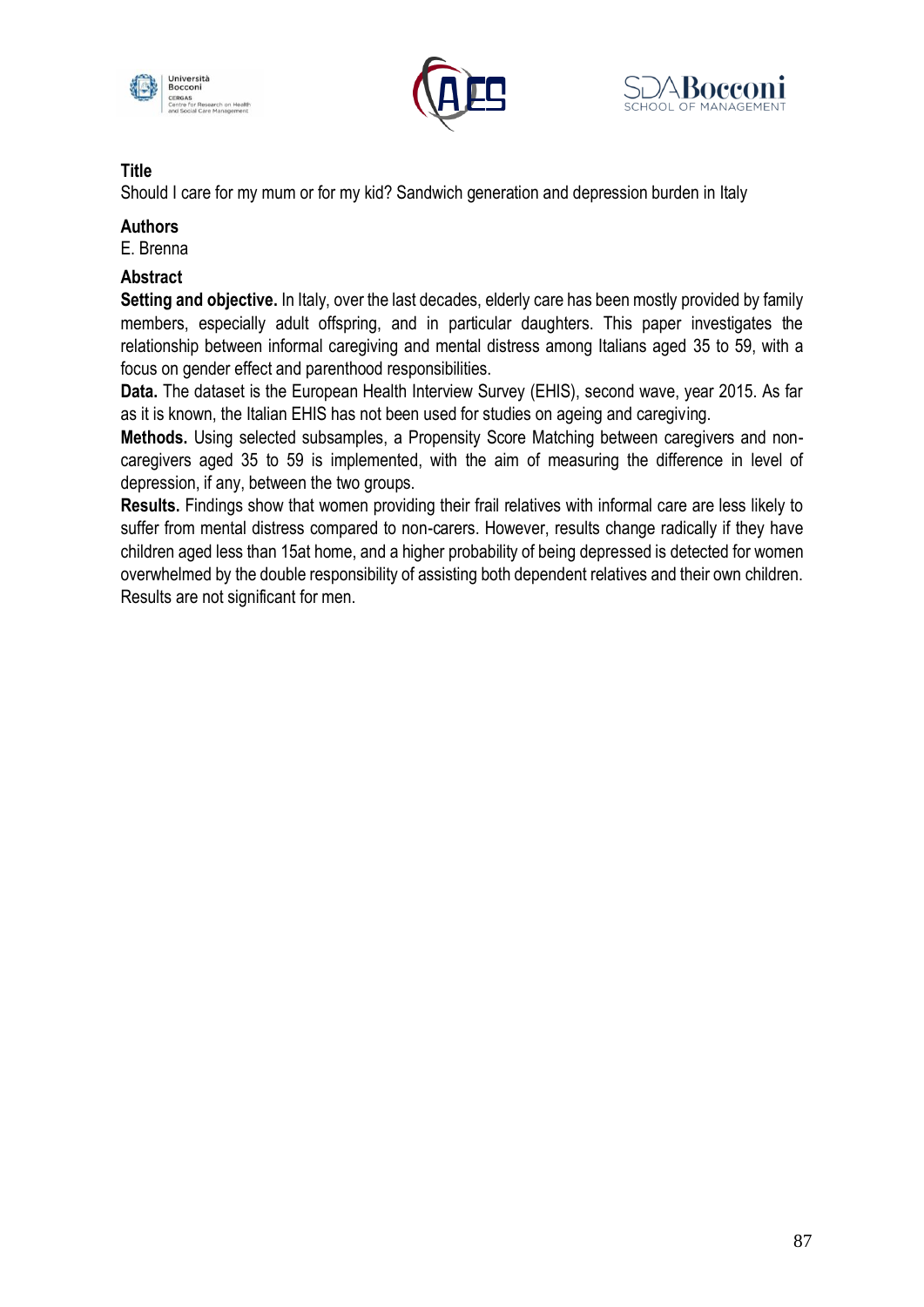**Title**

Should I care for my mum or for my kid? Sandwich generation and depression burden in Italy

**Authors**

E. Brenna

**Abstract**

**Setting and objective.** In Italy, over the last decades, elderly care has been mostly provided by family members, especially adult offspring, and in particular daughters. This paper investigates the relationship between informal caregiving and mental distress among Italians aged 35 to 59, with a focus on gender effect and parenthood responsibilities.

**Data.** The dataset is the European Health Interview Survey (EHIS), second wave, year 2015. As far as it is known, the Italian EHIS has not been used for studies on ageing and caregiving.

**Methods.** Using selected subsamples, a Propensity Score Matching between caregivers and non-caregivers aged 35 to 59 is implemented, with the aim of measuring the difference in level of depression, if any, between the two groups.

**Results.** Findings show that women providing their frail relatives with informal care are less likely to suffer from mental distress compared to non-carers. However, results change radically if they have children aged less than 15at home, and a higher probability of being depressed is detected for women overwhelmed by the double responsibility of assisting both dependent relatives and their own children. Results are not significant for men.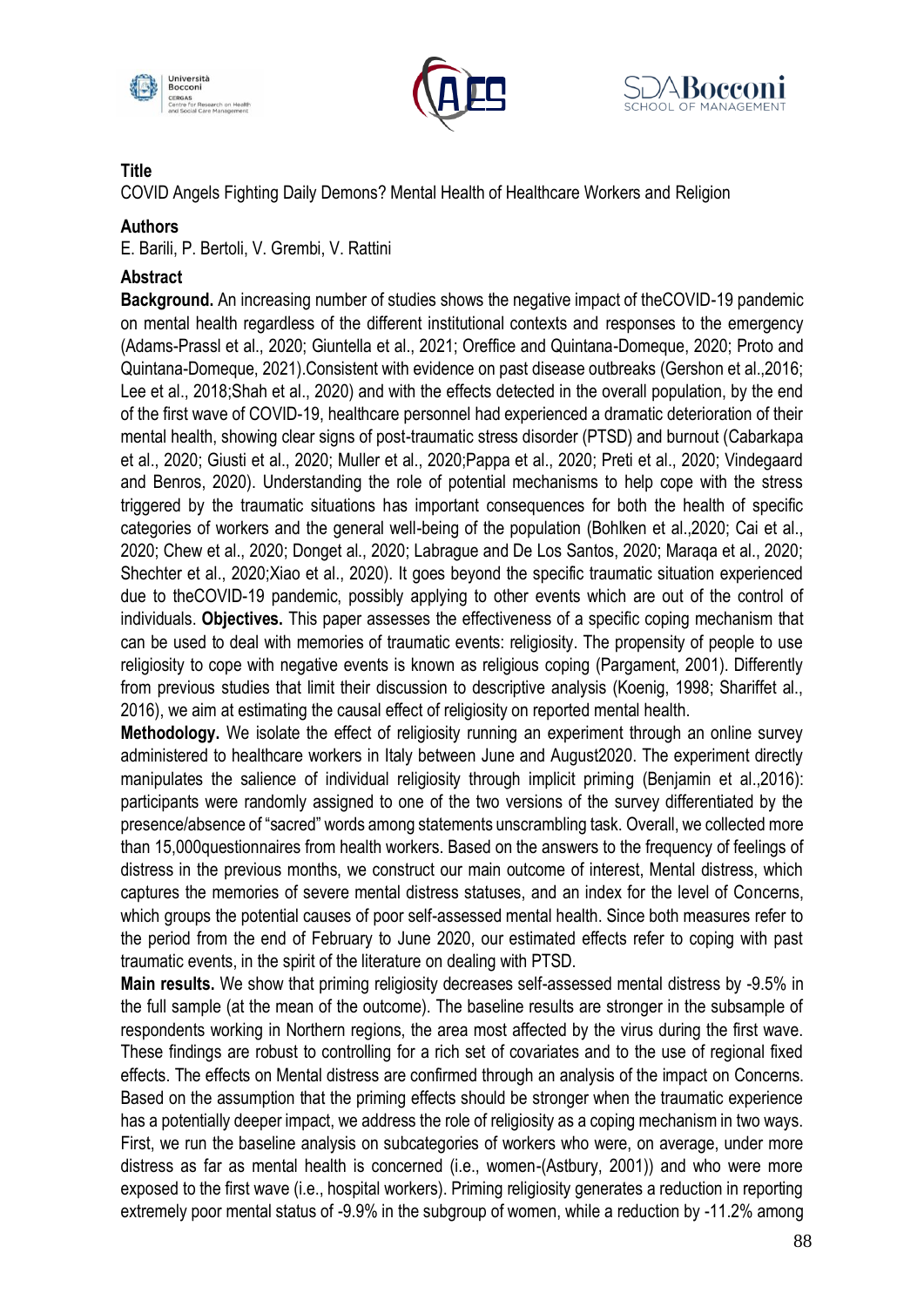**Title**

COVID Angels Fighting Daily Demons? Mental Health of Healthcare Workers and Religion

**Authors**

E. Barili, P. Bertoli, V. Grembi, V. Rattini

**Abstract**

**Background.** An increasing number of studies shows the negative impact of theCOVID-19 pandemic on mental health regardless of the different institutional contexts and responses to the emergency (Adams-Prassl et al., 2020; Giuntella et al., 2021; Oreffice and Quintana-Domeque, 2020; Proto and Quintana-Domeque, 2021).Consistent with evidence on past disease outbreaks (Gershon et al.,2016; Lee et al., 2018;Shah et al., 2020) and with the effects detected in the overall population, by the end of the first wave of COVID-19, healthcare personnel had experienced a dramatic deterioration of their mental health, showing clear signs of post-traumatic stress disorder (PTSD) and burnout (Cabarkapa et al., 2020; Giusti et al., 2020; Muller et al., 2020;Pappa et al., 2020; Preti et al., 2020; Vindegaard and Benros, 2020). Understanding the role of potential mechanisms to help cope with the stress triggered by the traumatic situations has important consequences for both the health of specific categories of workers and the general well-being of the population (Bohlken et al.,2020; Cai et al., 2020; Chew et al., 2020; Donget al., 2020; Labrague and De Los Santos, 2020; Maraqa et al., 2020; Shechter et al., 2020;Xiao et al., 2020). It goes beyond the specific traumatic situation experienced due to theCOVID-19 pandemic, possibly applying to other events which are out of the control of individuals. **Objectives.** This paper assesses the effectiveness of a specific coping mechanism that can be used to deal with memories of traumatic events: religiosity. The propensity of people to use religiosity to cope with negative events is known as religious coping (Pargament, 2001). Differently from previous studies that limit their discussion to descriptive analysis (Koenig, 1998; Shariffet al., 2016), we aim at estimating the causal effect of religiosity on reported mental health.

**Methodology.** We isolate the effect of religiosity running an experiment through an online survey administered to healthcare workers in Italy between June and August2020. The experiment directly manipulates the salience of individual religiosity through implicit priming (Benjamin et al.,2016): participants were randomly assigned to one of the two versions of the survey differentiated by the presence/absence of "sacred" words among statements unscrambling task. Overall, we collected more than 15,000questionnaires from health workers. Based on the answers to the frequency of feelings of distress in the previous months, we construct our main outcome of interest, Mental distress, which captures the memories of severe mental distress statuses, and an index for the level of Concerns, which groups the potential causes of poor self-assessed mental health. Since both measures refer to the period from the end of February to June 2020, our estimated effects refer to coping with past traumatic events, in the spirit of the literature on dealing with PTSD.

**Main results.** We show that priming religiosity decreases self-assessed mental distress by -9.5% in the full sample (at the mean of the outcome). The baseline results are stronger in the subsample of respondents working in Northern regions, the area most affected by the virus during the first wave. These findings are robust to controlling for a rich set of covariates and to the use of regional fixed effects. The effects on Mental distress are confirmed through an analysis of the impact on Concerns. Based on the assumption that the priming effects should be stronger when the traumatic experience has a potentially deeper impact, we address the role of religiosity as a coping mechanism in two ways. First, we run the baseline analysis on subcategories of workers who were, on average, under more distress as far as mental health is concerned (i.e., women-(Astbury, 2001)) and who were more exposed to the first wave (i.e., hospital workers). Priming religiosity generates a reduction in reporting extremely poor mental status of -9.9% in the subgroup of women, while a reduction by -11.2% among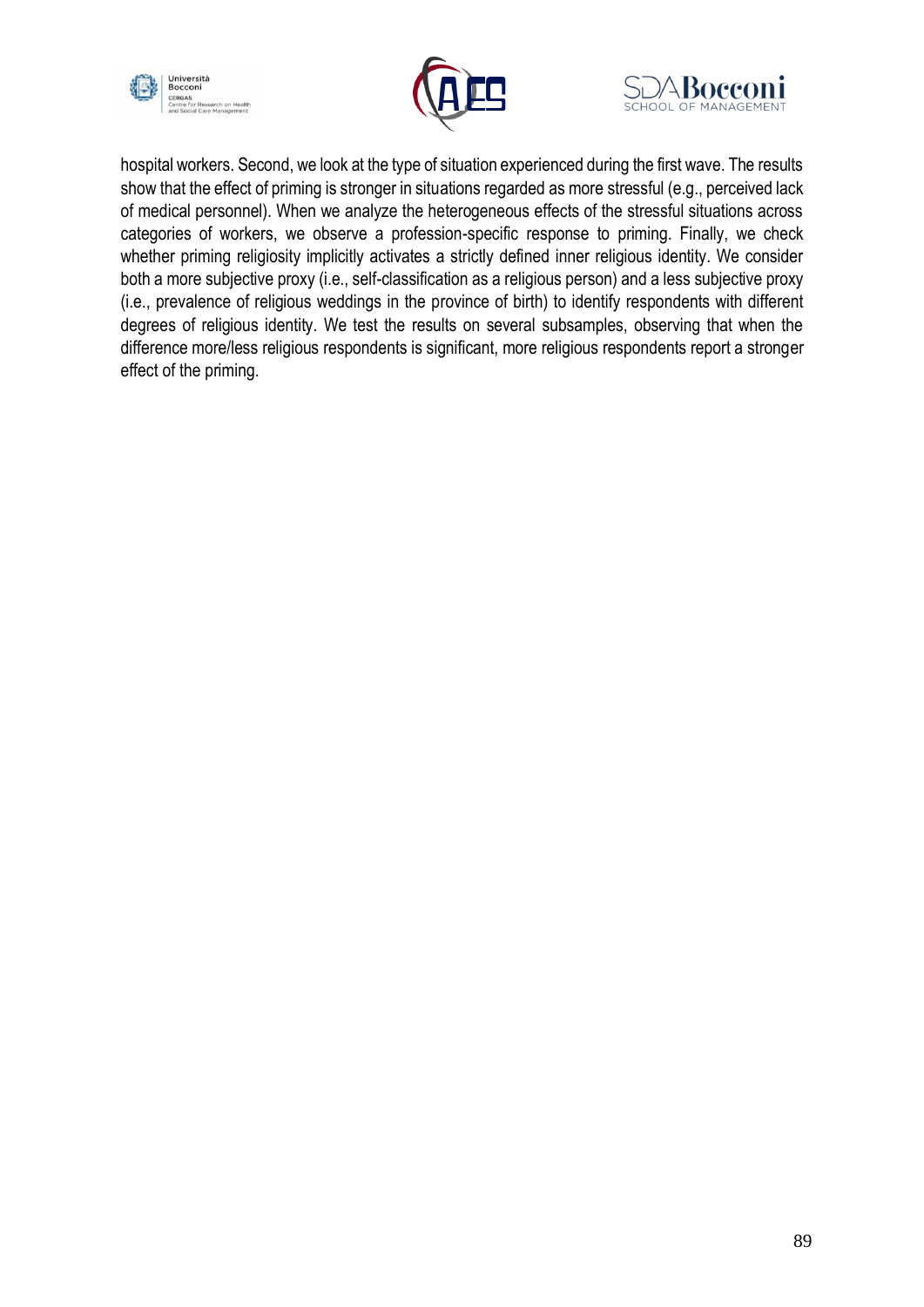hospital workers. Second, we look at the type of situation experienced during the first wave. The results show that the effect of priming is stronger in situations regarded as more stressful (e.g., perceived lack of medical personnel). When we analyze the heterogeneous effects of the stressful situations across categories of workers, we observe a profession-specific response to priming. Finally, we check whether priming religiosity implicitly activates a strictly defined inner religious identity. We consider both a more subjective proxy (i.e., self-classification as a religious person) and a less subjective proxy (i.e., prevalence of religious weddings in the province of birth) to identify respondents with different degrees of religious identity. We test the results on several subsamples, observing that when the difference more/less religious respondents is significant, more religious respondents report a stronger effect of the priming.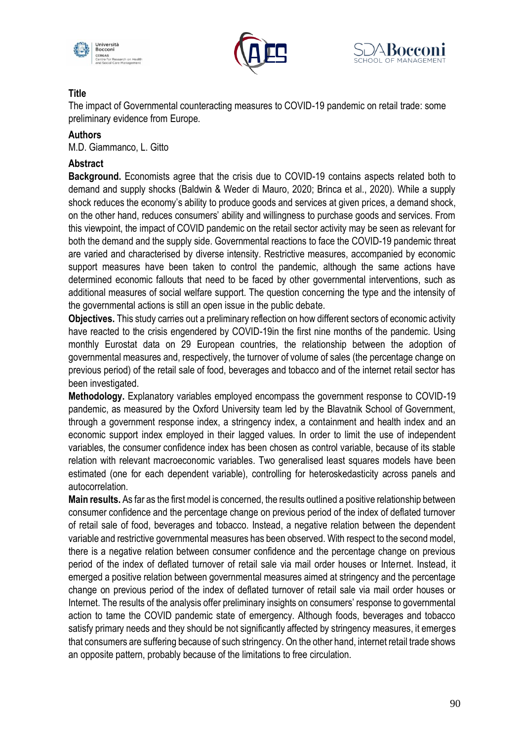**Title**

The impact of Governmental counteracting measures to COVID-19 pandemic on retail trade: some preliminary evidence from Europe.

**Authors**

M.D. Giammanco, L. Gitto

**Abstract**

**Background.** Economists agree that the crisis due to COVID-19 contains aspects related both to demand and supply shocks (Baldwin & Weder di Mauro, 2020; Brinca et al., 2020). While a supply shock reduces the economy's ability to produce goods and services at given prices, a demand shock, on the other hand, reduces consumers' ability and willingness to purchase goods and services. From this viewpoint, the impact of COVID pandemic on the retail sector activity may be seen as relevant for both the demand and the supply side. Governmental reactions to face the COVID-19 pandemic threat are varied and characterised by diverse intensity. Restrictive measures, accompanied by economic support measures have been taken to control the pandemic, although the same actions have determined economic fallouts that need to be faced by other governmental interventions, such as additional measures of social welfare support. The question concerning the type and the intensity of the governmental actions is still an open issue in the public debate.

**Objectives.** This study carries out a preliminary reflection on how different sectors of economic activity have reacted to the crisis engendered by COVID-19in the first nine months of the pandemic. Using monthly Eurostat data on 29 European countries, the relationship between the adoption of governmental measures and, respectively, the turnover of volume of sales (the percentage change on previous period) of the retail sale of food, beverages and tobacco and of the internet retail sector has been investigated.

**Methodology.** Explanatory variables employed encompass the government response to COVID-19 pandemic, as measured by the Oxford University team led by the Blavatnik School of Government, through a government response index, a stringency index, a containment and health index and an economic support index employed in their lagged values. In order to limit the use of independent variables, the consumer confidence index has been chosen as control variable, because of its stable relation with relevant macroeconomic variables. Two generalised least squares models have been estimated (one for each dependent variable), controlling for heteroskedasticity across panels and autocorrelation.

**Main results.** As far as the first model is concerned, the results outlined a positive relationship between consumer confidence and the percentage change on previous period of the index of deflated turnover of retail sale of food, beverages and tobacco. Instead, a negative relation between the dependent variable and restrictive governmental measures has been observed. With respect to the second model, there is a negative relation between consumer confidence and the percentage change on previous period of the index of deflated turnover of retail sale via mail order houses or Internet. Instead, it emerged a positive relation between governmental measures aimed at stringency and the percentage change on previous period of the index of deflated turnover of retail sale via mail order houses or Internet. The results of the analysis offer preliminary insights on consumers' response to governmental action to tame the COVID pandemic state of emergency. Although foods, beverages and tobacco satisfy primary needs and they should be not significantly affected by stringency measures, it emerges that consumers are suffering because of such stringency. On the other hand, internet retail trade shows an opposite pattern, probably because of the limitations to free circulation.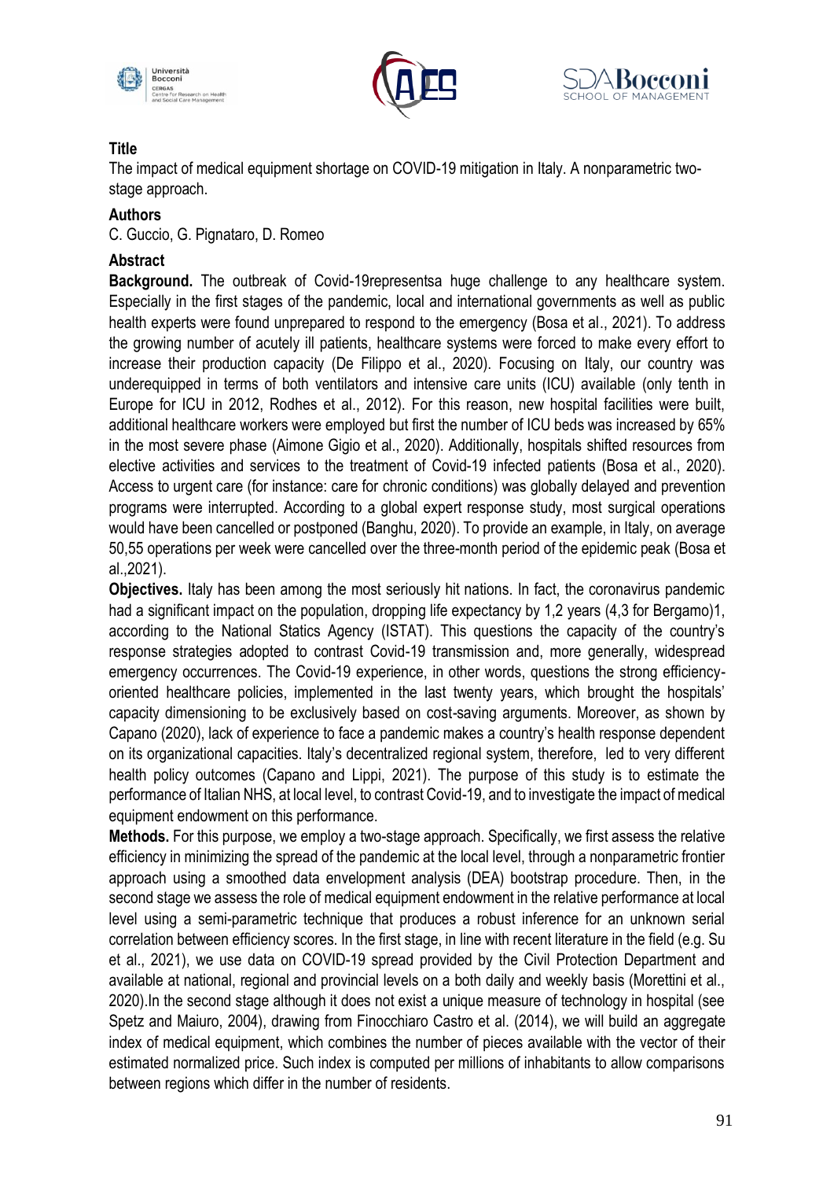### Title

The impact of medical equipment shortage on COVID-19 mitigation in Italy. A nonparametric two-stage approach.

### Authors

C. Guccio, G. Pignataro, D. Romeo

### Abstract

**Background.** The outbreak of Covid-19representsa huge challenge to any healthcare system. Especially in the first stages of the pandemic, local and international governments as well as public health experts were found unprepared to respond to the emergency (Bosa et al., 2021). To address the growing number of acutely ill patients, healthcare systems were forced to make every effort to increase their production capacity (De Filippo et al., 2020). Focusing on Italy, our country was underequipped in terms of both ventilators and intensive care units (ICU) available (only tenth in Europe for ICU in 2012, Rodhes et al., 2012). For this reason, new hospital facilities were built, additional healthcare workers were employed but first the number of ICU beds was increased by 65% in the most severe phase (Aimone Gigio et al., 2020). Additionally, hospitals shifted resources from elective activities and services to the treatment of Covid-19 infected patients (Bosa et al., 2020). Access to urgent care (for instance: care for chronic conditions) was globally delayed and prevention programs were interrupted. According to a global expert response study, most surgical operations would have been cancelled or postponed (Banghu, 2020). To provide an example, in Italy, on average 50,55 operations per week were cancelled over the three-month period of the epidemic peak (Bosa et al.,2021).

**Objectives.** Italy has been among the most seriously hit nations. In fact, the coronavirus pandemic had a significant impact on the population, dropping life expectancy by 1,2 years (4,3 for Bergamo)1, according to the National Statics Agency (ISTAT). This questions the capacity of the country's response strategies adopted to contrast Covid-19 transmission and, more generally, widespread emergency occurrences. The Covid-19 experience, in other words, questions the strong efficiency-oriented healthcare policies, implemented in the last twenty years, which brought the hospitals' capacity dimensioning to be exclusively based on cost-saving arguments. Moreover, as shown by Capano (2020), lack of experience to face a pandemic makes a country's health response dependent on its organizational capacities. Italy's decentralized regional system, therefore, led to very different health policy outcomes (Capano and Lippi, 2021). The purpose of this study is to estimate the performance of Italian NHS, at local level, to contrast Covid-19, and to investigate the impact of medical equipment endowment on this performance.

**Methods.** For this purpose, we employ a two-stage approach. Specifically, we first assess the relative efficiency in minimizing the spread of the pandemic at the local level, through a nonparametric frontier approach using a smoothed data envelopment analysis (DEA) bootstrap procedure. Then, in the second stage we assess the role of medical equipment endowment in the relative performance at local level using a semi-parametric technique that produces a robust inference for an unknown serial correlation between efficiency scores. In the first stage, in line with recent literature in the field (e.g. Su et al., 2021), we use data on COVID-19 spread provided by the Civil Protection Department and available at national, regional and provincial levels on a both daily and weekly basis (Morettini et al., 2020).In the second stage although it does not exist a unique measure of technology in hospital (see Spetz and Maiuro, 2004), drawing from Finocchiaro Castro et al. (2014), we will build an aggregate index of medical equipment, which combines the number of pieces available with the vector of their estimated normalized price. Such index is computed per millions of inhabitants to allow comparisons between regions which differ in the number of residents.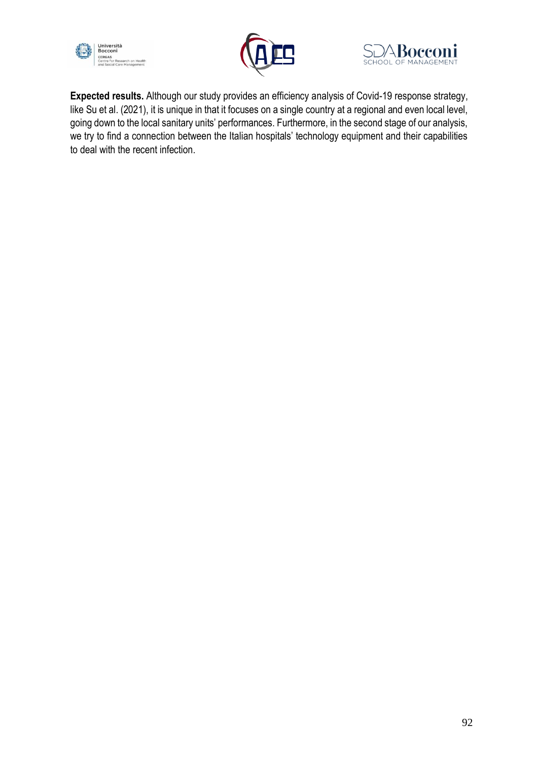**Expected results.** Although our study provides an efficiency analysis of Covid-19 response strategy, like Su et al. (2021), it is unique in that it focuses on a single country at a regional and even local level, going down to the local sanitary units' performances. Furthermore, in the second stage of our analysis, we try to find a connection between the Italian hospitals' technology equipment and their capabilities to deal with the recent infection.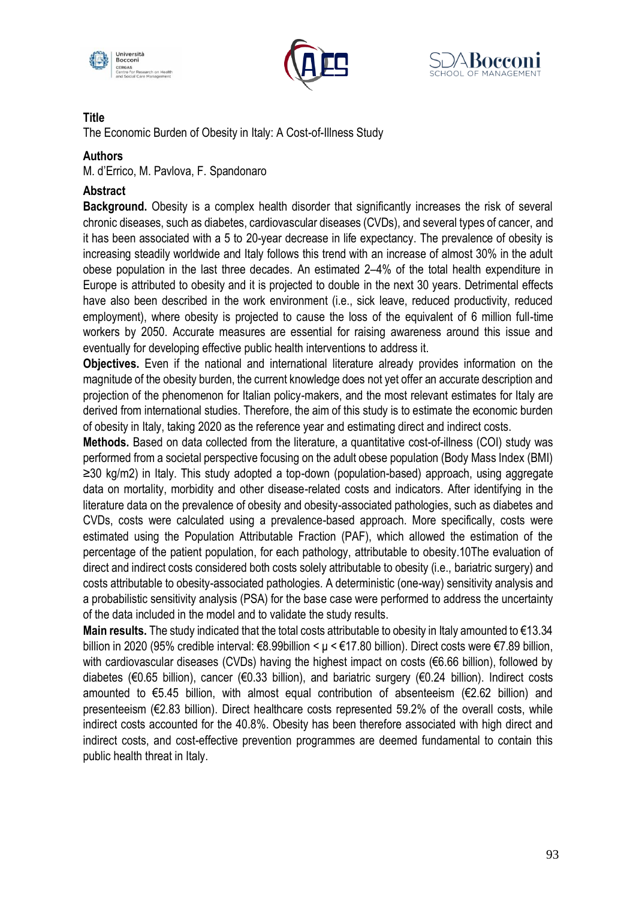**Title**

The Economic Burden of Obesity in Italy: A Cost-of-Illness Study

**Authors**

M. d'Errico, M. Pavlova, F. Spandonaro

**Abstract**

**Background.** Obesity is a complex health disorder that significantly increases the risk of several chronic diseases, such as diabetes, cardiovascular diseases (CVDs), and several types of cancer, and it has been associated with a 5 to 20-year decrease in life expectancy. The prevalence of obesity is increasing steadily worldwide and Italy follows this trend with an increase of almost 30% in the adult obese population in the last three decades. An estimated 2–4% of the total health expenditure in Europe is attributed to obesity and it is projected to double in the next 30 years. Detrimental effects have also been described in the work environment (i.e., sick leave, reduced productivity, reduced employment), where obesity is projected to cause the loss of the equivalent of 6 million full-time workers by 2050. Accurate measures are essential for raising awareness around this issue and eventually for developing effective public health interventions to address it.

**Objectives.** Even if the national and international literature already provides information on the magnitude of the obesity burden, the current knowledge does not yet offer an accurate description and projection of the phenomenon for Italian policy-makers, and the most relevant estimates for Italy are derived from international studies. Therefore, the aim of this study is to estimate the economic burden of obesity in Italy, taking 2020 as the reference year and estimating direct and indirect costs.

**Methods.** Based on data collected from the literature, a quantitative cost-of-illness (COI) study was performed from a societal perspective focusing on the adult obese population (Body Mass Index (BMI) ≥30 kg/m2) in Italy. This study adopted a top-down (population-based) approach, using aggregate data on mortality, morbidity and other disease-related costs and indicators. After identifying in the literature data on the prevalence of obesity and obesity-associated pathologies, such as diabetes and CVDs, costs were calculated using a prevalence-based approach. More specifically, costs were estimated using the Population Attributable Fraction (PAF), which allowed the estimation of the percentage of the patient population, for each pathology, attributable to obesity.10The evaluation of direct and indirect costs considered both costs solely attributable to obesity (i.e., bariatric surgery) and costs attributable to obesity-associated pathologies. A deterministic (one-way) sensitivity analysis and a probabilistic sensitivity analysis (PSA) for the base case were performed to address the uncertainty of the data included in the model and to validate the study results.

**Main results.** The study indicated that the total costs attributable to obesity in Italy amounted to €13.34 billion in 2020 (95% credible interval: €8.99billion < $\mu$ < €17.80 billion). Direct costs were €7.89 billion, with cardiovascular diseases (CVDs) having the highest impact on costs (€6.66 billion), followed by diabetes (€0.65 billion), cancer (€0.33 billion), and bariatric surgery (€0.24 billion). Indirect costs amounted to €5.45 billion, with almost equal contribution of absenteeism (€2.62 billion) and presenteeism (€2.83 billion). Direct healthcare costs represented 59.2% of the overall costs, while indirect costs accounted for the 40.8%. Obesity has been therefore associated with high direct and indirect costs, and cost-effective prevention programmes are deemed fundamental to contain this public health threat in Italy.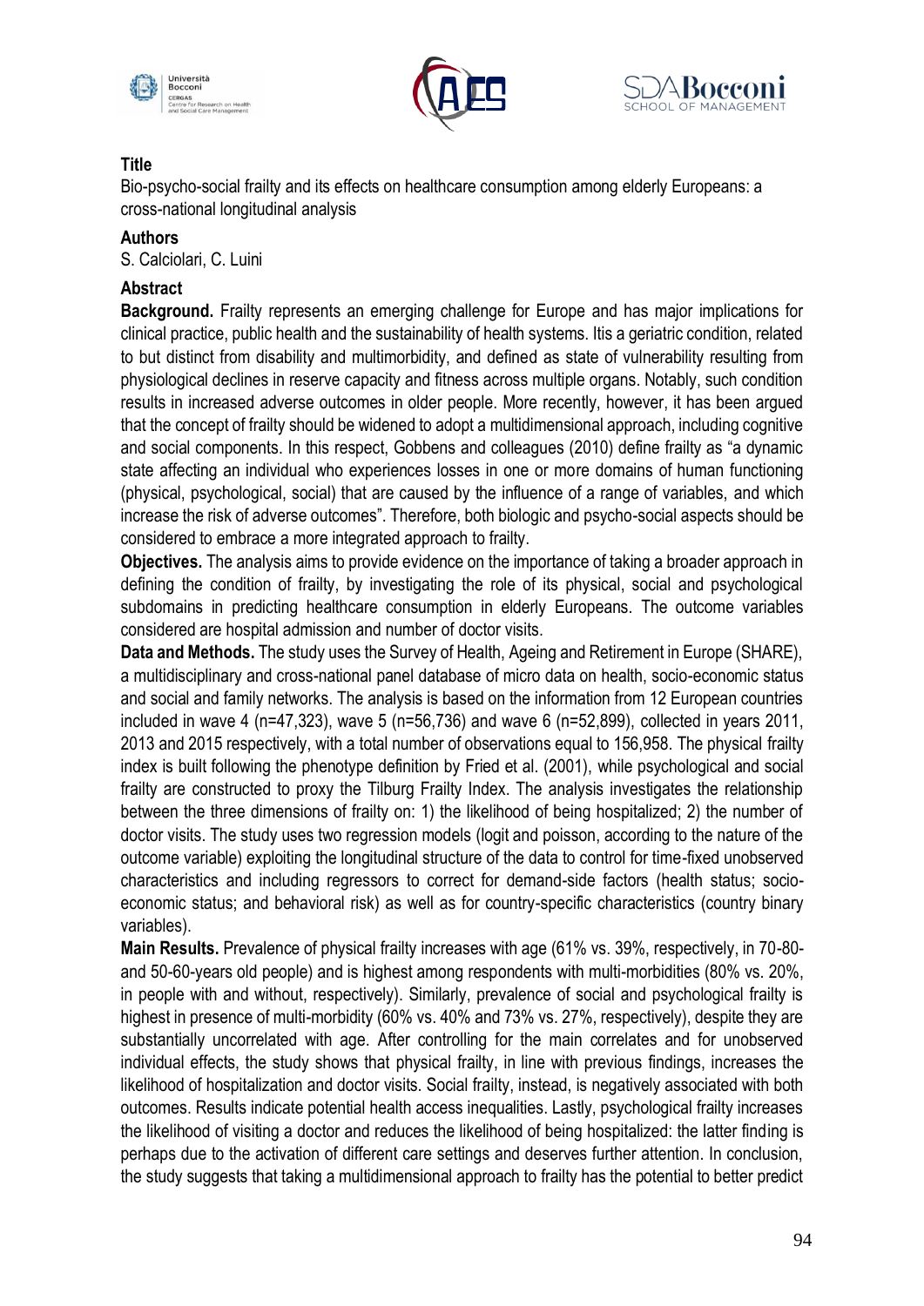**Title**

Bio-psycho-social frailty and its effects on healthcare consumption among elderly Europeans: a cross-national longitudinal analysis

**Authors**

S. Calciolari, C. Luini

**Abstract**

**Background.** Frailty represents an emerging challenge for Europe and has major implications for clinical practice, public health and the sustainability of health systems. Itis a geriatric condition, related to but distinct from disability and multimorbidity, and defined as state of vulnerability resulting from physiological declines in reserve capacity and fitness across multiple organs. Notably, such condition results in increased adverse outcomes in older people. More recently, however, it has been argued that the concept of frailty should be widened to adopt a multidimensional approach, including cognitive and social components. In this respect, Gobbens and colleagues (2010) define frailty as "a dynamic state affecting an individual who experiences losses in one or more domains of human functioning (physical, psychological, social) that are caused by the influence of a range of variables, and which increase the risk of adverse outcomes". Therefore, both biologic and psycho-social aspects should be considered to embrace a more integrated approach to frailty.

**Objectives.** The analysis aims to provide evidence on the importance of taking a broader approach in defining the condition of frailty, by investigating the role of its physical, social and psychological subdomains in predicting healthcare consumption in elderly Europeans. The outcome variables considered are hospital admission and number of doctor visits.

**Data and Methods.** The study uses the Survey of Health, Ageing and Retirement in Europe (SHARE), a multidisciplinary and cross-national panel database of micro data on health, socio-economic status and social and family networks. The analysis is based on the information from 12 European countries included in wave 4 (n=47,323), wave 5 (n=56,736) and wave 6 (n=52,899), collected in years 2011, 2013 and 2015 respectively, with a total number of observations equal to 156,958. The physical frailty index is built following the phenotype definition by Fried et al. (2001), while psychological and social frailty are constructed to proxy the Tilburg Frailty Index. The analysis investigates the relationship between the three dimensions of frailty on: 1) the likelihood of being hospitalized; 2) the number of doctor visits. The study uses two regression models (logit and poisson, according to the nature of the outcome variable) exploiting the longitudinal structure of the data to control for time-fixed unobserved characteristics and including regressors to correct for demand-side factors (health status; socio-economic status; and behavioral risk) as well as for country-specific characteristics (country binary variables).

**Main Results.** Prevalence of physical frailty increases with age (61% vs. 39%, respectively, in 70-80- and 50-60-years old people) and is highest among respondents with multi-morbidities (80% vs. 20%, in people with and without, respectively). Similarly, prevalence of social and psychological frailty is highest in presence of multi-morbidity (60% vs. 40% and 73% vs. 27%, respectively), despite they are substantially uncorrelated with age. After controlling for the main correlates and for unobserved individual effects, the study shows that physical frailty, in line with previous findings, increases the likelihood of hospitalization and doctor visits. Social frailty, instead, is negatively associated with both outcomes. Results indicate potential health access inequalities. Lastly, psychological frailty increases the likelihood of visiting a doctor and reduces the likelihood of being hospitalized: the latter finding is perhaps due to the activation of different care settings and deserves further attention. In conclusion, the study suggests that taking a multidimensional approach to frailty has the potential to better predict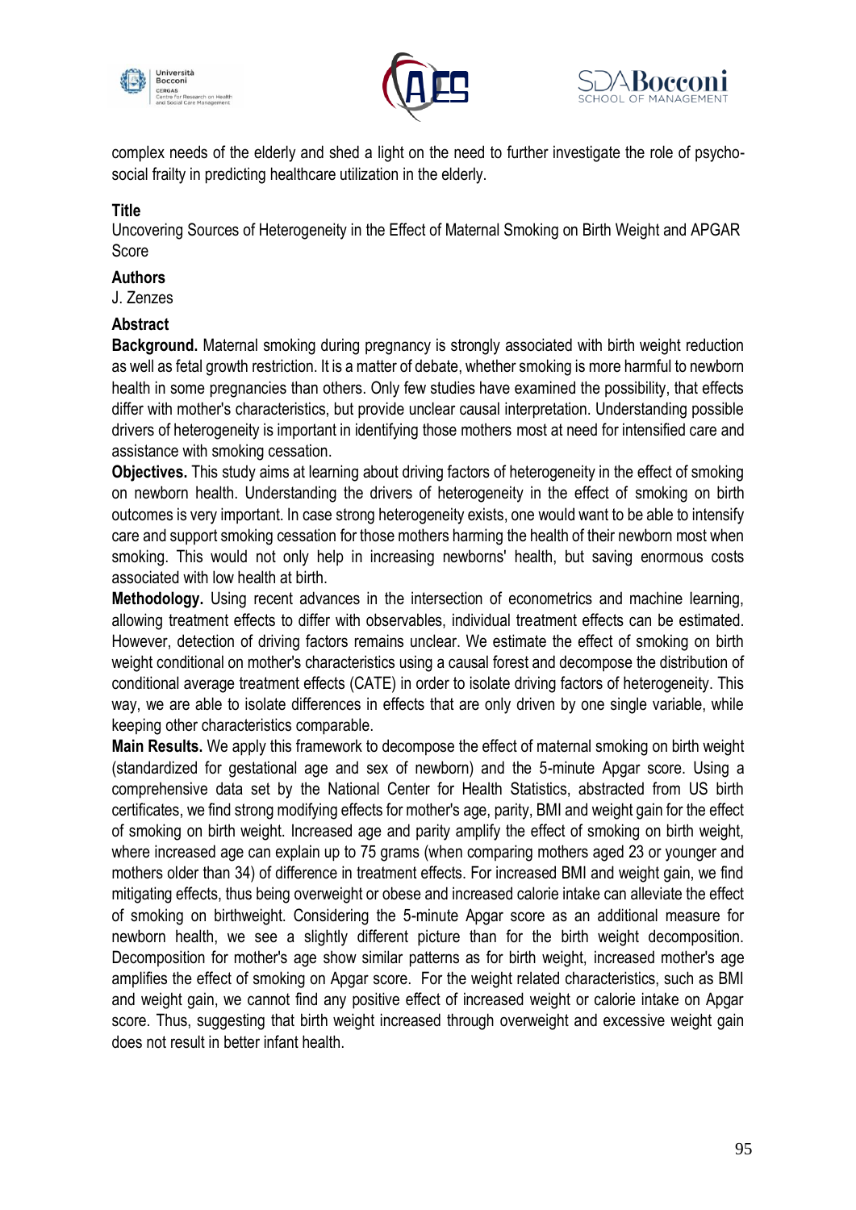complex needs of the elderly and shed a light on the need to further investigate the role of psycho-social frailty in predicting healthcare utilization in the elderly.

**Title**

Uncovering Sources of Heterogeneity in the Effect of Maternal Smoking on Birth Weight and APGAR Score

**Authors**

J. Zenzes

**Abstract**

**Background.** Maternal smoking during pregnancy is strongly associated with birth weight reduction as well as fetal growth restriction. It is a matter of debate, whether smoking is more harmful to newborn health in some pregnancies than others. Only few studies have examined the possibility, that effects differ with mother's characteristics, but provide unclear causal interpretation. Understanding possible drivers of heterogeneity is important in identifying those mothers most at need for intensified care and assistance with smoking cessation.

**Objectives.** This study aims at learning about driving factors of heterogeneity in the effect of smoking on newborn health. Understanding the drivers of heterogeneity in the effect of smoking on birth outcomes is very important. In case strong heterogeneity exists, one would want to be able to intensify care and support smoking cessation for those mothers harming the health of their newborn most when smoking. This would not only help in increasing newborns' health, but saving enormous costs associated with low health at birth.

**Methodology.** Using recent advances in the intersection of econometrics and machine learning, allowing treatment effects to differ with observables, individual treatment effects can be estimated. However, detection of driving factors remains unclear. We estimate the effect of smoking on birth weight conditional on mother's characteristics using a causal forest and decompose the distribution of conditional average treatment effects (CATE) in order to isolate driving factors of heterogeneity. This way, we are able to isolate differences in effects that are only driven by one single variable, while keeping other characteristics comparable.

**Main Results.** We apply this framework to decompose the effect of maternal smoking on birth weight (standardized for gestational age and sex of newborn) and the 5-minute Apgar score. Using a comprehensive data set by the National Center for Health Statistics, abstracted from US birth certificates, we find strong modifying effects for mother's age, parity, BMI and weight gain for the effect of smoking on birth weight. Increased age and parity amplify the effect of smoking on birth weight, where increased age can explain up to 75 grams (when comparing mothers aged 23 or younger and mothers older than 34) of difference in treatment effects. For increased BMI and weight gain, we find mitigating effects, thus being overweight or obese and increased calorie intake can alleviate the effect of smoking on birthweight. Considering the 5-minute Apgar score as an additional measure for newborn health, we see a slightly different picture than for the birth weight decomposition. Decomposition for mother's age show similar patterns as for birth weight, increased mother's age amplifies the effect of smoking on Apgar score. For the weight related characteristics, such as BMI and weight gain, we cannot find any positive effect of increased weight or calorie intake on Apgar score. Thus, suggesting that birth weight increased through overweight and excessive weight gain does not result in better infant health.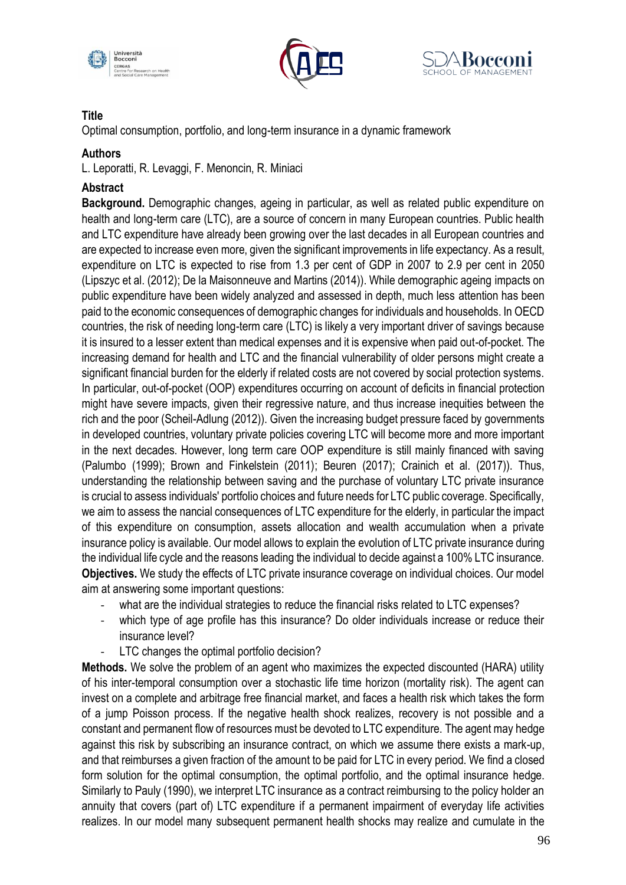**Title**

Optimal consumption, portfolio, and long-term insurance in a dynamic framework

**Authors**

L. Leporatti, R. Levaggi, F. Menoncin, R. Miniaci

**Abstract**

**Background.** Demographic changes, ageing in particular, as well as related public expenditure on health and long-term care (LTC), are a source of concern in many European countries. Public health and LTC expenditure have already been growing over the last decades in all European countries and are expected to increase even more, given the significant improvements in life expectancy. As a result, expenditure on LTC is expected to rise from 1.3 per cent of GDP in 2007 to 2.9 per cent in 2050 (Lipszyc et al. (2012); De la Maisonneuve and Martins (2014)). While demographic ageing impacts on public expenditure have been widely analyzed and assessed in depth, much less attention has been paid to the economic consequences of demographic changes for individuals and households. In OECD countries, the risk of needing long-term care (LTC) is likely a very important driver of savings because it is insured to a lesser extent than medical expenses and it is expensive when paid out-of-pocket. The increasing demand for health and LTC and the financial vulnerability of older persons might create a significant financial burden for the elderly if related costs are not covered by social protection systems. In particular, out-of-pocket (OOP) expenditures occurring on account of deficits in financial protection might have severe impacts, given their regressive nature, and thus increase inequities between the rich and the poor (Scheil-Adlung (2012)). Given the increasing budget pressure faced by governments in developed countries, voluntary private policies covering LTC will become more and more important in the next decades. However, long term care OOP expenditure is still mainly financed with saving (Palumbo (1999); Brown and Finkelstein (2011); Beuren (2017); Crainich et al. (2017)). Thus, understanding the relationship between saving and the purchase of voluntary LTC private insurance is crucial to assess individuals' portfolio choices and future needs for LTC public coverage. Specifically, we aim to assess the nancial consequences of LTC expenditure for the elderly, in particular the impact of this expenditure on consumption, assets allocation and wealth accumulation when a private insurance policy is available. Our model allows to explain the evolution of LTC private insurance during the individual life cycle and the reasons leading the individual to decide against a 100% LTC insurance.

**Objectives.** We study the effects of LTC private insurance coverage on individual choices. Our model aim at answering some important questions:

- what are the individual strategies to reduce the financial risks related to LTC expenses?
- which type of age profile has this insurance? Do older individuals increase or reduce their insurance level?
- LTC changes the optimal portfolio decision?

**Methods.** We solve the problem of an agent who maximizes the expected discounted (HARA) utility of his inter-temporal consumption over a stochastic life time horizon (mortality risk). The agent can invest on a complete and arbitrage free financial market, and faces a health risk which takes the form of a jump Poisson process. If the negative health shock realizes, recovery is not possible and a constant and permanent flow of resources must be devoted to LTC expenditure. The agent may hedge against this risk by subscribing an insurance contract, on which we assume there exists a mark-up, and that reimburses a given fraction of the amount to be paid for LTC in every period. We find a closed form solution for the optimal consumption, the optimal portfolio, and the optimal insurance hedge. Similarly to Pauly (1990), we interpret LTC insurance as a contract reimbursing to the policy holder an annuity that covers (part of) LTC expenditure if a permanent impairment of everyday life activities realizes. In our model many subsequent permanent health shocks may realize and cumulate in the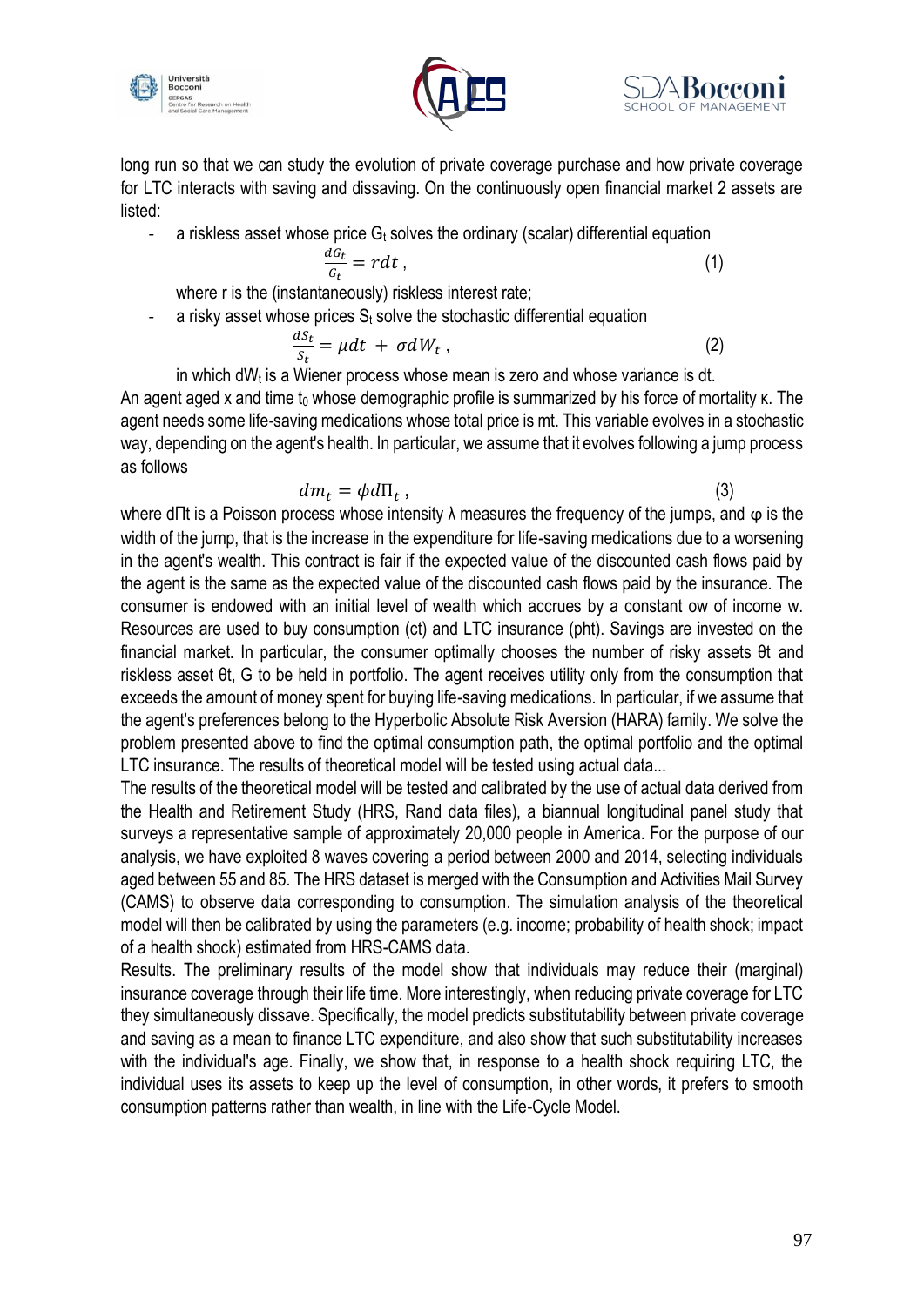long run so that we can study the evolution of private coverage purchase and how private coverage for LTC interacts with saving and dissaving. On the continuously open financial market 2 assets are listed:

- a riskless asset whose price $G_t$ solves the ordinary (scalar) differential equation

$$\frac{dG_t}{G_t} = rdt\,, \tag{1}$$

where r is the (instantaneously) riskless interest rate;

- a risky asset whose prices $S_t$ solve the stochastic differential equation

$$\frac{dS_t}{S_t} = \mu dt + \sigma dW_t\,, \tag{2}$$

in which $dW_t$ is a Wiener process whose mean is zero and whose variance is dt.

An agent aged x and time $t_0$ whose demographic profile is summarized by his force of mortality κ. The agent needs some life-saving medications whose total price is mt. This variable evolves in a stochastic way, depending on the agent's health. In particular, we assume that it evolves following a jump process as follows

$$dm_t = \phi d\Pi_t\,, \tag{3}$$

where dΠt is a Poisson process whose intensity λ measures the frequency of the jumps, and φ is the width of the jump, that is the increase in the expenditure for life-saving medications due to a worsening in the agent's wealth. This contract is fair if the expected value of the discounted cash flows paid by the agent is the same as the expected value of the discounted cash flows paid by the insurance. The consumer is endowed with an initial level of wealth which accrues by a constant ow of income w. Resources are used to buy consumption (ct) and LTC insurance (pht). Savings are invested on the financial market. In particular, the consumer optimally chooses the number of risky assets θt and riskless asset θt, G to be held in portfolio. The agent receives utility only from the consumption that exceeds the amount of money spent for buying life-saving medications. In particular, if we assume that the agent's preferences belong to the Hyperbolic Absolute Risk Aversion (HARA) family. We solve the problem presented above to find the optimal consumption path, the optimal portfolio and the optimal LTC insurance. The results of theoretical model will be tested using actual data...

The results of the theoretical model will be tested and calibrated by the use of actual data derived from the Health and Retirement Study (HRS, Rand data files), a biannual longitudinal panel study that surveys a representative sample of approximately 20,000 people in America. For the purpose of our analysis, we have exploited 8 waves covering a period between 2000 and 2014, selecting individuals aged between 55 and 85. The HRS dataset is merged with the Consumption and Activities Mail Survey (CAMS) to observe data corresponding to consumption. The simulation analysis of the theoretical model will then be calibrated by using the parameters (e.g. income; probability of health shock; impact of a health shock) estimated from HRS-CAMS data.

Results. The preliminary results of the model show that individuals may reduce their (marginal) insurance coverage through their life time. More interestingly, when reducing private coverage for LTC they simultaneously dissave. Specifically, the model predicts substitutability between private coverage and saving as a mean to finance LTC expenditure, and also show that such substitutability increases with the individual's age. Finally, we show that, in response to a health shock requiring LTC, the individual uses its assets to keep up the level of consumption, in other words, it prefers to smooth consumption patterns rather than wealth, in line with the Life-Cycle Model.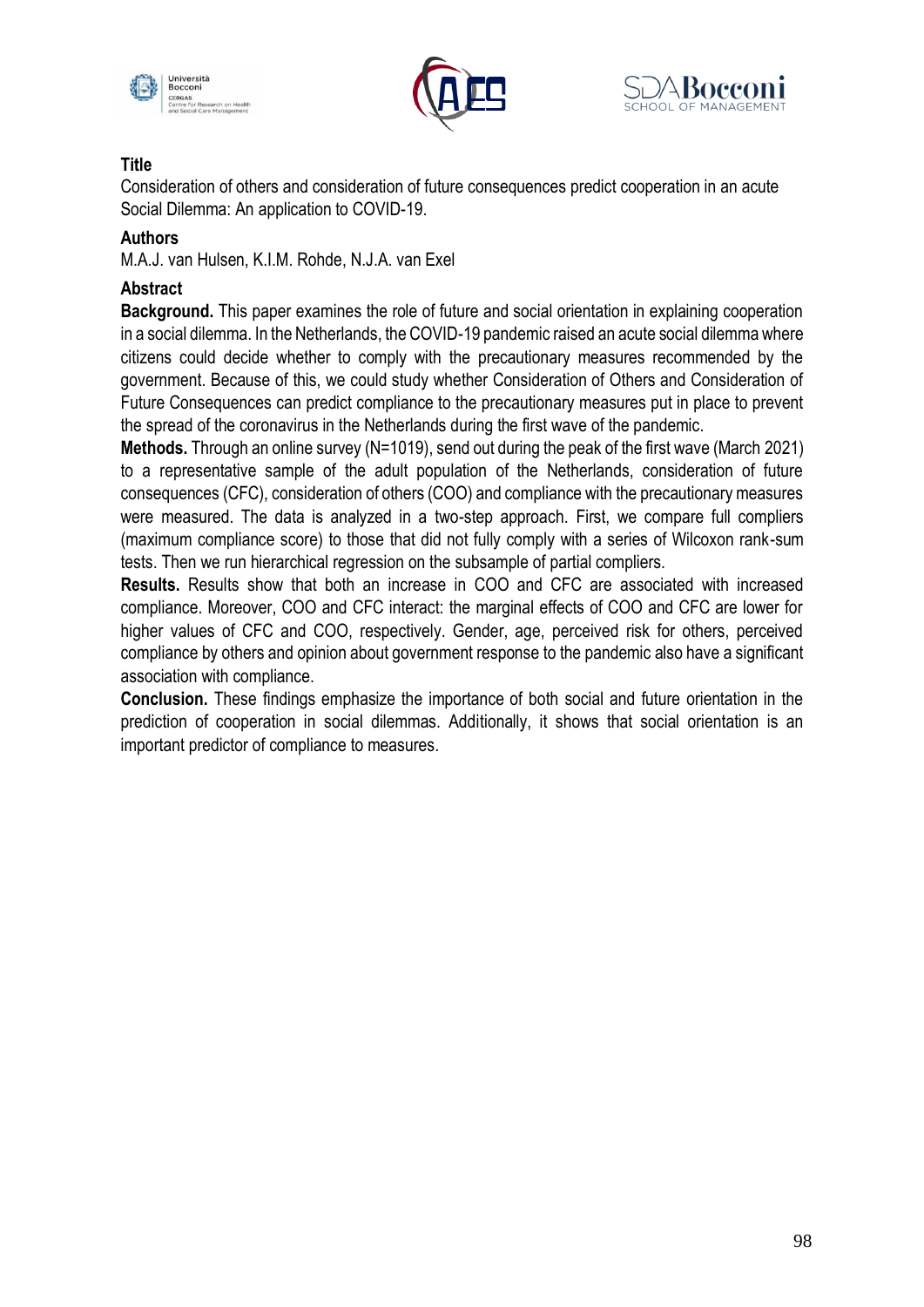**Title**

Consideration of others and consideration of future consequences predict cooperation in an acute Social Dilemma: An application to COVID-19.

**Authors**

M.A.J. van Hulsen, K.I.M. Rohde, N.J.A. van Exel

**Abstract**

**Background.** This paper examines the role of future and social orientation in explaining cooperation in a social dilemma. In the Netherlands, the COVID-19 pandemic raised an acute social dilemma where citizens could decide whether to comply with the precautionary measures recommended by the government. Because of this, we could study whether Consideration of Others and Consideration of Future Consequences can predict compliance to the precautionary measures put in place to prevent the spread of the coronavirus in the Netherlands during the first wave of the pandemic.

**Methods.** Through an online survey (N=1019), send out during the peak of the first wave (March 2021) to a representative sample of the adult population of the Netherlands, consideration of future consequences (CFC), consideration of others (COO) and compliance with the precautionary measures were measured. The data is analyzed in a two-step approach. First, we compare full compliers (maximum compliance score) to those that did not fully comply with a series of Wilcoxon rank-sum tests. Then we run hierarchical regression on the subsample of partial compliers.

**Results.** Results show that both an increase in COO and CFC are associated with increased compliance. Moreover, COO and CFC interact: the marginal effects of COO and CFC are lower for higher values of CFC and COO, respectively. Gender, age, perceived risk for others, perceived compliance by others and opinion about government response to the pandemic also have a significant association with compliance.

**Conclusion.** These findings emphasize the importance of both social and future orientation in the prediction of cooperation in social dilemmas. Additionally, it shows that social orientation is an important predictor of compliance to measures.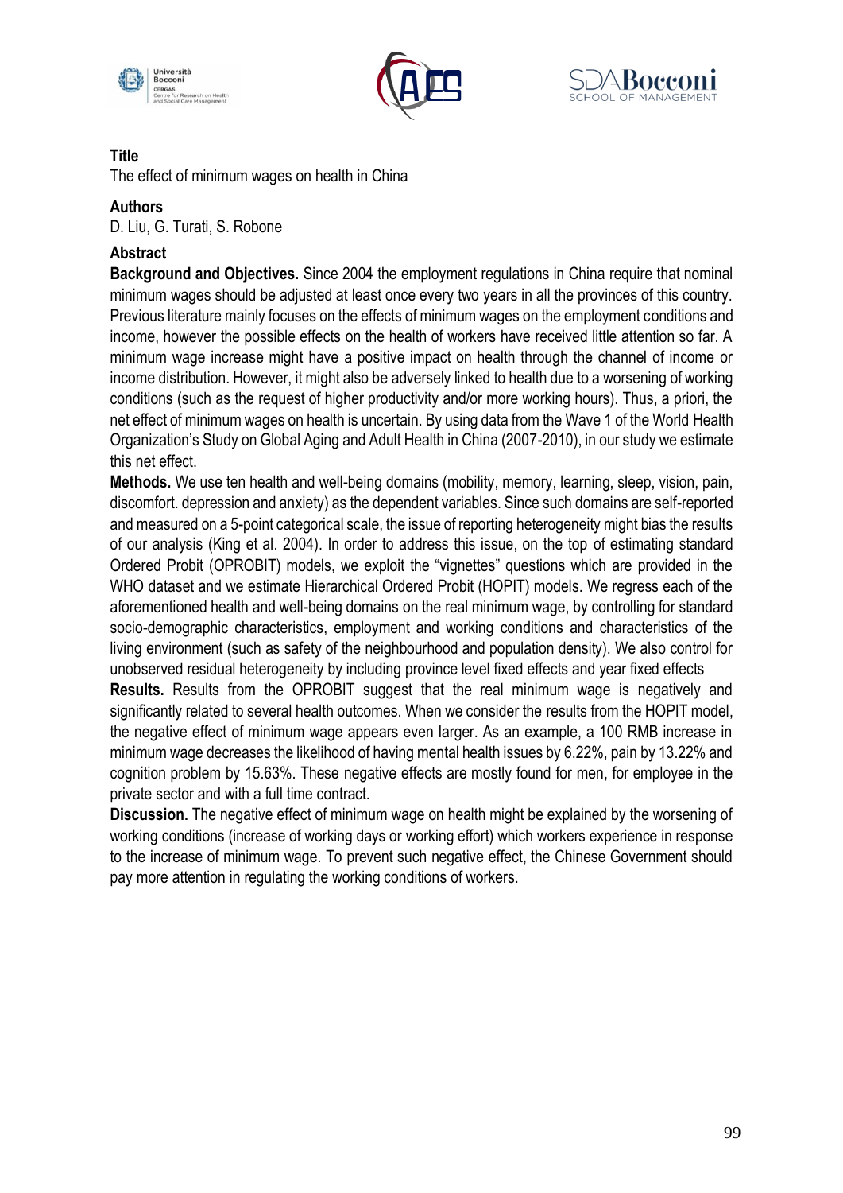**Title**

The effect of minimum wages on health in China

**Authors**

D. Liu, G. Turati, S. Robone

**Abstract**

**Background and Objectives.** Since 2004 the employment regulations in China require that nominal minimum wages should be adjusted at least once every two years in all the provinces of this country. Previous literature mainly focuses on the effects of minimum wages on the employment conditions and income, however the possible effects on the health of workers have received little attention so far. A minimum wage increase might have a positive impact on health through the channel of income or income distribution. However, it might also be adversely linked to health due to a worsening of working conditions (such as the request of higher productivity and/or more working hours). Thus, a priori, the net effect of minimum wages on health is uncertain. By using data from the Wave 1 of the World Health Organization's Study on Global Aging and Adult Health in China (2007-2010), in our study we estimate this net effect.

**Methods.** We use ten health and well-being domains (mobility, memory, learning, sleep, vision, pain, discomfort. depression and anxiety) as the dependent variables. Since such domains are self-reported and measured on a 5-point categorical scale, the issue of reporting heterogeneity might bias the results of our analysis (King et al. 2004). In order to address this issue, on the top of estimating standard Ordered Probit (OPROBIT) models, we exploit the "vignettes" questions which are provided in the WHO dataset and we estimate Hierarchical Ordered Probit (HOPIT) models. We regress each of the aforementioned health and well-being domains on the real minimum wage, by controlling for standard socio-demographic characteristics, employment and working conditions and characteristics of the living environment (such as safety of the neighbourhood and population density). We also control for unobserved residual heterogeneity by including province level fixed effects and year fixed effects

**Results.** Results from the OPROBIT suggest that the real minimum wage is negatively and significantly related to several health outcomes. When we consider the results from the HOPIT model, the negative effect of minimum wage appears even larger. As an example, a 100 RMB increase in minimum wage decreases the likelihood of having mental health issues by 6.22%, pain by 13.22% and cognition problem by 15.63%. These negative effects are mostly found for men, for employee in the private sector and with a full time contract.

**Discussion.** The negative effect of minimum wage on health might be explained by the worsening of working conditions (increase of working days or working effort) which workers experience in response to the increase of minimum wage. To prevent such negative effect, the Chinese Government should pay more attention in regulating the working conditions of workers.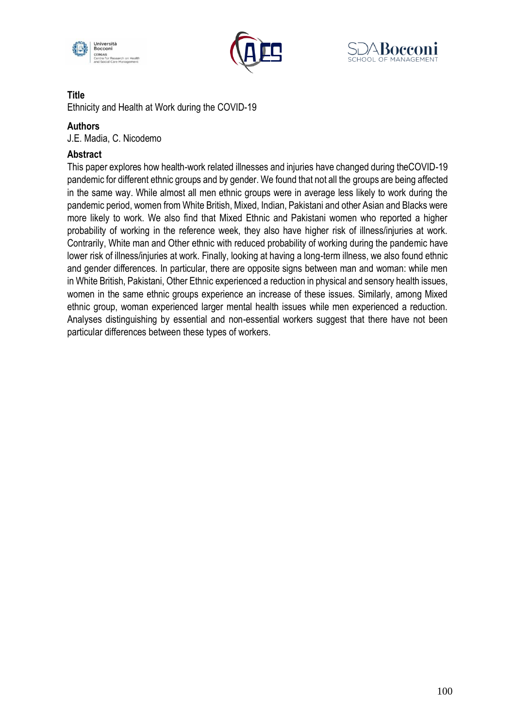**Title**

Ethnicity and Health at Work during the COVID-19

**Authors**

J.E. Madia, C. Nicodemo

**Abstract**

This paper explores how health-work related illnesses and injuries have changed during theCOVID-19 pandemic for different ethnic groups and by gender. We found that not all the groups are being affected in the same way. While almost all men ethnic groups were in average less likely to work during the pandemic period, women from White British, Mixed, Indian, Pakistani and other Asian and Blacks were more likely to work. We also find that Mixed Ethnic and Pakistani women who reported a higher probability of working in the reference week, they also have higher risk of illness/injuries at work. Contrarily, White man and Other ethnic with reduced probability of working during the pandemic have lower risk of illness/injuries at work. Finally, looking at having a long-term illness, we also found ethnic and gender differences. In particular, there are opposite signs between man and woman: while men in White British, Pakistani, Other Ethnic experienced a reduction in physical and sensory health issues, women in the same ethnic groups experience an increase of these issues. Similarly, among Mixed ethnic group, woman experienced larger mental health issues while men experienced a reduction. Analyses distinguishing by essential and non-essential workers suggest that there have not been particular differences between these types of workers.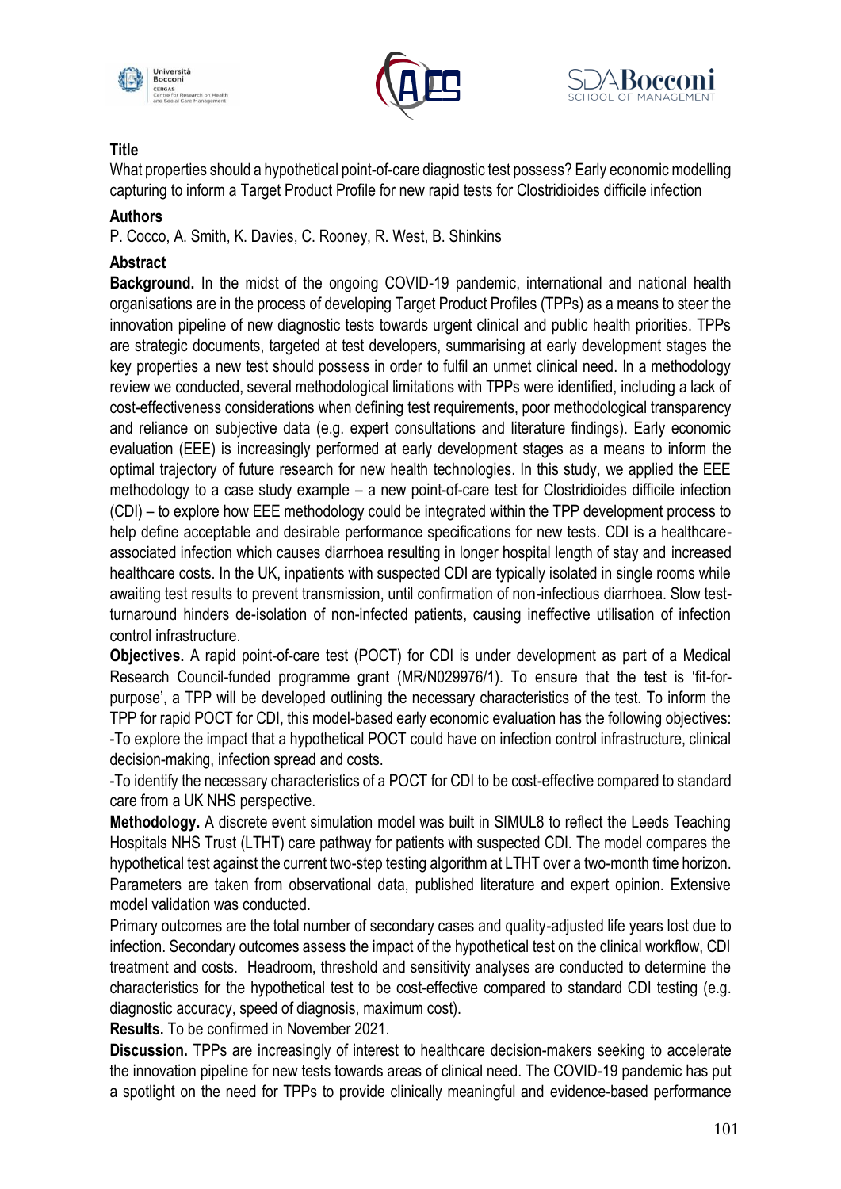### Title

What properties should a hypothetical point-of-care diagnostic test possess? Early economic modelling capturing to inform a Target Product Profile for new rapid tests for Clostridioides difficile infection

### Authors

P. Cocco, A. Smith, K. Davies, C. Rooney, R. West, B. Shinkins

### Abstract

**Background.** In the midst of the ongoing COVID-19 pandemic, international and national health organisations are in the process of developing Target Product Profiles (TPPs) as a means to steer the innovation pipeline of new diagnostic tests towards urgent clinical and public health priorities. TPPs are strategic documents, targeted at test developers, summarising at early development stages the key properties a new test should possess in order to fulfil an unmet clinical need. In a methodology review we conducted, several methodological limitations with TPPs were identified, including a lack of cost-effectiveness considerations when defining test requirements, poor methodological transparency and reliance on subjective data (e.g. expert consultations and literature findings). Early economic evaluation (EEE) is increasingly performed at early development stages as a means to inform the optimal trajectory of future research for new health technologies. In this study, we applied the EEE methodology to a case study example – a new point-of-care test for Clostridioides difficile infection (CDI) – to explore how EEE methodology could be integrated within the TPP development process to help define acceptable and desirable performance specifications for new tests. CDI is a healthcare-associated infection which causes diarrhoea resulting in longer hospital length of stay and increased healthcare costs. In the UK, inpatients with suspected CDI are typically isolated in single rooms while awaiting test results to prevent transmission, until confirmation of non-infectious diarrhoea. Slow test-turnaround hinders de-isolation of non-infected patients, causing ineffective utilisation of infection control infrastructure.

**Objectives.** A rapid point-of-care test (POCT) for CDI is under development as part of a Medical Research Council-funded programme grant (MR/N029976/1). To ensure that the test is 'fit-for-purpose', a TPP will be developed outlining the necessary characteristics of the test. To inform the TPP for rapid POCT for CDI, this model-based early economic evaluation has the following objectives:

-To explore the impact that a hypothetical POCT could have on infection control infrastructure, clinical decision-making, infection spread and costs.

-To identify the necessary characteristics of a POCT for CDI to be cost-effective compared to standard care from a UK NHS perspective.

**Methodology.** A discrete event simulation model was built in SIMUL8 to reflect the Leeds Teaching Hospitals NHS Trust (LTHT) care pathway for patients with suspected CDI. The model compares the hypothetical test against the current two-step testing algorithm at LTHT over a two-month time horizon. Parameters are taken from observational data, published literature and expert opinion. Extensive model validation was conducted.

Primary outcomes are the total number of secondary cases and quality-adjusted life years lost due to infection. Secondary outcomes assess the impact of the hypothetical test on the clinical workflow, CDI treatment and costs. Headroom, threshold and sensitivity analyses are conducted to determine the characteristics for the hypothetical test to be cost-effective compared to standard CDI testing (e.g. diagnostic accuracy, speed of diagnosis, maximum cost).

**Results.** To be confirmed in November 2021.

**Discussion.** TPPs are increasingly of interest to healthcare decision-makers seeking to accelerate the innovation pipeline for new tests towards areas of clinical need. The COVID-19 pandemic has put a spotlight on the need for TPPs to provide clinically meaningful and evidence-based performance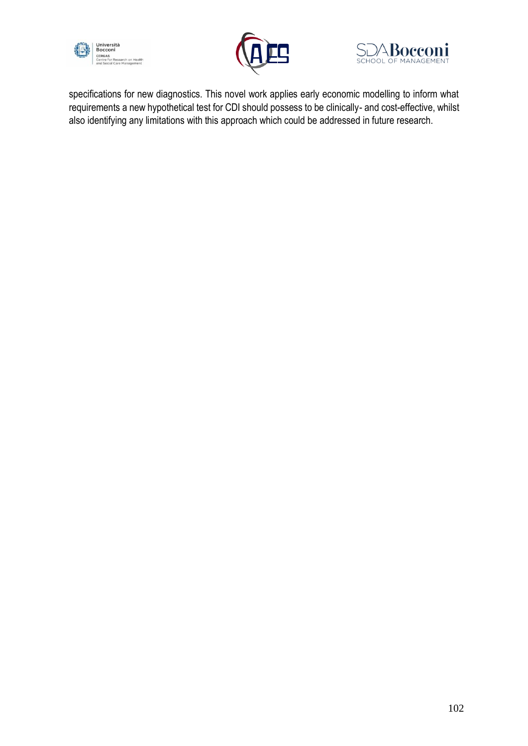specifications for new diagnostics. This novel work applies early economic modelling to inform what requirements a new hypothetical test for CDI should possess to be clinically- and cost-effective, whilst also identifying any limitations with this approach which could be addressed in future research.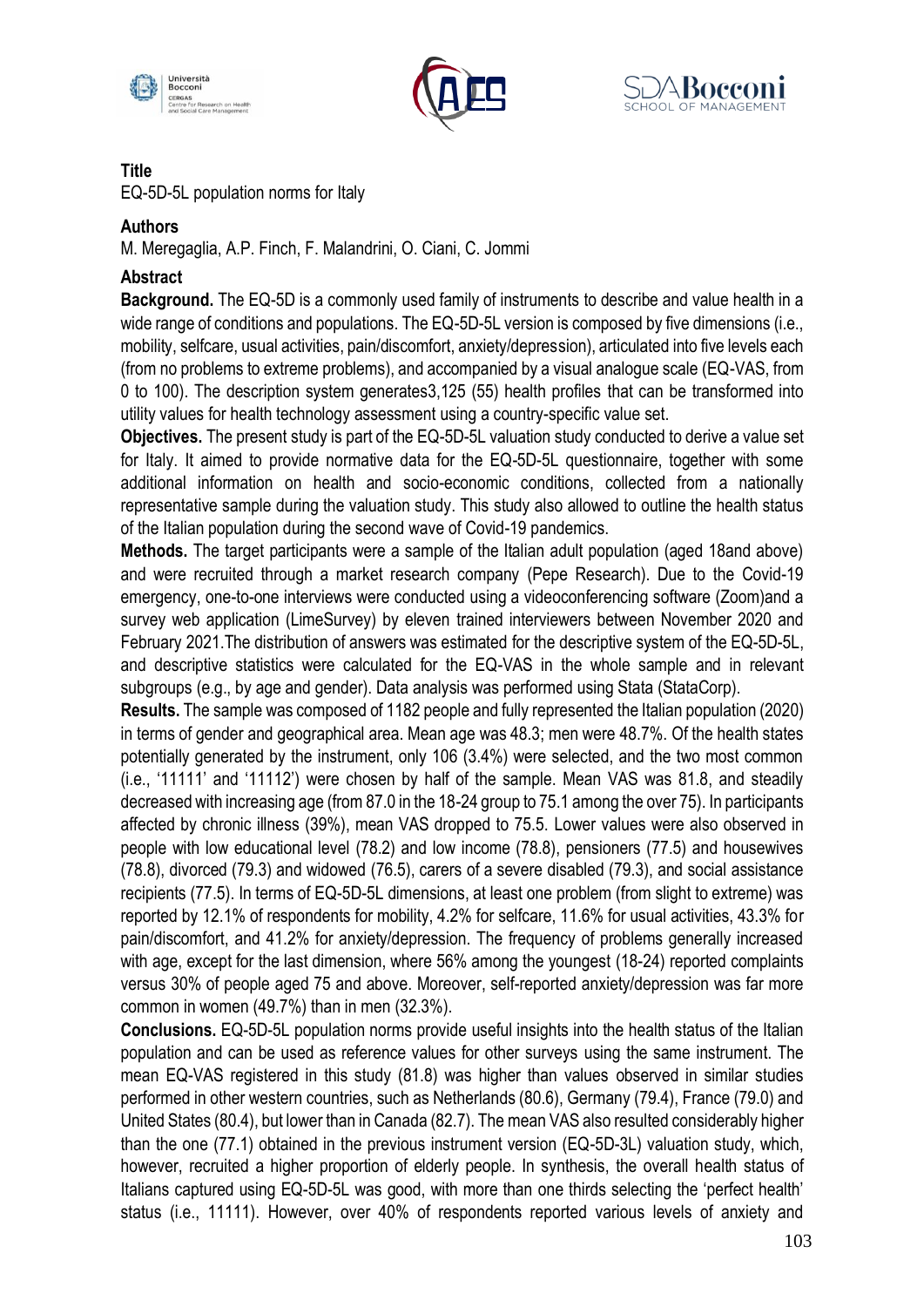**Title**

EQ-5D-5L population norms for Italy

**Authors**

M. Meregaglia, A.P. Finch, F. Malandrini, O. Ciani, C. Jommi

**Abstract**

**Background.** The EQ-5D is a commonly used family of instruments to describe and value health in a wide range of conditions and populations. The EQ-5D-5L version is composed by five dimensions (i.e., mobility, selfcare, usual activities, pain/discomfort, anxiety/depression), articulated into five levels each (from no problems to extreme problems), and accompanied by a visual analogue scale (EQ-VAS, from 0 to 100). The description system generates3,125 ($5^5$) health profiles that can be transformed into utility values for health technology assessment using a country-specific value set.

**Objectives.** The present study is part of the EQ-5D-5L valuation study conducted to derive a value set for Italy. It aimed to provide normative data for the EQ-5D-5L questionnaire, together with some additional information on health and socio-economic conditions, collected from a nationally representative sample during the valuation study. This study also allowed to outline the health status of the Italian population during the second wave of Covid-19 pandemics.

**Methods.** The target participants were a sample of the Italian adult population (aged 18and above) and were recruited through a market research company (Pepe Research). Due to the Covid-19 emergency, one-to-one interviews were conducted using a videoconferencing software (Zoom)and a survey web application (LimeSurvey) by eleven trained interviewers between November 2020 and February 2021.The distribution of answers was estimated for the descriptive system of the EQ-5D-5L, and descriptive statistics were calculated for the EQ-VAS in the whole sample and in relevant subgroups (e.g., by age and gender). Data analysis was performed using Stata (StataCorp).

**Results.** The sample was composed of 1182 people and fully represented the Italian population (2020) in terms of gender and geographical area. Mean age was 48.3; men were 48.7%. Of the health states potentially generated by the instrument, only 106 (3.4%) were selected, and the two most common (i.e., '11111' and '11112') were chosen by half of the sample. Mean VAS was 81.8, and steadily decreased with increasing age (from 87.0 in the 18-24 group to 75.1 among the over 75). In participants affected by chronic illness (39%), mean VAS dropped to 75.5. Lower values were also observed in people with low educational level (78.2) and low income (78.8), pensioners (77.5) and housewives (78.8), divorced (79.3) and widowed (76.5), carers of a severe disabled (79.3), and social assistance recipients (77.5). In terms of EQ-5D-5L dimensions, at least one problem (from slight to extreme) was reported by 12.1% of respondents for mobility, 4.2% for selfcare, 11.6% for usual activities, 43.3% for pain/discomfort, and 41.2% for anxiety/depression. The frequency of problems generally increased with age, except for the last dimension, where 56% among the youngest (18-24) reported complaints versus 30% of people aged 75 and above. Moreover, self-reported anxiety/depression was far more common in women (49.7%) than in men (32.3%).

**Conclusions.** EQ-5D-5L population norms provide useful insights into the health status of the Italian population and can be used as reference values for other surveys using the same instrument. The mean EQ-VAS registered in this study (81.8) was higher than values observed in similar studies performed in other western countries, such as Netherlands (80.6), Germany (79.4), France (79.0) and United States (80.4), but lower than in Canada (82.7). The mean VAS also resulted considerably higher than the one (77.1) obtained in the previous instrument version (EQ-5D-3L) valuation study, which, however, recruited a higher proportion of elderly people. In synthesis, the overall health status of Italians captured using EQ-5D-5L was good, with more than one thirds selecting the 'perfect health' status (i.e., 11111). However, over 40% of respondents reported various levels of anxiety and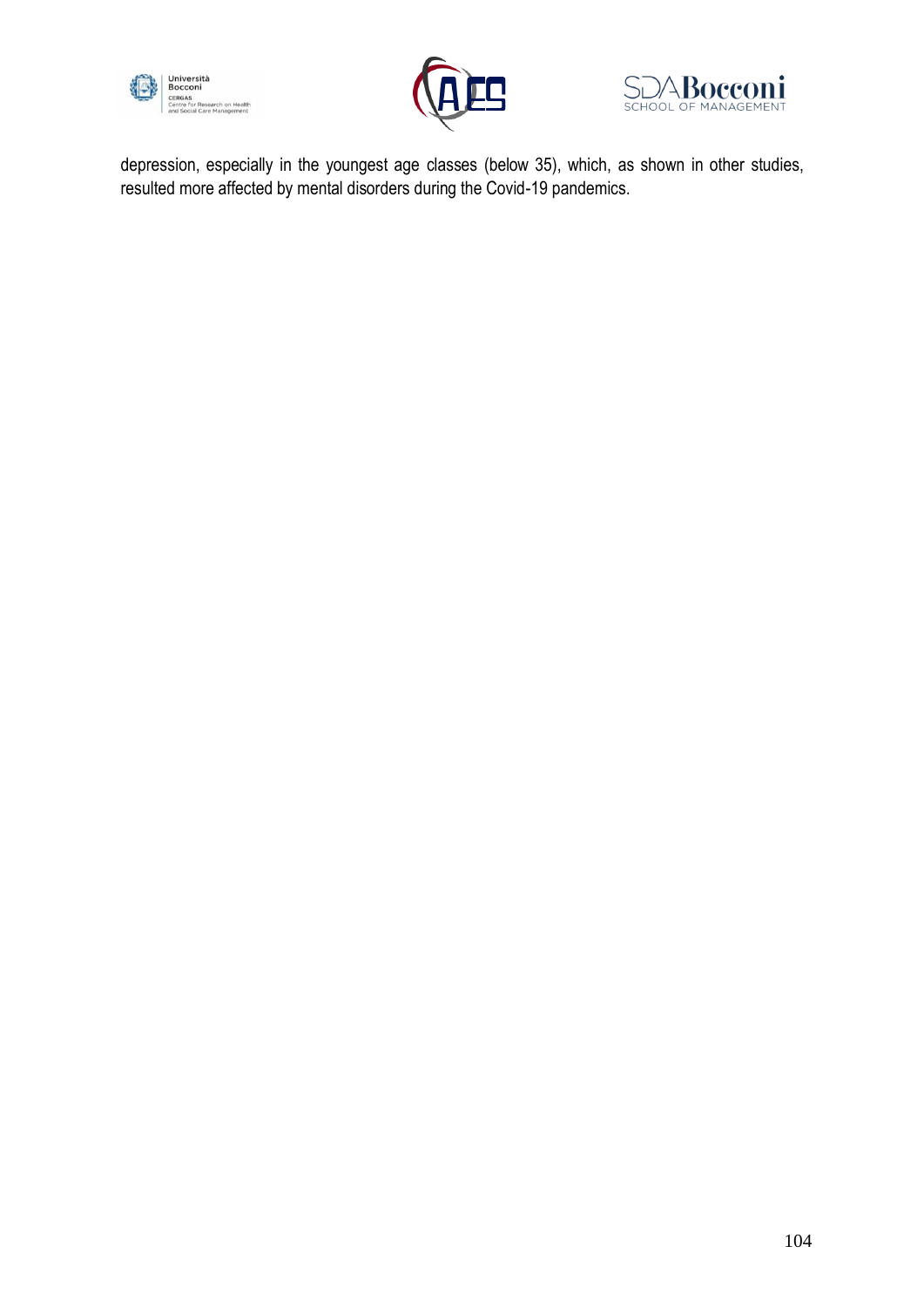depression, especially in the youngest age classes (below 35), which, as shown in other studies, resulted more affected by mental disorders during the Covid-19 pandemics.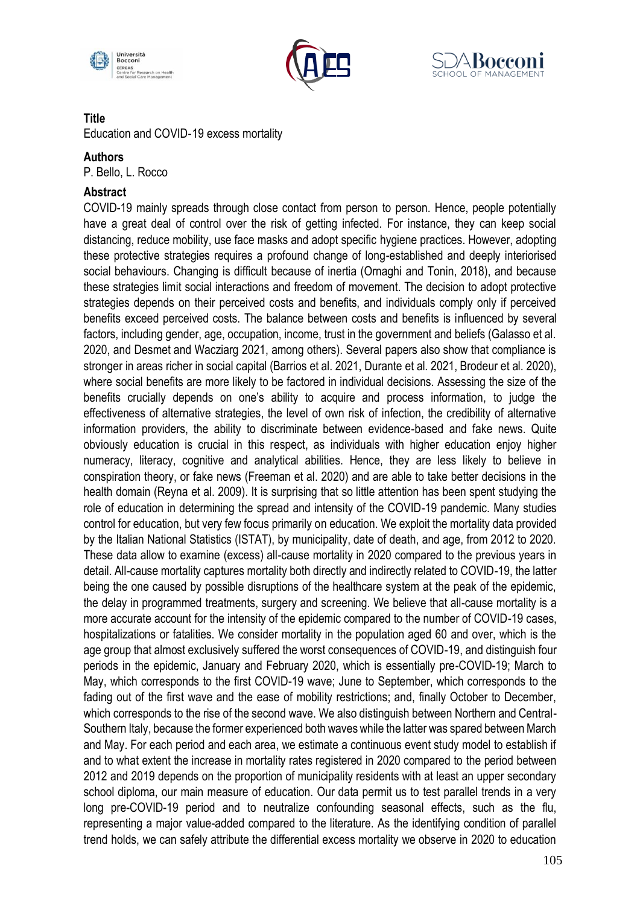**Title**

Education and COVID-19 excess mortality

**Authors**

P. Bello, L. Rocco

**Abstract**

COVID-19 mainly spreads through close contact from person to person. Hence, people potentially have a great deal of control over the risk of getting infected. For instance, they can keep social distancing, reduce mobility, use face masks and adopt specific hygiene practices. However, adopting these protective strategies requires a profound change of long-established and deeply interiorised social behaviours. Changing is difficult because of inertia (Ornaghi and Tonin, 2018), and because these strategies limit social interactions and freedom of movement. The decision to adopt protective strategies depends on their perceived costs and benefits, and individuals comply only if perceived benefits exceed perceived costs. The balance between costs and benefits is influenced by several factors, including gender, age, occupation, income, trust in the government and beliefs (Galasso et al. 2020, and Desmet and Wacziarg 2021, among others). Several papers also show that compliance is stronger in areas richer in social capital (Barrios et al. 2021, Durante et al. 2021, Brodeur et al. 2020), where social benefits are more likely to be factored in individual decisions. Assessing the size of the benefits crucially depends on one's ability to acquire and process information, to judge the effectiveness of alternative strategies, the level of own risk of infection, the credibility of alternative information providers, the ability to discriminate between evidence-based and fake news. Quite obviously education is crucial in this respect, as individuals with higher education enjoy higher numeracy, literacy, cognitive and analytical abilities. Hence, they are less likely to believe in conspiration theory, or fake news (Freeman et al. 2020) and are able to take better decisions in the health domain (Reyna et al. 2009). It is surprising that so little attention has been spent studying the role of education in determining the spread and intensity of the COVID-19 pandemic. Many studies control for education, but very few focus primarily on education. We exploit the mortality data provided by the Italian National Statistics (ISTAT), by municipality, date of death, and age, from 2012 to 2020. These data allow to examine (excess) all-cause mortality in 2020 compared to the previous years in detail. All-cause mortality captures mortality both directly and indirectly related to COVID-19, the latter being the one caused by possible disruptions of the healthcare system at the peak of the epidemic, the delay in programmed treatments, surgery and screening. We believe that all-cause mortality is a more accurate account for the intensity of the epidemic compared to the number of COVID-19 cases, hospitalizations or fatalities. We consider mortality in the population aged 60 and over, which is the age group that almost exclusively suffered the worst consequences of COVID-19, and distinguish four periods in the epidemic, January and February 2020, which is essentially pre-COVID-19; March to May, which corresponds to the first COVID-19 wave; June to September, which corresponds to the fading out of the first wave and the ease of mobility restrictions; and, finally October to December, which corresponds to the rise of the second wave. We also distinguish between Northern and Central-Southern Italy, because the former experienced both waves while the latter was spared between March and May. For each period and each area, we estimate a continuous event study model to establish if and to what extent the increase in mortality rates registered in 2020 compared to the period between 2012 and 2019 depends on the proportion of municipality residents with at least an upper secondary school diploma, our main measure of education. Our data permit us to test parallel trends in a very long pre-COVID-19 period and to neutralize confounding seasonal effects, such as the flu, representing a major value-added compared to the literature. As the identifying condition of parallel trend holds, we can safely attribute the differential excess mortality we observe in 2020 to education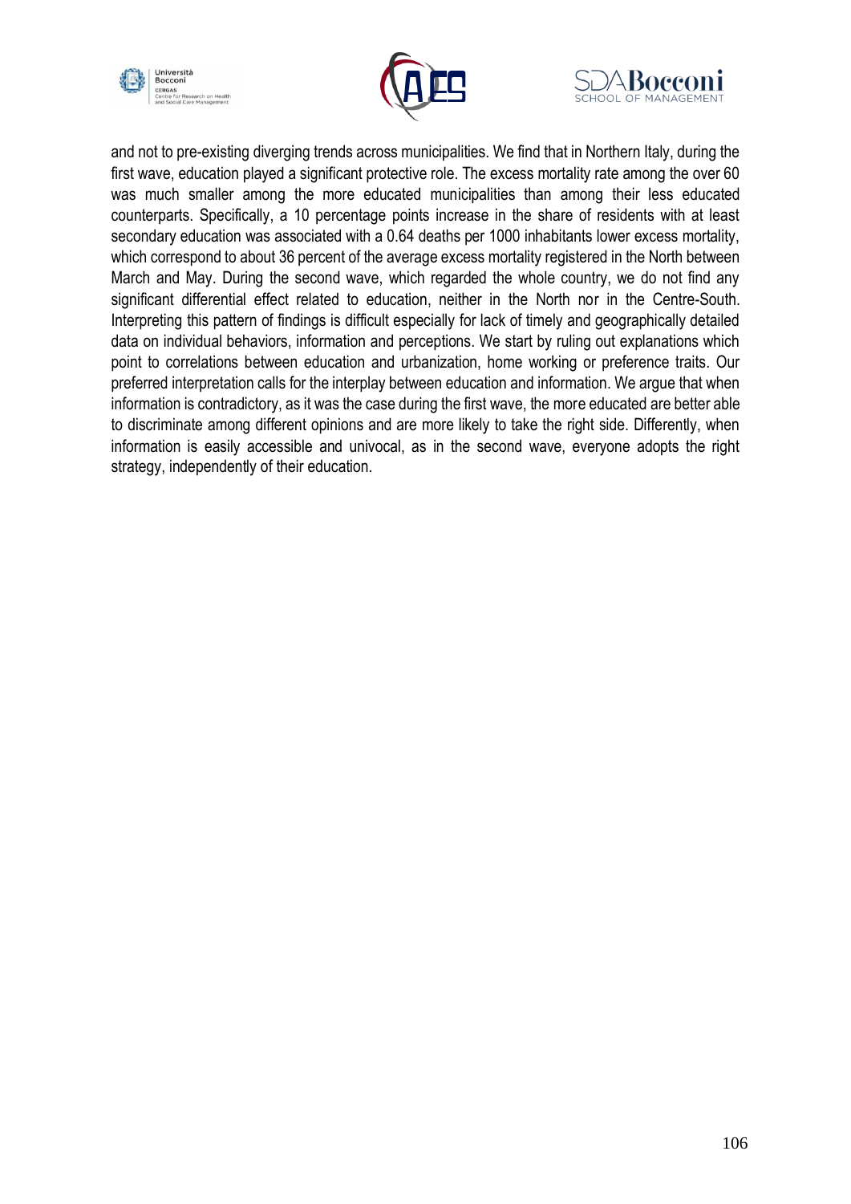and not to pre-existing diverging trends across municipalities. We find that in Northern Italy, during the first wave, education played a significant protective role. The excess mortality rate among the over 60 was much smaller among the more educated municipalities than among their less educated counterparts. Specifically, a 10 percentage points increase in the share of residents with at least secondary education was associated with a 0.64 deaths per 1000 inhabitants lower excess mortality, which correspond to about 36 percent of the average excess mortality registered in the North between March and May. During the second wave, which regarded the whole country, we do not find any significant differential effect related to education, neither in the North nor in the Centre-South. Interpreting this pattern of findings is difficult especially for lack of timely and geographically detailed data on individual behaviors, information and perceptions. We start by ruling out explanations which point to correlations between education and urbanization, home working or preference traits. Our preferred interpretation calls for the interplay between education and information. We argue that when information is contradictory, as it was the case during the first wave, the more educated are better able to discriminate among different opinions and are more likely to take the right side. Differently, when information is easily accessible and univocal, as in the second wave, everyone adopts the right strategy, independently of their education.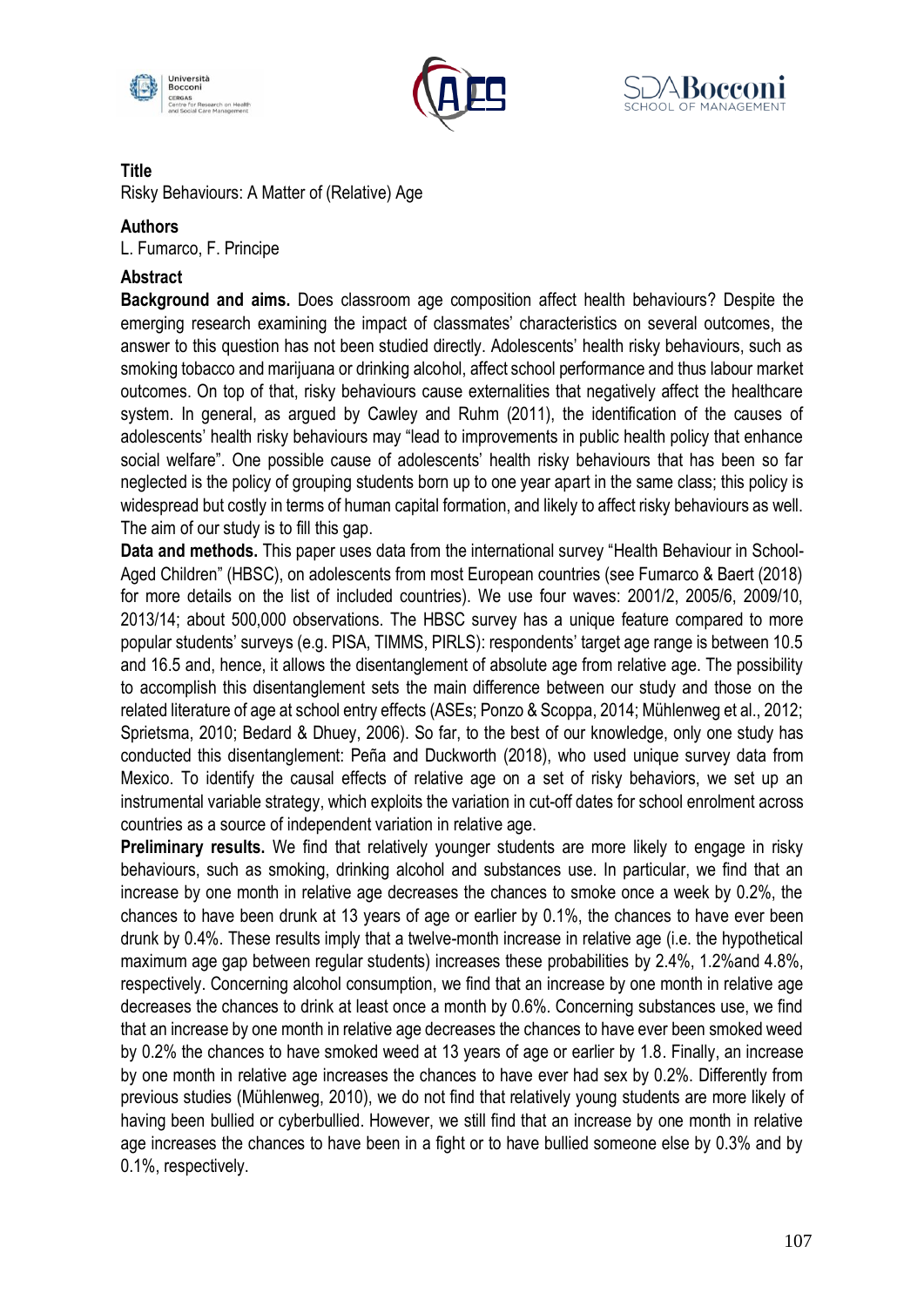**Title**

Risky Behaviours: A Matter of (Relative) Age

**Authors**

L. Fumarco, F. Principe

**Abstract**

**Background and aims.** Does classroom age composition affect health behaviours? Despite the emerging research examining the impact of classmates' characteristics on several outcomes, the answer to this question has not been studied directly. Adolescents' health risky behaviours, such as smoking tobacco and marijuana or drinking alcohol, affect school performance and thus labour market outcomes. On top of that, risky behaviours cause externalities that negatively affect the healthcare system. In general, as argued by Cawley and Ruhm (2011), the identification of the causes of adolescents' health risky behaviours may "lead to improvements in public health policy that enhance social welfare". One possible cause of adolescents' health risky behaviours that has been so far neglected is the policy of grouping students born up to one year apart in the same class; this policy is widespread but costly in terms of human capital formation, and likely to affect risky behaviours as well. The aim of our study is to fill this gap.

**Data and methods.** This paper uses data from the international survey "Health Behaviour in School-Aged Children" (HBSC), on adolescents from most European countries (see Fumarco & Baert (2018) for more details on the list of included countries). We use four waves: 2001/2, 2005/6, 2009/10, 2013/14; about 500,000 observations. The HBSC survey has a unique feature compared to more popular students' surveys (e.g. PISA, TIMMS, PIRLS): respondents' target age range is between 10.5 and 16.5 and, hence, it allows the disentanglement of absolute age from relative age. The possibility to accomplish this disentanglement sets the main difference between our study and those on the related literature of age at school entry effects (ASEs; Ponzo & Scoppa, 2014; Mühlenweg et al., 2012; Sprietsma, 2010; Bedard & Dhuey, 2006). So far, to the best of our knowledge, only one study has conducted this disentanglement: Peña and Duckworth (2018), who used unique survey data from Mexico. To identify the causal effects of relative age on a set of risky behaviors, we set up an instrumental variable strategy, which exploits the variation in cut-off dates for school enrolment across countries as a source of independent variation in relative age.

**Preliminary results.** We find that relatively younger students are more likely to engage in risky behaviours, such as smoking, drinking alcohol and substances use. In particular, we find that an increase by one month in relative age decreases the chances to smoke once a week by 0.2%, the chances to have been drunk at 13 years of age or earlier by 0.1%, the chances to have ever been drunk by 0.4%. These results imply that a twelve-month increase in relative age (i.e. the hypothetical maximum age gap between regular students) increases these probabilities by 2.4%, 1.2%and 4.8%, respectively. Concerning alcohol consumption, we find that an increase by one month in relative age decreases the chances to drink at least once a month by 0.6%. Concerning substances use, we find that an increase by one month in relative age decreases the chances to have ever been smoked weed by 0.2% the chances to have smoked weed at 13 years of age or earlier by 1.8. Finally, an increase by one month in relative age increases the chances to have ever had sex by 0.2%. Differently from previous studies (Mühlenweg, 2010), we do not find that relatively young students are more likely of having been bullied or cyberbullied. However, we still find that an increase by one month in relative age increases the chances to have been in a fight or to have bullied someone else by 0.3% and by 0.1%, respectively.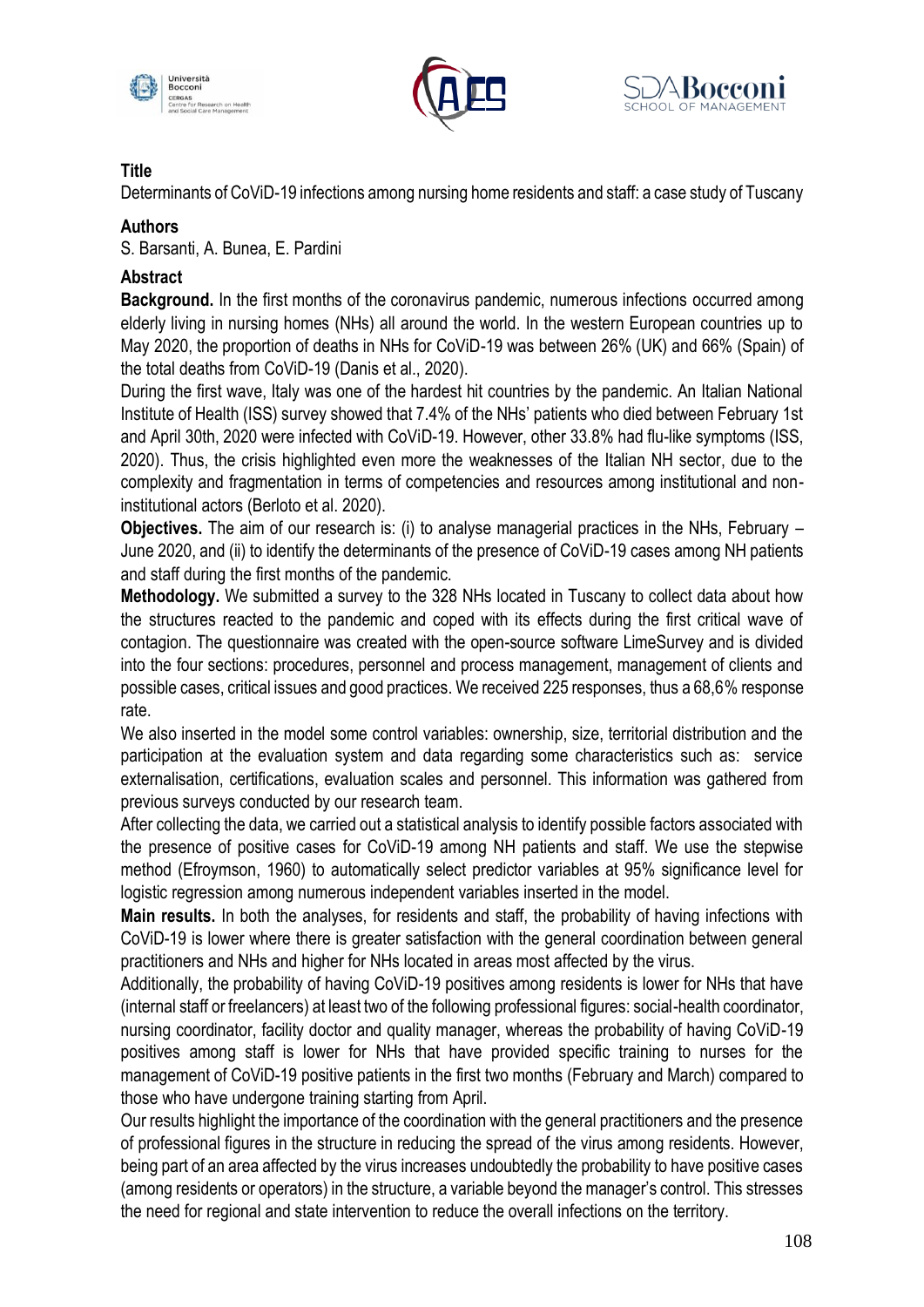**Title**

Determinants of CoViD-19 infections among nursing home residents and staff: a case study of Tuscany

**Authors**

S. Barsanti, A. Bunea, E. Pardini

**Abstract**

**Background.** In the first months of the coronavirus pandemic, numerous infections occurred among elderly living in nursing homes (NHs) all around the world. In the western European countries up to May 2020, the proportion of deaths in NHs for CoViD-19 was between 26% (UK) and 66% (Spain) of the total deaths from CoViD-19 (Danis et al., 2020).

During the first wave, Italy was one of the hardest hit countries by the pandemic. An Italian National Institute of Health (ISS) survey showed that 7.4% of the NHs' patients who died between February 1st and April 30th, 2020 were infected with CoViD-19. However, other 33.8% had flu-like symptoms (ISS, 2020). Thus, the crisis highlighted even more the weaknesses of the Italian NH sector, due to the complexity and fragmentation in terms of competencies and resources among institutional and non-institutional actors (Berloto et al. 2020).

**Objectives.** The aim of our research is: (i) to analyse managerial practices in the NHs, February – June 2020, and (ii) to identify the determinants of the presence of CoViD-19 cases among NH patients and staff during the first months of the pandemic.

**Methodology.** We submitted a survey to the 328 NHs located in Tuscany to collect data about how the structures reacted to the pandemic and coped with its effects during the first critical wave of contagion. The questionnaire was created with the open-source software LimeSurvey and is divided into the four sections: procedures, personnel and process management, management of clients and possible cases, critical issues and good practices. We received 225 responses, thus a 68,6% response rate.

We also inserted in the model some control variables: ownership, size, territorial distribution and the participation at the evaluation system and data regarding some characteristics such as: service externalisation, certifications, evaluation scales and personnel. This information was gathered from previous surveys conducted by our research team.

After collecting the data, we carried out a statistical analysis to identify possible factors associated with the presence of positive cases for CoViD-19 among NH patients and staff. We use the stepwise method (Efroymson, 1960) to automatically select predictor variables at 95% significance level for logistic regression among numerous independent variables inserted in the model.

**Main results.** In both the analyses, for residents and staff, the probability of having infections with CoViD-19 is lower where there is greater satisfaction with the general coordination between general practitioners and NHs and higher for NHs located in areas most affected by the virus.

Additionally, the probability of having CoViD-19 positives among residents is lower for NHs that have (internal staff or freelancers) at least two of the following professional figures: social-health coordinator, nursing coordinator, facility doctor and quality manager, whereas the probability of having CoViD-19 positives among staff is lower for NHs that have provided specific training to nurses for the management of CoViD-19 positive patients in the first two months (February and March) compared to those who have undergone training starting from April.

Our results highlight the importance of the coordination with the general practitioners and the presence of professional figures in the structure in reducing the spread of the virus among residents. However, being part of an area affected by the virus increases undoubtedly the probability to have positive cases (among residents or operators) in the structure, a variable beyond the manager's control. This stresses the need for regional and state intervention to reduce the overall infections on the territory.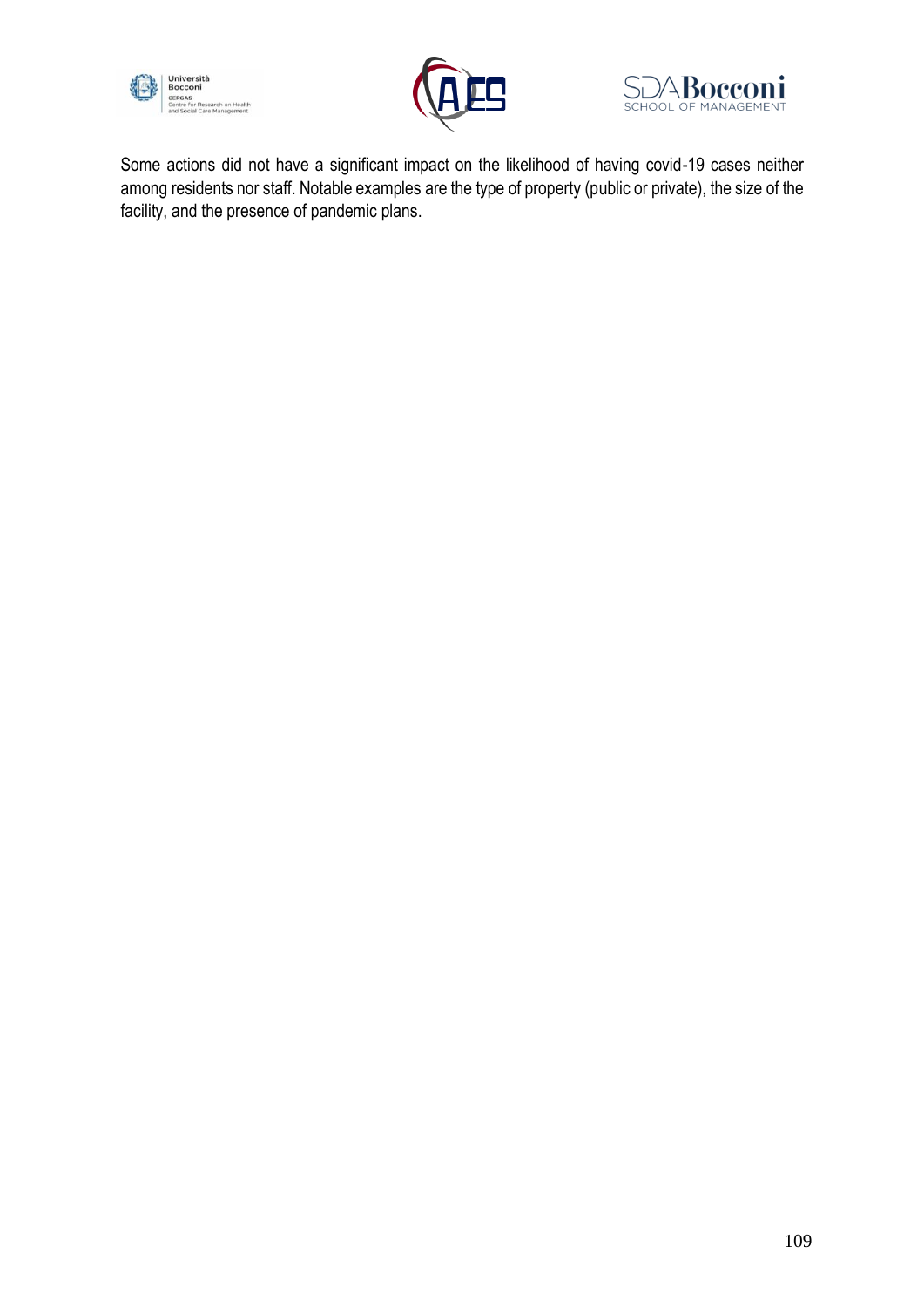Some actions did not have a significant impact on the likelihood of having covid-19 cases neither among residents nor staff. Notable examples are the type of property (public or private), the size of the facility, and the presence of pandemic plans.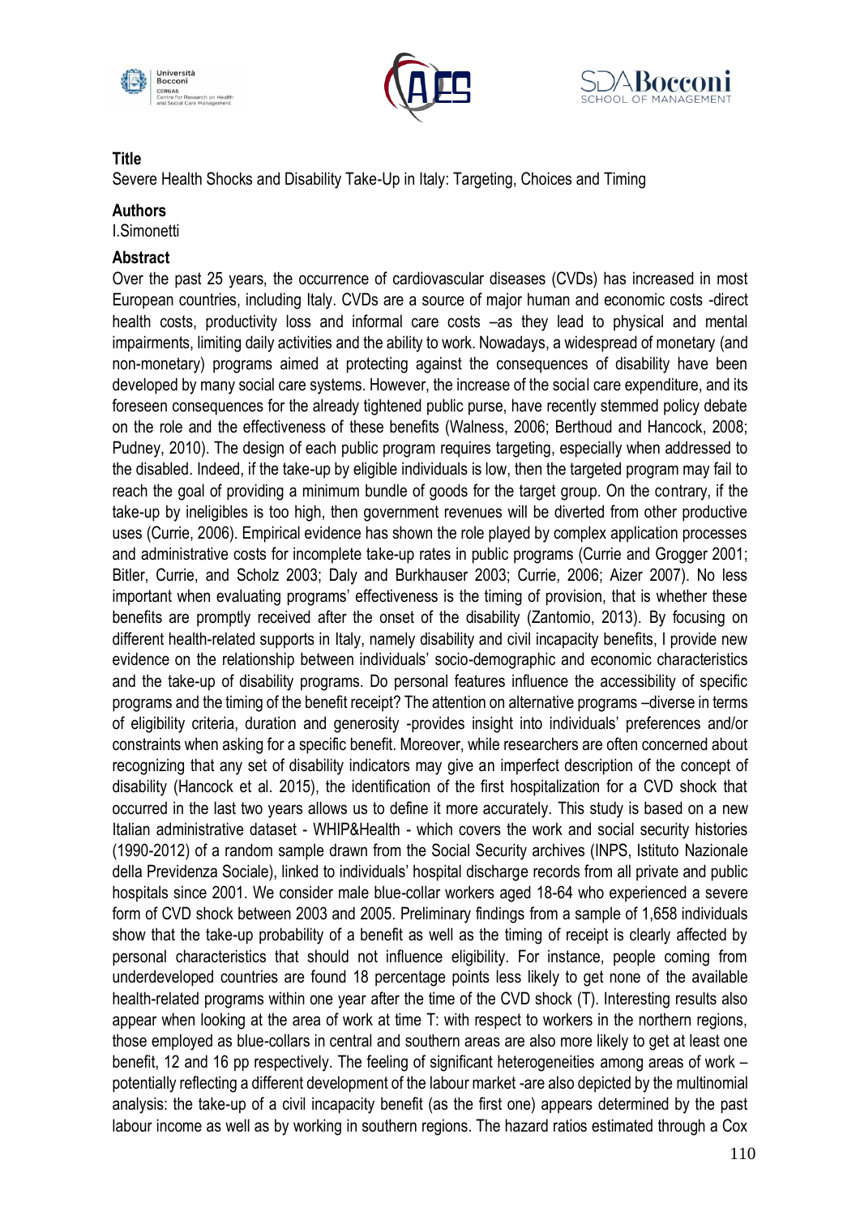**Title**

Severe Health Shocks and Disability Take-Up in Italy: Targeting, Choices and Timing

**Authors**

I.Simonetti

**Abstract**

Over the past 25 years, the occurrence of cardiovascular diseases (CVDs) has increased in most European countries, including Italy. CVDs are a source of major human and economic costs -direct health costs, productivity loss and informal care costs –as they lead to physical and mental impairments, limiting daily activities and the ability to work. Nowadays, a widespread of monetary (and non-monetary) programs aimed at protecting against the consequences of disability have been developed by many social care systems. However, the increase of the social care expenditure, and its foreseen consequences for the already tightened public purse, have recently stemmed policy debate on the role and the effectiveness of these benefits (Walness, 2006; Berthoud and Hancock, 2008; Pudney, 2010). The design of each public program requires targeting, especially when addressed to the disabled. Indeed, if the take-up by eligible individuals is low, then the targeted program may fail to reach the goal of providing a minimum bundle of goods for the target group. On the contrary, if the take-up by ineligibles is too high, then government revenues will be diverted from other productive uses (Currie, 2006). Empirical evidence has shown the role played by complex application processes and administrative costs for incomplete take-up rates in public programs (Currie and Grogger 2001; Bitler, Currie, and Scholz 2003; Daly and Burkhauser 2003; Currie, 2006; Aizer 2007). No less important when evaluating programs' effectiveness is the timing of provision, that is whether these benefits are promptly received after the onset of the disability (Zantomio, 2013). By focusing on different health-related supports in Italy, namely disability and civil incapacity benefits, I provide new evidence on the relationship between individuals' socio-demographic and economic characteristics and the take-up of disability programs. Do personal features influence the accessibility of specific programs and the timing of the benefit receipt? The attention on alternative programs –diverse in terms of eligibility criteria, duration and generosity -provides insight into individuals' preferences and/or constraints when asking for a specific benefit. Moreover, while researchers are often concerned about recognizing that any set of disability indicators may give an imperfect description of the concept of disability (Hancock et al. 2015), the identification of the first hospitalization for a CVD shock that occurred in the last two years allows us to define it more accurately. This study is based on a new Italian administrative dataset - WHIP&Health - which covers the work and social security histories (1990-2012) of a random sample drawn from the Social Security archives (INPS, Istituto Nazionale della Previdenza Sociale), linked to individuals' hospital discharge records from all private and public hospitals since 2001. We consider male blue-collar workers aged 18-64 who experienced a severe form of CVD shock between 2003 and 2005. Preliminary findings from a sample of 1,658 individuals show that the take-up probability of a benefit as well as the timing of receipt is clearly affected by personal characteristics that should not influence eligibility. For instance, people coming from underdeveloped countries are found 18 percentage points less likely to get none of the available health-related programs within one year after the time of the CVD shock (T). Interesting results also appear when looking at the area of work at time T: with respect to workers in the northern regions, those employed as blue-collars in central and southern areas are also more likely to get at least one benefit, 12 and 16 pp respectively. The feeling of significant heterogeneities among areas of work –potentially reflecting a different development of the labour market -are also depicted by the multinomial analysis: the take-up of a civil incapacity benefit (as the first one) appears determined by the past labour income as well as by working in southern regions. The hazard ratios estimated through a Cox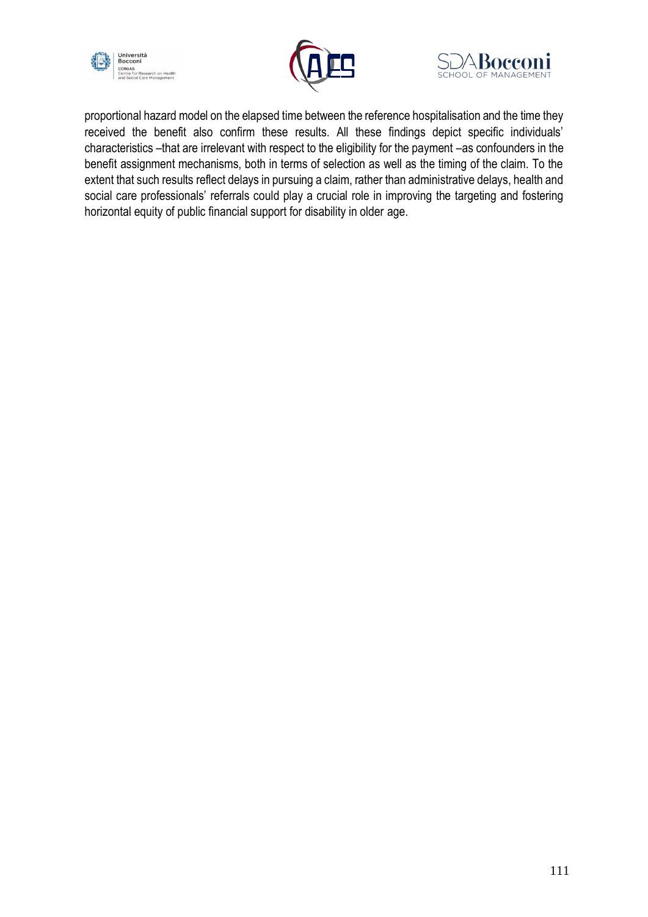proportional hazard model on the elapsed time between the reference hospitalisation and the time they received the benefit also confirm these results. All these findings depict specific individuals' characteristics –that are irrelevant with respect to the eligibility for the payment –as confounders in the benefit assignment mechanisms, both in terms of selection as well as the timing of the claim. To the extent that such results reflect delays in pursuing a claim, rather than administrative delays, health and social care professionals' referrals could play a crucial role in improving the targeting and fostering horizontal equity of public financial support for disability in older age.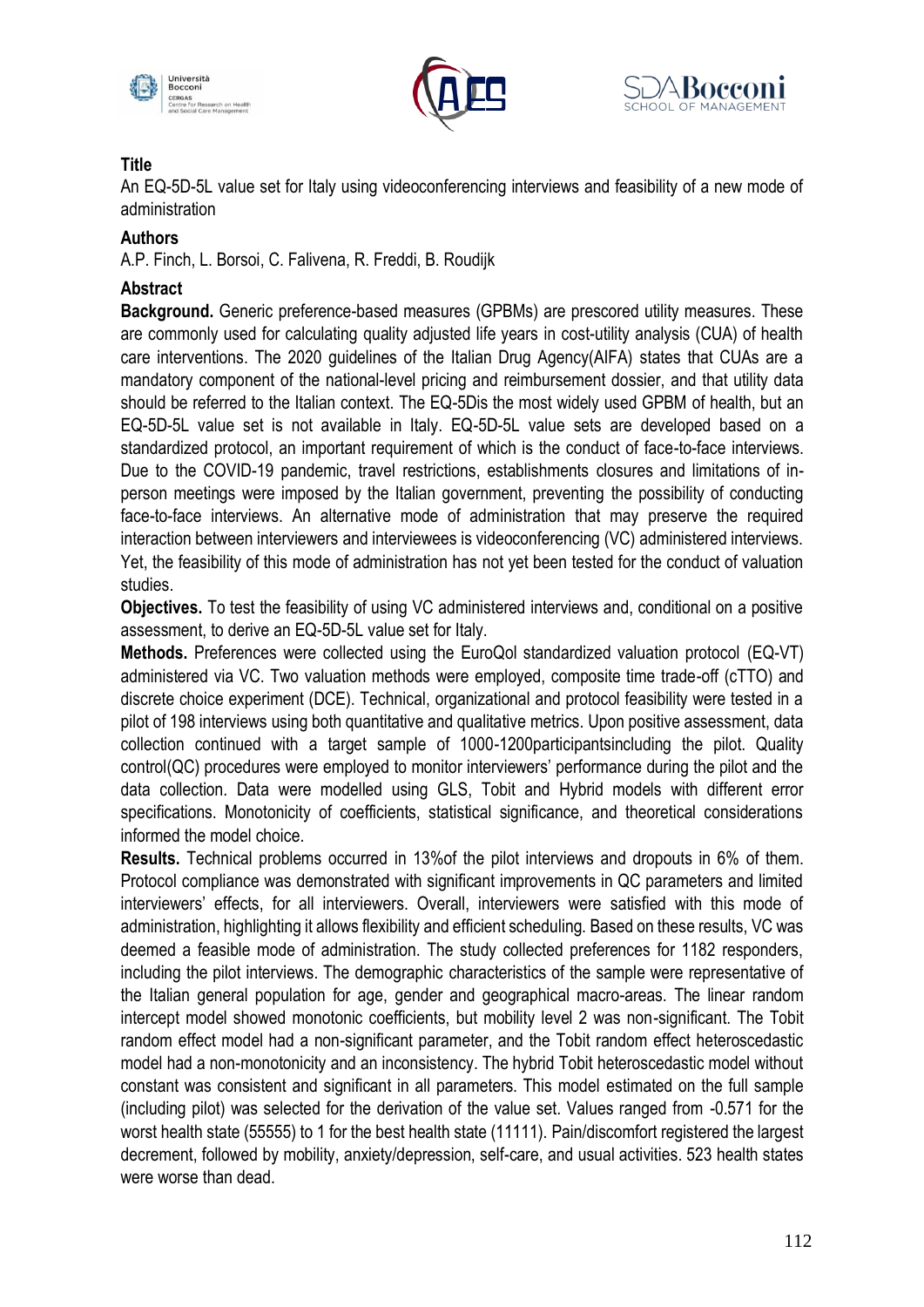**Title**

An EQ-5D-5L value set for Italy using videoconferencing interviews and feasibility of a new mode of administration

**Authors**

A.P. Finch, L. Borsoi, C. Falivena, R. Freddi, B. Roudijk

**Abstract**

**Background.** Generic preference-based measures (GPBMs) are prescored utility measures. These are commonly used for calculating quality adjusted life years in cost-utility analysis (CUA) of health care interventions. The 2020 guidelines of the Italian Drug Agency(AIFA) states that CUAs are a mandatory component of the national-level pricing and reimbursement dossier, and that utility data should be referred to the Italian context. The EQ-5Dis the most widely used GPBM of health, but an EQ-5D-5L value set is not available in Italy. EQ-5D-5L value sets are developed based on a standardized protocol, an important requirement of which is the conduct of face-to-face interviews. Due to the COVID-19 pandemic, travel restrictions, establishments closures and limitations of in-person meetings were imposed by the Italian government, preventing the possibility of conducting face-to-face interviews. An alternative mode of administration that may preserve the required interaction between interviewers and interviewees is videoconferencing (VC) administered interviews. Yet, the feasibility of this mode of administration has not yet been tested for the conduct of valuation studies.

**Objectives.** To test the feasibility of using VC administered interviews and, conditional on a positive assessment, to derive an EQ-5D-5L value set for Italy.

**Methods.** Preferences were collected using the EuroQol standardized valuation protocol (EQ-VT) administered via VC. Two valuation methods were employed, composite time trade-off (cTTO) and discrete choice experiment (DCE). Technical, organizational and protocol feasibility were tested in a pilot of 198 interviews using both quantitative and qualitative metrics. Upon positive assessment, data collection continued with a target sample of 1000-1200participantsincluding the pilot. Quality control(QC) procedures were employed to monitor interviewers' performance during the pilot and the data collection. Data were modelled using GLS, Tobit and Hybrid models with different error specifications. Monotonicity of coefficients, statistical significance, and theoretical considerations informed the model choice.

**Results.** Technical problems occurred in 13%of the pilot interviews and dropouts in 6% of them. Protocol compliance was demonstrated with significant improvements in QC parameters and limited interviewers' effects, for all interviewers. Overall, interviewers were satisfied with this mode of administration, highlighting it allows flexibility and efficient scheduling. Based on these results, VC was deemed a feasible mode of administration. The study collected preferences for 1182 responders, including the pilot interviews. The demographic characteristics of the sample were representative of the Italian general population for age, gender and geographical macro-areas. The linear random intercept model showed monotonic coefficients, but mobility level 2 was non-significant. The Tobit random effect model had a non-significant parameter, and the Tobit random effect heteroscedastic model had a non-monotonicity and an inconsistency. The hybrid Tobit heteroscedastic model without constant was consistent and significant in all parameters. This model estimated on the full sample (including pilot) was selected for the derivation of the value set. Values ranged from -0.571 for the worst health state (55555) to 1 for the best health state (11111). Pain/discomfort registered the largest decrement, followed by mobility, anxiety/depression, self-care, and usual activities. 523 health states were worse than dead.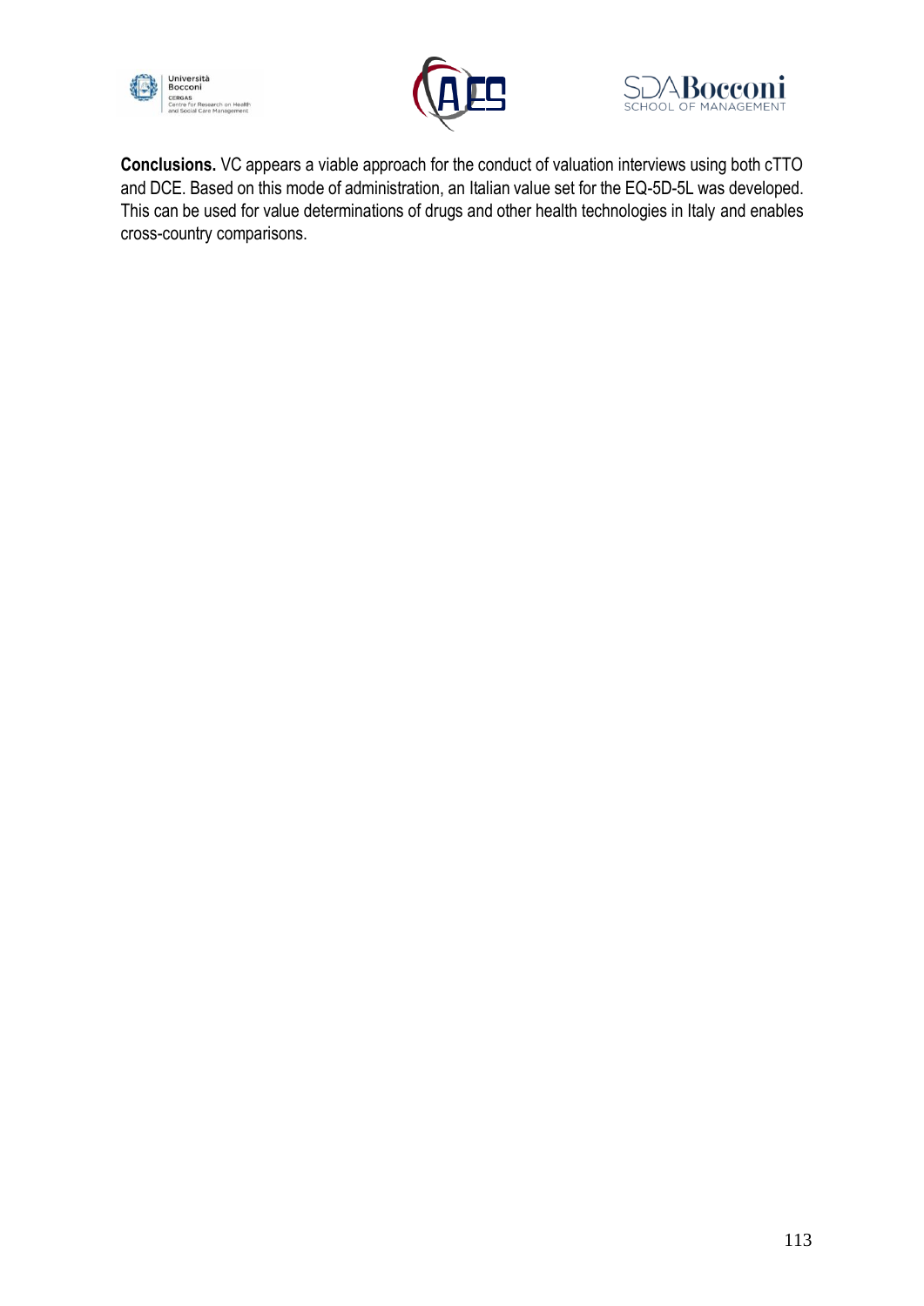**Conclusions.** VC appears a viable approach for the conduct of valuation interviews using both cTTO and DCE. Based on this mode of administration, an Italian value set for the EQ-5D-5L was developed. This can be used for value determinations of drugs and other health technologies in Italy and enables cross-country comparisons.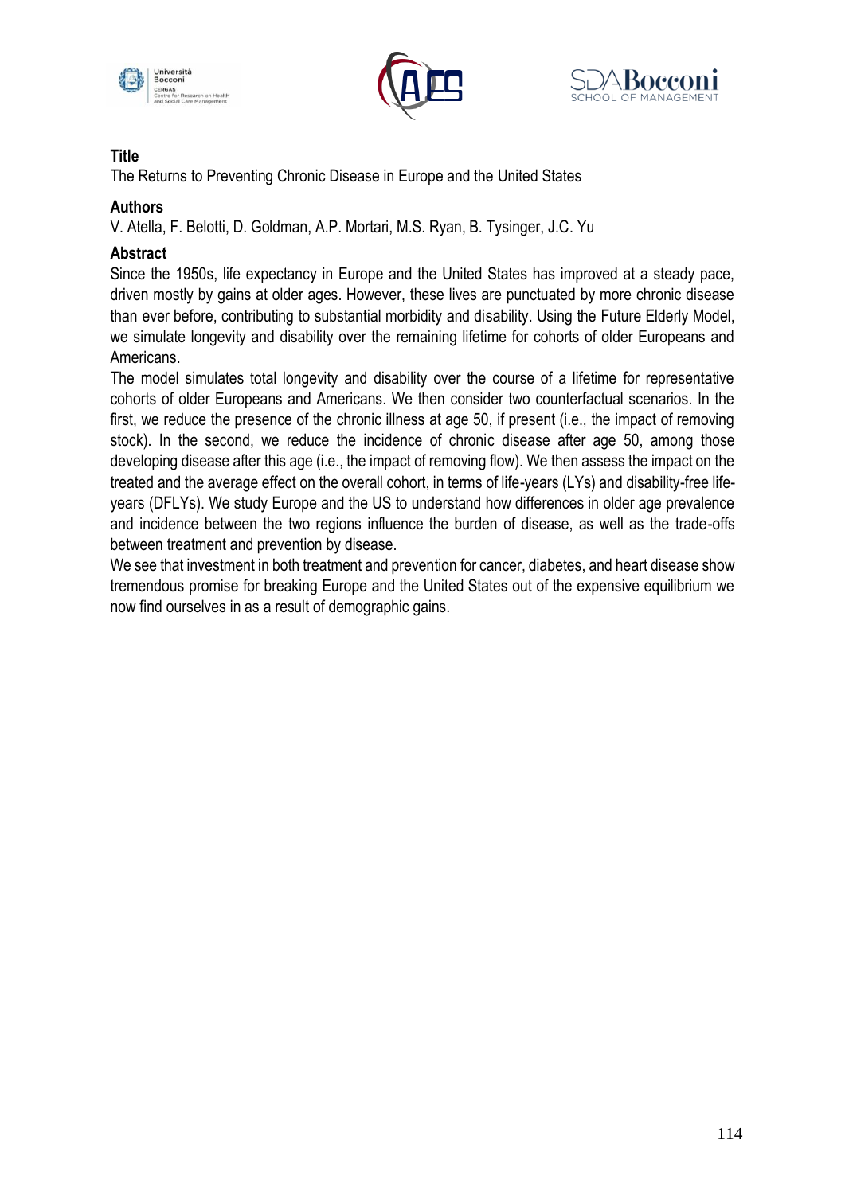**Title**

The Returns to Preventing Chronic Disease in Europe and the United States

**Authors**

V. Atella, F. Belotti, D. Goldman, A.P. Mortari, M.S. Ryan, B. Tysinger, J.C. Yu

**Abstract**

Since the 1950s, life expectancy in Europe and the United States has improved at a steady pace, driven mostly by gains at older ages. However, these lives are punctuated by more chronic disease than ever before, contributing to substantial morbidity and disability. Using the Future Elderly Model, we simulate longevity and disability over the remaining lifetime for cohorts of older Europeans and Americans.

The model simulates total longevity and disability over the course of a lifetime for representative cohorts of older Europeans and Americans. We then consider two counterfactual scenarios. In the first, we reduce the presence of the chronic illness at age 50, if present (i.e., the impact of removing stock). In the second, we reduce the incidence of chronic disease after age 50, among those developing disease after this age (i.e., the impact of removing flow). We then assess the impact on the treated and the average effect on the overall cohort, in terms of life-years (LYs) and disability-free life-years (DFLYs). We study Europe and the US to understand how differences in older age prevalence and incidence between the two regions influence the burden of disease, as well as the trade-offs between treatment and prevention by disease.

We see that investment in both treatment and prevention for cancer, diabetes, and heart disease show tremendous promise for breaking Europe and the United States out of the expensive equilibrium we now find ourselves in as a result of demographic gains.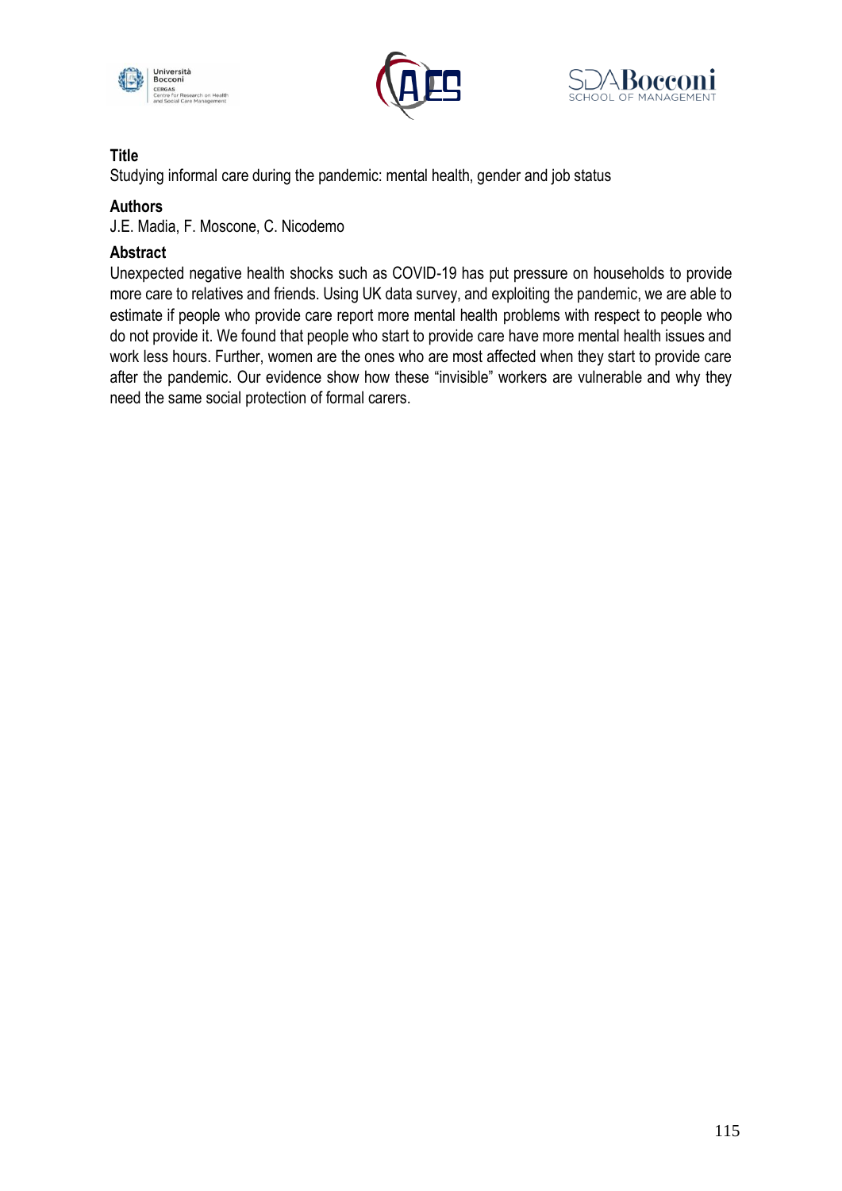**Title**

Studying informal care during the pandemic: mental health, gender and job status

**Authors**

J.E. Madia, F. Moscone, C. Nicodemo

**Abstract**

Unexpected negative health shocks such as COVID-19 has put pressure on households to provide more care to relatives and friends. Using UK data survey, and exploiting the pandemic, we are able to estimate if people who provide care report more mental health problems with respect to people who do not provide it. We found that people who start to provide care have more mental health issues and work less hours. Further, women are the ones who are most affected when they start to provide care after the pandemic. Our evidence show how these "invisible" workers are vulnerable and why they need the same social protection of formal carers.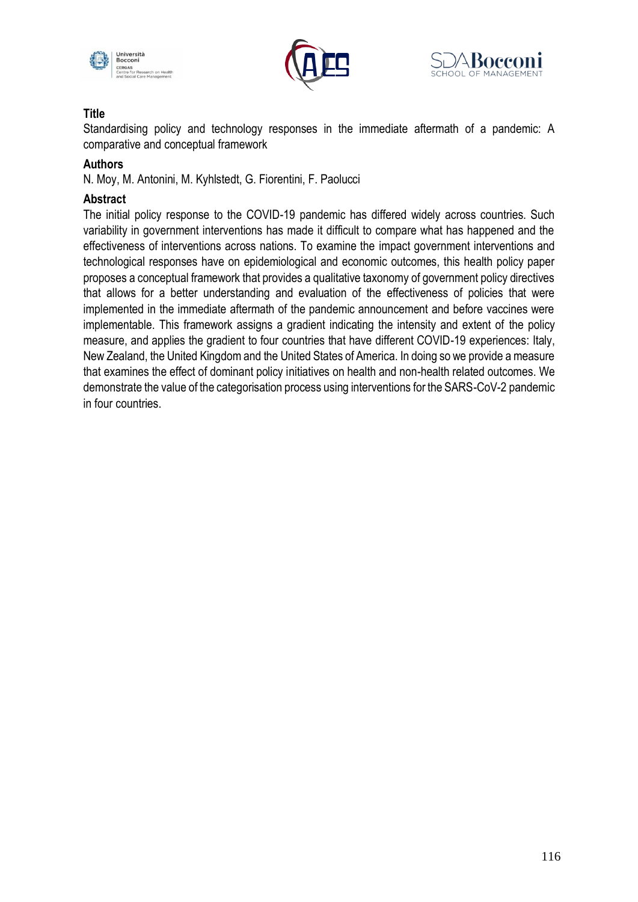**Title**

Standardising policy and technology responses in the immediate aftermath of a pandemic: A comparative and conceptual framework

**Authors**

N. Moy, M. Antonini, M. Kyhlstedt, G. Fiorentini, F. Paolucci

**Abstract**

The initial policy response to the COVID-19 pandemic has differed widely across countries. Such variability in government interventions has made it difficult to compare what has happened and the effectiveness of interventions across nations. To examine the impact government interventions and technological responses have on epidemiological and economic outcomes, this health policy paper proposes a conceptual framework that provides a qualitative taxonomy of government policy directives that allows for a better understanding and evaluation of the effectiveness of policies that were implemented in the immediate aftermath of the pandemic announcement and before vaccines were implementable. This framework assigns a gradient indicating the intensity and extent of the policy measure, and applies the gradient to four countries that have different COVID-19 experiences: Italy, New Zealand, the United Kingdom and the United States of America. In doing so we provide a measure that examines the effect of dominant policy initiatives on health and non-health related outcomes. We demonstrate the value of the categorisation process using interventions for the SARS-CoV-2 pandemic in four countries.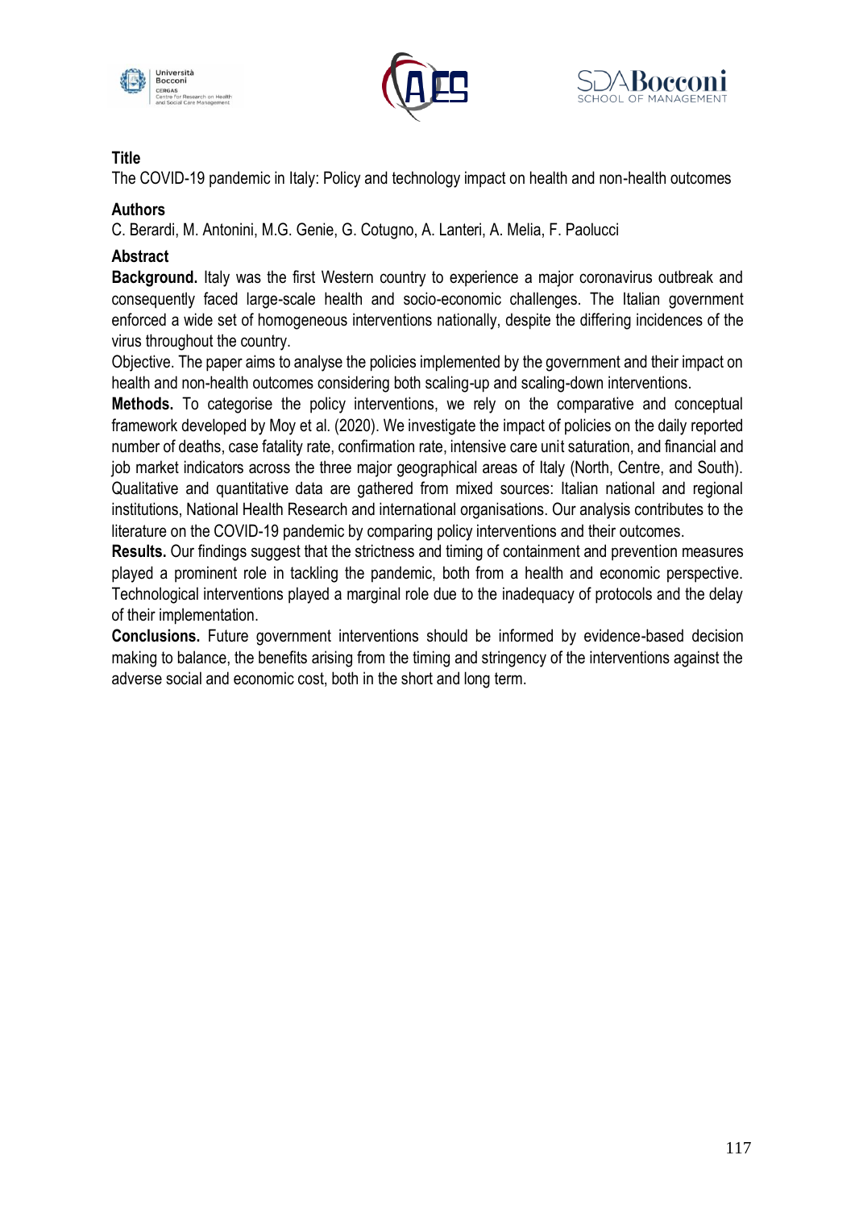### Title

The COVID-19 pandemic in Italy: Policy and technology impact on health and non-health outcomes

### Authors

C. Berardi, M. Antonini, M.G. Genie, G. Cotugno, A. Lanteri, A. Melia, F. Paolucci

### Abstract

**Background.** Italy was the first Western country to experience a major coronavirus outbreak and consequently faced large-scale health and socio-economic challenges. The Italian government enforced a wide set of homogeneous interventions nationally, despite the differing incidences of the virus throughout the country.

Objective. The paper aims to analyse the policies implemented by the government and their impact on health and non-health outcomes considering both scaling-up and scaling-down interventions.

**Methods.** To categorise the policy interventions, we rely on the comparative and conceptual framework developed by Moy et al. (2020). We investigate the impact of policies on the daily reported number of deaths, case fatality rate, confirmation rate, intensive care unit saturation, and financial and job market indicators across the three major geographical areas of Italy (North, Centre, and South). Qualitative and quantitative data are gathered from mixed sources: Italian national and regional institutions, National Health Research and international organisations. Our analysis contributes to the literature on the COVID-19 pandemic by comparing policy interventions and their outcomes.

**Results.** Our findings suggest that the strictness and timing of containment and prevention measures played a prominent role in tackling the pandemic, both from a health and economic perspective. Technological interventions played a marginal role due to the inadequacy of protocols and the delay of their implementation.

**Conclusions.** Future government interventions should be informed by evidence-based decision making to balance, the benefits arising from the timing and stringency of the interventions against the adverse social and economic cost, both in the short and long term.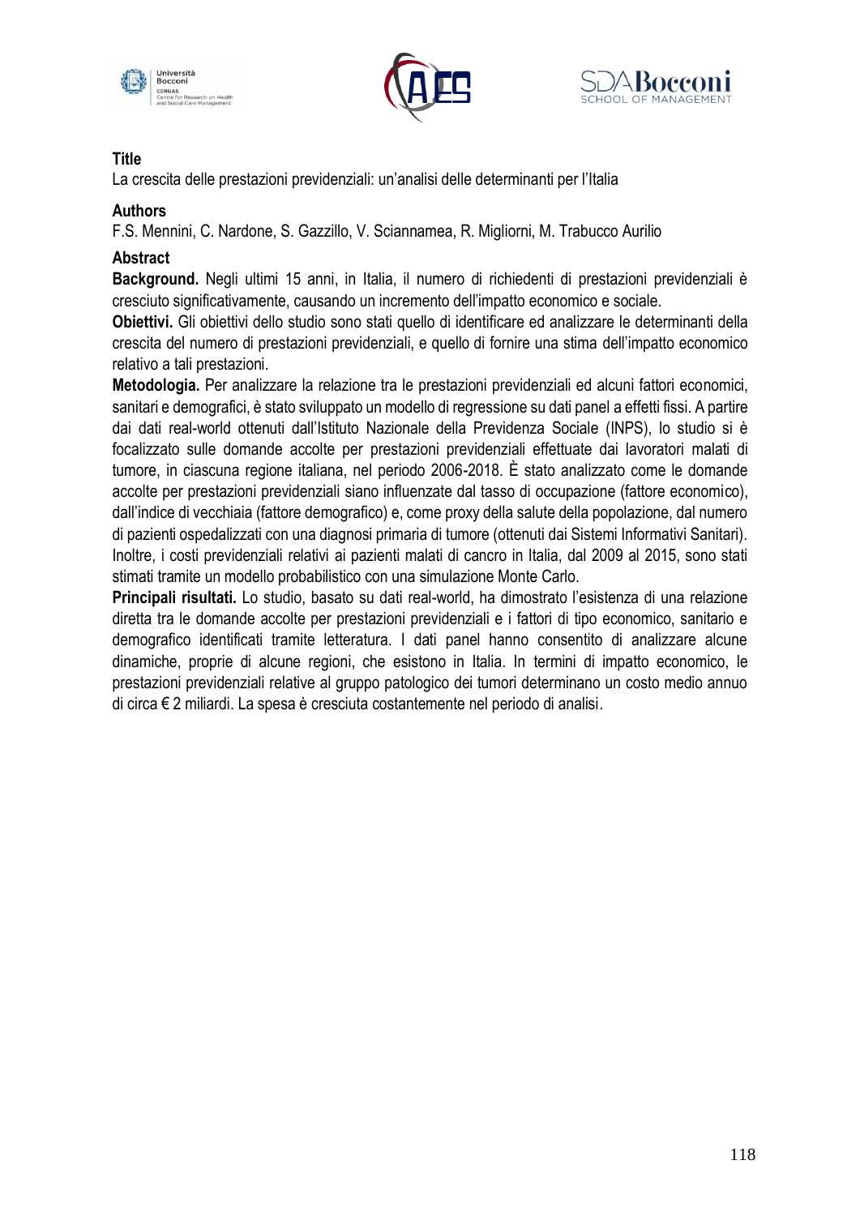**Title**

La crescita delle prestazioni previdenziali: un'analisi delle determinanti per l'Italia

**Authors**

F.S. Mennini, C. Nardone, S. Gazzillo, V. Sciannamea, R. Migliorni, M. Trabucco Aurilio

**Abstract**

**Background.** Negli ultimi 15 anni, in Italia, il numero di richiedenti di prestazioni previdenziali è cresciuto significativamente, causando un incremento dell'impatto economico e sociale.

**Obiettivi.** Gli obiettivi dello studio sono stati quello di identificare ed analizzare le determinanti della crescita del numero di prestazioni previdenziali, e quello di fornire una stima dell'impatto economico relativo a tali prestazioni.

**Metodologia.** Per analizzare la relazione tra le prestazioni previdenziali ed alcuni fattori economici, sanitari e demografici, è stato sviluppato un modello di regressione su dati panel a effetti fissi. A partire dai dati real-world ottenuti dall'Istituto Nazionale della Previdenza Sociale (INPS), lo studio si è focalizzato sulle domande accolte per prestazioni previdenziali effettuate dai lavoratori malati di tumore, in ciascuna regione italiana, nel periodo 2006-2018. È stato analizzato come le domande accolte per prestazioni previdenziali siano influenzate dal tasso di occupazione (fattore economico), dall'indice di vecchiaia (fattore demografico) e, come proxy della salute della popolazione, dal numero di pazienti ospedalizzati con una diagnosi primaria di tumore (ottenuti dai Sistemi Informativi Sanitari). Inoltre, i costi previdenziali relativi ai pazienti malati di cancro in Italia, dal 2009 al 2015, sono stati stimati tramite un modello probabilistico con una simulazione Monte Carlo.

**Principali risultati.** Lo studio, basato su dati real-world, ha dimostrato l'esistenza di una relazione diretta tra le domande accolte per prestazioni previdenziali e i fattori di tipo economico, sanitario e demografico identificati tramite letteratura. I dati panel hanno consentito di analizzare alcune dinamiche, proprie di alcune regioni, che esistono in Italia. In termini di impatto economico, le prestazioni previdenziali relative al gruppo patologico dei tumori determinano un costo medio annuo di circa € 2 miliardi. La spesa è cresciuta costantemente nel periodo di analisi.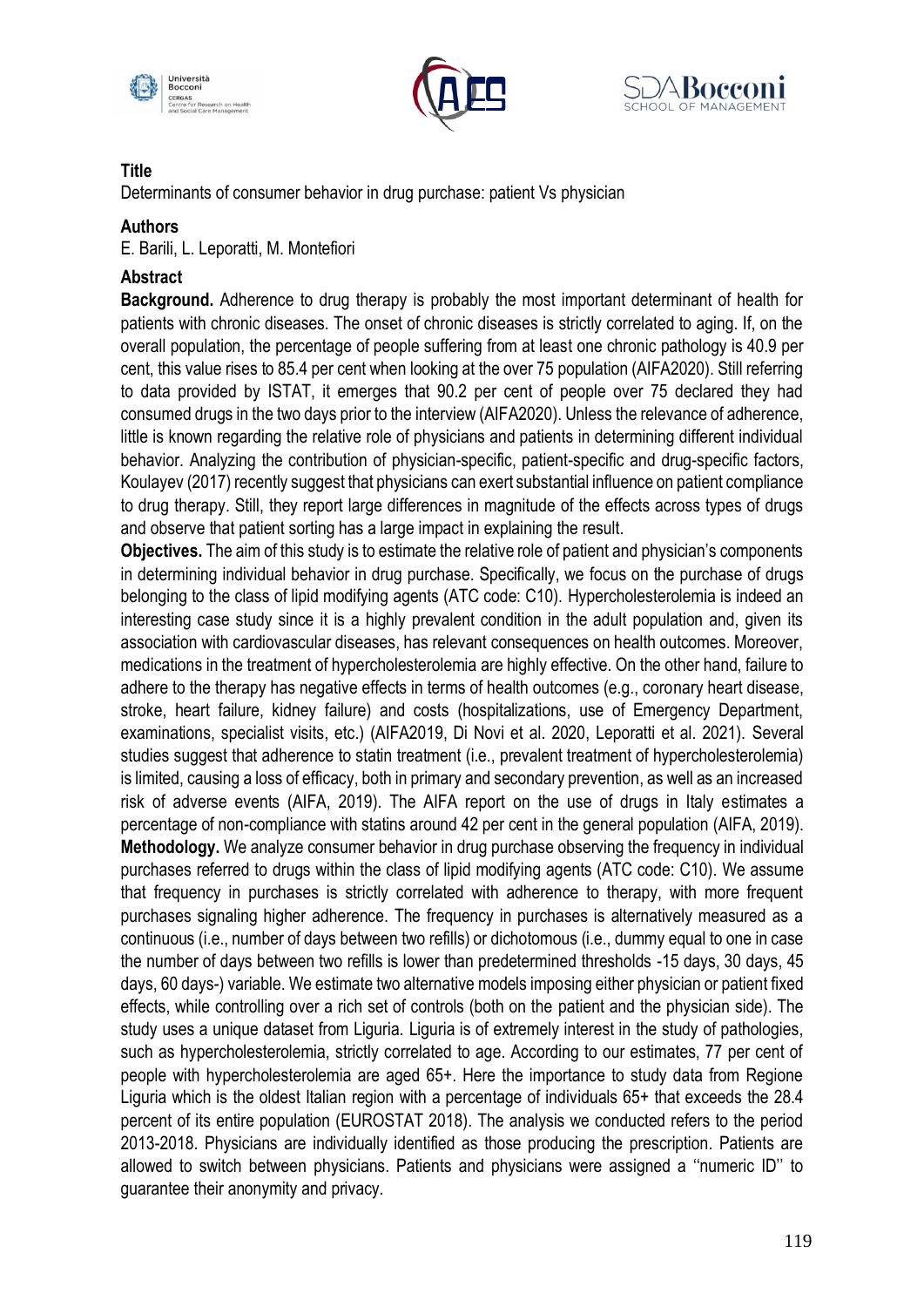**Title**

Determinants of consumer behavior in drug purchase: patient Vs physician

**Authors**

E. Barili, L. Leporatti, M. Montefiori

**Abstract**

**Background.** Adherence to drug therapy is probably the most important determinant of health for patients with chronic diseases. The onset of chronic diseases is strictly correlated to aging. If, on the overall population, the percentage of people suffering from at least one chronic pathology is 40.9 per cent, this value rises to 85.4 per cent when looking at the over 75 population (AIFA2020). Still referring to data provided by ISTAT, it emerges that 90.2 per cent of people over 75 declared they had consumed drugs in the two days prior to the interview (AIFA2020). Unless the relevance of adherence, little is known regarding the relative role of physicians and patients in determining different individual behavior. Analyzing the contribution of physician-specific, patient-specific and drug-specific factors, Koulayev (2017) recently suggest that physicians can exert substantial influence on patient compliance to drug therapy. Still, they report large differences in magnitude of the effects across types of drugs and observe that patient sorting has a large impact in explaining the result.

**Objectives.** The aim of this study is to estimate the relative role of patient and physician's components in determining individual behavior in drug purchase. Specifically, we focus on the purchase of drugs belonging to the class of lipid modifying agents (ATC code: C10). Hypercholesterolemia is indeed an interesting case study since it is a highly prevalent condition in the adult population and, given its association with cardiovascular diseases, has relevant consequences on health outcomes. Moreover, medications in the treatment of hypercholesterolemia are highly effective. On the other hand, failure to adhere to the therapy has negative effects in terms of health outcomes (e.g., coronary heart disease, stroke, heart failure, kidney failure) and costs (hospitalizations, use of Emergency Department, examinations, specialist visits, etc.) (AIFA2019, Di Novi et al. 2020, Leporatti et al. 2021). Several studies suggest that adherence to statin treatment (i.e., prevalent treatment of hypercholesterolemia) is limited, causing a loss of efficacy, both in primary and secondary prevention, as well as an increased risk of adverse events (AIFA, 2019). The AIFA report on the use of drugs in Italy estimates a percentage of non-compliance with statins around 42 per cent in the general population (AIFA, 2019).

**Methodology.** We analyze consumer behavior in drug purchase observing the frequency in individual purchases referred to drugs within the class of lipid modifying agents (ATC code: C10). We assume that frequency in purchases is strictly correlated with adherence to therapy, with more frequent purchases signaling higher adherence. The frequency in purchases is alternatively measured as a continuous (i.e., number of days between two refills) or dichotomous (i.e., dummy equal to one in case the number of days between two refills is lower than predetermined thresholds -15 days, 30 days, 45 days, 60 days-) variable. We estimate two alternative models imposing either physician or patient fixed effects, while controlling over a rich set of controls (both on the patient and the physician side). The study uses a unique dataset from Liguria. Liguria is of extremely interest in the study of pathologies, such as hypercholesterolemia, strictly correlated to age. According to our estimates, 77 per cent of people with hypercholesterolemia are aged 65+. Here the importance to study data from Regione Liguria which is the oldest Italian region with a percentage of individuals 65+ that exceeds the 28.4 percent of its entire population (EUROSTAT 2018). The analysis we conducted refers to the period 2013-2018. Physicians are individually identified as those producing the prescription. Patients are allowed to switch between physicians. Patients and physicians were assigned a ''numeric ID'' to guarantee their anonymity and privacy.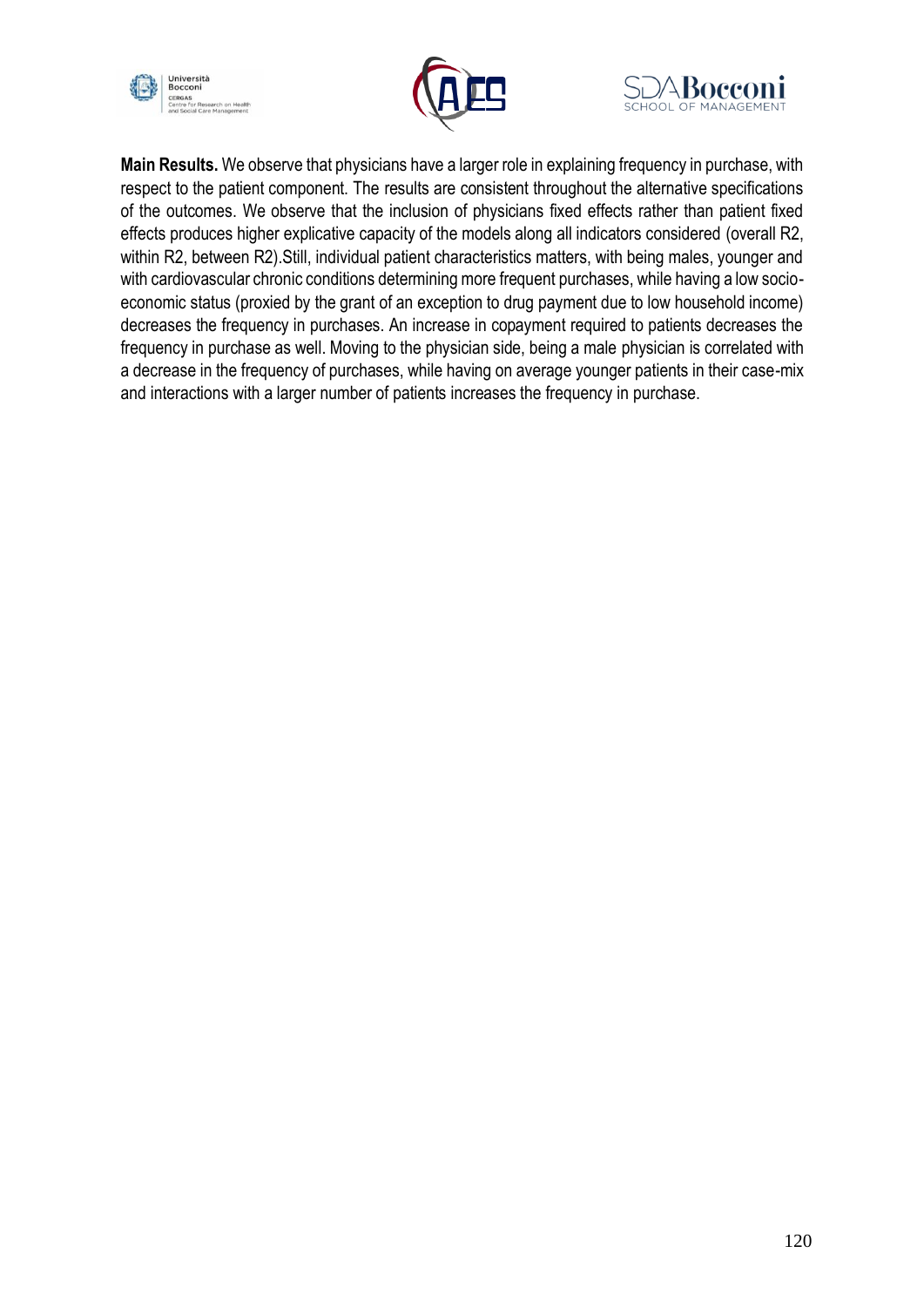**Main Results.** We observe that physicians have a larger role in explaining frequency in purchase, with respect to the patient component. The results are consistent throughout the alternative specifications of the outcomes. We observe that the inclusion of physicians fixed effects rather than patient fixed effects produces higher explicative capacity of the models along all indicators considered (overall R2, within R2, between R2).Still, individual patient characteristics matters, with being males, younger and with cardiovascular chronic conditions determining more frequent purchases, while having a low socio-economic status (proxied by the grant of an exception to drug payment due to low household income) decreases the frequency in purchases. An increase in copayment required to patients decreases the frequency in purchase as well. Moving to the physician side, being a male physician is correlated with a decrease in the frequency of purchases, while having on average younger patients in their case-mix and interactions with a larger number of patients increases the frequency in purchase.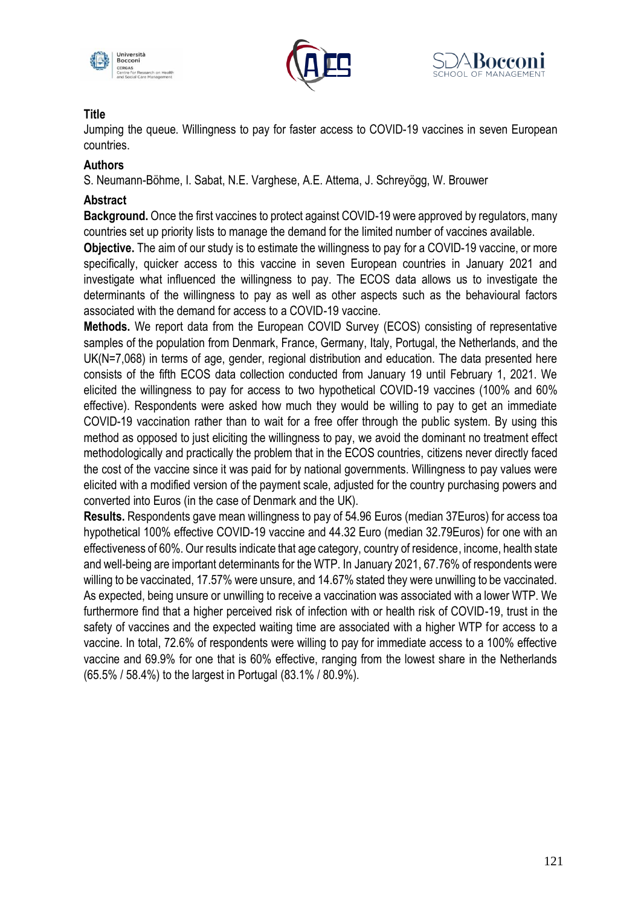### Title

Jumping the queue. Willingness to pay for faster access to COVID-19 vaccines in seven European countries.

### Authors

S. Neumann-Böhme, I. Sabat, N.E. Varghese, A.E. Attema, J. Schreyögg, W. Brouwer

### Abstract

**Background.** Once the first vaccines to protect against COVID-19 were approved by regulators, many countries set up priority lists to manage the demand for the limited number of vaccines available.

**Objective.** The aim of our study is to estimate the willingness to pay for a COVID-19 vaccine, or more specifically, quicker access to this vaccine in seven European countries in January 2021 and investigate what influenced the willingness to pay. The ECOS data allows us to investigate the determinants of the willingness to pay as well as other aspects such as the behavioural factors associated with the demand for access to a COVID-19 vaccine.

**Methods.** We report data from the European COVID Survey (ECOS) consisting of representative samples of the population from Denmark, France, Germany, Italy, Portugal, the Netherlands, and the UK(N=7,068) in terms of age, gender, regional distribution and education. The data presented here consists of the fifth ECOS data collection conducted from January 19 until February 1, 2021. We elicited the willingness to pay for access to two hypothetical COVID-19 vaccines (100% and 60% effective). Respondents were asked how much they would be willing to pay to get an immediate COVID-19 vaccination rather than to wait for a free offer through the public system. By using this method as opposed to just eliciting the willingness to pay, we avoid the dominant no treatment effect methodologically and practically the problem that in the ECOS countries, citizens never directly faced the cost of the vaccine since it was paid for by national governments. Willingness to pay values were elicited with a modified version of the payment scale, adjusted for the country purchasing powers and converted into Euros (in the case of Denmark and the UK).

**Results.** Respondents gave mean willingness to pay of 54.96 Euros (median 37Euros) for access toa hypothetical 100% effective COVID-19 vaccine and 44.32 Euro (median 32.79Euros) for one with an effectiveness of 60%. Our results indicate that age category, country of residence, income, health state and well-being are important determinants for the WTP. In January 2021, 67.76% of respondents were willing to be vaccinated, 17.57% were unsure, and 14.67% stated they were unwilling to be vaccinated. As expected, being unsure or unwilling to receive a vaccination was associated with a lower WTP. We furthermore find that a higher perceived risk of infection with or health risk of COVID-19, trust in the safety of vaccines and the expected waiting time are associated with a higher WTP for access to a vaccine. In total, 72.6% of respondents were willing to pay for immediate access to a 100% effective vaccine and 69.9% for one that is 60% effective, ranging from the lowest share in the Netherlands (65.5% / 58.4%) to the largest in Portugal (83.1% / 80.9%).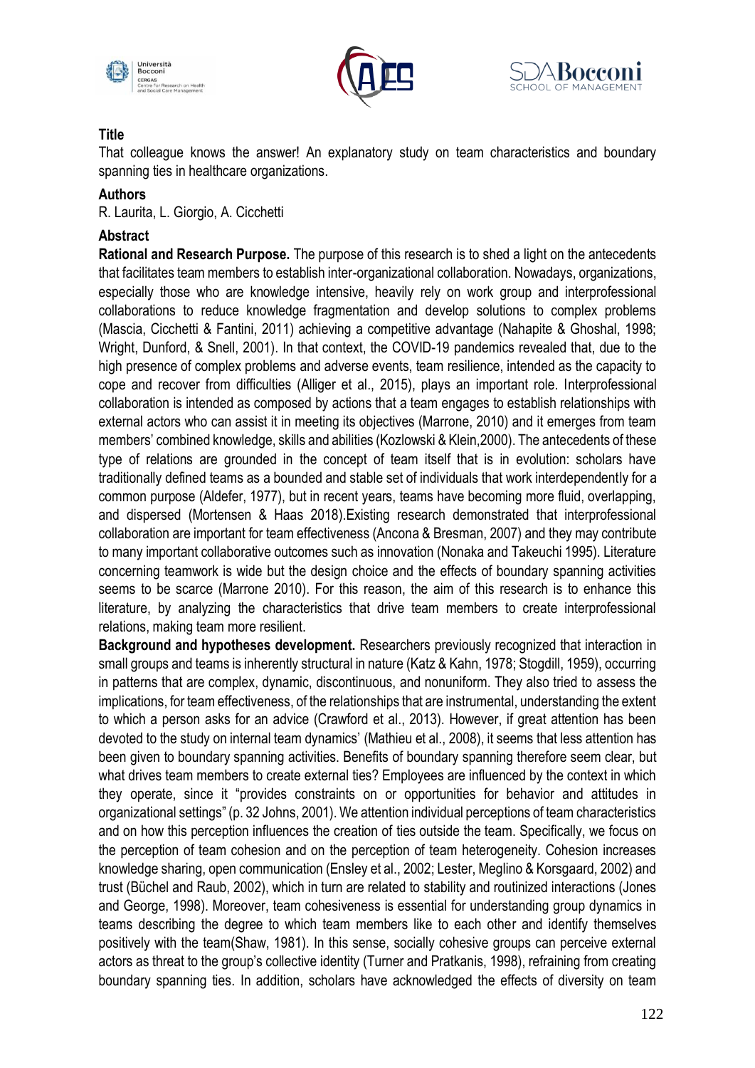**Title**

That colleague knows the answer! An explanatory study on team characteristics and boundary spanning ties in healthcare organizations.

**Authors**

R. Laurita, L. Giorgio, A. Cicchetti

**Abstract**

**Rational and Research Purpose.** The purpose of this research is to shed a light on the antecedents that facilitates team members to establish inter-organizational collaboration. Nowadays, organizations, especially those who are knowledge intensive, heavily rely on work group and interprofessional collaborations to reduce knowledge fragmentation and develop solutions to complex problems (Mascia, Cicchetti & Fantini, 2011) achieving a competitive advantage (Nahapite & Ghoshal, 1998; Wright, Dunford, & Snell, 2001). In that context, the COVID-19 pandemics revealed that, due to the high presence of complex problems and adverse events, team resilience, intended as the capacity to cope and recover from difficulties (Alliger et al., 2015), plays an important role. Interprofessional collaboration is intended as composed by actions that a team engages to establish relationships with external actors who can assist it in meeting its objectives (Marrone, 2010) and it emerges from team members' combined knowledge, skills and abilities (Kozlowski & Klein,2000). The antecedents of these type of relations are grounded in the concept of team itself that is in evolution: scholars have traditionally defined teams as a bounded and stable set of individuals that work interdependently for a common purpose (Aldefer, 1977), but in recent years, teams have becoming more fluid, overlapping, and dispersed (Mortensen & Haas 2018).Existing research demonstrated that interprofessional collaboration are important for team effectiveness (Ancona & Bresman, 2007) and they may contribute to many important collaborative outcomes such as innovation (Nonaka and Takeuchi 1995). Literature concerning teamwork is wide but the design choice and the effects of boundary spanning activities seems to be scarce (Marrone 2010). For this reason, the aim of this research is to enhance this literature, by analyzing the characteristics that drive team members to create interprofessional relations, making team more resilient.

**Background and hypotheses development.** Researchers previously recognized that interaction in small groups and teams is inherently structural in nature (Katz & Kahn, 1978; Stogdill, 1959), occurring in patterns that are complex, dynamic, discontinuous, and nonuniform. They also tried to assess the implications, for team effectiveness, of the relationships that are instrumental, understanding the extent to which a person asks for an advice (Crawford et al., 2013). However, if great attention has been devoted to the study on internal team dynamics' (Mathieu et al., 2008), it seems that less attention has been given to boundary spanning activities. Benefits of boundary spanning therefore seem clear, but what drives team members to create external ties? Employees are influenced by the context in which they operate, since it "provides constraints on or opportunities for behavior and attitudes in organizational settings" (p. 32 Johns, 2001). We attention individual perceptions of team characteristics and on how this perception influences the creation of ties outside the team. Specifically, we focus on the perception of team cohesion and on the perception of team heterogeneity. Cohesion increases knowledge sharing, open communication (Ensley et al., 2002; Lester, Meglino & Korsgaard, 2002) and trust (Büchel and Raub, 2002), which in turn are related to stability and routinized interactions (Jones and George, 1998). Moreover, team cohesiveness is essential for understanding group dynamics in teams describing the degree to which team members like to each other and identify themselves positively with the team(Shaw, 1981). In this sense, socially cohesive groups can perceive external actors as threat to the group's collective identity (Turner and Pratkanis, 1998), refraining from creating boundary spanning ties. In addition, scholars have acknowledged the effects of diversity on team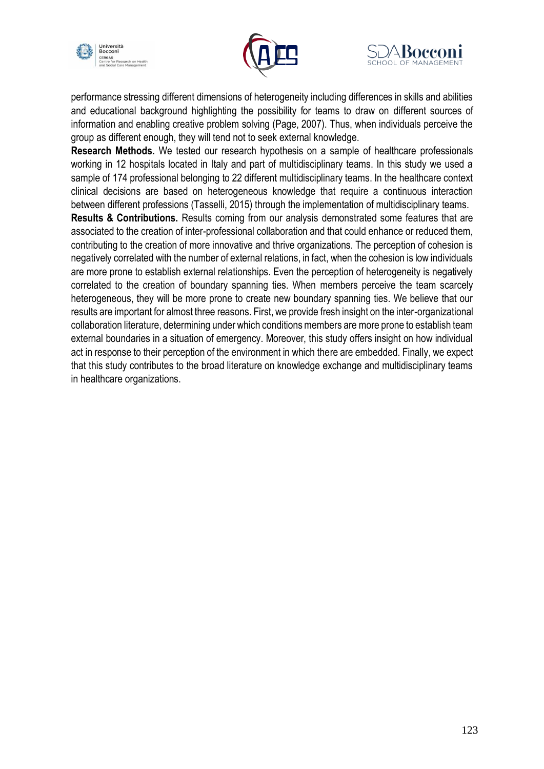performance stressing different dimensions of heterogeneity including differences in skills and abilities and educational background highlighting the possibility for teams to draw on different sources of information and enabling creative problem solving (Page, 2007). Thus, when individuals perceive the group as different enough, they will tend not to seek external knowledge.

**Research Methods.** We tested our research hypothesis on a sample of healthcare professionals working in 12 hospitals located in Italy and part of multidisciplinary teams. In this study we used a sample of 174 professional belonging to 22 different multidisciplinary teams. In the healthcare context clinical decisions are based on heterogeneous knowledge that require a continuous interaction between different professions (Tasselli, 2015) through the implementation of multidisciplinary teams.

**Results & Contributions.** Results coming from our analysis demonstrated some features that are associated to the creation of inter-professional collaboration and that could enhance or reduced them, contributing to the creation of more innovative and thrive organizations. The perception of cohesion is negatively correlated with the number of external relations, in fact, when the cohesion is low individuals are more prone to establish external relationships. Even the perception of heterogeneity is negatively correlated to the creation of boundary spanning ties. When members perceive the team scarcely heterogeneous, they will be more prone to create new boundary spanning ties. We believe that our results are important for almost three reasons. First, we provide fresh insight on the inter-organizational collaboration literature, determining under which conditions members are more prone to establish team external boundaries in a situation of emergency. Moreover, this study offers insight on how individual act in response to their perception of the environment in which there are embedded. Finally, we expect that this study contributes to the broad literature on knowledge exchange and multidisciplinary teams in healthcare organizations.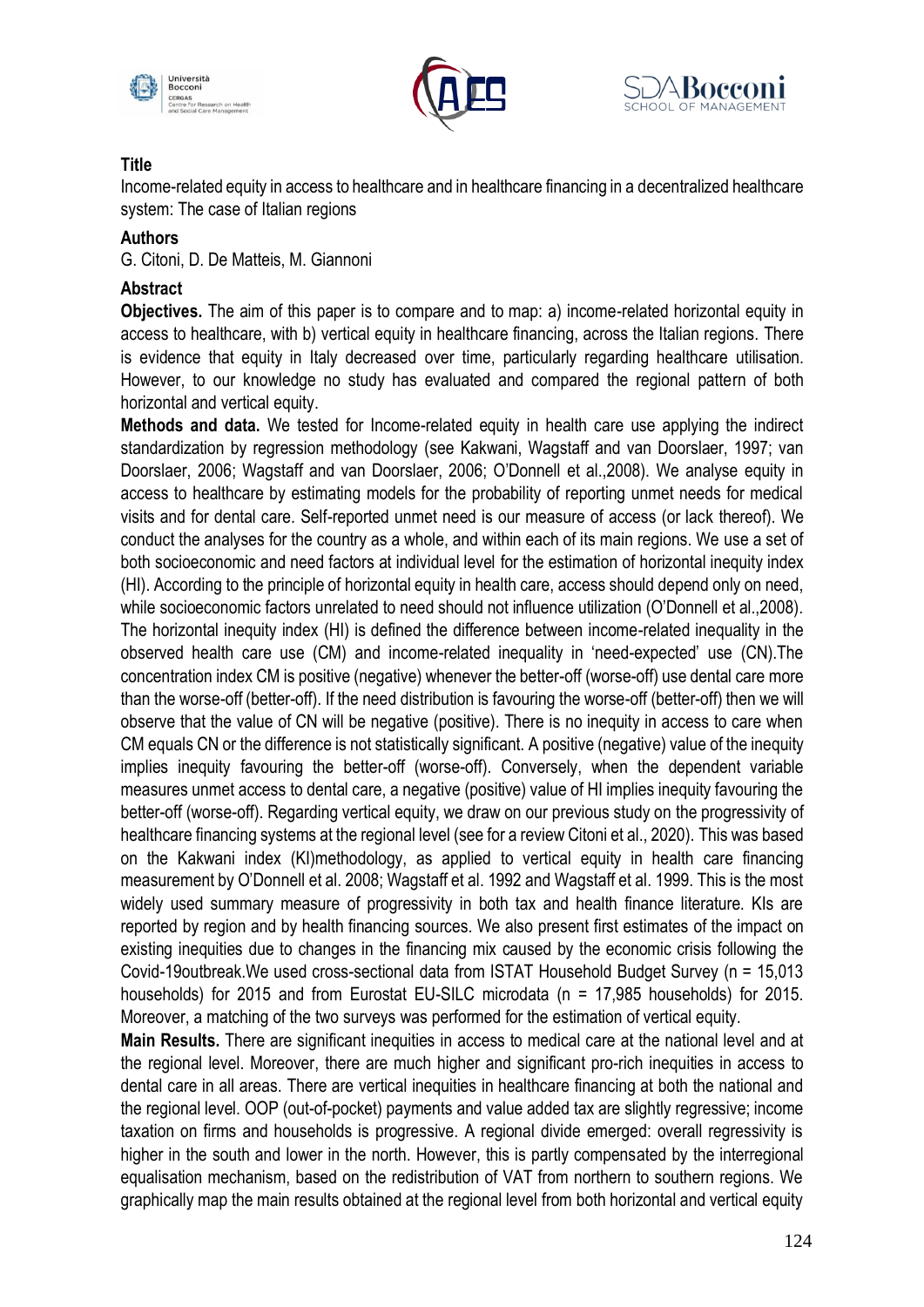**Title**

Income-related equity in access to healthcare and in healthcare financing in a decentralized healthcare system: The case of Italian regions

**Authors**

G. Citoni, D. De Matteis, M. Giannoni

**Abstract**

**Objectives.** The aim of this paper is to compare and to map: a) income-related horizontal equity in access to healthcare, with b) vertical equity in healthcare financing, across the Italian regions. There is evidence that equity in Italy decreased over time, particularly regarding healthcare utilisation. However, to our knowledge no study has evaluated and compared the regional pattern of both horizontal and vertical equity.

**Methods and data.** We tested for Income-related equity in health care use applying the indirect standardization by regression methodology (see Kakwani, Wagstaff and van Doorslaer, 1997; van Doorslaer, 2006; Wagstaff and van Doorslaer, 2006; O'Donnell et al.,2008). We analyse equity in access to healthcare by estimating models for the probability of reporting unmet needs for medical visits and for dental care. Self-reported unmet need is our measure of access (or lack thereof). We conduct the analyses for the country as a whole, and within each of its main regions. We use a set of both socioeconomic and need factors at individual level for the estimation of horizontal inequity index (HI). According to the principle of horizontal equity in health care, access should depend only on need, while socioeconomic factors unrelated to need should not influence utilization (O'Donnell et al.,2008). The horizontal inequity index (HI) is defined the difference between income-related inequality in the observed health care use (CM) and income-related inequality in 'need-expected' use (CN).The concentration index CM is positive (negative) whenever the better-off (worse-off) use dental care more than the worse-off (better-off). If the need distribution is favouring the worse-off (better-off) then we will observe that the value of CN will be negative (positive). There is no inequity in access to care when CM equals CN or the difference is not statistically significant. A positive (negative) value of the inequity implies inequity favouring the better-off (worse-off). Conversely, when the dependent variable measures unmet access to dental care, a negative (positive) value of HI implies inequity favouring the better-off (worse-off). Regarding vertical equity, we draw on our previous study on the progressivity of healthcare financing systems at the regional level (see for a review Citoni et al., 2020). This was based on the Kakwani index (KI)methodology, as applied to vertical equity in health care financing measurement by O'Donnell et al. 2008; Wagstaff et al. 1992 and Wagstaff et al. 1999. This is the most widely used summary measure of progressivity in both tax and health finance literature. KIs are reported by region and by health financing sources. We also present first estimates of the impact on existing inequities due to changes in the financing mix caused by the economic crisis following the Covid-19outbreak.We used cross-sectional data from ISTAT Household Budget Survey (n = 15,013 households) for 2015 and from Eurostat EU-SILC microdata (n = 17,985 households) for 2015. Moreover, a matching of the two surveys was performed for the estimation of vertical equity.

**Main Results.** There are significant inequities in access to medical care at the national level and at the regional level. Moreover, there are much higher and significant pro-rich inequities in access to dental care in all areas. There are vertical inequities in healthcare financing at both the national and the regional level. OOP (out-of-pocket) payments and value added tax are slightly regressive; income taxation on firms and households is progressive. A regional divide emerged: overall regressivity is higher in the south and lower in the north. However, this is partly compensated by the interregional equalisation mechanism, based on the redistribution of VAT from northern to southern regions. We graphically map the main results obtained at the regional level from both horizontal and vertical equity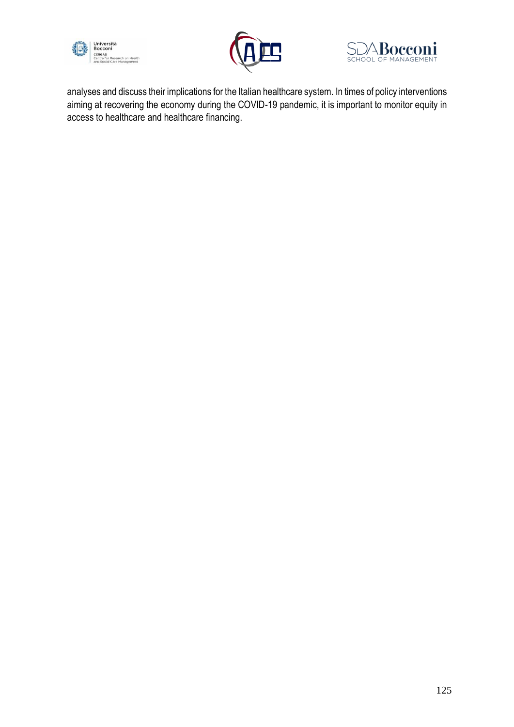analyses and discuss their implications for the Italian healthcare system. In times of policy interventions aiming at recovering the economy during the COVID-19 pandemic, it is important to monitor equity in access to healthcare and healthcare financing.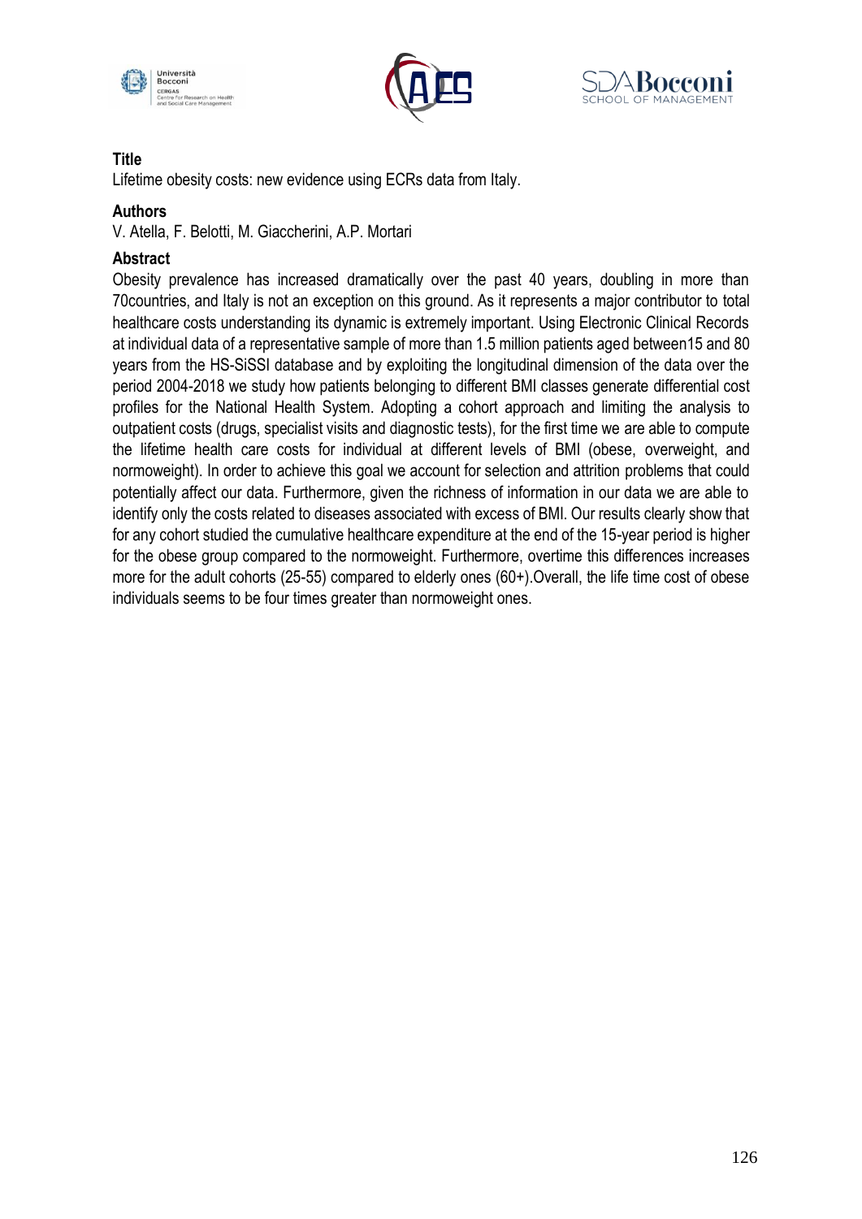**Title**

Lifetime obesity costs: new evidence using ECRs data from Italy.

**Authors**

V. Atella, F. Belotti, M. Giaccherini, A.P. Mortari

**Abstract**

Obesity prevalence has increased dramatically over the past 40 years, doubling in more than 70countries, and Italy is not an exception on this ground. As it represents a major contributor to total healthcare costs understanding its dynamic is extremely important. Using Electronic Clinical Records at individual data of a representative sample of more than 1.5 million patients aged between15 and 80 years from the HS-SiSSI database and by exploiting the longitudinal dimension of the data over the period 2004-2018 we study how patients belonging to different BMI classes generate differential cost profiles for the National Health System. Adopting a cohort approach and limiting the analysis to outpatient costs (drugs, specialist visits and diagnostic tests), for the first time we are able to compute the lifetime health care costs for individual at different levels of BMI (obese, overweight, and normoweight). In order to achieve this goal we account for selection and attrition problems that could potentially affect our data. Furthermore, given the richness of information in our data we are able to identify only the costs related to diseases associated with excess of BMI. Our results clearly show that for any cohort studied the cumulative healthcare expenditure at the end of the 15-year period is higher for the obese group compared to the normoweight. Furthermore, overtime this differences increases more for the adult cohorts (25-55) compared to elderly ones (60+).Overall, the life time cost of obese individuals seems to be four times greater than normoweight ones.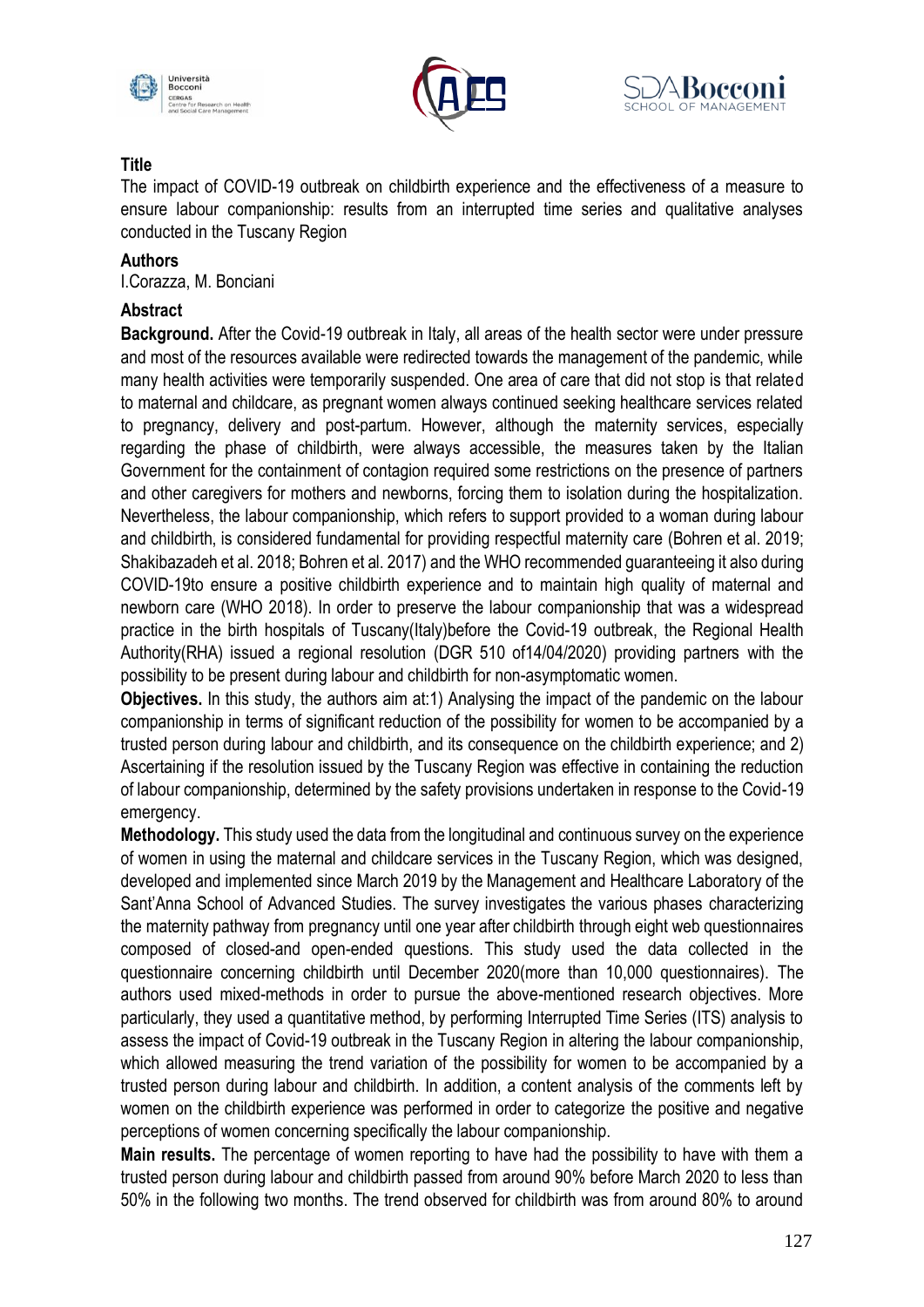**Title**

The impact of COVID-19 outbreak on childbirth experience and the effectiveness of a measure to ensure labour companionship: results from an interrupted time series and qualitative analyses conducted in the Tuscany Region

**Authors**

I.Corazza, M. Bonciani

**Abstract**

**Background.** After the Covid-19 outbreak in Italy, all areas of the health sector were under pressure and most of the resources available were redirected towards the management of the pandemic, while many health activities were temporarily suspended. One area of care that did not stop is that related to maternal and childcare, as pregnant women always continued seeking healthcare services related to pregnancy, delivery and post-partum. However, although the maternity services, especially regarding the phase of childbirth, were always accessible, the measures taken by the Italian Government for the containment of contagion required some restrictions on the presence of partners and other caregivers for mothers and newborns, forcing them to isolation during the hospitalization. Nevertheless, the labour companionship, which refers to support provided to a woman during labour and childbirth, is considered fundamental for providing respectful maternity care (Bohren et al. 2019; Shakibazadeh et al. 2018; Bohren et al. 2017) and the WHO recommended guaranteeing it also during COVID-19to ensure a positive childbirth experience and to maintain high quality of maternal and newborn care (WHO 2018). In order to preserve the labour companionship that was a widespread practice in the birth hospitals of Tuscany(Italy)before the Covid-19 outbreak, the Regional Health Authority(RHA) issued a regional resolution (DGR 510 of14/04/2020) providing partners with the possibility to be present during labour and childbirth for non-asymptomatic women.

**Objectives.** In this study, the authors aim at:1) Analysing the impact of the pandemic on the labour companionship in terms of significant reduction of the possibility for women to be accompanied by a trusted person during labour and childbirth, and its consequence on the childbirth experience; and 2) Ascertaining if the resolution issued by the Tuscany Region was effective in containing the reduction of labour companionship, determined by the safety provisions undertaken in response to the Covid-19 emergency.

**Methodology.** This study used the data from the longitudinal and continuous survey on the experience of women in using the maternal and childcare services in the Tuscany Region, which was designed, developed and implemented since March 2019 by the Management and Healthcare Laboratory of the Sant'Anna School of Advanced Studies. The survey investigates the various phases characterizing the maternity pathway from pregnancy until one year after childbirth through eight web questionnaires composed of closed-and open-ended questions. This study used the data collected in the questionnaire concerning childbirth until December 2020(more than 10,000 questionnaires). The authors used mixed-methods in order to pursue the above-mentioned research objectives. More particularly, they used a quantitative method, by performing Interrupted Time Series (ITS) analysis to assess the impact of Covid-19 outbreak in the Tuscany Region in altering the labour companionship, which allowed measuring the trend variation of the possibility for women to be accompanied by a trusted person during labour and childbirth. In addition, a content analysis of the comments left by women on the childbirth experience was performed in order to categorize the positive and negative perceptions of women concerning specifically the labour companionship.

**Main results.** The percentage of women reporting to have had the possibility to have with them a trusted person during labour and childbirth passed from around 90% before March 2020 to less than 50% in the following two months. The trend observed for childbirth was from around 80% to around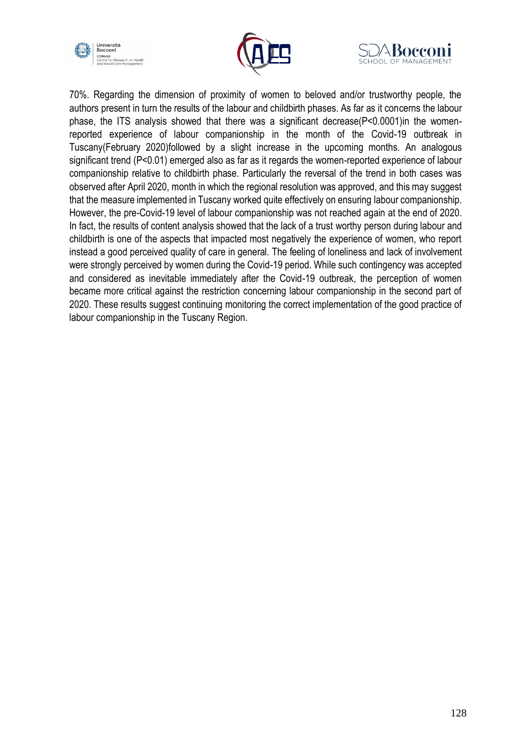70%. Regarding the dimension of proximity of women to beloved and/or trustworthy people, the authors present in turn the results of the labour and childbirth phases. As far as it concerns the labour phase, the ITS analysis showed that there was a significant decrease($P<0.0001$)in the women-reported experience of labour companionship in the month of the Covid-19 outbreak in Tuscany(February 2020)followed by a slight increase in the upcoming months. An analogous significant trend ($P<0.01$) emerged also as far as it regards the women-reported experience of labour companionship relative to childbirth phase. Particularly the reversal of the trend in both cases was observed after April 2020, month in which the regional resolution was approved, and this may suggest that the measure implemented in Tuscany worked quite effectively on ensuring labour companionship. However, the pre-Covid-19 level of labour companionship was not reached again at the end of 2020. In fact, the results of content analysis showed that the lack of a trust worthy person during labour and childbirth is one of the aspects that impacted most negatively the experience of women, who report instead a good perceived quality of care in general. The feeling of loneliness and lack of involvement were strongly perceived by women during the Covid-19 period. While such contingency was accepted and considered as inevitable immediately after the Covid-19 outbreak, the perception of women became more critical against the restriction concerning labour companionship in the second part of 2020. These results suggest continuing monitoring the correct implementation of the good practice of labour companionship in the Tuscany Region.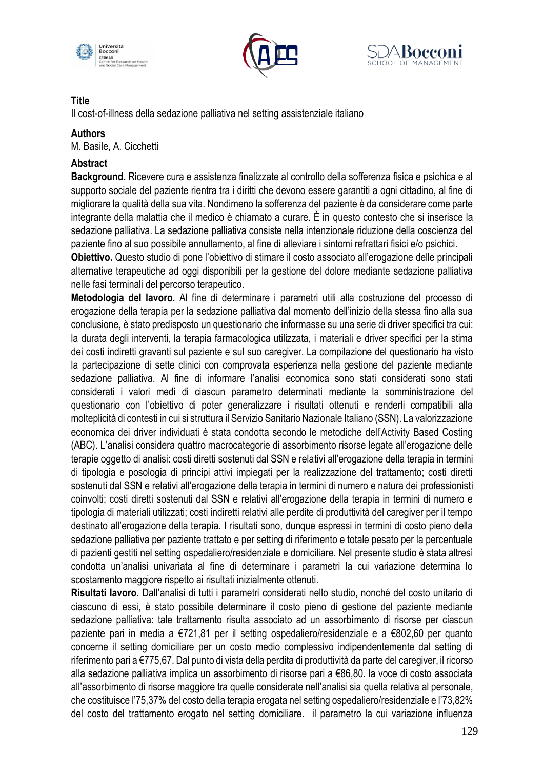### Title

Il cost-of-illness della sedazione palliativa nel setting assistenziale italiano

### Authors

M. Basile, A. Cicchetti

### Abstract

**Background.** Ricevere cura e assistenza finalizzate al controllo della sofferenza fisica e psichica e al supporto sociale del paziente rientra tra i diritti che devono essere garantiti a ogni cittadino, al fine di migliorare la qualità della sua vita. Nondimeno la sofferenza del paziente è da considerare come parte integrante della malattia che il medico è chiamato a curare. È in questo contesto che si inserisce la sedazione palliativa. La sedazione palliativa consiste nella intenzionale riduzione della coscienza del paziente fino al suo possibile annullamento, al fine di alleviare i sintomi refrattari fisici e/o psichici.

**Obiettivo.** Questo studio di pone l'obiettivo di stimare il costo associato all'erogazione delle principali alternative terapeutiche ad oggi disponibili per la gestione del dolore mediante sedazione palliativa nelle fasi terminali del percorso terapeutico.

**Metodologia del lavoro.** Al fine di determinare i parametri utili alla costruzione del processo di erogazione della terapia per la sedazione palliativa dal momento dell'inizio della stessa fino alla sua conclusione, è stato predisposto un questionario che informasse su una serie di driver specifici tra cui: la durata degli interventi, la terapia farmacologica utilizzata, i materiali e driver specifici per la stima dei costi indiretti gravanti sul paziente e sul suo caregiver. La compilazione del questionario ha visto la partecipazione di sette clinici con comprovata esperienza nella gestione del paziente mediante sedazione palliativa. Al fine di informare l'analisi economica sono stati considerati sono stati considerati i valori medi di ciascun parametro determinati mediante la somministrazione del questionario con l'obiettivo di poter generalizzare i risultati ottenuti e renderli compatibili alla molteplicità di contesti in cui si struttura il Servizio Sanitario Nazionale Italiano (SSN). La valorizzazione economica dei driver individuati è stata condotta secondo le metodiche dell'Activity Based Costing (ABC). L'analisi considera quattro macrocategorie di assorbimento risorse legate all'erogazione delle terapie oggetto di analisi: costi diretti sostenuti dal SSN e relativi all'erogazione della terapia in termini di tipologia e posologia di principi attivi impiegati per la realizzazione del trattamento; costi diretti sostenuti dal SSN e relativi all'erogazione della terapia in termini di numero e natura dei professionisti coinvolti; costi diretti sostenuti dal SSN e relativi all'erogazione della terapia in termini di numero e tipologia di materiali utilizzati; costi indiretti relativi alle perdite di produttività del caregiver per il tempo destinato all'erogazione della terapia. I risultati sono, dunque espressi in termini di costo pieno della sedazione palliativa per paziente trattato e per setting di riferimento e totale pesato per la percentuale di pazienti gestiti nel setting ospedaliero/residenziale e domiciliare. Nel presente studio è stata altresì condotta un'analisi univariata al fine di determinare i parametri la cui variazione determina lo scostamento maggiore rispetto ai risultati inizialmente ottenuti.

**Risultati lavoro.** Dall'analisi di tutti i parametri considerati nello studio, nonché del costo unitario di ciascuno di essi, è stato possibile determinare il costo pieno di gestione del paziente mediante sedazione palliativa: tale trattamento risulta associato ad un assorbimento di risorse per ciascun paziente pari in media a €721,81 per il setting ospedaliero/residenziale e a €802,60 per quanto concerne il setting domiciliare per un costo medio complessivo indipendentemente dal setting di riferimento pari a €775,67. Dal punto di vista della perdita di produttività da parte del caregiver, il ricorso alla sedazione palliativa implica un assorbimento di risorse pari a €86,80. la voce di costo associata all'assorbimento di risorse maggiore tra quelle considerate nell'analisi sia quella relativa al personale, che costituisce l'75,37% del costo della terapia erogata nel setting ospedaliero/residenziale e l'73,82% del costo del trattamento erogato nel setting domiciliare. il parametro la cui variazione influenza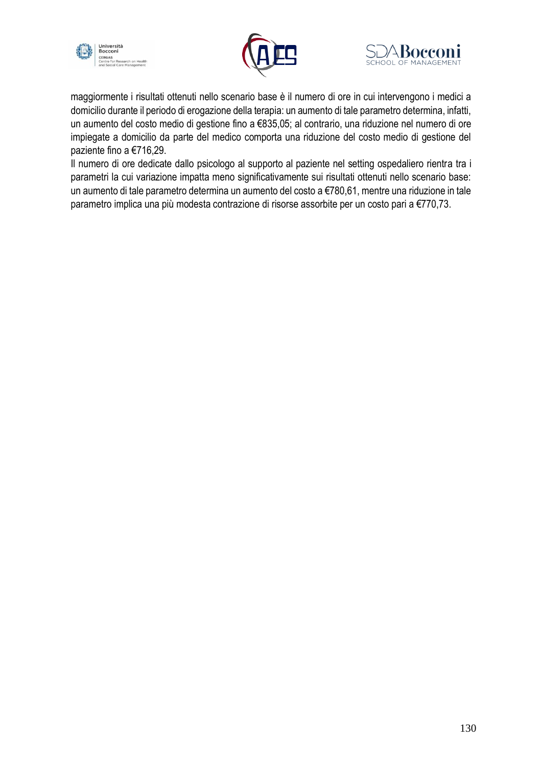maggiormente i risultati ottenuti nello scenario base è il numero di ore in cui intervengono i medici a domicilio durante il periodo di erogazione della terapia: un aumento di tale parametro determina, infatti, un aumento del costo medio di gestione fino a €835,05; al contrario, una riduzione nel numero di ore impiegate a domicilio da parte del medico comporta una riduzione del costo medio di gestione del paziente fino a €716,29.

Il numero di ore dedicate dallo psicologo al supporto al paziente nel setting ospedaliero rientra tra i parametri la cui variazione impatta meno significativamente sui risultati ottenuti nello scenario base: un aumento di tale parametro determina un aumento del costo a €780,61, mentre una riduzione in tale parametro implica una più modesta contrazione di risorse assorbite per un costo pari a €770,73.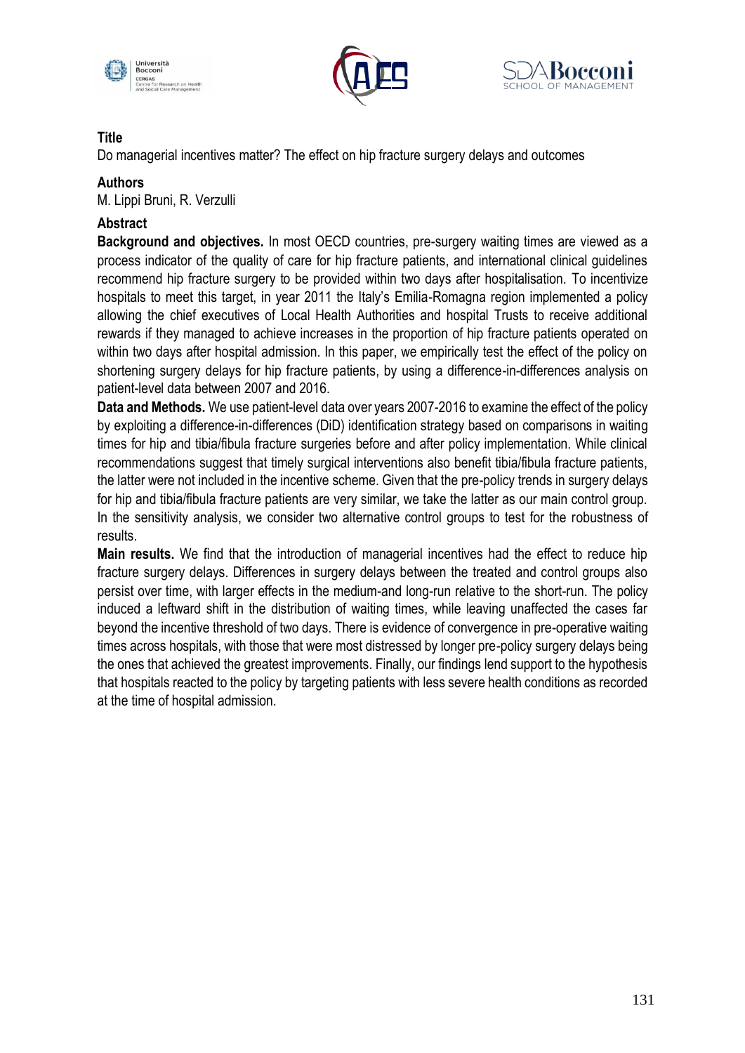**Title**

Do managerial incentives matter? The effect on hip fracture surgery delays and outcomes

**Authors**

M. Lippi Bruni, R. Verzulli

**Abstract**

**Background and objectives.** In most OECD countries, pre-surgery waiting times are viewed as a process indicator of the quality of care for hip fracture patients, and international clinical guidelines recommend hip fracture surgery to be provided within two days after hospitalisation. To incentivize hospitals to meet this target, in year 2011 the Italy's Emilia-Romagna region implemented a policy allowing the chief executives of Local Health Authorities and hospital Trusts to receive additional rewards if they managed to achieve increases in the proportion of hip fracture patients operated on within two days after hospital admission. In this paper, we empirically test the effect of the policy on shortening surgery delays for hip fracture patients, by using a difference-in-differences analysis on patient-level data between 2007 and 2016.

**Data and Methods.** We use patient-level data over years 2007-2016 to examine the effect of the policy by exploiting a difference-in-differences (DiD) identification strategy based on comparisons in waiting times for hip and tibia/fibula fracture surgeries before and after policy implementation. While clinical recommendations suggest that timely surgical interventions also benefit tibia/fibula fracture patients, the latter were not included in the incentive scheme. Given that the pre-policy trends in surgery delays for hip and tibia/fibula fracture patients are very similar, we take the latter as our main control group. In the sensitivity analysis, we consider two alternative control groups to test for the robustness of results.

**Main results.** We find that the introduction of managerial incentives had the effect to reduce hip fracture surgery delays. Differences in surgery delays between the treated and control groups also persist over time, with larger effects in the medium-and long-run relative to the short-run. The policy induced a leftward shift in the distribution of waiting times, while leaving unaffected the cases far beyond the incentive threshold of two days. There is evidence of convergence in pre-operative waiting times across hospitals, with those that were most distressed by longer pre-policy surgery delays being the ones that achieved the greatest improvements. Finally, our findings lend support to the hypothesis that hospitals reacted to the policy by targeting patients with less severe health conditions as recorded at the time of hospital admission.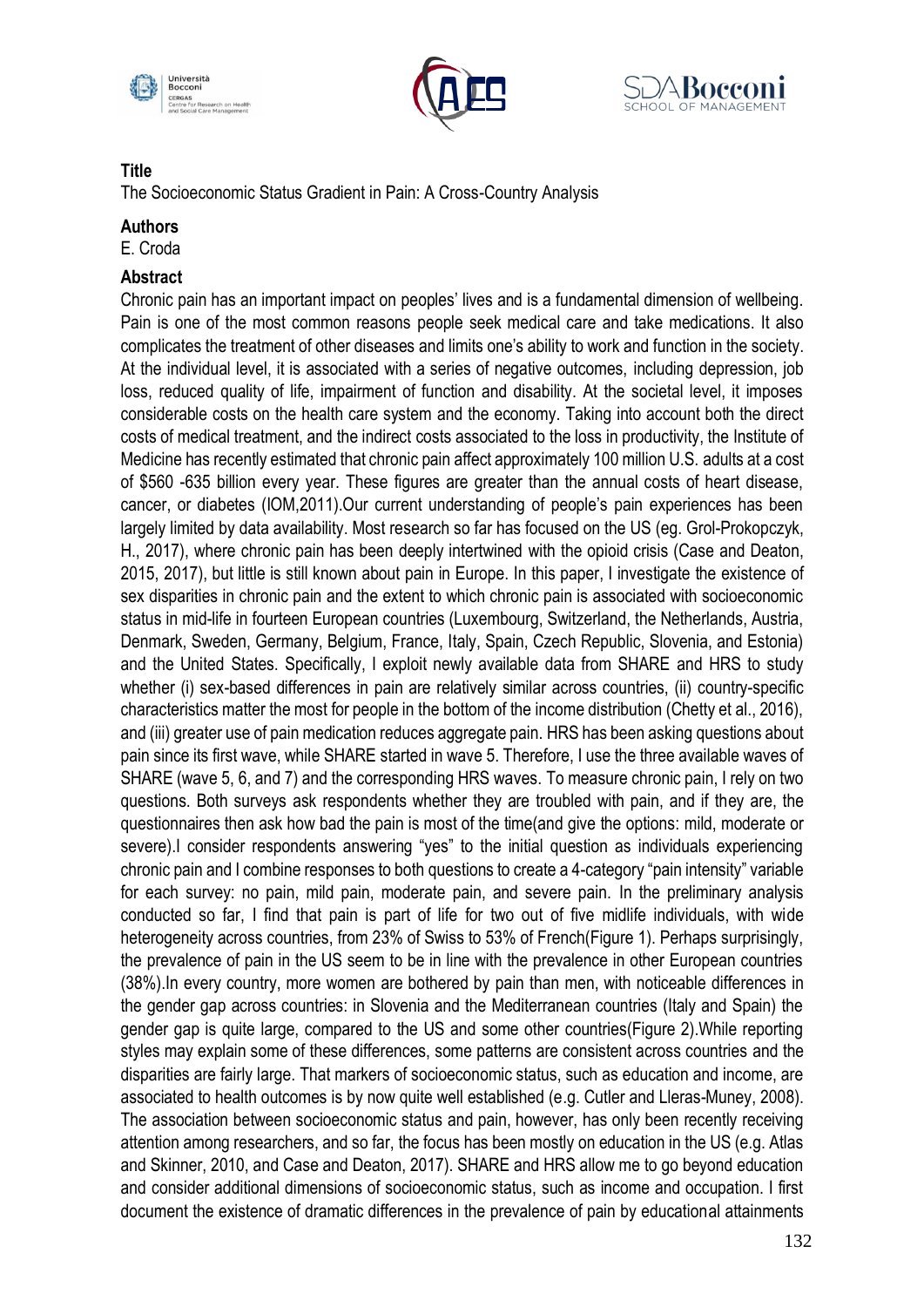**Title**

The Socioeconomic Status Gradient in Pain: A Cross-Country Analysis

**Authors**

E. Croda

**Abstract**

Chronic pain has an important impact on peoples' lives and is a fundamental dimension of wellbeing. Pain is one of the most common reasons people seek medical care and take medications. It also complicates the treatment of other diseases and limits one's ability to work and function in the society. At the individual level, it is associated with a series of negative outcomes, including depression, job loss, reduced quality of life, impairment of function and disability. At the societal level, it imposes considerable costs on the health care system and the economy. Taking into account both the direct costs of medical treatment, and the indirect costs associated to the loss in productivity, the Institute of Medicine has recently estimated that chronic pain affect approximately 100 million U.S. adults at a cost of $560 -635 billion every year. These figures are greater than the annual costs of heart disease, cancer, or diabetes (IOM,2011).Our current understanding of people's pain experiences has been largely limited by data availability. Most research so far has focused on the US (eg. Grol-Prokopczyk, H., 2017), where chronic pain has been deeply intertwined with the opioid crisis (Case and Deaton, 2015, 2017), but little is still known about pain in Europe. In this paper, I investigate the existence of sex disparities in chronic pain and the extent to which chronic pain is associated with socioeconomic status in mid-life in fourteen European countries (Luxembourg, Switzerland, the Netherlands, Austria, Denmark, Sweden, Germany, Belgium, France, Italy, Spain, Czech Republic, Slovenia, and Estonia) and the United States. Specifically, I exploit newly available data from SHARE and HRS to study whether (i) sex-based differences in pain are relatively similar across countries, (ii) country-specific characteristics matter the most for people in the bottom of the income distribution (Chetty et al., 2016), and (iii) greater use of pain medication reduces aggregate pain. HRS has been asking questions about pain since its first wave, while SHARE started in wave 5. Therefore, I use the three available waves of SHARE (wave 5, 6, and 7) and the corresponding HRS waves. To measure chronic pain, I rely on two questions. Both surveys ask respondents whether they are troubled with pain, and if they are, the questionnaires then ask how bad the pain is most of the time(and give the options: mild, moderate or severe).I consider respondents answering "yes" to the initial question as individuals experiencing chronic pain and I combine responses to both questions to create a 4-category "pain intensity" variable for each survey: no pain, mild pain, moderate pain, and severe pain. In the preliminary analysis conducted so far, I find that pain is part of life for two out of five midlife individuals, with wide heterogeneity across countries, from 23% of Swiss to 53% of French(Figure 1). Perhaps surprisingly, the prevalence of pain in the US seem to be in line with the prevalence in other European countries (38%).In every country, more women are bothered by pain than men, with noticeable differences in the gender gap across countries: in Slovenia and the Mediterranean countries (Italy and Spain) the gender gap is quite large, compared to the US and some other countries(Figure 2).While reporting styles may explain some of these differences, some patterns are consistent across countries and the disparities are fairly large. That markers of socioeconomic status, such as education and income, are associated to health outcomes is by now quite well established (e.g. Cutler and Lleras-Muney, 2008). The association between socioeconomic status and pain, however, has only been recently receiving attention among researchers, and so far, the focus has been mostly on education in the US (e.g. Atlas and Skinner, 2010, and Case and Deaton, 2017). SHARE and HRS allow me to go beyond education and consider additional dimensions of socioeconomic status, such as income and occupation. I first document the existence of dramatic differences in the prevalence of pain by educational attainments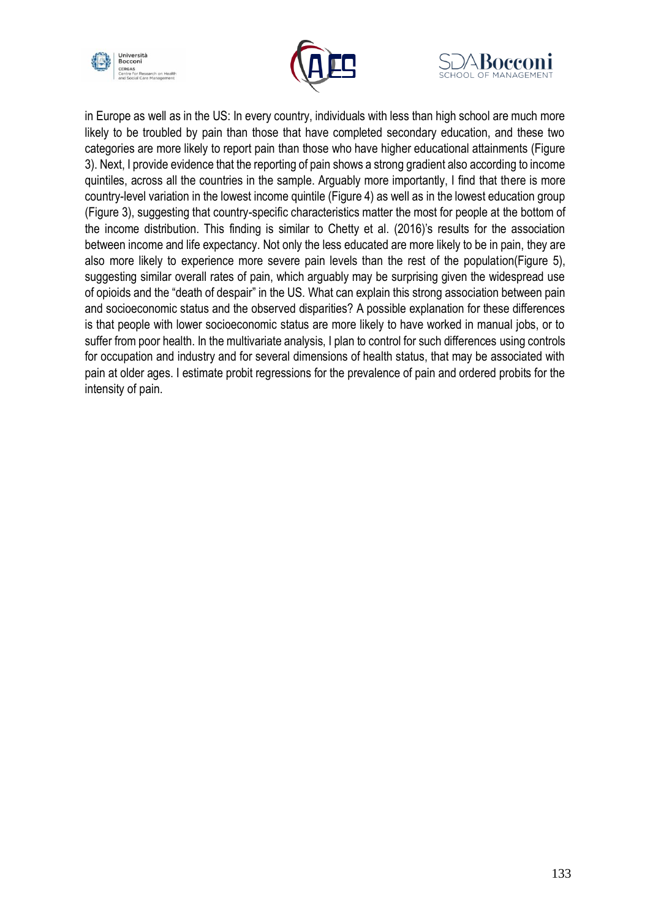in Europe as well as in the US: In every country, individuals with less than high school are much more likely to be troubled by pain than those that have completed secondary education, and these two categories are more likely to report pain than those who have higher educational attainments (Figure 3). Next, I provide evidence that the reporting of pain shows a strong gradient also according to income quintiles, across all the countries in the sample. Arguably more importantly, I find that there is more country-level variation in the lowest income quintile (Figure 4) as well as in the lowest education group (Figure 3), suggesting that country-specific characteristics matter the most for people at the bottom of the income distribution. This finding is similar to Chetty et al. (2016)'s results for the association between income and life expectancy. Not only the less educated are more likely to be in pain, they are also more likely to experience more severe pain levels than the rest of the population(Figure 5), suggesting similar overall rates of pain, which arguably may be surprising given the widespread use of opioids and the "death of despair" in the US. What can explain this strong association between pain and socioeconomic status and the observed disparities? A possible explanation for these differences is that people with lower socioeconomic status are more likely to have worked in manual jobs, or to suffer from poor health. In the multivariate analysis, I plan to control for such differences using controls for occupation and industry and for several dimensions of health status, that may be associated with pain at older ages. I estimate probit regressions for the prevalence of pain and ordered probits for the intensity of pain.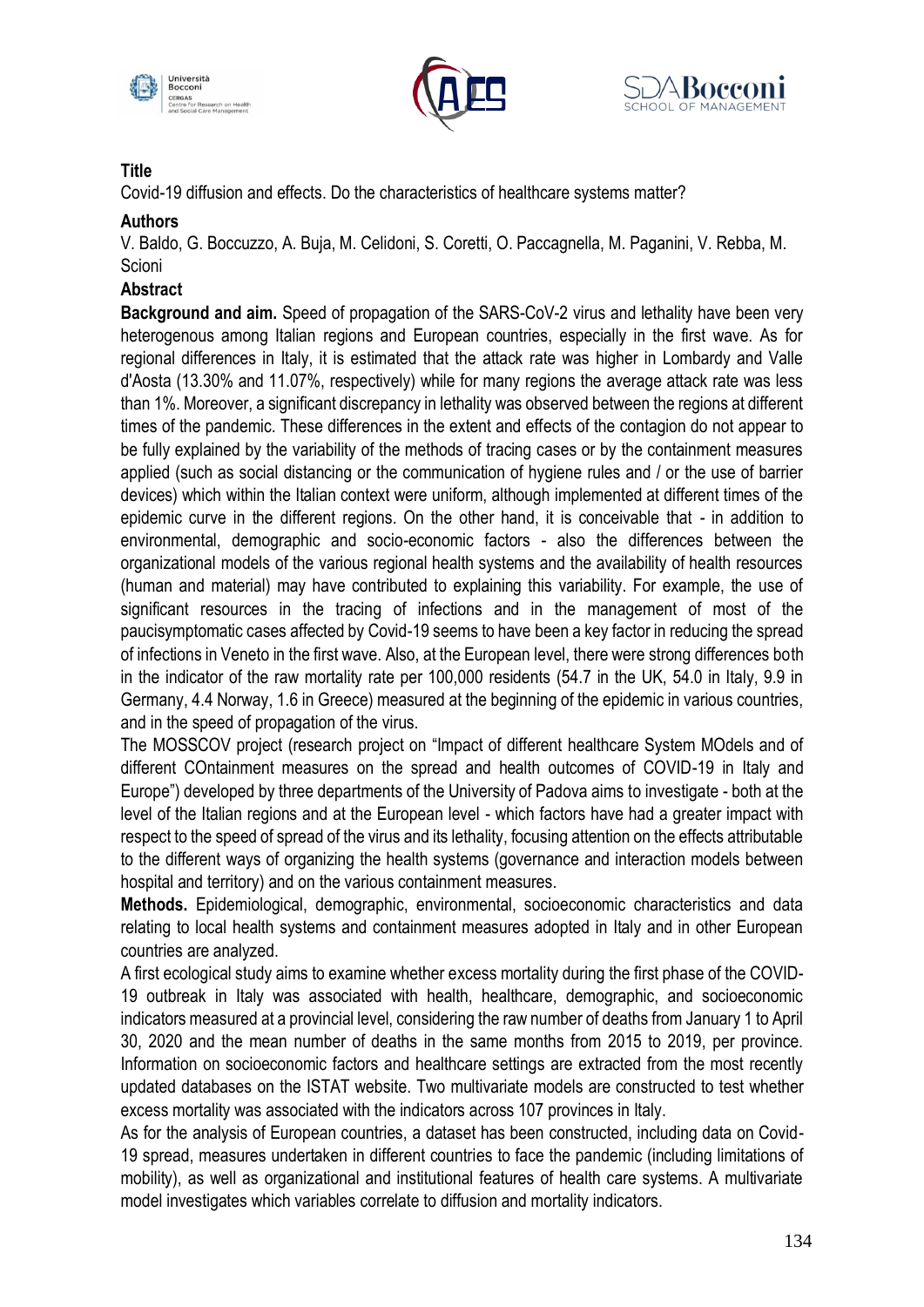**Title**

Covid-19 diffusion and effects. Do the characteristics of healthcare systems matter?

**Authors**

V. Baldo, G. Boccuzzo, A. Buja, M. Celidoni, S. Coretti, O. Paccagnella, M. Paganini, V. Rebba, M. Scioni

**Abstract**

**Background and aim.** Speed of propagation of the SARS-CoV-2 virus and lethality have been very heterogenous among Italian regions and European countries, especially in the first wave. As for regional differences in Italy, it is estimated that the attack rate was higher in Lombardy and Valle d'Aosta (13.30% and 11.07%, respectively) while for many regions the average attack rate was less than 1%. Moreover, a significant discrepancy in lethality was observed between the regions at different times of the pandemic. These differences in the extent and effects of the contagion do not appear to be fully explained by the variability of the methods of tracing cases or by the containment measures applied (such as social distancing or the communication of hygiene rules and / or the use of barrier devices) which within the Italian context were uniform, although implemented at different times of the epidemic curve in the different regions. On the other hand, it is conceivable that - in addition to environmental, demographic and socio-economic factors - also the differences between the organizational models of the various regional health systems and the availability of health resources (human and material) may have contributed to explaining this variability. For example, the use of significant resources in the tracing of infections and in the management of most of the paucisymptomatic cases affected by Covid-19 seems to have been a key factor in reducing the spread of infections in Veneto in the first wave. Also, at the European level, there were strong differences both in the indicator of the raw mortality rate per 100,000 residents (54.7 in the UK, 54.0 in Italy, 9.9 in Germany, 4.4 Norway, 1.6 in Greece) measured at the beginning of the epidemic in various countries, and in the speed of propagation of the virus.

The MOSSCOV project (research project on "Impact of different healthcare System MOdels and of different COntainment measures on the spread and health outcomes of COVID-19 in Italy and Europe") developed by three departments of the University of Padova aims to investigate - both at the level of the Italian regions and at the European level - which factors have had a greater impact with respect to the speed of spread of the virus and its lethality, focusing attention on the effects attributable to the different ways of organizing the health systems (governance and interaction models between hospital and territory) and on the various containment measures.

**Methods.** Epidemiological, demographic, environmental, socioeconomic characteristics and data relating to local health systems and containment measures adopted in Italy and in other European countries are analyzed.

A first ecological study aims to examine whether excess mortality during the first phase of the COVID-19 outbreak in Italy was associated with health, healthcare, demographic, and socioeconomic indicators measured at a provincial level, considering the raw number of deaths from January 1 to April 30, 2020 and the mean number of deaths in the same months from 2015 to 2019, per province. Information on socioeconomic factors and healthcare settings are extracted from the most recently updated databases on the ISTAT website. Two multivariate models are constructed to test whether excess mortality was associated with the indicators across 107 provinces in Italy.

As for the analysis of European countries, a dataset has been constructed, including data on Covid-19 spread, measures undertaken in different countries to face the pandemic (including limitations of mobility), as well as organizational and institutional features of health care systems. A multivariate model investigates which variables correlate to diffusion and mortality indicators.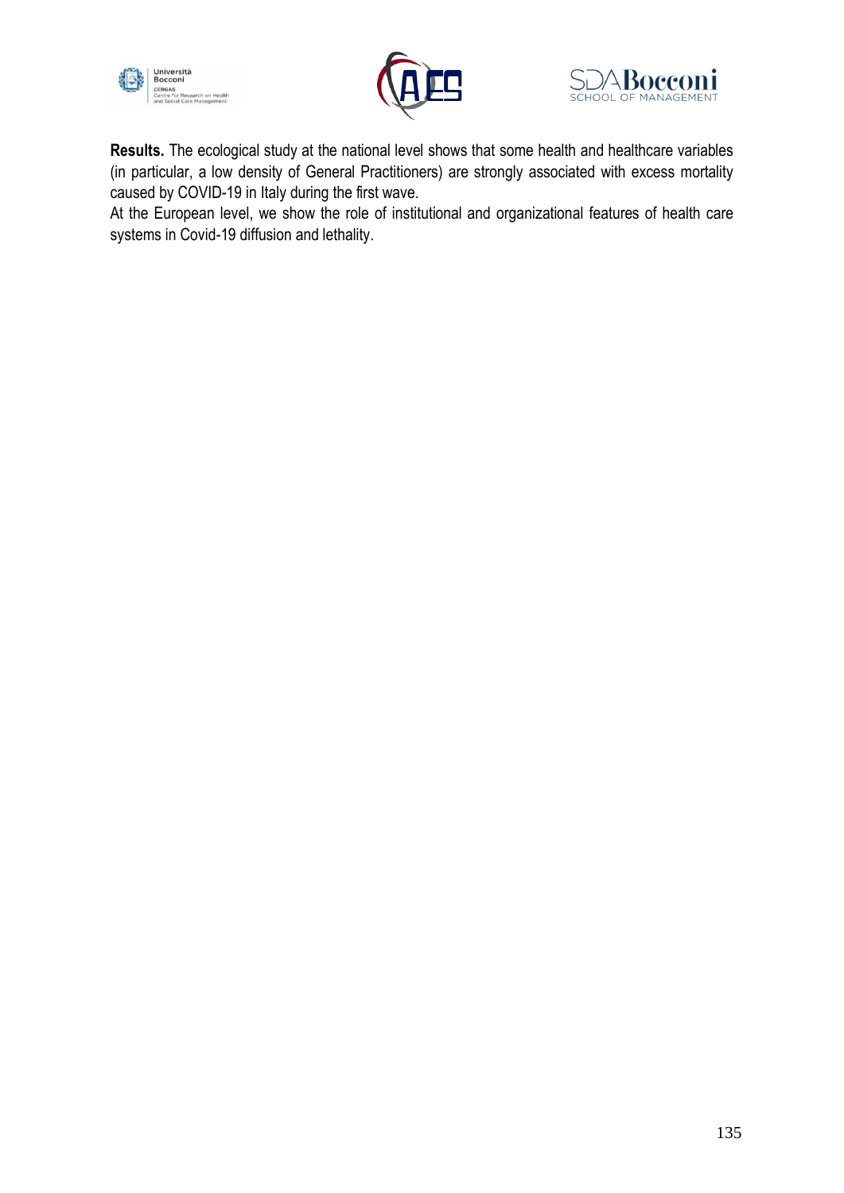**Results.** The ecological study at the national level shows that some health and healthcare variables (in particular, a low density of General Practitioners) are strongly associated with excess mortality caused by COVID-19 in Italy during the first wave.

At the European level, we show the role of institutional and organizational features of health care systems in Covid-19 diffusion and lethality.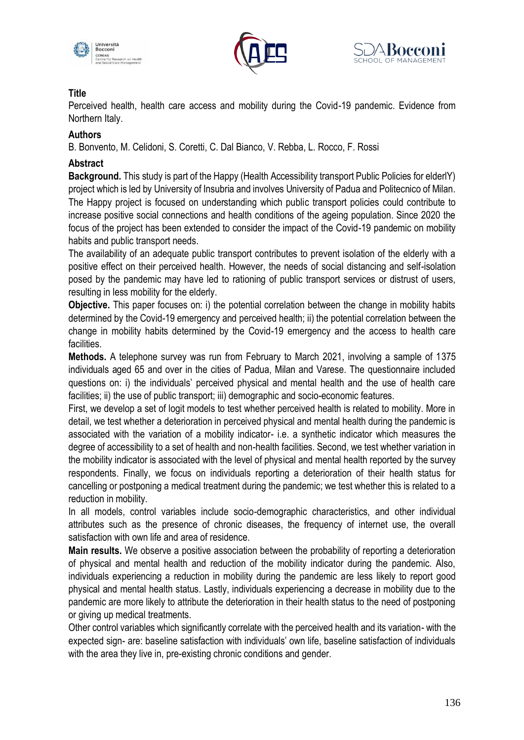**Title**

Perceived health, health care access and mobility during the Covid-19 pandemic. Evidence from Northern Italy.

**Authors**

B. Bonvento, M. Celidoni, S. Coretti, C. Dal Bianco, V. Rebba, L. Rocco, F. Rossi

**Abstract**

**Background.** This study is part of the Happy (Health Accessibility transport Public Policies for elderlY) project which is led by University of Insubria and involves University of Padua and Politecnico of Milan. The Happy project is focused on understanding which public transport policies could contribute to increase positive social connections and health conditions of the ageing population. Since 2020 the focus of the project has been extended to consider the impact of the Covid-19 pandemic on mobility habits and public transport needs.

The availability of an adequate public transport contributes to prevent isolation of the elderly with a positive effect on their perceived health. However, the needs of social distancing and self-isolation posed by the pandemic may have led to rationing of public transport services or distrust of users, resulting in less mobility for the elderly.

**Objective.** This paper focuses on: i) the potential correlation between the change in mobility habits determined by the Covid-19 emergency and perceived health; ii) the potential correlation between the change in mobility habits determined by the Covid-19 emergency and the access to health care facilities.

**Methods.** A telephone survey was run from February to March 2021, involving a sample of 1375 individuals aged 65 and over in the cities of Padua, Milan and Varese. The questionnaire included questions on: i) the individuals' perceived physical and mental health and the use of health care facilities; ii) the use of public transport; iii) demographic and socio-economic features.

First, we develop a set of logit models to test whether perceived health is related to mobility. More in detail, we test whether a deterioration in perceived physical and mental health during the pandemic is associated with the variation of a mobility indicator- i.e. a synthetic indicator which measures the degree of accessibility to a set of health and non-health facilities. Second, we test whether variation in the mobility indicator is associated with the level of physical and mental health reported by the survey respondents. Finally, we focus on individuals reporting a deterioration of their health status for cancelling or postponing a medical treatment during the pandemic; we test whether this is related to a reduction in mobility.

In all models, control variables include socio-demographic characteristics, and other individual attributes such as the presence of chronic diseases, the frequency of internet use, the overall satisfaction with own life and area of residence.

**Main results.** We observe a positive association between the probability of reporting a deterioration of physical and mental health and reduction of the mobility indicator during the pandemic. Also, individuals experiencing a reduction in mobility during the pandemic are less likely to report good physical and mental health status. Lastly, individuals experiencing a decrease in mobility due to the pandemic are more likely to attribute the deterioration in their health status to the need of postponing or giving up medical treatments.

Other control variables which significantly correlate with the perceived health and its variation- with the expected sign- are: baseline satisfaction with individuals' own life, baseline satisfaction of individuals with the area they live in, pre-existing chronic conditions and gender.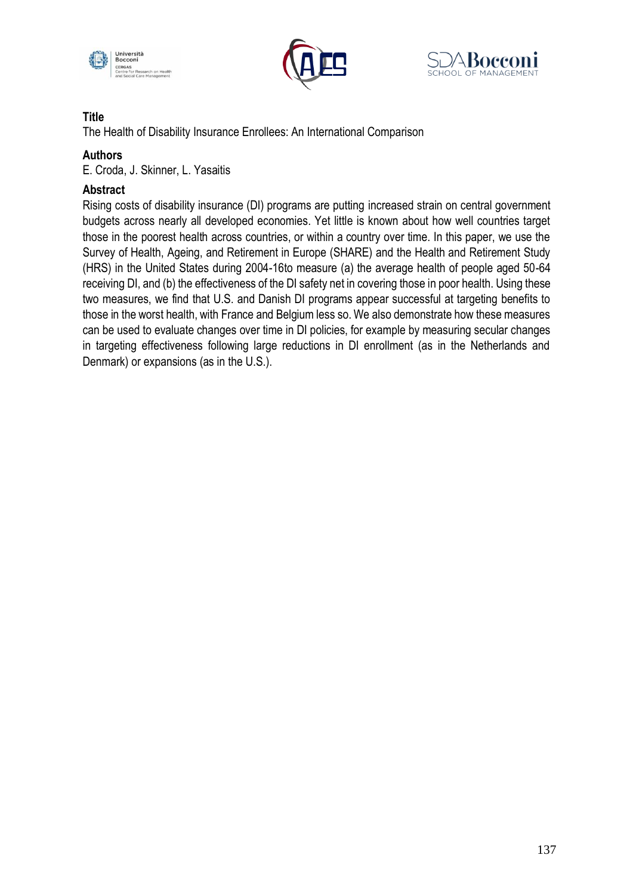**Title**

The Health of Disability Insurance Enrollees: An International Comparison

**Authors**

E. Croda, J. Skinner, L. Yasaitis

**Abstract**

Rising costs of disability insurance (DI) programs are putting increased strain on central government budgets across nearly all developed economies. Yet little is known about how well countries target those in the poorest health across countries, or within a country over time. In this paper, we use the Survey of Health, Ageing, and Retirement in Europe (SHARE) and the Health and Retirement Study (HRS) in the United States during 2004-16to measure (a) the average health of people aged 50-64 receiving DI, and (b) the effectiveness of the DI safety net in covering those in poor health. Using these two measures, we find that U.S. and Danish DI programs appear successful at targeting benefits to those in the worst health, with France and Belgium less so. We also demonstrate how these measures can be used to evaluate changes over time in DI policies, for example by measuring secular changes in targeting effectiveness following large reductions in DI enrollment (as in the Netherlands and Denmark) or expansions (as in the U.S.).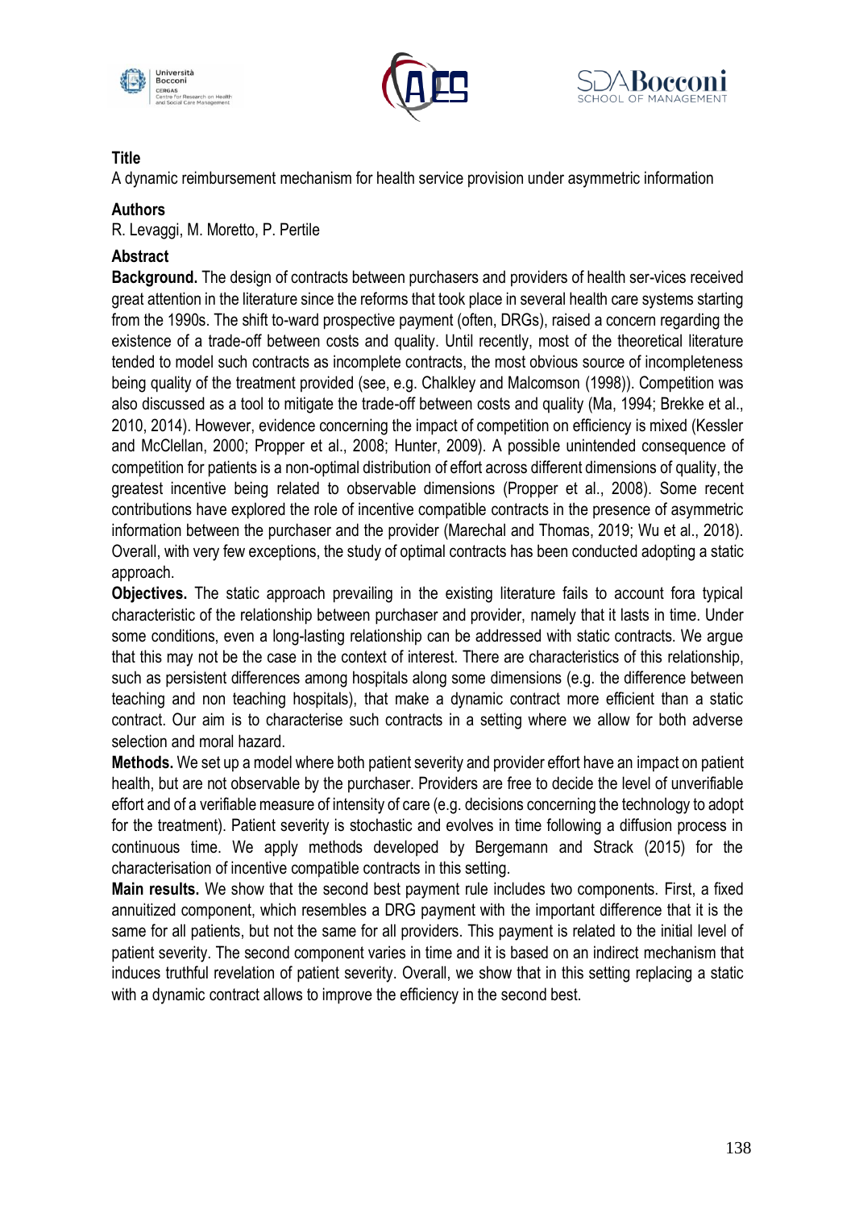**Title**

A dynamic reimbursement mechanism for health service provision under asymmetric information

**Authors**

R. Levaggi, M. Moretto, P. Pertile

**Abstract**

**Background.** The design of contracts between purchasers and providers of health ser-vices received great attention in the literature since the reforms that took place in several health care systems starting from the 1990s. The shift to-ward prospective payment (often, DRGs), raised a concern regarding the existence of a trade-off between costs and quality. Until recently, most of the theoretical literature tended to model such contracts as incomplete contracts, the most obvious source of incompleteness being quality of the treatment provided (see, e.g. Chalkley and Malcomson (1998)). Competition was also discussed as a tool to mitigate the trade-off between costs and quality (Ma, 1994; Brekke et al., 2010, 2014). However, evidence concerning the impact of competition on efficiency is mixed (Kessler and McClellan, 2000; Propper et al., 2008; Hunter, 2009). A possible unintended consequence of competition for patients is a non-optimal distribution of effort across different dimensions of quality, the greatest incentive being related to observable dimensions (Propper et al., 2008). Some recent contributions have explored the role of incentive compatible contracts in the presence of asymmetric information between the purchaser and the provider (Marechal and Thomas, 2019; Wu et al., 2018). Overall, with very few exceptions, the study of optimal contracts has been conducted adopting a static approach.

**Objectives.** The static approach prevailing in the existing literature fails to account fora typical characteristic of the relationship between purchaser and provider, namely that it lasts in time. Under some conditions, even a long-lasting relationship can be addressed with static contracts. We argue that this may not be the case in the context of interest. There are characteristics of this relationship, such as persistent differences among hospitals along some dimensions (e.g. the difference between teaching and non teaching hospitals), that make a dynamic contract more efficient than a static contract. Our aim is to characterise such contracts in a setting where we allow for both adverse selection and moral hazard.

**Methods.** We set up a model where both patient severity and provider effort have an impact on patient health, but are not observable by the purchaser. Providers are free to decide the level of unverifiable effort and of a verifiable measure of intensity of care (e.g. decisions concerning the technology to adopt for the treatment). Patient severity is stochastic and evolves in time following a diffusion process in continuous time. We apply methods developed by Bergemann and Strack (2015) for the characterisation of incentive compatible contracts in this setting.

**Main results.** We show that the second best payment rule includes two components. First, a fixed annuitized component, which resembles a DRG payment with the important difference that it is the same for all patients, but not the same for all providers. This payment is related to the initial level of patient severity. The second component varies in time and it is based on an indirect mechanism that induces truthful revelation of patient severity. Overall, we show that in this setting replacing a static with a dynamic contract allows to improve the efficiency in the second best.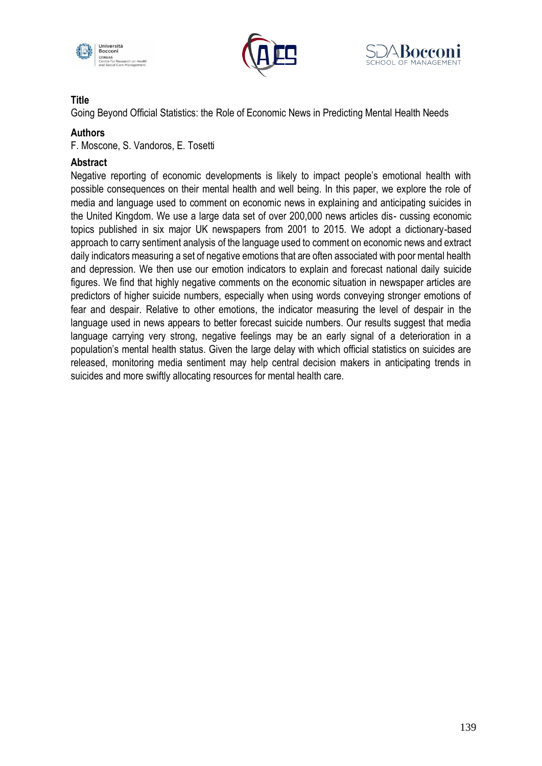**Title**

Going Beyond Official Statistics: the Role of Economic News in Predicting Mental Health Needs

**Authors**

F. Moscone, S. Vandoros, E. Tosetti

**Abstract**

Negative reporting of economic developments is likely to impact people's emotional health with possible consequences on their mental health and well being. In this paper, we explore the role of media and language used to comment on economic news in explaining and anticipating suicides in the United Kingdom. We use a large data set of over 200,000 news articles dis- cussing economic topics published in six major UK newspapers from 2001 to 2015. We adopt a dictionary-based approach to carry sentiment analysis of the language used to comment on economic news and extract daily indicators measuring a set of negative emotions that are often associated with poor mental health and depression. We then use our emotion indicators to explain and forecast national daily suicide figures. We find that highly negative comments on the economic situation in newspaper articles are predictors of higher suicide numbers, especially when using words conveying stronger emotions of fear and despair. Relative to other emotions, the indicator measuring the level of despair in the language used in news appears to better forecast suicide numbers. Our results suggest that media language carrying very strong, negative feelings may be an early signal of a deterioration in a population's mental health status. Given the large delay with which official statistics on suicides are released, monitoring media sentiment may help central decision makers in anticipating trends in suicides and more swiftly allocating resources for mental health care.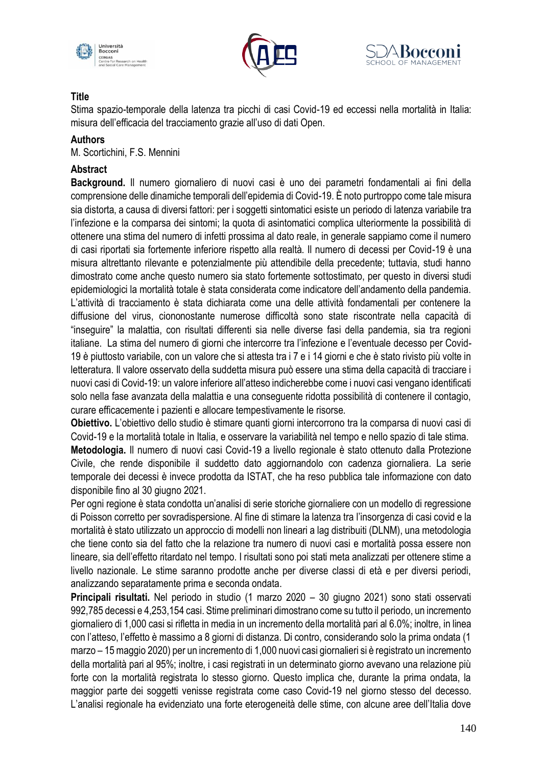**Title**

Stima spazio-temporale della latenza tra picchi di casi Covid-19 ed eccessi nella mortalità in Italia: misura dell'efficacia del tracciamento grazie all'uso di dati Open.

**Authors**

M. Scortichini, F.S. Mennini

**Abstract**

**Background.** Il numero giornaliero di nuovi casi è uno dei parametri fondamentali ai fini della comprensione delle dinamiche temporali dell'epidemia di Covid-19. È noto purtroppo come tale misura sia distorta, a causa di diversi fattori: per i soggetti sintomatici esiste un periodo di latenza variabile tra l'infezione e la comparsa dei sintomi; la quota di asintomatici complica ulteriormente la possibilità di ottenere una stima del numero di infetti prossima al dato reale, in generale sappiamo come il numero di casi riportati sia fortemente inferiore rispetto alla realtà. Il numero di decessi per Covid-19 è una misura altrettanto rilevante e potenzialmente più attendibile della precedente; tuttavia, studi hanno dimostrato come anche questo numero sia stato fortemente sottostimato, per questo in diversi studi epidemiologici la mortalità totale è stata considerata come indicatore dell'andamento della pandemia. L'attività di tracciamento è stata dichiarata come una delle attività fondamentali per contenere la diffusione del virus, ciononostante numerose difficoltà sono state riscontrate nella capacità di "inseguire" la malattia, con risultati differenti sia nelle diverse fasi della pandemia, sia tra regioni italiane. La stima del numero di giorni che intercorre tra l'infezione e l'eventuale decesso per Covid-19 è piuttosto variabile, con un valore che si attesta tra i 7 e i 14 giorni e che è stato rivisto più volte in letteratura. Il valore osservato della suddetta misura può essere una stima della capacità di tracciare i nuovi casi di Covid-19: un valore inferiore all'atteso indicherebbe come i nuovi casi vengano identificati solo nella fase avanzata della malattia e una conseguente ridotta possibilità di contenere il contagio, curare efficacemente i pazienti e allocare tempestivamente le risorse.

**Obiettivo.** L'obiettivo dello studio è stimare quanti giorni intercorrono tra la comparsa di nuovi casi di Covid-19 e la mortalità totale in Italia, e osservare la variabilità nel tempo e nello spazio di tale stima.

**Metodologia.** Il numero di nuovi casi Covid-19 a livello regionale è stato ottenuto dalla Protezione Civile, che rende disponibile il suddetto dato aggiornandolo con cadenza giornaliera. La serie temporale dei decessi è invece prodotta da ISTAT, che ha reso pubblica tale informazione con dato disponibile fino al 30 giugno 2021.

Per ogni regione è stata condotta un'analisi di serie storiche giornaliere con un modello di regressione di Poisson corretto per sovradispersione. Al fine di stimare la latenza tra l'insorgenza di casi covid e la mortalità è stato utilizzato un approccio di modelli non lineari a lag distribuiti (DLNM), una metodologia che tiene conto sia del fatto che la relazione tra numero di nuovi casi e mortalità possa essere non lineare, sia dell'effetto ritardato nel tempo. I risultati sono poi stati meta analizzati per ottenere stime a livello nazionale. Le stime saranno prodotte anche per diverse classi di età e per diversi periodi, analizzando separatamente prima e seconda ondata.

**Principali risultati.** Nel periodo in studio (1 marzo 2020 – 30 giugno 2021) sono stati osservati 992,785 decessi e 4,253,154 casi. Stime preliminari dimostrano come su tutto il periodo, un incremento giornaliero di 1,000 casi si rifletta in media in un incremento della mortalità pari al 6.0%; inoltre, in linea con l'atteso, l'effetto è massimo a 8 giorni di distanza. Di contro, considerando solo la prima ondata (1 marzo – 15 maggio 2020) per un incremento di 1,000 nuovi casi giornalieri si è registrato un incremento della mortalità pari al 95%; inoltre, i casi registrati in un determinato giorno avevano una relazione più forte con la mortalità registrata lo stesso giorno. Questo implica che, durante la prima ondata, la maggior parte dei soggetti venisse registrata come caso Covid-19 nel giorno stesso del decesso. L'analisi regionale ha evidenziato una forte eterogeneità delle stime, con alcune aree dell'Italia dove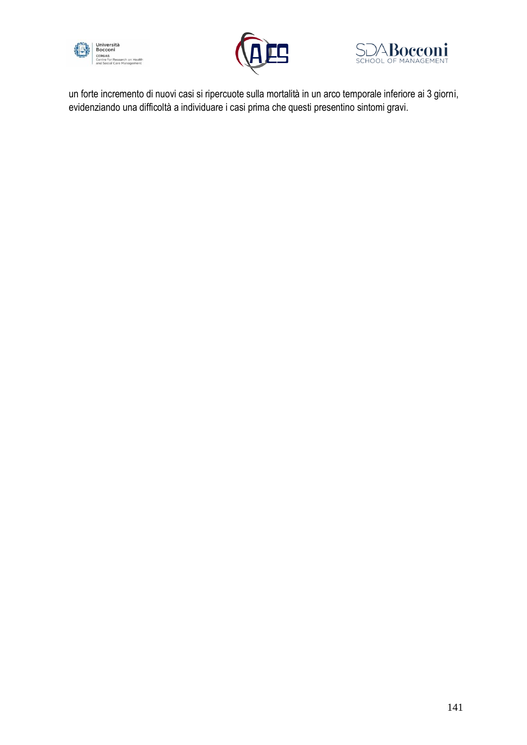un forte incremento di nuovi casi si ripercuote sulla mortalità in un arco temporale inferiore ai 3 giorni, evidenziando una difficoltà a individuare i casi prima che questi presentino sintomi gravi.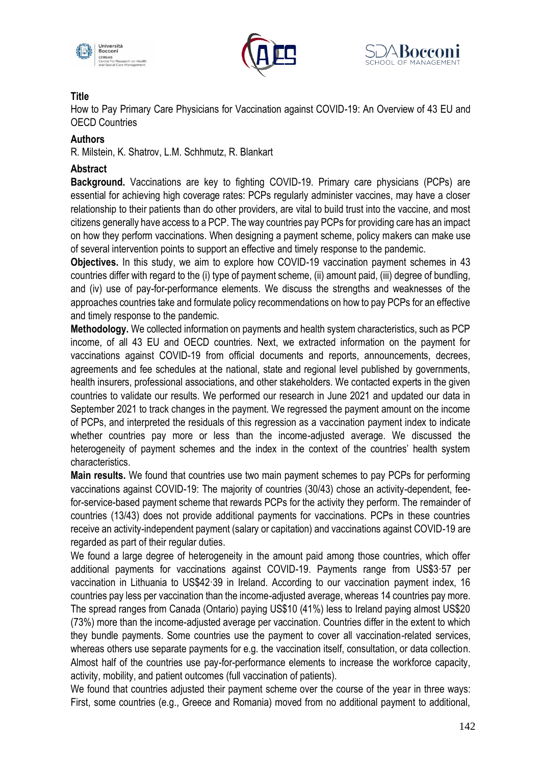**Title**

How to Pay Primary Care Physicians for Vaccination against COVID-19: An Overview of 43 EU and OECD Countries

**Authors**

R. Milstein, K. Shatrov, L.M. Schhmutz, R. Blankart

**Abstract**

**Background.** Vaccinations are key to fighting COVID-19. Primary care physicians (PCPs) are essential for achieving high coverage rates: PCPs regularly administer vaccines, may have a closer relationship to their patients than do other providers, are vital to build trust into the vaccine, and most citizens generally have access to a PCP. The way countries pay PCPs for providing care has an impact on how they perform vaccinations. When designing a payment scheme, policy makers can make use of several intervention points to support an effective and timely response to the pandemic.

**Objectives.** In this study, we aim to explore how COVID-19 vaccination payment schemes in 43 countries differ with regard to the (i) type of payment scheme, (ii) amount paid, (iii) degree of bundling, and (iv) use of pay-for-performance elements. We discuss the strengths and weaknesses of the approaches countries take and formulate policy recommendations on how to pay PCPs for an effective and timely response to the pandemic.

**Methodology.** We collected information on payments and health system characteristics, such as PCP income, of all 43 EU and OECD countries. Next, we extracted information on the payment for vaccinations against COVID-19 from official documents and reports, announcements, decrees, agreements and fee schedules at the national, state and regional level published by governments, health insurers, professional associations, and other stakeholders. We contacted experts in the given countries to validate our results. We performed our research in June 2021 and updated our data in September 2021 to track changes in the payment. We regressed the payment amount on the income of PCPs, and interpreted the residuals of this regression as a vaccination payment index to indicate whether countries pay more or less than the income-adjusted average. We discussed the heterogeneity of payment schemes and the index in the context of the countries' health system characteristics.

**Main results.** We found that countries use two main payment schemes to pay PCPs for performing vaccinations against COVID-19: The majority of countries (30/43) chose an activity-dependent, fee-for-service-based payment scheme that rewards PCPs for the activity they perform. The remainder of countries (13/43) does not provide additional payments for vaccinations. PCPs in these countries receive an activity-independent payment (salary or capitation) and vaccinations against COVID-19 are regarded as part of their regular duties.

We found a large degree of heterogeneity in the amount paid among those countries, which offer additional payments for vaccinations against COVID-19. Payments range from US$3·57 per vaccination in Lithuania to US$42·39 in Ireland. According to our vaccination payment index, 16 countries pay less per vaccination than the income-adjusted average, whereas 14 countries pay more. The spread ranges from Canada (Ontario) paying US$10 (41%) less to Ireland paying almost US$20 (73%) more than the income-adjusted average per vaccination. Countries differ in the extent to which they bundle payments. Some countries use the payment to cover all vaccination-related services, whereas others use separate payments for e.g. the vaccination itself, consultation, or data collection. Almost half of the countries use pay-for-performance elements to increase the workforce capacity, activity, mobility, and patient outcomes (full vaccination of patients).

We found that countries adjusted their payment scheme over the course of the year in three ways: First, some countries (e.g., Greece and Romania) moved from no additional payment to additional,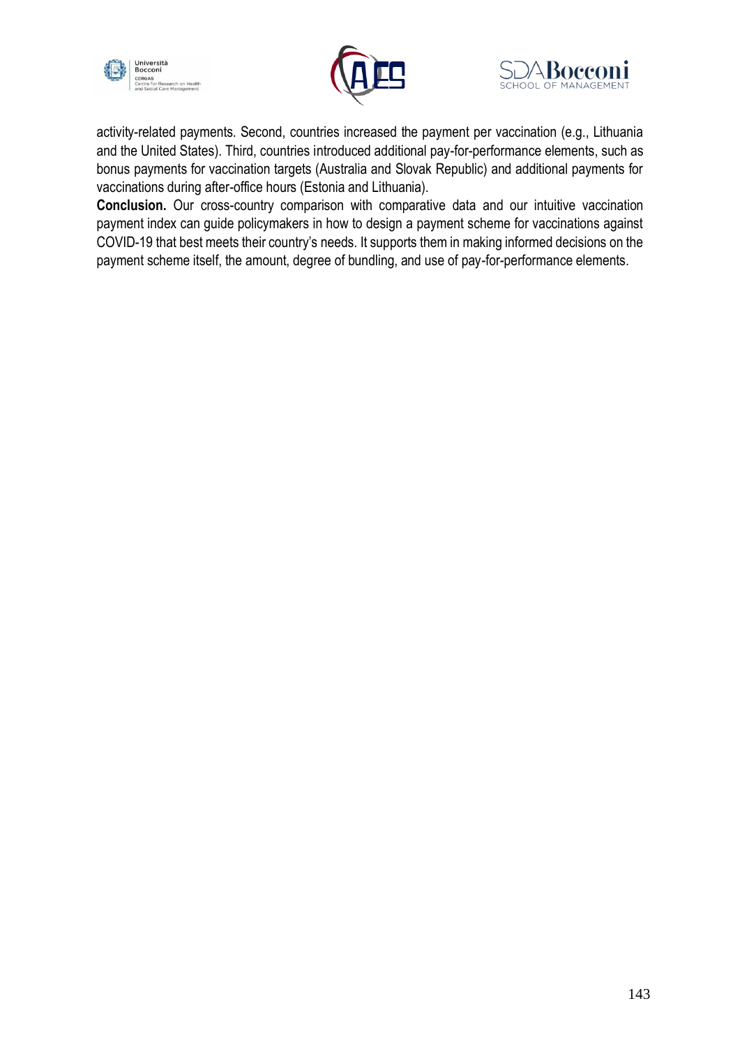activity-related payments. Second, countries increased the payment per vaccination (e.g., Lithuania and the United States). Third, countries introduced additional pay-for-performance elements, such as bonus payments for vaccination targets (Australia and Slovak Republic) and additional payments for vaccinations during after-office hours (Estonia and Lithuania).

**Conclusion.** Our cross-country comparison with comparative data and our intuitive vaccination payment index can guide policymakers in how to design a payment scheme for vaccinations against COVID-19 that best meets their country's needs. It supports them in making informed decisions on the payment scheme itself, the amount, degree of bundling, and use of pay-for-performance elements.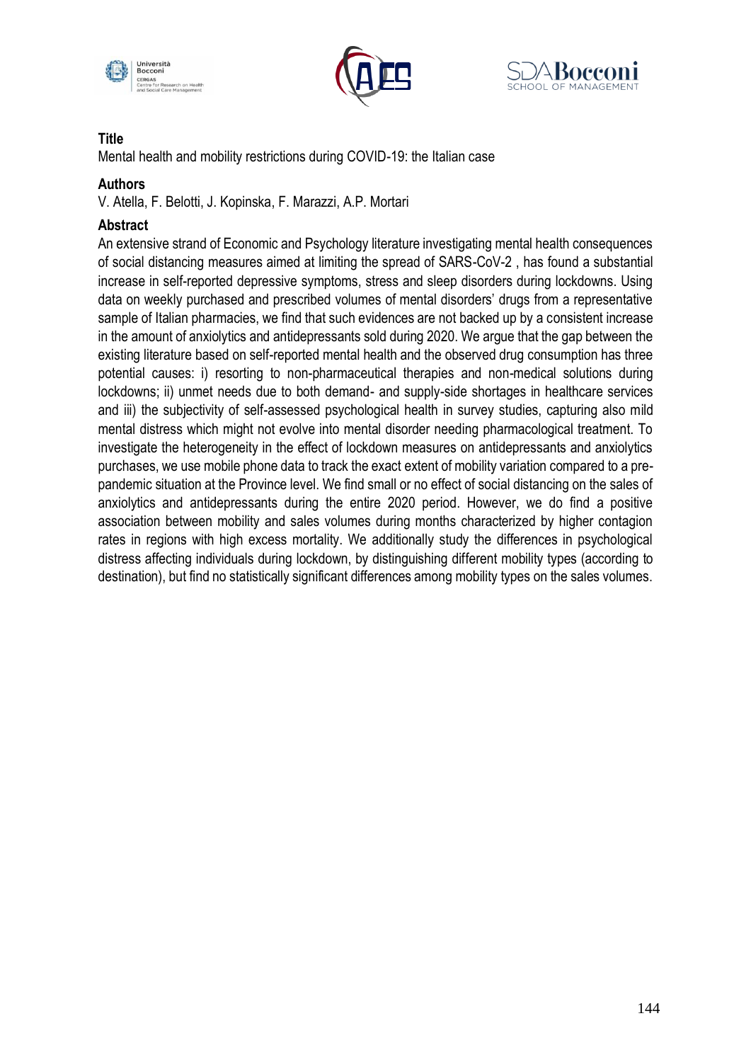**Title**

Mental health and mobility restrictions during COVID-19: the Italian case

**Authors**

V. Atella, F. Belotti, J. Kopinska, F. Marazzi, A.P. Mortari

**Abstract**

An extensive strand of Economic and Psychology literature investigating mental health consequences of social distancing measures aimed at limiting the spread of SARS-CoV-2 , has found a substantial increase in self-reported depressive symptoms, stress and sleep disorders during lockdowns. Using data on weekly purchased and prescribed volumes of mental disorders' drugs from a representative sample of Italian pharmacies, we find that such evidences are not backed up by a consistent increase in the amount of anxiolytics and antidepressants sold during 2020. We argue that the gap between the existing literature based on self-reported mental health and the observed drug consumption has three potential causes: i) resorting to non-pharmaceutical therapies and non-medical solutions during lockdowns; ii) unmet needs due to both demand- and supply-side shortages in healthcare services and iii) the subjectivity of self-assessed psychological health in survey studies, capturing also mild mental distress which might not evolve into mental disorder needing pharmacological treatment. To investigate the heterogeneity in the effect of lockdown measures on antidepressants and anxiolytics purchases, we use mobile phone data to track the exact extent of mobility variation compared to a pre-pandemic situation at the Province level. We find small or no effect of social distancing on the sales of anxiolytics and antidepressants during the entire 2020 period. However, we do find a positive association between mobility and sales volumes during months characterized by higher contagion rates in regions with high excess mortality. We additionally study the differences in psychological distress affecting individuals during lockdown, by distinguishing different mobility types (according to destination), but find no statistically significant differences among mobility types on the sales volumes.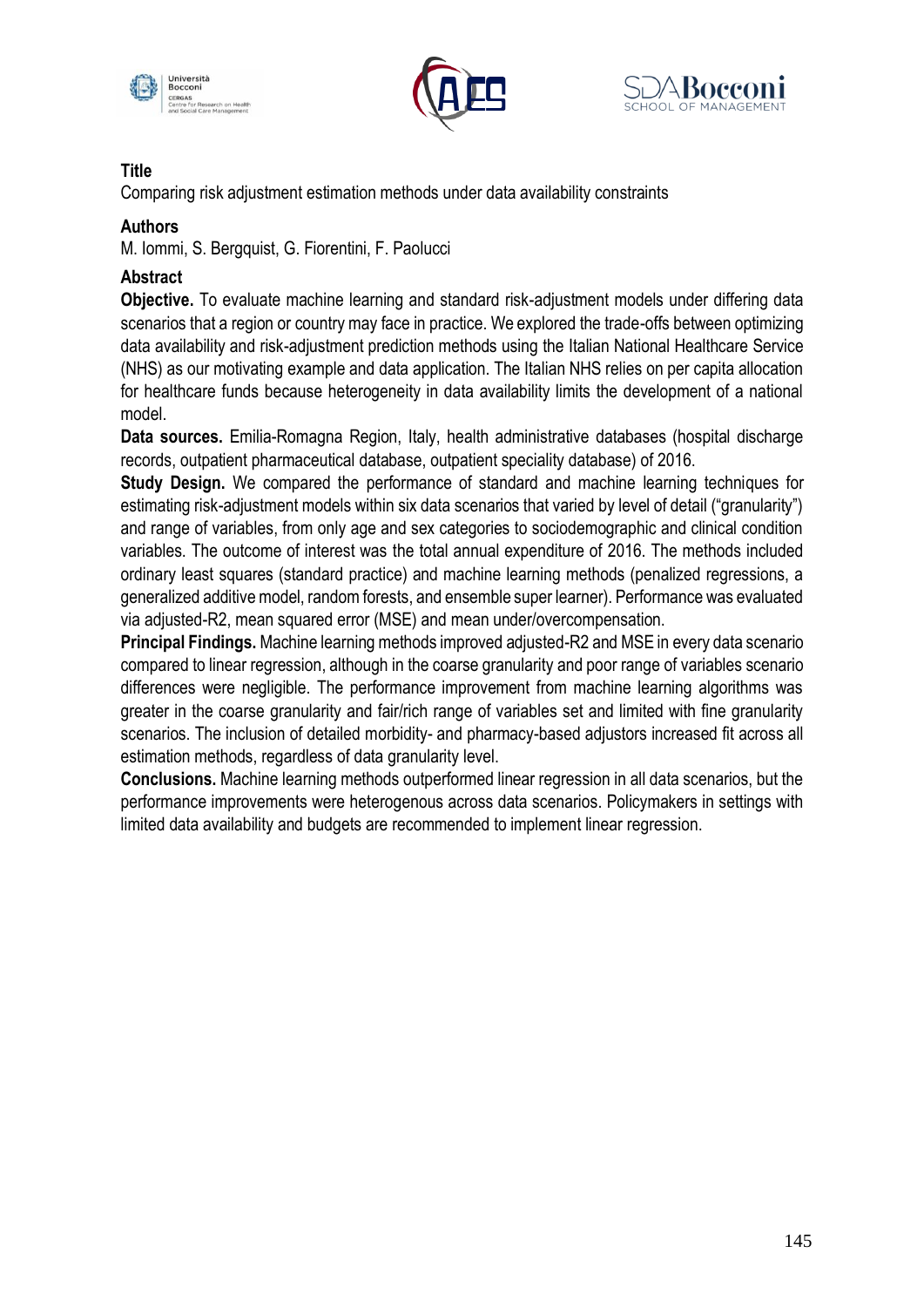**Title**

Comparing risk adjustment estimation methods under data availability constraints

**Authors**

M. Iommi, S. Bergquist, G. Fiorentini, F. Paolucci

**Abstract**

**Objective.** To evaluate machine learning and standard risk-adjustment models under differing data scenarios that a region or country may face in practice. We explored the trade-offs between optimizing data availability and risk-adjustment prediction methods using the Italian National Healthcare Service (NHS) as our motivating example and data application. The Italian NHS relies on per capita allocation for healthcare funds because heterogeneity in data availability limits the development of a national model.

**Data sources.** Emilia-Romagna Region, Italy, health administrative databases (hospital discharge records, outpatient pharmaceutical database, outpatient speciality database) of 2016.

**Study Design.** We compared the performance of standard and machine learning techniques for estimating risk-adjustment models within six data scenarios that varied by level of detail ("granularity") and range of variables, from only age and sex categories to sociodemographic and clinical condition variables. The outcome of interest was the total annual expenditure of 2016. The methods included ordinary least squares (standard practice) and machine learning methods (penalized regressions, a generalized additive model, random forests, and ensemble super learner). Performance was evaluated via adjusted-R2, mean squared error (MSE) and mean under/overcompensation.

**Principal Findings.** Machine learning methods improved adjusted-R2 and MSE in every data scenario compared to linear regression, although in the coarse granularity and poor range of variables scenario differences were negligible. The performance improvement from machine learning algorithms was greater in the coarse granularity and fair/rich range of variables set and limited with fine granularity scenarios. The inclusion of detailed morbidity- and pharmacy-based adjustors increased fit across all estimation methods, regardless of data granularity level.

**Conclusions.** Machine learning methods outperformed linear regression in all data scenarios, but the performance improvements were heterogenous across data scenarios. Policymakers in settings with limited data availability and budgets are recommended to implement linear regression.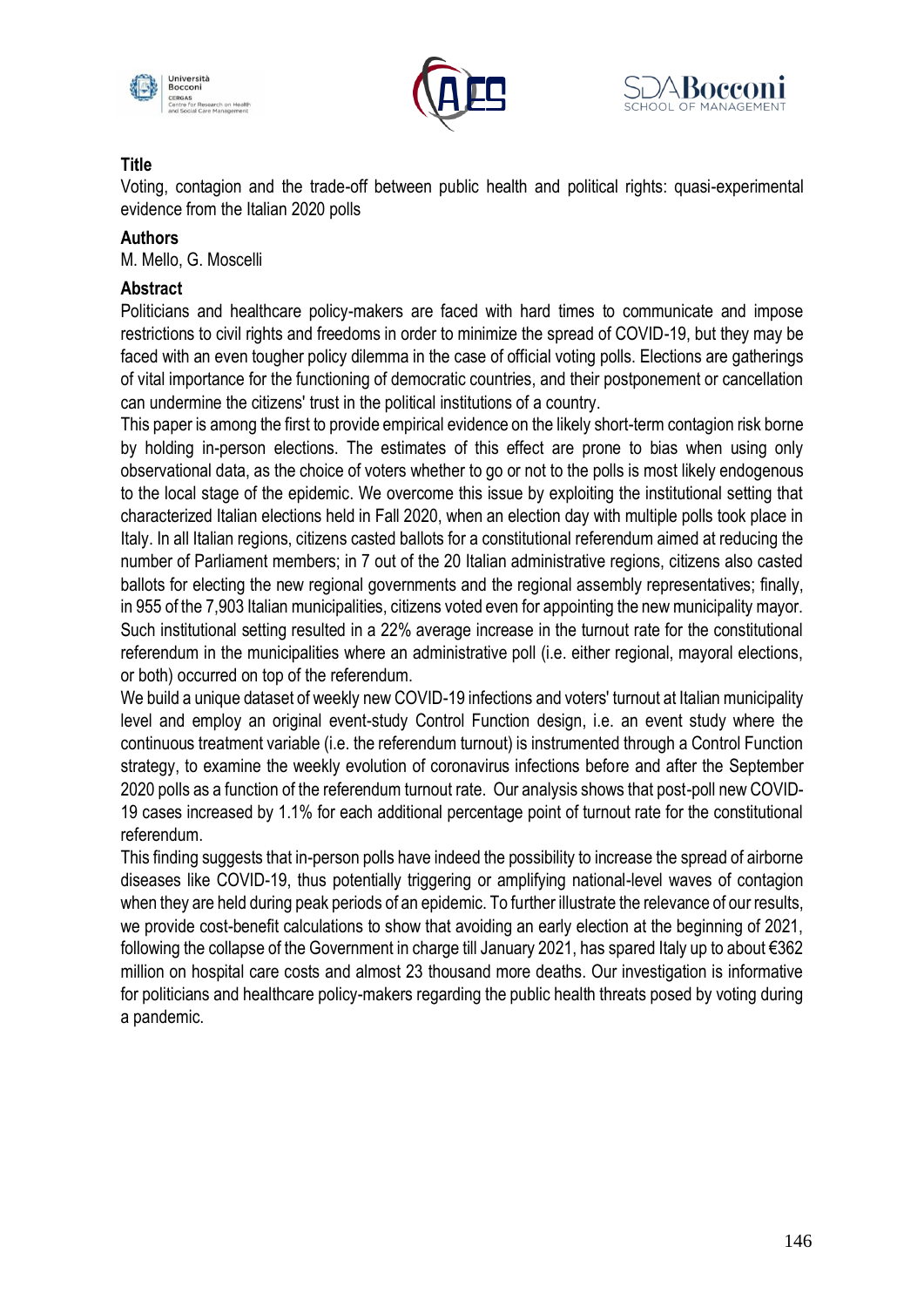**Title**

Voting, contagion and the trade-off between public health and political rights: quasi-experimental evidence from the Italian 2020 polls

**Authors**

M. Mello, G. Moscelli

**Abstract**

Politicians and healthcare policy-makers are faced with hard times to communicate and impose restrictions to civil rights and freedoms in order to minimize the spread of COVID-19, but they may be faced with an even tougher policy dilemma in the case of official voting polls. Elections are gatherings of vital importance for the functioning of democratic countries, and their postponement or cancellation can undermine the citizens' trust in the political institutions of a country.

This paper is among the first to provide empirical evidence on the likely short-term contagion risk borne by holding in-person elections. The estimates of this effect are prone to bias when using only observational data, as the choice of voters whether to go or not to the polls is most likely endogenous to the local stage of the epidemic. We overcome this issue by exploiting the institutional setting that characterized Italian elections held in Fall 2020, when an election day with multiple polls took place in Italy. In all Italian regions, citizens casted ballots for a constitutional referendum aimed at reducing the number of Parliament members; in 7 out of the 20 Italian administrative regions, citizens also casted ballots for electing the new regional governments and the regional assembly representatives; finally, in 955 of the 7,903 Italian municipalities, citizens voted even for appointing the new municipality mayor. Such institutional setting resulted in a 22% average increase in the turnout rate for the constitutional referendum in the municipalities where an administrative poll (i.e. either regional, mayoral elections, or both) occurred on top of the referendum.

We build a unique dataset of weekly new COVID-19 infections and voters' turnout at Italian municipality level and employ an original event-study Control Function design, i.e. an event study where the continuous treatment variable (i.e. the referendum turnout) is instrumented through a Control Function strategy, to examine the weekly evolution of coronavirus infections before and after the September 2020 polls as a function of the referendum turnout rate. Our analysis shows that post-poll new COVID-19 cases increased by 1.1% for each additional percentage point of turnout rate for the constitutional referendum.

This finding suggests that in-person polls have indeed the possibility to increase the spread of airborne diseases like COVID-19, thus potentially triggering or amplifying national-level waves of contagion when they are held during peak periods of an epidemic. To further illustrate the relevance of our results, we provide cost-benefit calculations to show that avoiding an early election at the beginning of 2021, following the collapse of the Government in charge till January 2021, has spared Italy up to about €362 million on hospital care costs and almost 23 thousand more deaths. Our investigation is informative for politicians and healthcare policy-makers regarding the public health threats posed by voting during a pandemic.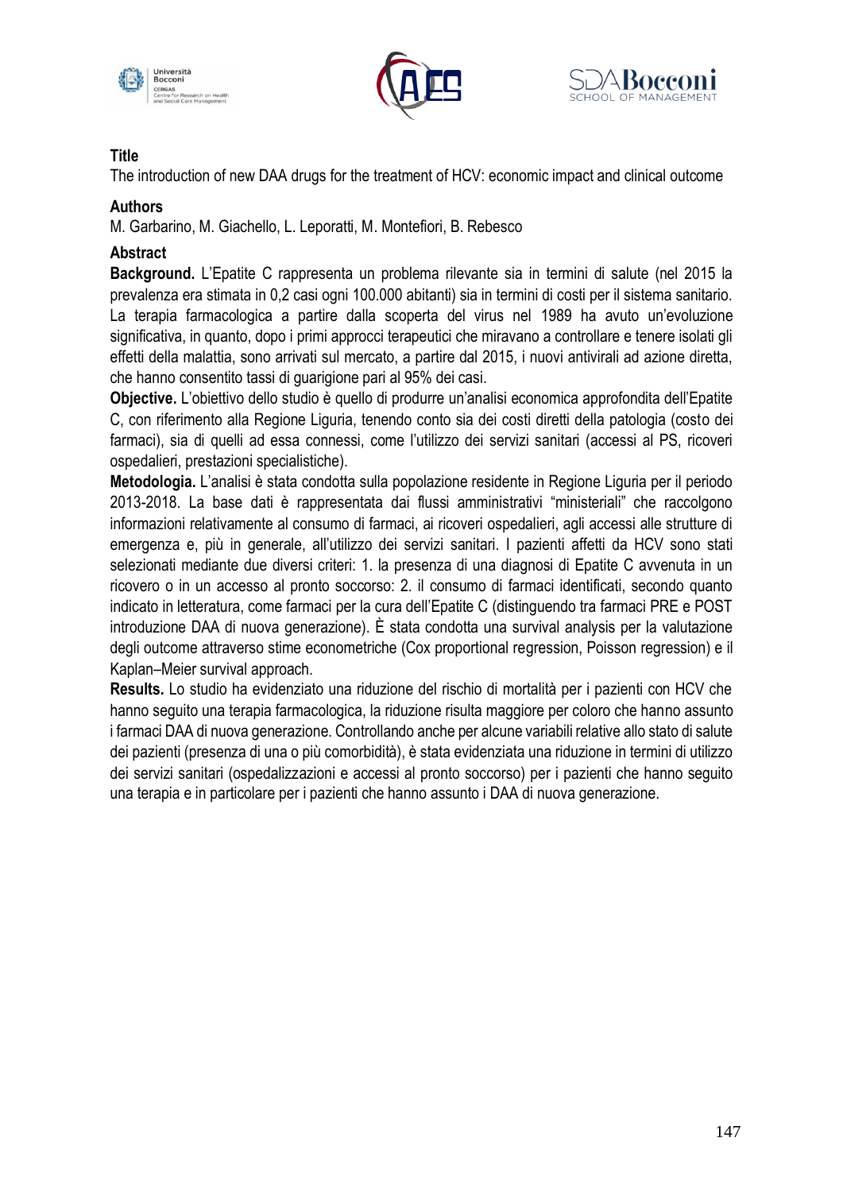### Title

The introduction of new DAA drugs for the treatment of HCV: economic impact and clinical outcome

### Authors

M. Garbarino, M. Giachello, L. Leporatti, M. Montefiori, B. Rebesco

### Abstract

**Background.** L'Epatite C rappresenta un problema rilevante sia in termini di salute (nel 2015 la prevalenza era stimata in 0,2 casi ogni 100.000 abitanti) sia in termini di costi per il sistema sanitario. La terapia farmacologica a partire dalla scoperta del virus nel 1989 ha avuto un'evoluzione significativa, in quanto, dopo i primi approcci terapeutici che miravano a controllare e tenere isolati gli effetti della malattia, sono arrivati sul mercato, a partire dal 2015, i nuovi antivirali ad azione diretta, che hanno consentito tassi di guarigione pari al 95% dei casi.

**Objective.** L'obiettivo dello studio è quello di produrre un'analisi economica approfondita dell'Epatite C, con riferimento alla Regione Liguria, tenendo conto sia dei costi diretti della patologia (costo dei farmaci), sia di quelli ad essa connessi, come l'utilizzo dei servizi sanitari (accessi al PS, ricoveri ospedalieri, prestazioni specialistiche).

**Metodologia.** L'analisi è stata condotta sulla popolazione residente in Regione Liguria per il periodo 2013-2018. La base dati è rappresentata dai flussi amministrativi "ministeriali" che raccolgono informazioni relativamente al consumo di farmaci, ai ricoveri ospedalieri, agli accessi alle strutture di emergenza e, più in generale, all'utilizzo dei servizi sanitari. I pazienti affetti da HCV sono stati selezionati mediante due diversi criteri: 1. la presenza di una diagnosi di Epatite C avvenuta in un ricovero o in un accesso al pronto soccorso: 2. il consumo di farmaci identificati, secondo quanto indicato in letteratura, come farmaci per la cura dell'Epatite C (distinguendo tra farmaci PRE e POST introduzione DAA di nuova generazione). È stata condotta una survival analysis per la valutazione degli outcome attraverso stime econometriche (Cox proportional regression, Poisson regression) e il Kaplan–Meier survival approach.

**Results.** Lo studio ha evidenziato una riduzione del rischio di mortalità per i pazienti con HCV che hanno seguito una terapia farmacologica, la riduzione risulta maggiore per coloro che hanno assunto i farmaci DAA di nuova generazione. Controllando anche per alcune variabili relative allo stato di salute dei pazienti (presenza di una o più comorbidità), è stata evidenziata una riduzione in termini di utilizzo dei servizi sanitari (ospedalizzazioni e accessi al pronto soccorso) per i pazienti che hanno seguito una terapia e in particolare per i pazienti che hanno assunto i DAA di nuova generazione.